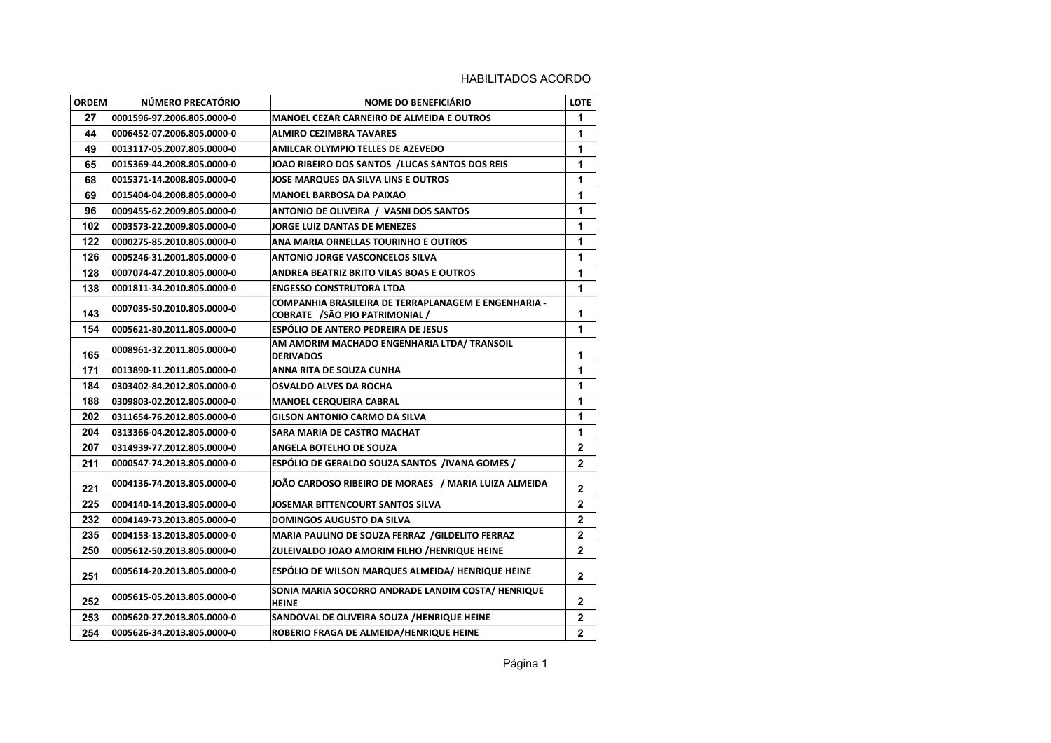HABILITADOS ACORDO

| ORDEM | NÚMERO PRECATÓRIO | NOME DO BENEFICIÁRIO | LOTE |
|---|---|---|---|
| 27 | 0001596-97.2006.805.0000-0 | MANOEL CEZAR CARNEIRO DE ALMEIDA E OUTROS | 1 |
| 44 | 0006452-07.2006.805.0000-0 | ALMIRO CEZIMBRA TAVARES | 1 |
| 49 | 0013117-05.2007.805.0000-0 | AMILCAR OLYMPIO TELLES DE AZEVEDO | 1 |
| 65 | 0015369-44.2008.805.0000-0 | JOAO RIBEIRO DOS SANTOS /LUCAS SANTOS DOS REIS | 1 |
| 68 | 0015371-14.2008.805.0000-0 | JOSE MARQUES DA SILVA LINS E OUTROS | 1 |
| 69 | 0015404-04.2008.805.0000-0 | MANOEL BARBOSA DA PAIXAO | 1 |
| 96 | 0009455-62.2009.805.0000-0 | ANTONIO DE OLIVEIRA / VASNI DOS SANTOS | 1 |
| 102 | 0003573-22.2009.805.0000-0 | JORGE LUIZ DANTAS DE MENEZES | 1 |
| 122 | 0000275-85.2010.805.0000-0 | ANA MARIA ORNELLAS TOURINHO E OUTROS | 1 |
| 126 | 0005246-31.2001.805.0000-0 | ANTONIO JORGE VASCONCELOS SILVA | 1 |
| 128 | 0007074-47.2010.805.0000-0 | ANDREA BEATRIZ BRITO VILAS BOAS E OUTROS | 1 |
| 138 | 0001811-34.2010.805.0000-0 | ENGESSO CONSTRUTORA LTDA | 1 |
| 143 | 0007035-50.2010.805.0000-0 | COMPANHIA BRASILEIRA DE TERRAPLANAGEM E ENGENHARIA - COBRATE /SÃO PIO PATRIMONIAL / | 1 |
| 154 | 0005621-80.2011.805.0000-0 | ESPÓLIO DE ANTERO PEDREIRA DE JESUS | 1 |
| 165 | 0008961-32.2011.805.0000-0 | AM AMORIM MACHADO ENGENHARIA LTDA/ TRANSOIL DERIVADOS | 1 |
| 171 | 0013890-11.2011.805.0000-0 | ANNA RITA DE SOUZA CUNHA | 1 |
| 184 | 0303402-84.2012.805.0000-0 | OSVALDO ALVES DA ROCHA | 1 |
| 188 | 0309803-02.2012.805.0000-0 | MANOEL CERQUEIRA CABRAL | 1 |
| 202 | 0311654-76.2012.805.0000-0 | GILSON ANTONIO CARMO DA SILVA | 1 |
| 204 | 0313366-04.2012.805.0000-0 | SARA MARIA DE CASTRO MACHAT | 1 |
| 207 | 0314939-77.2012.805.0000-0 | ANGELA BOTELHO DE SOUZA | 2 |
| 211 | 0000547-74.2013.805.0000-0 | ESPÓLIO DE GERALDO SOUZA SANTOS /IVANA GOMES / | 2 |
| 221 | 0004136-74.2013.805.0000-0 | JOÃO CARDOSO RIBEIRO DE MORAES / MARIA LUIZA ALMEIDA | 2 |
| 225 | 0004140-14.2013.805.0000-0 | JOSEMAR BITTENCOURT SANTOS SILVA | 2 |
| 232 | 0004149-73.2013.805.0000-0 | DOMINGOS AUGUSTO DA SILVA | 2 |
| 235 | 0004153-13.2013.805.0000-0 | MARIA PAULINO DE SOUZA FERRAZ /GILDELITO FERRAZ | 2 |
| 250 | 0005612-50.2013.805.0000-0 | ZULEIVALDO JOAO AMORIM FILHO /HENRIQUE HEINE | 2 |
| 251 | 0005614-20.2013.805.0000-0 | ESPÓLIO DE WILSON MARQUES ALMEIDA/ HENRIQUE HEINE | 2 |
| 252 | 0005615-05.2013.805.0000-0 | SONIA MARIA SOCORRO ANDRADE LANDIM COSTA/ HENRIQUE HEINE | 2 |
| 253 | 0005620-27.2013.805.0000-0 | SANDOVAL DE OLIVEIRA SOUZA /HENRIQUE HEINE | 2 |
| 254 | 0005626-34.2013.805.0000-0 | ROBERIO FRAGA DE ALMEIDA/HENRIQUE HEINE | 2 |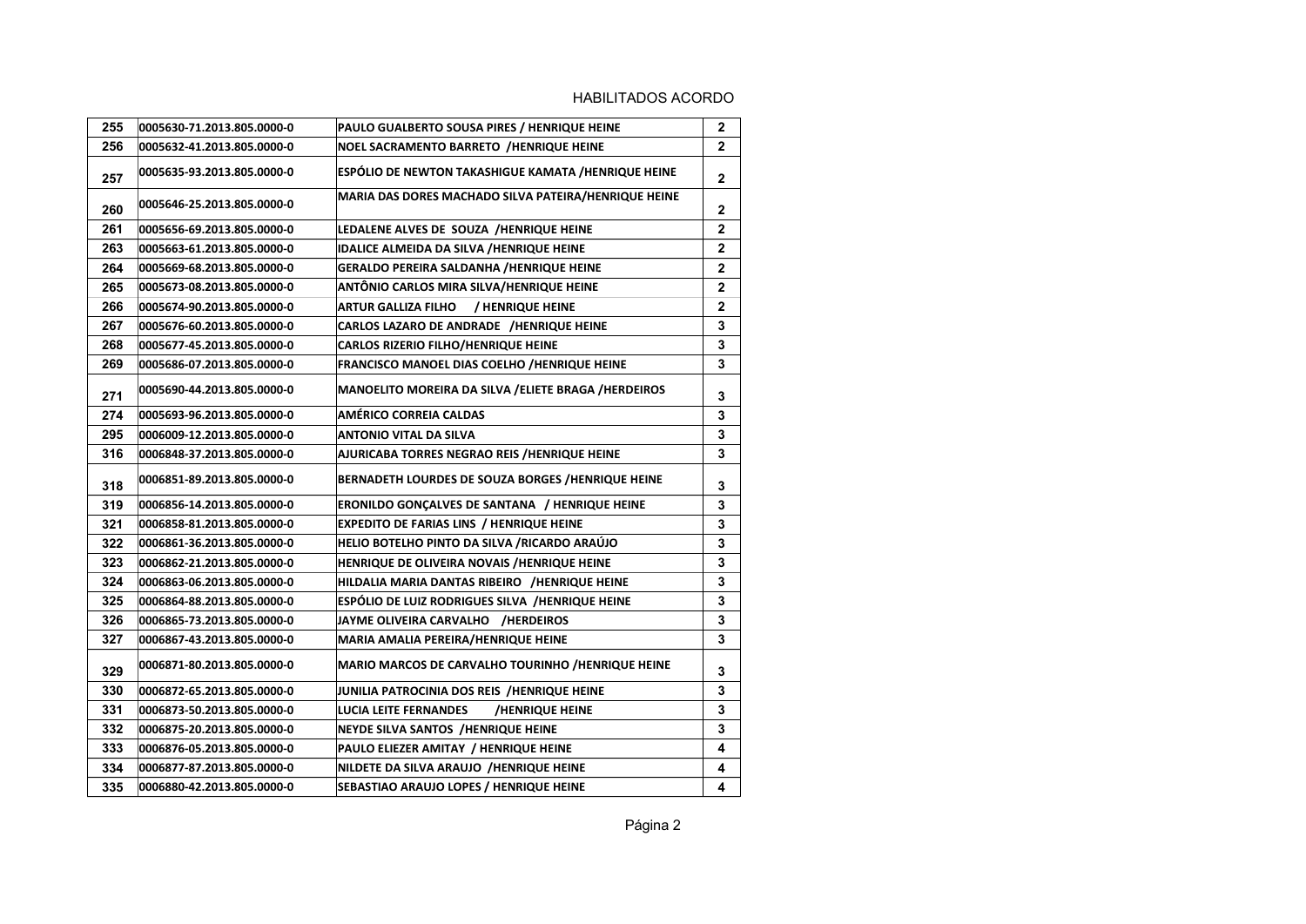| | | | |
|---|---|---|---|
| 255 | 0005630-71.2013.805.0000-0 | PAULO GUALBERTO SOUSA PIRES / HENRIQUE HEINE | 2 |
| 256 | 0005632-41.2013.805.0000-0 | NOEL SACRAMENTO BARRETO /HENRIQUE HEINE | 2 |
| 257 | 0005635-93.2013.805.0000-0 | ESPÓLIO DE NEWTON TAKASHIGUE KAMATA /HENRIQUE HEINE | 2 |
| 260 | 0005646-25.2013.805.0000-0 | MARIA DAS DORES MACHADO SILVA PATEIRA/HENRIQUE HEINE | 2 |
| 261 | 0005656-69.2013.805.0000-0 | LEDALENE ALVES DE SOUZA /HENRIQUE HEINE | 2 |
| 263 | 0005663-61.2013.805.0000-0 | IDALICE ALMEIDA DA SILVA /HENRIQUE HEINE | 2 |
| 264 | 0005669-68.2013.805.0000-0 | GERALDO PEREIRA SALDANHA /HENRIQUE HEINE | 2 |
| 265 | 0005673-08.2013.805.0000-0 | ANTÔNIO CARLOS MIRA SILVA/HENRIQUE HEINE | 2 |
| 266 | 0005674-90.2013.805.0000-0 | ARTUR GALLIZA FILHO / HENRIQUE HEINE | 2 |
| 267 | 0005676-60.2013.805.0000-0 | CARLOS LAZARO DE ANDRADE /HENRIQUE HEINE | 3 |
| 268 | 0005677-45.2013.805.0000-0 | CARLOS RIZERIO FILHO/HENRIQUE HEINE | 3 |
| 269 | 0005686-07.2013.805.0000-0 | FRANCISCO MANOEL DIAS COELHO /HENRIQUE HEINE | 3 |
| 271 | 0005690-44.2013.805.0000-0 | MANOELITO MOREIRA DA SILVA /ELIETE BRAGA /HERDEIROS | 3 |
| 274 | 0005693-96.2013.805.0000-0 | AMÉRICO CORREIA CALDAS | 3 |
| 295 | 0006009-12.2013.805.0000-0 | ANTONIO VITAL DA SILVA | 3 |
| 316 | 0006848-37.2013.805.0000-0 | AJURICABA TORRES NEGRAO REIS /HENRIQUE HEINE | 3 |
| 318 | 0006851-89.2013.805.0000-0 | BERNADETH LOURDES DE SOUZA BORGES /HENRIQUE HEINE | 3 |
| 319 | 0006856-14.2013.805.0000-0 | ERONILDO GONÇALVES DE SANTANA / HENRIQUE HEINE | 3 |
| 321 | 0006858-81.2013.805.0000-0 | EXPEDITO DE FARIAS LINS / HENRIQUE HEINE | 3 |
| 322 | 0006861-36.2013.805.0000-0 | HELIO BOTELHO PINTO DA SILVA /RICARDO ARAÚJO | 3 |
| 323 | 0006862-21.2013.805.0000-0 | HENRIQUE DE OLIVEIRA NOVAIS /HENRIQUE HEINE | 3 |
| 324 | 0006863-06.2013.805.0000-0 | HILDALIA MARIA DANTAS RIBEIRO /HENRIQUE HEINE | 3 |
| 325 | 0006864-88.2013.805.0000-0 | ESPÓLIO DE LUIZ RODRIGUES SILVA /HENRIQUE HEINE | 3 |
| 326 | 0006865-73.2013.805.0000-0 | JAYME OLIVEIRA CARVALHO /HERDEIROS | 3 |
| 327 | 0006867-43.2013.805.0000-0 | MARIA AMALIA PEREIRA/HENRIQUE HEINE | 3 |
| 329 | 0006871-80.2013.805.0000-0 | MARIO MARCOS DE CARVALHO TOURINHO /HENRIQUE HEINE | 3 |
| 330 | 0006872-65.2013.805.0000-0 | JUNILIA PATROCINIA DOS REIS /HENRIQUE HEINE | 3 |
| 331 | 0006873-50.2013.805.0000-0 | LUCIA LEITE FERNANDES /HENRIQUE HEINE | 3 |
| 332 | 0006875-20.2013.805.0000-0 | NEYDE SILVA SANTOS /HENRIQUE HEINE | 3 |
| 333 | 0006876-05.2013.805.0000-0 | PAULO ELIEZER AMITAY / HENRIQUE HEINE | 4 |
| 334 | 0006877-87.2013.805.0000-0 | NILDETE DA SILVA ARAUJO /HENRIQUE HEINE | 4 |
| 335 | 0006880-42.2013.805.0000-0 | SEBASTIAO ARAUJO LOPES / HENRIQUE HEINE | 4 |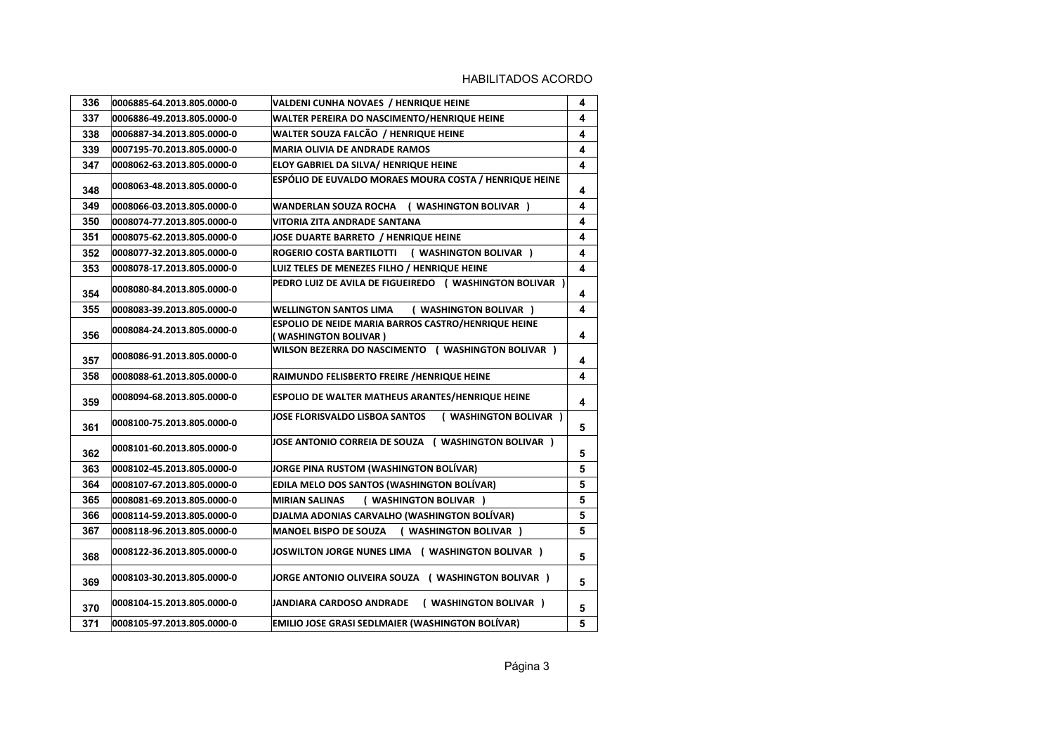HABILITADOS ACORDO

| | | | |
|---|---|---|---|
| 336 | 0006885-64.2013.805.0000-0 | VALDENI CUNHA NOVAES / HENRIQUE HEINE | 4 |
| 337 | 0006886-49.2013.805.0000-0 | WALTER PEREIRA DO NASCIMENTO/HENRIQUE HEINE | 4 |
| 338 | 0006887-34.2013.805.0000-0 | WALTER SOUZA FALCÃO / HENRIQUE HEINE | 4 |
| 339 | 0007195-70.2013.805.0000-0 | MARIA OLIVIA DE ANDRADE RAMOS | 4 |
| 347 | 0008062-63.2013.805.0000-0 | ELOY GABRIEL DA SILVA/ HENRIQUE HEINE | 4 |
| 348 | 0008063-48.2013.805.0000-0 | ESPÓLIO DE EUVALDO MORAES MOURA COSTA / HENRIQUE HEINE | 4 |
| 349 | 0008066-03.2013.805.0000-0 | WANDERLAN SOUZA ROCHA ( WASHINGTON BOLIVAR ) | 4 |
| 350 | 0008074-77.2013.805.0000-0 | VITORIA ZITA ANDRADE SANTANA | 4 |
| 351 | 0008075-62.2013.805.0000-0 | JOSE DUARTE BARRETO / HENRIQUE HEINE | 4 |
| 352 | 0008077-32.2013.805.0000-0 | ROGERIO COSTA BARTILOTTI ( WASHINGTON BOLIVAR ) | 4 |
| 353 | 0008078-17.2013.805.0000-0 | LUIZ TELES DE MENEZES FILHO / HENRIQUE HEINE | 4 |
| 354 | 0008080-84.2013.805.0000-0 | PEDRO LUIZ DE AVILA DE FIGUEIREDO ( WASHINGTON BOLIVAR ) | 4 |
| 355 | 0008083-39.2013.805.0000-0 | WELLINGTON SANTOS LIMA ( WASHINGTON BOLIVAR ) | 4 |
| 356 | 0008084-24.2013.805.0000-0 | ESPOLIO DE NEIDE MARIA BARROS CASTRO/HENRIQUE HEINE ( WASHINGTON BOLIVAR ) | 4 |
| 357 | 0008086-91.2013.805.0000-0 | WILSON BEZERRA DO NASCIMENTO ( WASHINGTON BOLIVAR ) | 4 |
| 358 | 0008088-61.2013.805.0000-0 | RAIMUNDO FELISBERTO FREIRE /HENRIQUE HEINE | 4 |
| 359 | 0008094-68.2013.805.0000-0 | ESPOLIO DE WALTER MATHEUS ARANTES/HENRIQUE HEINE | 4 |
| 361 | 0008100-75.2013.805.0000-0 | JOSE FLORISVALDO LISBOA SANTOS ( WASHINGTON BOLIVAR ) | 5 |
| 362 | 0008101-60.2013.805.0000-0 | JOSE ANTONIO CORREIA DE SOUZA ( WASHINGTON BOLIVAR ) | 5 |
| 363 | 0008102-45.2013.805.0000-0 | JORGE PINA RUSTOM (WASHINGTON BOLÍVAR) | 5 |
| 364 | 0008107-67.2013.805.0000-0 | EDILA MELO DOS SANTOS (WASHINGTON BOLÍVAR) | 5 |
| 365 | 0008081-69.2013.805.0000-0 | MIRIAN SALINAS ( WASHINGTON BOLIVAR ) | 5 |
| 366 | 0008114-59.2013.805.0000-0 | DJALMA ADONIAS CARVALHO (WASHINGTON BOLÍVAR) | 5 |
| 367 | 0008118-96.2013.805.0000-0 | MANOEL BISPO DE SOUZA ( WASHINGTON BOLIVAR ) | 5 |
| 368 | 0008122-36.2013.805.0000-0 | JOSWILTON JORGE NUNES LIMA ( WASHINGTON BOLIVAR ) | 5 |
| 369 | 0008103-30.2013.805.0000-0 | JORGE ANTONIO OLIVEIRA SOUZA ( WASHINGTON BOLIVAR ) | 5 |
| 370 | 0008104-15.2013.805.0000-0 | JANDIARA CARDOSO ANDRADE ( WASHINGTON BOLIVAR ) | 5 |
| 371 | 0008105-97.2013.805.0000-0 | EMILIO JOSE GRASI SEDLMAIER (WASHINGTON BOLÍVAR) | 5 |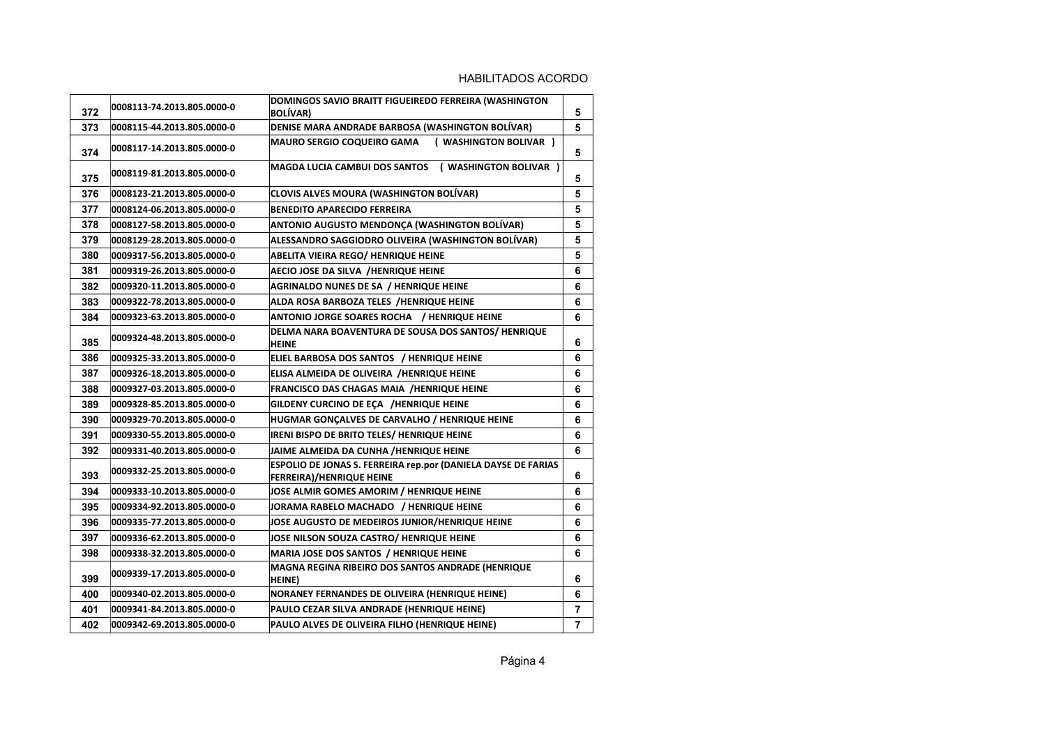HABILITADOS ACORDO

| | | | |
|---|---|---|---|
| 372 | 0008113-74.2013.805.0000-0 | DOMINGOS SAVIO BRAITT FIGUEIREDO FERREIRA (WASHINGTON BOLÍVAR) | 5 |
| 373 | 0008115-44.2013.805.0000-0 | DENISE MARA ANDRADE BARBOSA (WASHINGTON BOLÍVAR) | 5 |
| 374 | 0008117-14.2013.805.0000-0 | MAURO SERGIO COQUEIRO GAMA ( WASHINGTON BOLIVAR ) | 5 |
| 375 | 0008119-81.2013.805.0000-0 | MAGDA LUCIA CAMBUI DOS SANTOS ( WASHINGTON BOLIVAR ) | 5 |
| 376 | 0008123-21.2013.805.0000-0 | CLOVIS ALVES MOURA (WASHINGTON BOLÍVAR) | 5 |
| 377 | 0008124-06.2013.805.0000-0 | BENEDITO APARECIDO FERREIRA | 5 |
| 378 | 0008127-58.2013.805.0000-0 | ANTONIO AUGUSTO MENDONÇA (WASHINGTON BOLÍVAR) | 5 |
| 379 | 0008129-28.2013.805.0000-0 | ALESSANDRO SAGGIODRO OLIVEIRA (WASHINGTON BOLÍVAR) | 5 |
| 380 | 0009317-56.2013.805.0000-0 | ABELITA VIEIRA REGO/ HENRIQUE HEINE | 5 |
| 381 | 0009319-26.2013.805.0000-0 | AECIO JOSE DA SILVA /HENRIQUE HEINE | 6 |
| 382 | 0009320-11.2013.805.0000-0 | AGRINALDO NUNES DE SA / HENRIQUE HEINE | 6 |
| 383 | 0009322-78.2013.805.0000-0 | ALDA ROSA BARBOZA TELES /HENRIQUE HEINE | 6 |
| 384 | 0009323-63.2013.805.0000-0 | ANTONIO JORGE SOARES ROCHA / HENRIQUE HEINE | 6 |
| 385 | 0009324-48.2013.805.0000-0 | DELMA NARA BOAVENTURA DE SOUSA DOS SANTOS/ HENRIQUE HEINE | 6 |
| 386 | 0009325-33.2013.805.0000-0 | ELIEL BARBOSA DOS SANTOS / HENRIQUE HEINE | 6 |
| 387 | 0009326-18.2013.805.0000-0 | ELISA ALMEIDA DE OLIVEIRA /HENRIQUE HEINE | 6 |
| 388 | 0009327-03.2013.805.0000-0 | FRANCISCO DAS CHAGAS MAIA /HENRIQUE HEINE | 6 |
| 389 | 0009328-85.2013.805.0000-0 | GILDENY CURCINO DE EÇA /HENRIQUE HEINE | 6 |
| 390 | 0009329-70.2013.805.0000-0 | HUGMAR GONÇALVES DE CARVALHO / HENRIQUE HEINE | 6 |
| 391 | 0009330-55.2013.805.0000-0 | IRENI BISPO DE BRITO TELES/ HENRIQUE HEINE | 6 |
| 392 | 0009331-40.2013.805.0000-0 | JAIME ALMEIDA DA CUNHA /HENRIQUE HEINE | 6 |
| 393 | 0009332-25.2013.805.0000-0 | ESPOLIO DE JONAS S. FERREIRA rep.por (DANIELA DAYSE DE FARIAS FERREIRA)/HENRIQUE HEINE | 6 |
| 394 | 0009333-10.2013.805.0000-0 | JOSE ALMIR GOMES AMORIM / HENRIQUE HEINE | 6 |
| 395 | 0009334-92.2013.805.0000-0 | JORAMA RABELO MACHADO / HENRIQUE HEINE | 6 |
| 396 | 0009335-77.2013.805.0000-0 | JOSE AUGUSTO DE MEDEIROS JUNIOR/HENRIQUE HEINE | 6 |
| 397 | 0009336-62.2013.805.0000-0 | JOSE NILSON SOUZA CASTRO/ HENRIQUE HEINE | 6 |
| 398 | 0009338-32.2013.805.0000-0 | MARIA JOSE DOS SANTOS / HENRIQUE HEINE | 6 |
| 399 | 0009339-17.2013.805.0000-0 | MAGNA REGINA RIBEIRO DOS SANTOS ANDRADE (HENRIQUE HEINE) | 6 |
| 400 | 0009340-02.2013.805.0000-0 | NORANEY FERNANDES DE OLIVEIRA (HENRIQUE HEINE) | 6 |
| 401 | 0009341-84.2013.805.0000-0 | PAULO CEZAR SILVA ANDRADE (HENRIQUE HEINE) | 7 |
| 402 | 0009342-69.2013.805.0000-0 | PAULO ALVES DE OLIVEIRA FILHO (HENRIQUE HEINE) | 7 |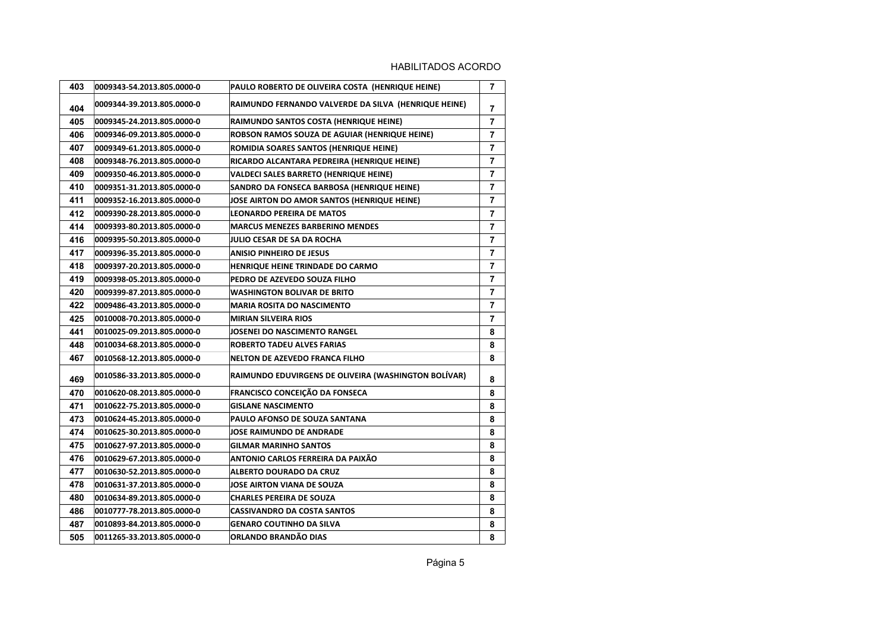HABILITADOS ACORDO

| | | | |
|---|---|---|---|
| 403 | 0009343-54.2013.805.0000-0 | PAULO ROBERTO DE OLIVEIRA COSTA (HENRIQUE HEINE) | 7 |
| 404 | 0009344-39.2013.805.0000-0 | RAIMUNDO FERNANDO VALVERDE DA SILVA (HENRIQUE HEINE) | 7 |
| 405 | 0009345-24.2013.805.0000-0 | RAIMUNDO SANTOS COSTA (HENRIQUE HEINE) | 7 |
| 406 | 0009346-09.2013.805.0000-0 | ROBSON RAMOS SOUZA DE AGUIAR (HENRIQUE HEINE) | 7 |
| 407 | 0009349-61.2013.805.0000-0 | ROMIDIA SOARES SANTOS (HENRIQUE HEINE) | 7 |
| 408 | 0009348-76.2013.805.0000-0 | RICARDO ALCANTARA PEDREIRA (HENRIQUE HEINE) | 7 |
| 409 | 0009350-46.2013.805.0000-0 | VALDECI SALES BARRETO (HENRIQUE HEINE) | 7 |
| 410 | 0009351-31.2013.805.0000-0 | SANDRO DA FONSECA BARBOSA (HENRIQUE HEINE) | 7 |
| 411 | 0009352-16.2013.805.0000-0 | JOSE AIRTON DO AMOR SANTOS (HENRIQUE HEINE) | 7 |
| 412 | 0009390-28.2013.805.0000-0 | LEONARDO PEREIRA DE MATOS | 7 |
| 414 | 0009393-80.2013.805.0000-0 | MARCUS MENEZES BARBERINO MENDES | 7 |
| 416 | 0009395-50.2013.805.0000-0 | JULIO CESAR DE SA DA ROCHA | 7 |
| 417 | 0009396-35.2013.805.0000-0 | ANISIO PINHEIRO DE JESUS | 7 |
| 418 | 0009397-20.2013.805.0000-0 | HENRIQUE HEINE TRINDADE DO CARMO | 7 |
| 419 | 0009398-05.2013.805.0000-0 | PEDRO DE AZEVEDO SOUZA FILHO | 7 |
| 420 | 0009399-87.2013.805.0000-0 | WASHINGTON BOLIVAR DE BRITO | 7 |
| 422 | 0009486-43.2013.805.0000-0 | MARIA ROSITA DO NASCIMENTO | 7 |
| 425 | 0010008-70.2013.805.0000-0 | MIRIAN SILVEIRA RIOS | 7 |
| 441 | 0010025-09.2013.805.0000-0 | JOSENEI DO NASCIMENTO RANGEL | 8 |
| 448 | 0010034-68.2013.805.0000-0 | ROBERTO TADEU ALVES FARIAS | 8 |
| 467 | 0010568-12.2013.805.0000-0 | NELTON DE AZEVEDO FRANCA FILHO | 8 |
| 469 | 0010586-33.2013.805.0000-0 | RAIMUNDO EDUVIRGENS DE OLIVEIRA (WASHINGTON BOLÍVAR) | 8 |
| 470 | 0010620-08.2013.805.0000-0 | FRANCISCO CONCEIÇÃO DA FONSECA | 8 |
| 471 | 0010622-75.2013.805.0000-0 | GISLANE NASCIMENTO | 8 |
| 473 | 0010624-45.2013.805.0000-0 | PAULO AFONSO DE SOUZA SANTANA | 8 |
| 474 | 0010625-30.2013.805.0000-0 | JOSE RAIMUNDO DE ANDRADE | 8 |
| 475 | 0010627-97.2013.805.0000-0 | GILMAR MARINHO SANTOS | 8 |
| 476 | 0010629-67.2013.805.0000-0 | ANTONIO CARLOS FERREIRA DA PAIXÃO | 8 |
| 477 | 0010630-52.2013.805.0000-0 | ALBERTO DOURADO DA CRUZ | 8 |
| 478 | 0010631-37.2013.805.0000-0 | JOSE AIRTON VIANA DE SOUZA | 8 |
| 480 | 0010634-89.2013.805.0000-0 | CHARLES PEREIRA DE SOUZA | 8 |
| 486 | 0010777-78.2013.805.0000-0 | CASSIVANDRO DA COSTA SANTOS | 8 |
| 487 | 0010893-84.2013.805.0000-0 | GENARO COUTINHO DA SILVA | 8 |
| 505 | 0011265-33.2013.805.0000-0 | ORLANDO BRANDÃO DIAS | 8 |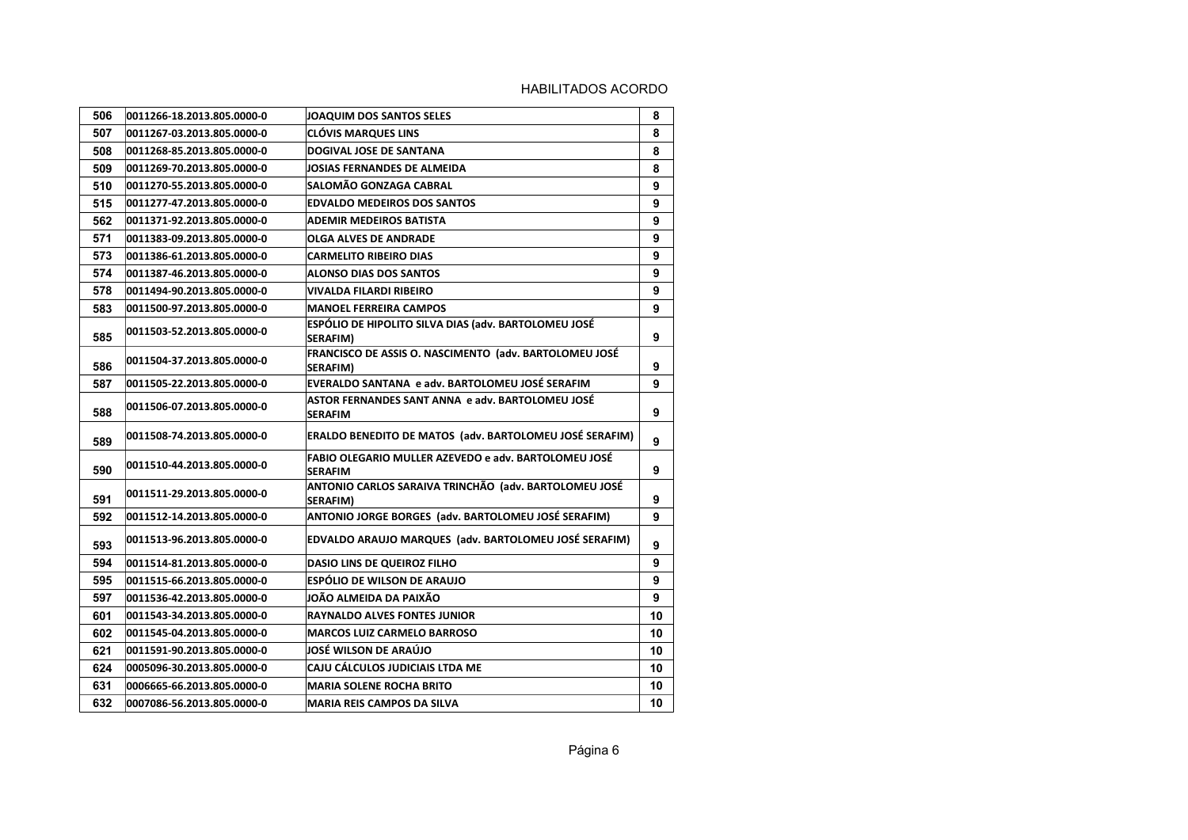HABILITADOS ACORDO

| 506 | 0011266-18.2013.805.0000-0 | JOAQUIM DOS SANTOS SELES | 8 |
|---|---|---|---|
| 507 | 0011267-03.2013.805.0000-0 | CLÓVIS MARQUES LINS | 8 |
| 508 | 0011268-85.2013.805.0000-0 | DOGIVAL JOSE DE SANTANA | 8 |
| 509 | 0011269-70.2013.805.0000-0 | JOSIAS FERNANDES DE ALMEIDA | 8 |
| 510 | 0011270-55.2013.805.0000-0 | SALOMÃO GONZAGA CABRAL | 9 |
| 515 | 0011277-47.2013.805.0000-0 | EDVALDO MEDEIROS DOS SANTOS | 9 |
| 562 | 0011371-92.2013.805.0000-0 | ADEMIR MEDEIROS BATISTA | 9 |
| 571 | 0011383-09.2013.805.0000-0 | OLGA ALVES DE ANDRADE | 9 |
| 573 | 0011386-61.2013.805.0000-0 | CARMELITO RIBEIRO DIAS | 9 |
| 574 | 0011387-46.2013.805.0000-0 | ALONSO DIAS DOS SANTOS | 9 |
| 578 | 0011494-90.2013.805.0000-0 | VIVALDA FILARDI RIBEIRO | 9 |
| 583 | 0011500-97.2013.805.0000-0 | MANOEL FERREIRA CAMPOS | 9 |
| 585 | 0011503-52.2013.805.0000-0 | ESPÓLIO DE HIPOLITO SILVA DIAS (adv. BARTOLOMEU JOSÉ SERAFIM) | 9 |
| 586 | 0011504-37.2013.805.0000-0 | FRANCISCO DE ASSIS O. NASCIMENTO (adv. BARTOLOMEU JOSÉ SERAFIM) | 9 |
| 587 | 0011505-22.2013.805.0000-0 | EVERALDO SANTANA e adv. BARTOLOMEU JOSÉ SERAFIM | 9 |
| 588 | 0011506-07.2013.805.0000-0 | ASTOR FERNANDES SANT ANNA e adv. BARTOLOMEU JOSÉ SERAFIM | 9 |
| 589 | 0011508-74.2013.805.0000-0 | ERALDO BENEDITO DE MATOS (adv. BARTOLOMEU JOSÉ SERAFIM) | 9 |
| 590 | 0011510-44.2013.805.0000-0 | FABIO OLEGARIO MULLER AZEVEDO e adv. BARTOLOMEU JOSÉ SERAFIM | 9 |
| 591 | 0011511-29.2013.805.0000-0 | ANTONIO CARLOS SARAIVA TRINCHÃO (adv. BARTOLOMEU JOSÉ SERAFIM) | 9 |
| 592 | 0011512-14.2013.805.0000-0 | ANTONIO JORGE BORGES (adv. BARTOLOMEU JOSÉ SERAFIM) | 9 |
| 593 | 0011513-96.2013.805.0000-0 | EDVALDO ARAUJO MARQUES (adv. BARTOLOMEU JOSÉ SERAFIM) | 9 |
| 594 | 0011514-81.2013.805.0000-0 | DASIO LINS DE QUEIROZ FILHO | 9 |
| 595 | 0011515-66.2013.805.0000-0 | ESPÓLIO DE WILSON DE ARAUJO | 9 |
| 597 | 0011536-42.2013.805.0000-0 | JOÃO ALMEIDA DA PAIXÃO | 9 |
| 601 | 0011543-34.2013.805.0000-0 | RAYNALDO ALVES FONTES JUNIOR | 10 |
| 602 | 0011545-04.2013.805.0000-0 | MARCOS LUIZ CARMELO BARROSO | 10 |
| 621 | 0011591-90.2013.805.0000-0 | JOSÉ WILSON DE ARAÚJO | 10 |
| 624 | 0005096-30.2013.805.0000-0 | CAJU CÁLCULOS JUDICIAIS LTDA ME | 10 |
| 631 | 0006665-66.2013.805.0000-0 | MARIA SOLENE ROCHA BRITO | 10 |
| 632 | 0007086-56.2013.805.0000-0 | MARIA REIS CAMPOS DA SILVA | 10 |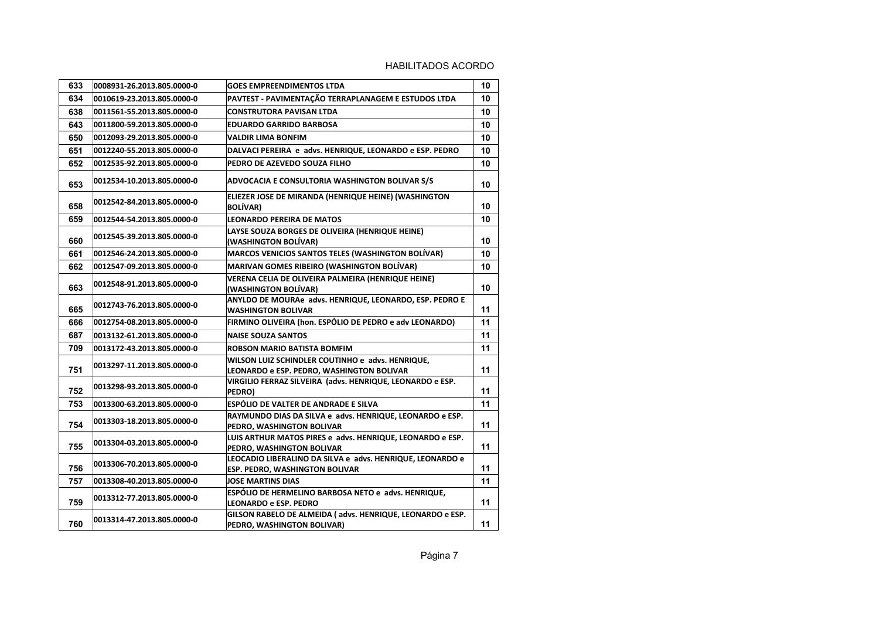HABILITADOS ACORDO

| 633 | 0008931-26.2013.805.0000-0 | GOES EMPREENDIMENTOS LTDA | 10 |
|---|---|---|---|
| 634 | 0010619-23.2013.805.0000-0 | PAVTEST - PAVIMENTAÇÃO TERRAPLANAGEM E ESTUDOS LTDA | 10 |
| 638 | 0011561-55.2013.805.0000-0 | CONSTRUTORA PAVISAN LTDA | 10 |
| 643 | 0011800-59.2013.805.0000-0 | EDUARDO GARRIDO BARBOSA | 10 |
| 650 | 0012093-29.2013.805.0000-0 | VALDIR LIMA BONFIM | 10 |
| 651 | 0012240-55.2013.805.0000-0 | DALVACI PEREIRA e advs. HENRIQUE, LEONARDO e ESP. PEDRO | 10 |
| 652 | 0012535-92.2013.805.0000-0 | PEDRO DE AZEVEDO SOUZA FILHO | 10 |
| 653 | 0012534-10.2013.805.0000-0 | ADVOCACIA E CONSULTORIA WASHINGTON BOLIVAR S/S | 10 |
| 658 | 0012542-84.2013.805.0000-0 | ELIEZER JOSE DE MIRANDA (HENRIQUE HEINE) (WASHINGTON BOLÍVAR) | 10 |
| 659 | 0012544-54.2013.805.0000-0 | LEONARDO PEREIRA DE MATOS | 10 |
| 660 | 0012545-39.2013.805.0000-0 | LAYSE SOUZA BORGES DE OLIVEIRA (HENRIQUE HEINE) (WASHINGTON BOLÍVAR) | 10 |
| 661 | 0012546-24.2013.805.0000-0 | MARCOS VENICIOS SANTOS TELES (WASHINGTON BOLÍVAR) | 10 |
| 662 | 0012547-09.2013.805.0000-0 | MARIVAN GOMES RIBEIRO (WASHINGTON BOLÍVAR) | 10 |
| 663 | 0012548-91.2013.805.0000-0 | VERENA CELIA DE OLIVEIRA PALMEIRA (HENRIQUE HEINE) (WASHINGTON BOLÍVAR) | 10 |
| 665 | 0012743-76.2013.805.0000-0 | ANYLDO DE MOURAe advs. HENRIQUE, LEONARDO, ESP. PEDRO E WASHINGTON BOLIVAR | 11 |
| 666 | 0012754-08.2013.805.0000-0 | FIRMINO OLIVEIRA (hon. ESPÓLIO DE PEDRO e adv LEONARDO) | 11 |
| 687 | 0013132-61.2013.805.0000-0 | NAISE SOUZA SANTOS | 11 |
| 709 | 0013172-43.2013.805.0000-0 | ROBSON MARIO BATISTA BOMFIM | 11 |
| 751 | 0013297-11.2013.805.0000-0 | WILSON LUIZ SCHINDLER COUTINHO e advs. HENRIQUE, LEONARDO e ESP. PEDRO, WASHINGTON BOLIVAR | 11 |
| 752 | 0013298-93.2013.805.0000-0 | VIRGILIO FERRAZ SILVEIRA (advs. HENRIQUE, LEONARDO e ESP. PEDRO) | 11 |
| 753 | 0013300-63.2013.805.0000-0 | ESPÓLIO DE VALTER DE ANDRADE E SILVA | 11 |
| 754 | 0013303-18.2013.805.0000-0 | RAYMUNDO DIAS DA SILVA e advs. HENRIQUE, LEONARDO e ESP. PEDRO, WASHINGTON BOLIVAR | 11 |
| 755 | 0013304-03.2013.805.0000-0 | LUIS ARTHUR MATOS PIRES e advs. HENRIQUE, LEONARDO e ESP. PEDRO, WASHINGTON BOLIVAR | 11 |
| 756 | 0013306-70.2013.805.0000-0 | LEOCADIO LIBERALINO DA SILVA e advs. HENRIQUE, LEONARDO e ESP. PEDRO, WASHINGTON BOLIVAR | 11 |
| 757 | 0013308-40.2013.805.0000-0 | JOSE MARTINS DIAS | 11 |
| 759 | 0013312-77.2013.805.0000-0 | ESPÓLIO DE HERMELINO BARBOSA NETO e advs. HENRIQUE, LEONARDO e ESP. PEDRO | 11 |
| 760 | 0013314-47.2013.805.0000-0 | GILSON RABELO DE ALMEIDA ( advs. HENRIQUE, LEONARDO e ESP. PEDRO, WASHINGTON BOLIVAR) | 11 |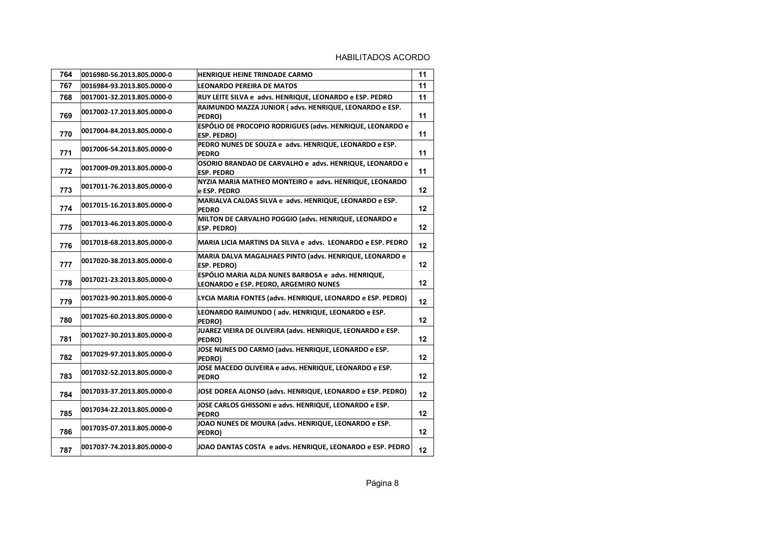HABILITADOS ACORDO

| | | | |
|---|---|---|---|
| 764 | 0016980-56.2013.805.0000-0 | HENRIQUE HEINE TRINDADE CARMO | 11 |
| 767 | 0016984-93.2013.805.0000-0 | LEONARDO PEREIRA DE MATOS | 11 |
| 768 | 0017001-32.2013.805.0000-0 | RUY LEITE SILVA e advs. HENRIQUE, LEONARDO e ESP. PEDRO | 11 |
| 769 | 0017002-17.2013.805.0000-0 | RAIMUNDO MAZZA JUNIOR ( advs. HENRIQUE, LEONARDO e ESP. PEDRO) | 11 |
| 770 | 0017004-84.2013.805.0000-0 | ESPÓLIO DE PROCOPIO RODRIGUES (advs. HENRIQUE, LEONARDO e ESP. PEDRO) | 11 |
| 771 | 0017006-54.2013.805.0000-0 | PEDRO NUNES DE SOUZA e advs. HENRIQUE, LEONARDO e ESP. PEDRO | 11 |
| 772 | 0017009-09.2013.805.0000-0 | OSORIO BRANDAO DE CARVALHO e advs. HENRIQUE, LEONARDO e ESP. PEDRO | 11 |
| 773 | 0017011-76.2013.805.0000-0 | NYZIA MARIA MATHEO MONTEIRO e advs. HENRIQUE, LEONARDO e ESP. PEDRO | 12 |
| 774 | 0017015-16.2013.805.0000-0 | MARIALVA CALDAS SILVA e advs. HENRIQUE, LEONARDO e ESP. PEDRO | 12 |
| 775 | 0017013-46.2013.805.0000-0 | MILTON DE CARVALHO POGGIO (advs. HENRIQUE, LEONARDO e ESP. PEDRO) | 12 |
| 776 | 0017018-68.2013.805.0000-0 | MARIA LICIA MARTINS DA SILVA e advs. LEONARDO e ESP. PEDRO | 12 |
| 777 | 0017020-38.2013.805.0000-0 | MARIA DALVA MAGALHAES PINTO (advs. HENRIQUE, LEONARDO e ESP. PEDRO) | 12 |
| 778 | 0017021-23.2013.805.0000-0 | ESPÓLIO MARIA ALDA NUNES BARBOSA e advs. HENRIQUE, LEONARDO e ESP. PEDRO, ARGEMIRO NUNES | 12 |
| 779 | 0017023-90.2013.805.0000-0 | LYCIA MARIA FONTES (advs. HENRIQUE, LEONARDO e ESP. PEDRO) | 12 |
| 780 | 0017025-60.2013.805.0000-0 | LEONARDO RAIMUNDO ( adv. HENRIQUE, LEONARDO e ESP. PEDRO) | 12 |
| 781 | 0017027-30.2013.805.0000-0 | JUAREZ VIEIRA DE OLIVEIRA (advs. HENRIQUE, LEONARDO e ESP. PEDRO) | 12 |
| 782 | 0017029-97.2013.805.0000-0 | JOSE NUNES DO CARMO (advs. HENRIQUE, LEONARDO e ESP. PEDRO) | 12 |
| 783 | 0017032-52.2013.805.0000-0 | JOSE MACEDO OLIVEIRA e advs. HENRIQUE, LEONARDO e ESP. PEDRO | 12 |
| 784 | 0017033-37.2013.805.0000-0 | JOSE DOREA ALONSO (advs. HENRIQUE, LEONARDO e ESP. PEDRO) | 12 |
| 785 | 0017034-22.2013.805.0000-0 | JOSE CARLOS GHISSONI e advs. HENRIQUE, LEONARDO e ESP. PEDRO | 12 |
| 786 | 0017035-07.2013.805.0000-0 | JOAO NUNES DE MOURA (advs. HENRIQUE, LEONARDO e ESP. PEDRO) | 12 |
| 787 | 0017037-74.2013.805.0000-0 | JOAO DANTAS COSTA e advs. HENRIQUE, LEONARDO e ESP. PEDRO | 12 |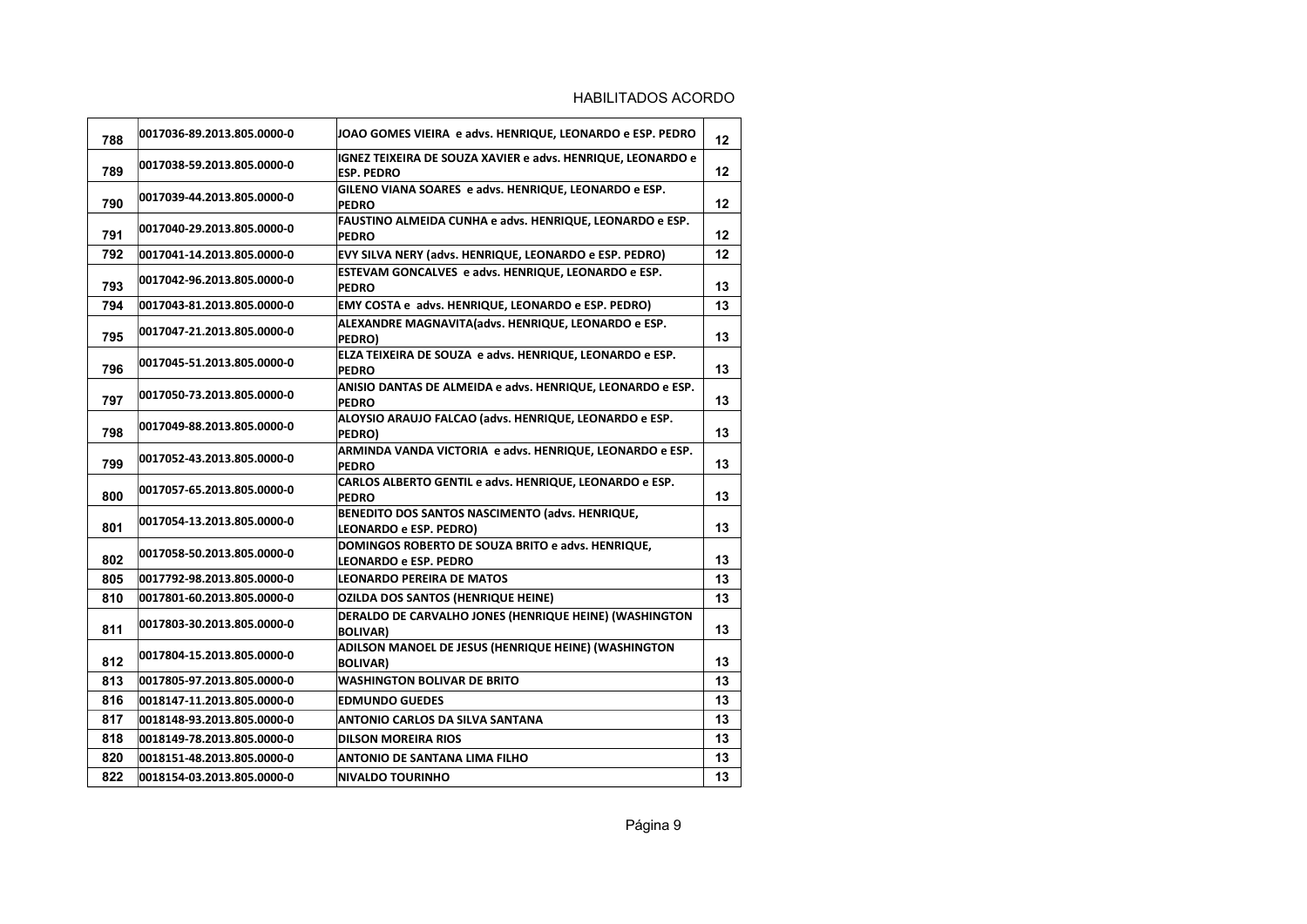| 788 | 0017036-89.2013.805.0000-0 | JOAO GOMES VIEIRA e advs. HENRIQUE, LEONARDO e ESP. PEDRO | 12 |
|---|---|---|---|
| 789 | 0017038-59.2013.805.0000-0 | IGNEZ TEIXEIRA DE SOUZA XAVIER e advs. HENRIQUE, LEONARDO e ESP. PEDRO | 12 |
| 790 | 0017039-44.2013.805.0000-0 | GILENO VIANA SOARES e advs. HENRIQUE, LEONARDO e ESP. PEDRO | 12 |
| 791 | 0017040-29.2013.805.0000-0 | FAUSTINO ALMEIDA CUNHA e advs. HENRIQUE, LEONARDO e ESP. PEDRO | 12 |
| 792 | 0017041-14.2013.805.0000-0 | EVY SILVA NERY (advs. HENRIQUE, LEONARDO e ESP. PEDRO) | 12 |
| 793 | 0017042-96.2013.805.0000-0 | ESTEVAM GONCALVES e advs. HENRIQUE, LEONARDO e ESP. PEDRO | 13 |
| 794 | 0017043-81.2013.805.0000-0 | EMY COSTA e advs. HENRIQUE, LEONARDO e ESP. PEDRO) | 13 |
| 795 | 0017047-21.2013.805.0000-0 | ALEXANDRE MAGNAVITA(advs. HENRIQUE, LEONARDO e ESP. PEDRO) | 13 |
| 796 | 0017045-51.2013.805.0000-0 | ELZA TEIXEIRA DE SOUZA e advs. HENRIQUE, LEONARDO e ESP. PEDRO | 13 |
| 797 | 0017050-73.2013.805.0000-0 | ANISIO DANTAS DE ALMEIDA e advs. HENRIQUE, LEONARDO e ESP. PEDRO | 13 |
| 798 | 0017049-88.2013.805.0000-0 | ALOYSIO ARAUJO FALCAO (advs. HENRIQUE, LEONARDO e ESP. PEDRO) | 13 |
| 799 | 0017052-43.2013.805.0000-0 | ARMINDA VANDA VICTORIA e advs. HENRIQUE, LEONARDO e ESP. PEDRO | 13 |
| 800 | 0017057-65.2013.805.0000-0 | CARLOS ALBERTO GENTIL e advs. HENRIQUE, LEONARDO e ESP. PEDRO | 13 |
| 801 | 0017054-13.2013.805.0000-0 | BENEDITO DOS SANTOS NASCIMENTO (advs. HENRIQUE, LEONARDO e ESP. PEDRO) | 13 |
| 802 | 0017058-50.2013.805.0000-0 | DOMINGOS ROBERTO DE SOUZA BRITO e advs. HENRIQUE, LEONARDO e ESP. PEDRO | 13 |
| 805 | 0017792-98.2013.805.0000-0 | LEONARDO PEREIRA DE MATOS | 13 |
| 810 | 0017801-60.2013.805.0000-0 | OZILDA DOS SANTOS (HENRIQUE HEINE) | 13 |
| 811 | 0017803-30.2013.805.0000-0 | DERALDO DE CARVALHO JONES (HENRIQUE HEINE) (WASHINGTON BOLIVAR) | 13 |
| 812 | 0017804-15.2013.805.0000-0 | ADILSON MANOEL DE JESUS (HENRIQUE HEINE) (WASHINGTON BOLIVAR) | 13 |
| 813 | 0017805-97.2013.805.0000-0 | WASHINGTON BOLIVAR DE BRITO | 13 |
| 816 | 0018147-11.2013.805.0000-0 | EDMUNDO GUEDES | 13 |
| 817 | 0018148-93.2013.805.0000-0 | ANTONIO CARLOS DA SILVA SANTANA | 13 |
| 818 | 0018149-78.2013.805.0000-0 | DILSON MOREIRA RIOS | 13 |
| 820 | 0018151-48.2013.805.0000-0 | ANTONIO DE SANTANA LIMA FILHO | 13 |
| 822 | 0018154-03.2013.805.0000-0 | NIVALDO TOURINHO | 13 |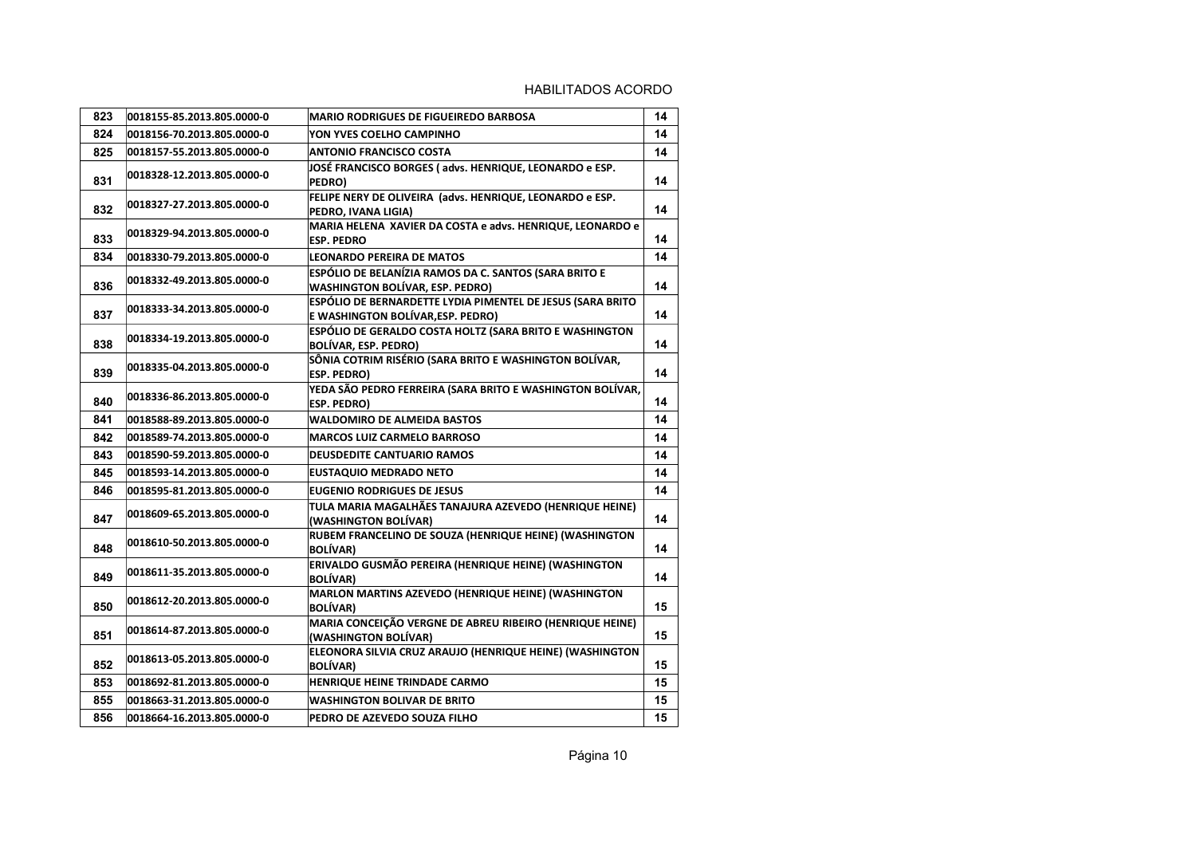| 823 | 0018155-85.2013.805.0000-0 | MARIO RODRIGUES DE FIGUEIREDO BARBOSA | 14 |
|---|---|---|---|
| 824 | 0018156-70.2013.805.0000-0 | YON YVES COELHO CAMPINHO | 14 |
| 825 | 0018157-55.2013.805.0000-0 | ANTONIO FRANCISCO COSTA | 14 |
| 831 | 0018328-12.2013.805.0000-0 | JOSÉ FRANCISCO BORGES ( advs. HENRIQUE, LEONARDO e ESP. PEDRO) | 14 |
| 832 | 0018327-27.2013.805.0000-0 | FELIPE NERY DE OLIVEIRA (advs. HENRIQUE, LEONARDO e ESP. PEDRO, IVANA LIGIA) | 14 |
| 833 | 0018329-94.2013.805.0000-0 | MARIA HELENA XAVIER DA COSTA e advs. HENRIQUE, LEONARDO e ESP. PEDRO | 14 |
| 834 | 0018330-79.2013.805.0000-0 | LEONARDO PEREIRA DE MATOS | 14 |
| 836 | 0018332-49.2013.805.0000-0 | ESPÓLIO DE BELANÍZIA RAMOS DA C. SANTOS (SARA BRITO E WASHINGTON BOLÍVAR, ESP. PEDRO) | 14 |
| 837 | 0018333-34.2013.805.0000-0 | ESPÓLIO DE BERNARDETTE LYDIA PIMENTEL DE JESUS (SARA BRITO E WASHINGTON BOLÍVAR,ESP. PEDRO) | 14 |
| 838 | 0018334-19.2013.805.0000-0 | ESPÓLIO DE GERALDO COSTA HOLTZ (SARA BRITO E WASHINGTON BOLÍVAR, ESP. PEDRO) | 14 |
| 839 | 0018335-04.2013.805.0000-0 | SÔNIA COTRIM RISÉRIO (SARA BRITO E WASHINGTON BOLÍVAR, ESP. PEDRO) | 14 |
| 840 | 0018336-86.2013.805.0000-0 | YEDA SÃO PEDRO FERREIRA (SARA BRITO E WASHINGTON BOLÍVAR, ESP. PEDRO) | 14 |
| 841 | 0018588-89.2013.805.0000-0 | WALDOMIRO DE ALMEIDA BASTOS | 14 |
| 842 | 0018589-74.2013.805.0000-0 | MARCOS LUIZ CARMELO BARROSO | 14 |
| 843 | 0018590-59.2013.805.0000-0 | DEUSDEDITE CANTUARIO RAMOS | 14 |
| 845 | 0018593-14.2013.805.0000-0 | EUSTAQUIO MEDRADO NETO | 14 |
| 846 | 0018595-81.2013.805.0000-0 | EUGENIO RODRIGUES DE JESUS | 14 |
| 847 | 0018609-65.2013.805.0000-0 | TULA MARIA MAGALHÃES TANAJURA AZEVEDO (HENRIQUE HEINE) (WASHINGTON BOLÍVAR) | 14 |
| 848 | 0018610-50.2013.805.0000-0 | RUBEM FRANCELINO DE SOUZA (HENRIQUE HEINE) (WASHINGTON BOLÍVAR) | 14 |
| 849 | 0018611-35.2013.805.0000-0 | ERIVALDO GUSMÃO PEREIRA (HENRIQUE HEINE) (WASHINGTON BOLÍVAR) | 14 |
| 850 | 0018612-20.2013.805.0000-0 | MARLON MARTINS AZEVEDO (HENRIQUE HEINE) (WASHINGTON BOLÍVAR) | 15 |
| 851 | 0018614-87.2013.805.0000-0 | MARIA CONCEIÇÃO VERGNE DE ABREU RIBEIRO (HENRIQUE HEINE) (WASHINGTON BOLÍVAR) | 15 |
| 852 | 0018613-05.2013.805.0000-0 | ELEONORA SILVIA CRUZ ARAUJO (HENRIQUE HEINE) (WASHINGTON BOLÍVAR) | 15 |
| 853 | 0018692-81.2013.805.0000-0 | HENRIQUE HEINE TRINDADE CARMO | 15 |
| 855 | 0018663-31.2013.805.0000-0 | WASHINGTON BOLIVAR DE BRITO | 15 |
| 856 | 0018664-16.2013.805.0000-0 | PEDRO DE AZEVEDO SOUZA FILHO | 15 |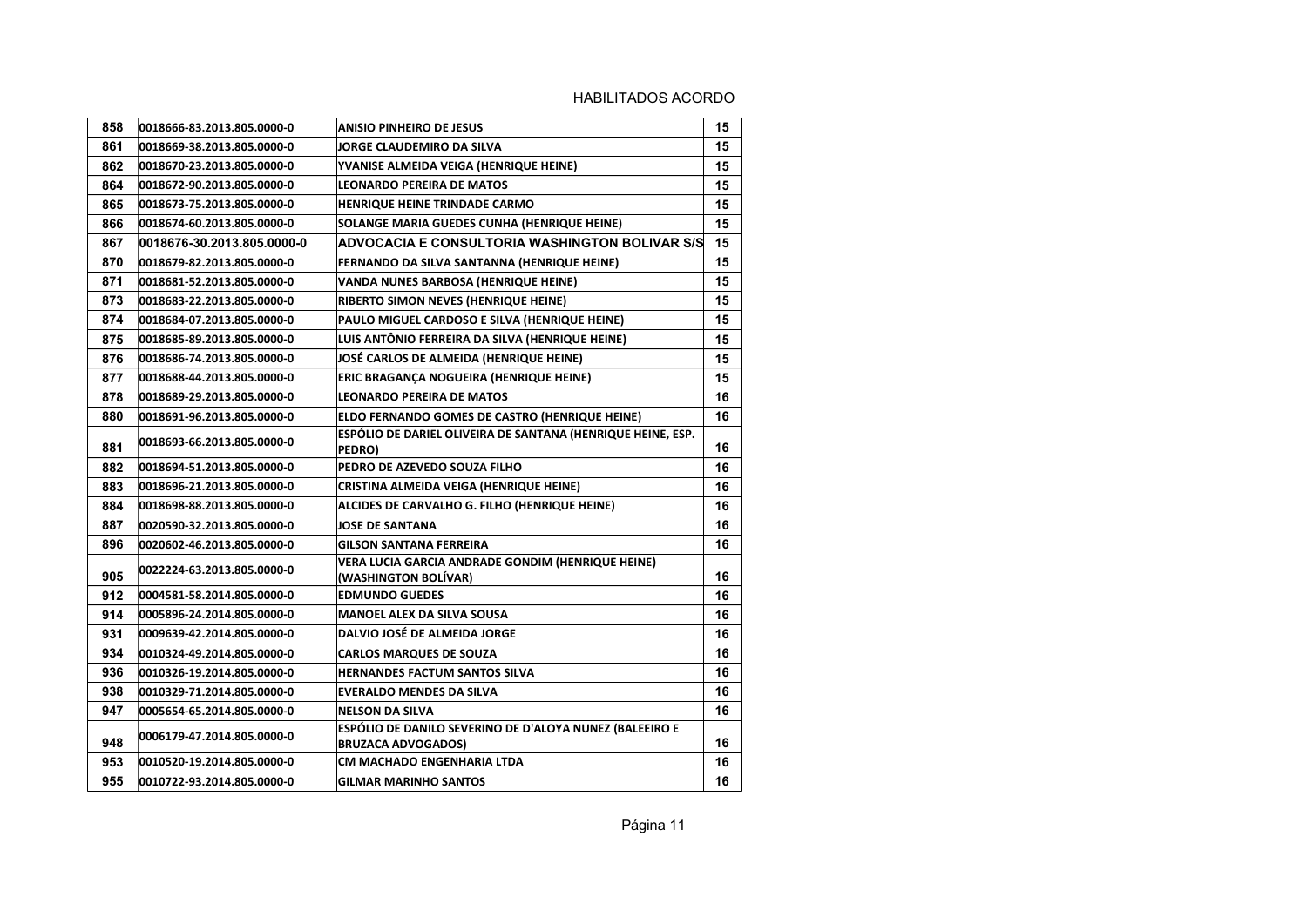HABILITADOS ACORDO

| | | | |
|---|---|---|---|
| 858 | 0018666-83.2013.805.0000-0 | ANISIO PINHEIRO DE JESUS | 15 |
| 861 | 0018669-38.2013.805.0000-0 | JORGE CLAUDEMIRO DA SILVA | 15 |
| 862 | 0018670-23.2013.805.0000-0 | YVANISE ALMEIDA VEIGA (HENRIQUE HEINE) | 15 |
| 864 | 0018672-90.2013.805.0000-0 | LEONARDO PEREIRA DE MATOS | 15 |
| 865 | 0018673-75.2013.805.0000-0 | HENRIQUE HEINE TRINDADE CARMO | 15 |
| 866 | 0018674-60.2013.805.0000-0 | SOLANGE MARIA GUEDES CUNHA (HENRIQUE HEINE) | 15 |
| 867 | 0018676-30.2013.805.0000-0 | ADVOCACIA E CONSULTORIA WASHINGTON BOLIVAR S/S | 15 |
| 870 | 0018679-82.2013.805.0000-0 | FERNANDO DA SILVA SANTANNA (HENRIQUE HEINE) | 15 |
| 871 | 0018681-52.2013.805.0000-0 | VANDA NUNES BARBOSA (HENRIQUE HEINE) | 15 |
| 873 | 0018683-22.2013.805.0000-0 | RIBERTO SIMON NEVES (HENRIQUE HEINE) | 15 |
| 874 | 0018684-07.2013.805.0000-0 | PAULO MIGUEL CARDOSO E SILVA (HENRIQUE HEINE) | 15 |
| 875 | 0018685-89.2013.805.0000-0 | LUIS ANTÔNIO FERREIRA DA SILVA (HENRIQUE HEINE) | 15 |
| 876 | 0018686-74.2013.805.0000-0 | JOSÉ CARLOS DE ALMEIDA (HENRIQUE HEINE) | 15 |
| 877 | 0018688-44.2013.805.0000-0 | ERIC BRAGANÇA NOGUEIRA (HENRIQUE HEINE) | 15 |
| 878 | 0018689-29.2013.805.0000-0 | LEONARDO PEREIRA DE MATOS | 16 |
| 880 | 0018691-96.2013.805.0000-0 | ELDO FERNANDO GOMES DE CASTRO (HENRIQUE HEINE) | 16 |
| 881 | 0018693-66.2013.805.0000-0 | ESPÓLIO DE DARIEL OLIVEIRA DE SANTANA (HENRIQUE HEINE, ESP. PEDRO) | 16 |
| 882 | 0018694-51.2013.805.0000-0 | PEDRO DE AZEVEDO SOUZA FILHO | 16 |
| 883 | 0018696-21.2013.805.0000-0 | CRISTINA ALMEIDA VEIGA (HENRIQUE HEINE) | 16 |
| 884 | 0018698-88.2013.805.0000-0 | ALCIDES DE CARVALHO G. FILHO (HENRIQUE HEINE) | 16 |
| 887 | 0020590-32.2013.805.0000-0 | JOSE DE SANTANA | 16 |
| 896 | 0020602-46.2013.805.0000-0 | GILSON SANTANA FERREIRA | 16 |
| 905 | 0022224-63.2013.805.0000-0 | VERA LUCIA GARCIA ANDRADE GONDIM (HENRIQUE HEINE) (WASHINGTON BOLÍVAR) | 16 |
| 912 | 0004581-58.2014.805.0000-0 | EDMUNDO GUEDES | 16 |
| 914 | 0005896-24.2014.805.0000-0 | MANOEL ALEX DA SILVA SOUSA | 16 |
| 931 | 0009639-42.2014.805.0000-0 | DALVIO JOSÉ DE ALMEIDA JORGE | 16 |
| 934 | 0010324-49.2014.805.0000-0 | CARLOS MARQUES DE SOUZA | 16 |
| 936 | 0010326-19.2014.805.0000-0 | HERNANDES FACTUM SANTOS SILVA | 16 |
| 938 | 0010329-71.2014.805.0000-0 | EVERALDO MENDES DA SILVA | 16 |
| 947 | 0005654-65.2014.805.0000-0 | NELSON DA SILVA | 16 |
| 948 | 0006179-47.2014.805.0000-0 | ESPÓLIO DE DANILO SEVERINO DE D'ALOYA NUNEZ (BALEEIRO E BRUZACA ADVOGADOS) | 16 |
| 953 | 0010520-19.2014.805.0000-0 | CM MACHADO ENGENHARIA LTDA | 16 |
| 955 | 0010722-93.2014.805.0000-0 | GILMAR MARINHO SANTOS | 16 |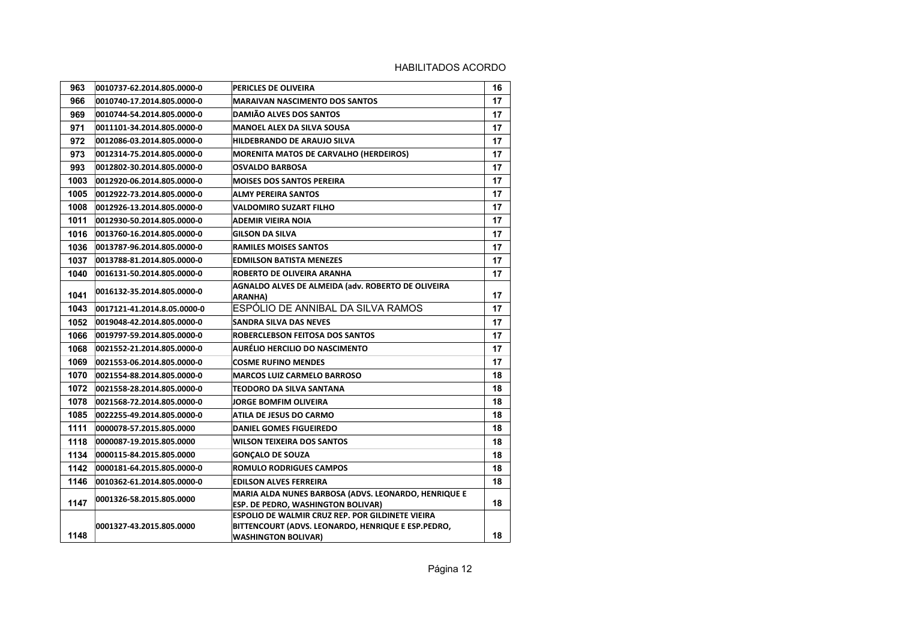HABILITADOS ACORDO

| | | | |
|---|---|---|---|
| 963 | 0010737-62.2014.805.0000-0 | PERICLES DE OLIVEIRA | 16 |
| 966 | 0010740-17.2014.805.0000-0 | MARAIVAN NASCIMENTO DOS SANTOS | 17 |
| 969 | 0010744-54.2014.805.0000-0 | DAMIÃO ALVES DOS SANTOS | 17 |
| 971 | 0011101-34.2014.805.0000-0 | MANOEL ALEX DA SILVA SOUSA | 17 |
| 972 | 0012086-03.2014.805.0000-0 | HILDEBRANDO DE ARAUJO SILVA | 17 |
| 973 | 0012314-75.2014.805.0000-0 | MORENITA MATOS DE CARVALHO (HERDEIROS) | 17 |
| 993 | 0012802-30.2014.805.0000-0 | OSVALDO BARBOSA | 17 |
| 1003 | 0012920-06.2014.805.0000-0 | MOISES DOS SANTOS PEREIRA | 17 |
| 1005 | 0012922-73.2014.805.0000-0 | ALMY PEREIRA SANTOS | 17 |
| 1008 | 0012926-13.2014.805.0000-0 | VALDOMIRO SUZART FILHO | 17 |
| 1011 | 0012930-50.2014.805.0000-0 | ADEMIR VIEIRA NOIA | 17 |
| 1016 | 0013760-16.2014.805.0000-0 | GILSON DA SILVA | 17 |
| 1036 | 0013787-96.2014.805.0000-0 | RAMILES MOISES SANTOS | 17 |
| 1037 | 0013788-81.2014.805.0000-0 | EDMILSON BATISTA MENEZES | 17 |
| 1040 | 0016131-50.2014.805.0000-0 | ROBERTO DE OLIVEIRA ARANHA | 17 |
| 1041 | 0016132-35.2014.805.0000-0 | AGNALDO ALVES DE ALMEIDA (adv. ROBERTO DE OLIVEIRA ARANHA) | 17 |
| 1043 | 0017121-41.2014.8.05.0000-0 | ESPÓLIO DE ANNIBAL DA SILVA RAMOS | 17 |
| 1052 | 0019048-42.2014.805.0000-0 | SANDRA SILVA DAS NEVES | 17 |
| 1066 | 0019797-59.2014.805.0000-0 | ROBERCLEBSON FEITOSA DOS SANTOS | 17 |
| 1068 | 0021552-21.2014.805.0000-0 | AURÉLIO HERCILIO DO NASCIMENTO | 17 |
| 1069 | 0021553-06.2014.805.0000-0 | COSME RUFINO MENDES | 17 |
| 1070 | 0021554-88.2014.805.0000-0 | MARCOS LUIZ CARMELO BARROSO | 18 |
| 1072 | 0021558-28.2014.805.0000-0 | TEODORO DA SILVA SANTANA | 18 |
| 1078 | 0021568-72.2014.805.0000-0 | JORGE BOMFIM OLIVEIRA | 18 |
| 1085 | 0022255-49.2014.805.0000-0 | ATILA DE JESUS DO CARMO | 18 |
| 1111 | 0000078-57.2015.805.0000 | DANIEL GOMES FIGUEIREDO | 18 |
| 1118 | 0000087-19.2015.805.0000 | WILSON TEIXEIRA DOS SANTOS | 18 |
| 1134 | 0000115-84.2015.805.0000 | GONÇALO DE SOUZA | 18 |
| 1142 | 0000181-64.2015.805.0000-0 | ROMULO RODRIGUES CAMPOS | 18 |
| 1146 | 0010362-61.2014.805.0000-0 | EDILSON ALVES FERREIRA | 18 |
| 1147 | 0001326-58.2015.805.0000 | MARIA ALDA NUNES BARBOSA (ADVS. LEONARDO, HENRIQUE E ESP. DE PEDRO, WASHINGTON BOLIVAR) | 18 |
| 1148 | 0001327-43.2015.805.0000 | ESPOLIO DE WALMIR CRUZ REP. POR GILDINETE VIEIRA BITTENCOURT (ADVS. LEONARDO, HENRIQUE E ESP.PEDRO, WASHINGTON BOLIVAR) | 18 |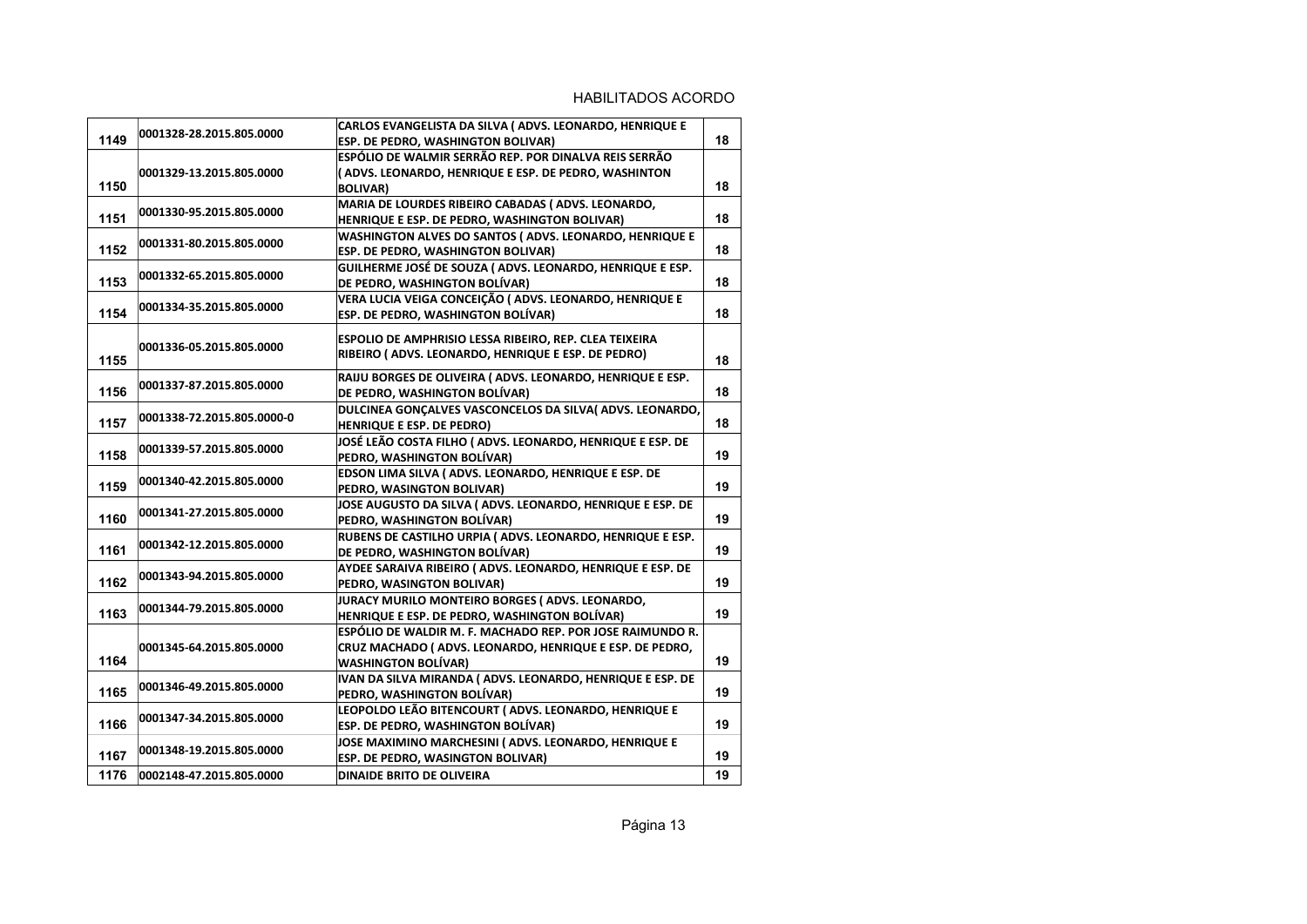HABILITADOS ACORDO

| | | | |
|---|---|---|---|
| 1149 | 0001328-28.2015.805.0000 | CARLOS EVANGELISTA DA SILVA ( ADVS. LEONARDO, HENRIQUE E ESP. DE PEDRO, WASHINGTON BOLIVAR) | 18 |
| 1150 | 0001329-13.2015.805.0000 | ESPÓLIO DE WALMIR SERRÃO REP. POR DINALVA REIS SERRÃO ( ADVS. LEONARDO, HENRIQUE E ESP. DE PEDRO, WASHINTON BOLIVAR) | 18 |
| 1151 | 0001330-95.2015.805.0000 | MARIA DE LOURDES RIBEIRO CABADAS ( ADVS. LEONARDO, HENRIQUE E ESP. DE PEDRO, WASHINGTON BOLIVAR) | 18 |
| 1152 | 0001331-80.2015.805.0000 | WASHINGTON ALVES DO SANTOS ( ADVS. LEONARDO, HENRIQUE E ESP. DE PEDRO, WASHINGTON BOLIVAR) | 18 |
| 1153 | 0001332-65.2015.805.0000 | GUILHERME JOSÉ DE SOUZA ( ADVS. LEONARDO, HENRIQUE E ESP. DE PEDRO, WASHINGTON BOLÍVAR) | 18 |
| 1154 | 0001334-35.2015.805.0000 | VERA LUCIA VEIGA CONCEIÇÃO ( ADVS. LEONARDO, HENRIQUE E ESP. DE PEDRO, WASHINGTON BOLÍVAR) | 18 |
| 1155 | 0001336-05.2015.805.0000 | ESPOLIO DE AMPHRISIO LESSA RIBEIRO, REP. CLEA TEIXEIRA RIBEIRO ( ADVS. LEONARDO, HENRIQUE E ESP. DE PEDRO) | 18 |
| 1156 | 0001337-87.2015.805.0000 | RAIJU BORGES DE OLIVEIRA ( ADVS. LEONARDO, HENRIQUE E ESP. DE PEDRO, WASHINGTON BOLÍVAR) | 18 |
| 1157 | 0001338-72.2015.805.0000-0 | DULCINEA GONÇALVES VASCONCELOS DA SILVA( ADVS. LEONARDO, HENRIQUE E ESP. DE PEDRO) | 18 |
| 1158 | 0001339-57.2015.805.0000 | JOSÉ LEÃO COSTA FILHO ( ADVS. LEONARDO, HENRIQUE E ESP. DE PEDRO, WASHINGTON BOLÍVAR) | 19 |
| 1159 | 0001340-42.2015.805.0000 | EDSON LIMA SILVA ( ADVS. LEONARDO, HENRIQUE E ESP. DE PEDRO, WASINGTON BOLIVAR) | 19 |
| 1160 | 0001341-27.2015.805.0000 | JOSE AUGUSTO DA SILVA ( ADVS. LEONARDO, HENRIQUE E ESP. DE PEDRO, WASHINGTON BOLÍVAR) | 19 |
| 1161 | 0001342-12.2015.805.0000 | RUBENS DE CASTILHO URPIA ( ADVS. LEONARDO, HENRIQUE E ESP. DE PEDRO, WASHINGTON BOLÍVAR) | 19 |
| 1162 | 0001343-94.2015.805.0000 | AYDEE SARAIVA RIBEIRO ( ADVS. LEONARDO, HENRIQUE E ESP. DE PEDRO, WASINGTON BOLIVAR) | 19 |
| 1163 | 0001344-79.2015.805.0000 | JURACY MURILO MONTEIRO BORGES ( ADVS. LEONARDO, HENRIQUE E ESP. DE PEDRO, WASHINGTON BOLÍVAR) | 19 |
| 1164 | 0001345-64.2015.805.0000 | ESPÓLIO DE WALDIR M. F. MACHADO REP. POR JOSE RAIMUNDO R. CRUZ MACHADO ( ADVS. LEONARDO, HENRIQUE E ESP. DE PEDRO, WASHINGTON BOLÍVAR) | 19 |
| 1165 | 0001346-49.2015.805.0000 | IVAN DA SILVA MIRANDA ( ADVS. LEONARDO, HENRIQUE E ESP. DE PEDRO, WASHINGTON BOLÍVAR) | 19 |
| 1166 | 0001347-34.2015.805.0000 | LEOPOLDO LEÃO BITENCOURT ( ADVS. LEONARDO, HENRIQUE E ESP. DE PEDRO, WASHINGTON BOLÍVAR) | 19 |
| 1167 | 0001348-19.2015.805.0000 | JOSE MAXIMINO MARCHESINI ( ADVS. LEONARDO, HENRIQUE E ESP. DE PEDRO, WASINGTON BOLIVAR) | 19 |
| 1176 | 0002148-47.2015.805.0000 | DINAIDE BRITO DE OLIVEIRA | 19 |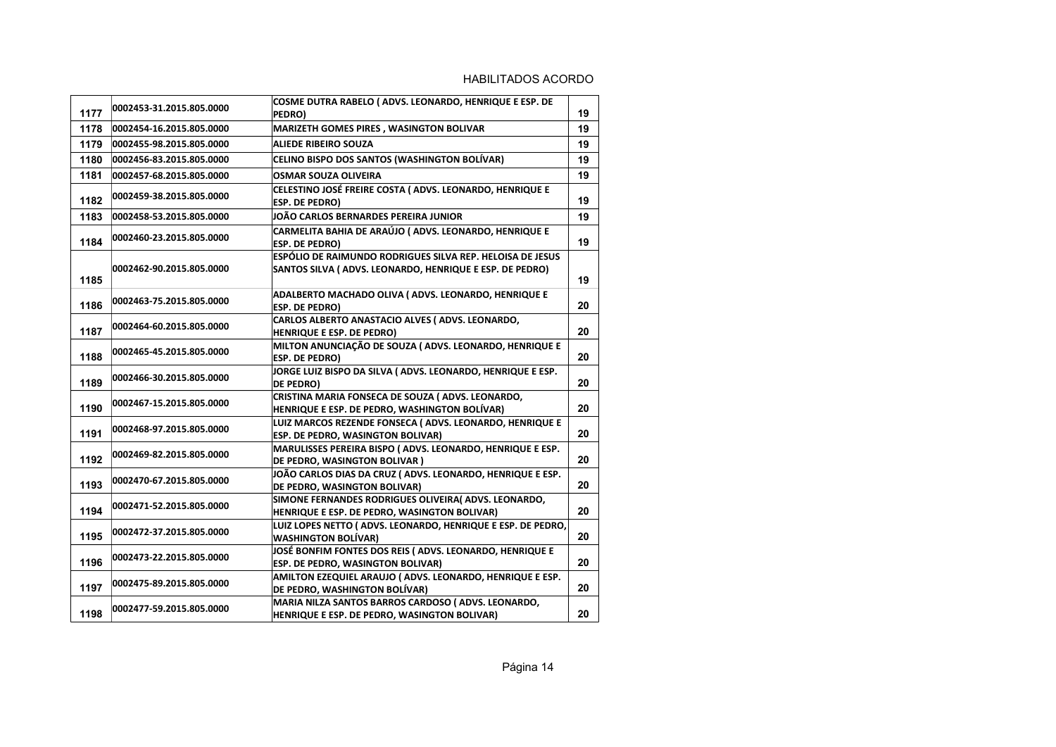HABILITADOS ACORDO

| | | | |
|---|---|---|---|
| 1177 | 0002453-31.2015.805.0000 | COSME DUTRA RABELO ( ADVS. LEONARDO, HENRIQUE E ESP. DE PEDRO) | 19 |
| 1178 | 0002454-16.2015.805.0000 | MARIZETH GOMES PIRES , WASINGTON BOLIVAR | 19 |
| 1179 | 0002455-98.2015.805.0000 | ALIEDE RIBEIRO SOUZA | 19 |
| 1180 | 0002456-83.2015.805.0000 | CELINO BISPO DOS SANTOS (WASHINGTON BOLÍVAR) | 19 |
| 1181 | 0002457-68.2015.805.0000 | OSMAR SOUZA OLIVEIRA | 19 |
| 1182 | 0002459-38.2015.805.0000 | CELESTINO JOSÉ FREIRE COSTA ( ADVS. LEONARDO, HENRIQUE E ESP. DE PEDRO) | 19 |
| 1183 | 0002458-53.2015.805.0000 | JOÃO CARLOS BERNARDES PEREIRA JUNIOR | 19 |
| 1184 | 0002460-23.2015.805.0000 | CARMELITA BAHIA DE ARAÚJO ( ADVS. LEONARDO, HENRIQUE E ESP. DE PEDRO) | 19 |
| 1185 | 0002462-90.2015.805.0000 | ESPÓLIO DE RAIMUNDO RODRIGUES SILVA REP. HELOISA DE JESUS SANTOS SILVA ( ADVS. LEONARDO, HENRIQUE E ESP. DE PEDRO) | 19 |
| 1186 | 0002463-75.2015.805.0000 | ADALBERTO MACHADO OLIVA ( ADVS. LEONARDO, HENRIQUE E ESP. DE PEDRO) | 20 |
| 1187 | 0002464-60.2015.805.0000 | CARLOS ALBERTO ANASTACIO ALVES ( ADVS. LEONARDO, HENRIQUE E ESP. DE PEDRO) | 20 |
| 1188 | 0002465-45.2015.805.0000 | MILTON ANUNCIAÇÃO DE SOUZA ( ADVS. LEONARDO, HENRIQUE E ESP. DE PEDRO) | 20 |
| 1189 | 0002466-30.2015.805.0000 | JORGE LUIZ BISPO DA SILVA ( ADVS. LEONARDO, HENRIQUE E ESP. DE PEDRO) | 20 |
| 1190 | 0002467-15.2015.805.0000 | CRISTINA MARIA FONSECA DE SOUZA ( ADVS. LEONARDO, HENRIQUE E ESP. DE PEDRO, WASHINGTON BOLÍVAR) | 20 |
| 1191 | 0002468-97.2015.805.0000 | LUIZ MARCOS REZENDE FONSECA ( ADVS. LEONARDO, HENRIQUE E ESP. DE PEDRO, WASINGTON BOLIVAR) | 20 |
| 1192 | 0002469-82.2015.805.0000 | MARULISSES PEREIRA BISPO ( ADVS. LEONARDO, HENRIQUE E ESP. DE PEDRO, WASINGTON BOLIVAR ) | 20 |
| 1193 | 0002470-67.2015.805.0000 | JOÃO CARLOS DIAS DA CRUZ ( ADVS. LEONARDO, HENRIQUE E ESP. DE PEDRO, WASINGTON BOLIVAR) | 20 |
| 1194 | 0002471-52.2015.805.0000 | SIMONE FERNANDES RODRIGUES OLIVEIRA( ADVS. LEONARDO, HENRIQUE E ESP. DE PEDRO, WASINGTON BOLIVAR) | 20 |
| 1195 | 0002472-37.2015.805.0000 | LUIZ LOPES NETTO ( ADVS. LEONARDO, HENRIQUE E ESP. DE PEDRO, WASHINGTON BOLÍVAR) | 20 |
| 1196 | 0002473-22.2015.805.0000 | JOSÉ BONFIM FONTES DOS REIS ( ADVS. LEONARDO, HENRIQUE E ESP. DE PEDRO, WASINGTON BOLIVAR) | 20 |
| 1197 | 0002475-89.2015.805.0000 | AMILTON EZEQUIEL ARAUJO ( ADVS. LEONARDO, HENRIQUE E ESP. DE PEDRO, WASHINGTON BOLÍVAR) | 20 |
| 1198 | 0002477-59.2015.805.0000 | MARIA NILZA SANTOS BARROS CARDOSO ( ADVS. LEONARDO, HENRIQUE E ESP. DE PEDRO, WASINGTON BOLIVAR) | 20 |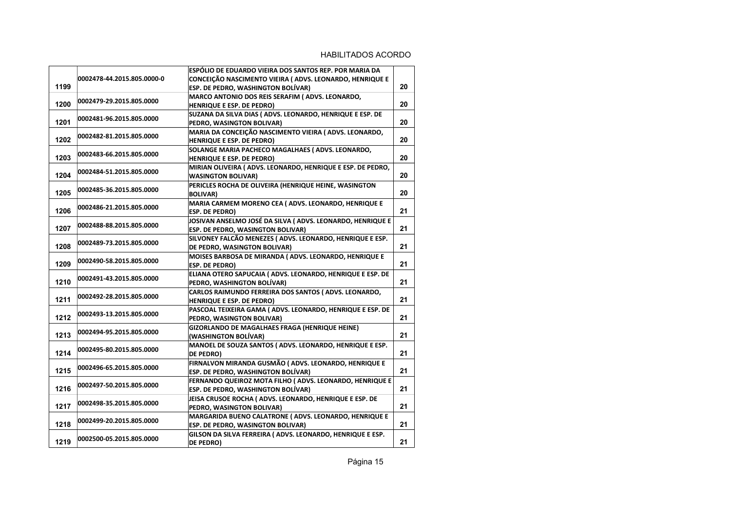HABILITADOS ACORDO

| | | | |
|---|---|---|---|
| 1199 | 0002478-44.2015.805.0000-0 | **ESPÓLIO DE EDUARDO VIEIRA DOS SANTOS REP. POR MARIA DA CONCEIÇÃO NASCIMENTO VIEIRA ( ADVS. LEONARDO, HENRIQUE E ESP. DE PEDRO, WASHINGTON BOLÍVAR)** | 20 |
| 1200 | 0002479-29.2015.805.0000 | **MARCO ANTONIO DOS REIS SERAFIM ( ADVS. LEONARDO, HENRIQUE E ESP. DE PEDRO)** | 20 |
| 1201 | 0002481-96.2015.805.0000 | **SUZANA DA SILVA DIAS ( ADVS. LEONARDO, HENRIQUE E ESP. DE PEDRO, WASINGTON BOLIVAR)** | 20 |
| 1202 | 0002482-81.2015.805.0000 | **MARIA DA CONCEIÇÃO NASCIMENTO VIEIRA ( ADVS. LEONARDO, HENRIQUE E ESP. DE PEDRO)** | 20 |
| 1203 | 0002483-66.2015.805.0000 | **SOLANGE MARIA PACHECO MAGALHAES ( ADVS. LEONARDO, HENRIQUE E ESP. DE PEDRO)** | 20 |
| 1204 | 0002484-51.2015.805.0000 | **MIRIAN OLIVEIRA ( ADVS. LEONARDO, HENRIQUE E ESP. DE PEDRO, WASINGTON BOLIVAR)** | 20 |
| 1205 | 0002485-36.2015.805.0000 | **PERICLES ROCHA DE OLIVEIRA (HENRIQUE HEINE, WASINGTON BOLIVAR)** | 20 |
| 1206 | 0002486-21.2015.805.0000 | **MARIA CARMEM MORENO CEA ( ADVS. LEONARDO, HENRIQUE E ESP. DE PEDRO)** | 21 |
| 1207 | 0002488-88.2015.805.0000 | **JOSIVAN ANSELMO JOSÉ DA SILVA ( ADVS. LEONARDO, HENRIQUE E ESP. DE PEDRO, WASINGTON BOLIVAR)** | 21 |
| 1208 | 0002489-73.2015.805.0000 | **SILVONEY FALCÃO MENEZES ( ADVS. LEONARDO, HENRIQUE E ESP. DE PEDRO, WASINGTON BOLIVAR)** | 21 |
| 1209 | 0002490-58.2015.805.0000 | **MOISES BARBOSA DE MIRANDA ( ADVS. LEONARDO, HENRIQUE E ESP. DE PEDRO)** | 21 |
| 1210 | 0002491-43.2015.805.0000 | **ELIANA OTERO SAPUCAIA ( ADVS. LEONARDO, HENRIQUE E ESP. DE PEDRO, WASHINGTON BOLÍVAR)** | 21 |
| 1211 | 0002492-28.2015.805.0000 | **CARLOS RAIMUNDO FERREIRA DOS SANTOS ( ADVS. LEONARDO, HENRIQUE E ESP. DE PEDRO)** | 21 |
| 1212 | 0002493-13.2015.805.0000 | **PASCOAL TEIXEIRA GAMA ( ADVS. LEONARDO, HENRIQUE E ESP. DE PEDRO, WASINGTON BOLIVAR)** | 21 |
| 1213 | 0002494-95.2015.805.0000 | **GIZORLANDO DE MAGALHAES FRAGA (HENRIQUE HEINE) (WASHINGTON BOLÍVAR)** | 21 |
| 1214 | 0002495-80.2015.805.0000 | **MANOEL DE SOUZA SANTOS ( ADVS. LEONARDO, HENRIQUE E ESP. DE PEDRO)** | 21 |
| 1215 | 0002496-65.2015.805.0000 | **FIRNALVON MIRANDA GUSMÃO ( ADVS. LEONARDO, HENRIQUE E ESP. DE PEDRO, WASHINGTON BOLÍVAR)** | 21 |
| 1216 | 0002497-50.2015.805.0000 | **FERNANDO QUEIROZ MOTA FILHO ( ADVS. LEONARDO, HENRIQUE E ESP. DE PEDRO, WASHINGTON BOLÍVAR)** | 21 |
| 1217 | 0002498-35.2015.805.0000 | **JEISA CRUSOE ROCHA ( ADVS. LEONARDO, HENRIQUE E ESP. DE PEDRO, WASINGTON BOLIVAR)** | 21 |
| 1218 | 0002499-20.2015.805.0000 | **MARGARIDA BUENO CALATRONE ( ADVS. LEONARDO, HENRIQUE E ESP. DE PEDRO, WASINGTON BOLIVAR)** | 21 |
| 1219 | 0002500-05.2015.805.0000 | **GILSON DA SILVA FERREIRA ( ADVS. LEONARDO, HENRIQUE E ESP. DE PEDRO)** | 21 |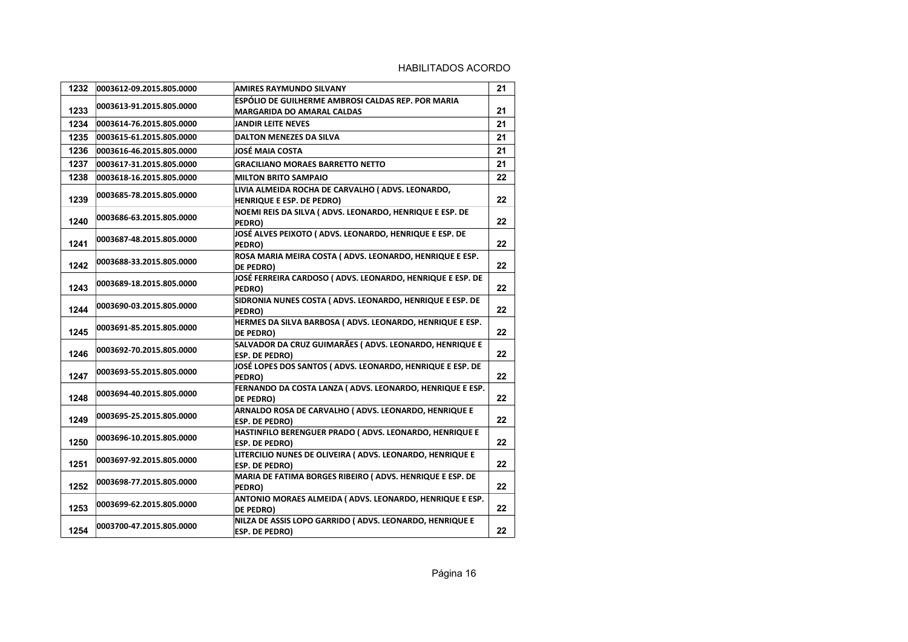HABILITADOS ACORDO

| | | | |
|---|---|---|---|
| 1232 | 0003612-09.2015.805.0000 | **AMIRES RAYMUNDO SILVANY** | 21 |
| 1233 | 0003613-91.2015.805.0000 | **ESPÓLIO DE GUILHERME AMBROSI CALDAS REP. POR MARIA MARGARIDA DO AMARAL CALDAS** | 21 |
| 1234 | 0003614-76.2015.805.0000 | **JANDIR LEITE NEVES** | 21 |
| 1235 | 0003615-61.2015.805.0000 | **DALTON MENEZES DA SILVA** | 21 |
| 1236 | 0003616-46.2015.805.0000 | **JOSÉ MAIA COSTA** | 21 |
| 1237 | 0003617-31.2015.805.0000 | **GRACILIANO MORAES BARRETTO NETTO** | 21 |
| 1238 | 0003618-16.2015.805.0000 | **MILTON BRITO SAMPAIO** | 22 |
| 1239 | 0003685-78.2015.805.0000 | **LIVIA ALMEIDA ROCHA DE CARVALHO ( ADVS. LEONARDO, HENRIQUE E ESP. DE PEDRO)** | 22 |
| 1240 | 0003686-63.2015.805.0000 | **NOEMI REIS DA SILVA ( ADVS. LEONARDO, HENRIQUE E ESP. DE PEDRO)** | 22 |
| 1241 | 0003687-48.2015.805.0000 | **JOSÉ ALVES PEIXOTO ( ADVS. LEONARDO, HENRIQUE E ESP. DE PEDRO)** | 22 |
| 1242 | 0003688-33.2015.805.0000 | **ROSA MARIA MEIRA COSTA ( ADVS. LEONARDO, HENRIQUE E ESP. DE PEDRO)** | 22 |
| 1243 | 0003689-18.2015.805.0000 | **JOSÉ FERREIRA CARDOSO ( ADVS. LEONARDO, HENRIQUE E ESP. DE PEDRO)** | 22 |
| 1244 | 0003690-03.2015.805.0000 | **SIDRONIA NUNES COSTA ( ADVS. LEONARDO, HENRIQUE E ESP. DE PEDRO)** | 22 |
| 1245 | 0003691-85.2015.805.0000 | **HERMES DA SILVA BARBOSA ( ADVS. LEONARDO, HENRIQUE E ESP. DE PEDRO)** | 22 |
| 1246 | 0003692-70.2015.805.0000 | **SALVADOR DA CRUZ GUIMARÃES ( ADVS. LEONARDO, HENRIQUE E ESP. DE PEDRO)** | 22 |
| 1247 | 0003693-55.2015.805.0000 | **JOSÉ LOPES DOS SANTOS ( ADVS. LEONARDO, HENRIQUE E ESP. DE PEDRO)** | 22 |
| 1248 | 0003694-40.2015.805.0000 | **FERNANDO DA COSTA LANZA ( ADVS. LEONARDO, HENRIQUE E ESP. DE PEDRO)** | 22 |
| 1249 | 0003695-25.2015.805.0000 | **ARNALDO ROSA DE CARVALHO ( ADVS. LEONARDO, HENRIQUE E ESP. DE PEDRO)** | 22 |
| 1250 | 0003696-10.2015.805.0000 | **HASTINFILO BERENGUER PRADO ( ADVS. LEONARDO, HENRIQUE E ESP. DE PEDRO)** | 22 |
| 1251 | 0003697-92.2015.805.0000 | **LITERCILIO NUNES DE OLIVEIRA ( ADVS. LEONARDO, HENRIQUE E ESP. DE PEDRO)** | 22 |
| 1252 | 0003698-77.2015.805.0000 | **MARIA DE FATIMA BORGES RIBEIRO ( ADVS. HENRIQUE E ESP. DE PEDRO)** | 22 |
| 1253 | 0003699-62.2015.805.0000 | **ANTONIO MORAES ALMEIDA ( ADVS. LEONARDO, HENRIQUE E ESP. DE PEDRO)** | 22 |
| 1254 | 0003700-47.2015.805.0000 | **NILZA DE ASSIS LOPO GARRIDO ( ADVS. LEONARDO, HENRIQUE E ESP. DE PEDRO)** | 22 |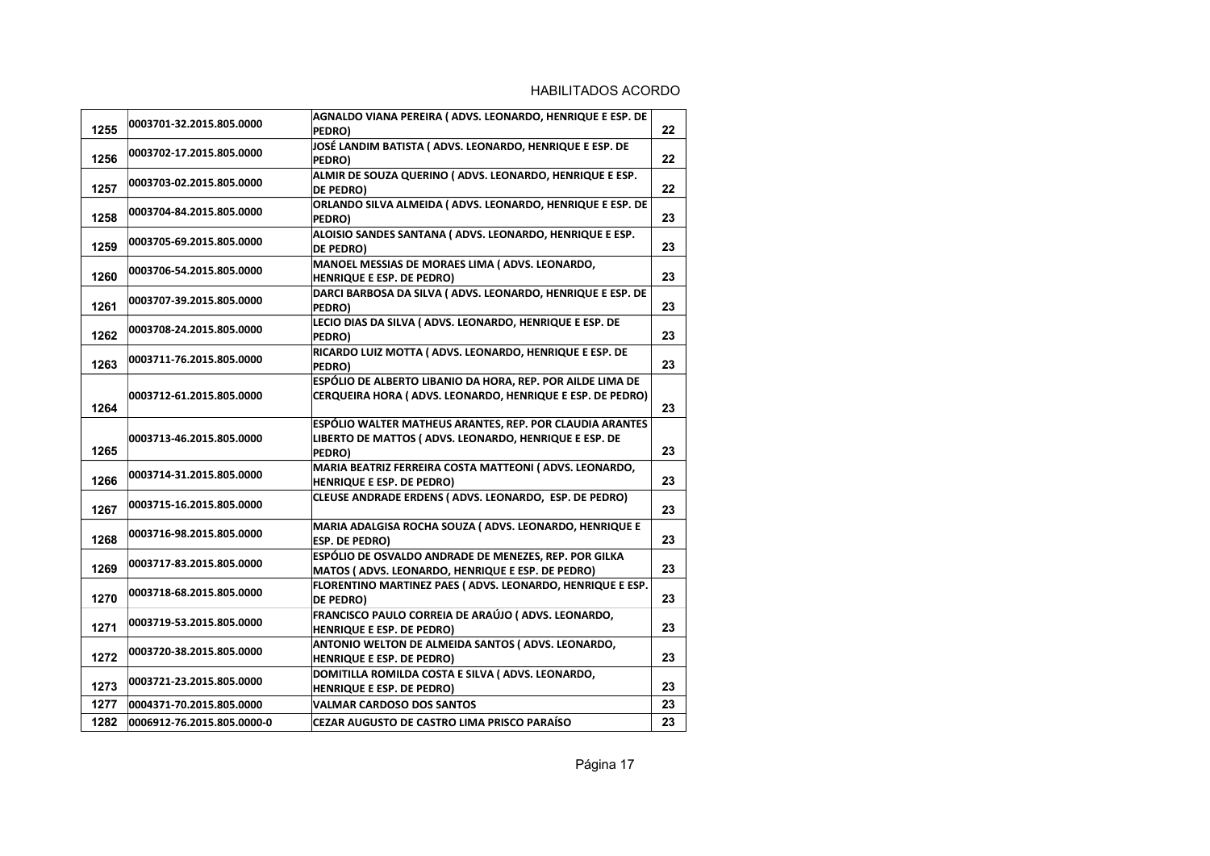HABILITADOS ACORDO

| | | | |
|---|---|---|---|
| 1255 | 0003701-32.2015.805.0000 | AGNALDO VIANA PEREIRA ( ADVS. LEONARDO, HENRIQUE E ESP. DE PEDRO) | 22 |
| 1256 | 0003702-17.2015.805.0000 | JOSÉ LANDIM BATISTA ( ADVS. LEONARDO, HENRIQUE E ESP. DE PEDRO) | 22 |
| 1257 | 0003703-02.2015.805.0000 | ALMIR DE SOUZA QUERINO ( ADVS. LEONARDO, HENRIQUE E ESP. DE PEDRO) | 22 |
| 1258 | 0003704-84.2015.805.0000 | ORLANDO SILVA ALMEIDA ( ADVS. LEONARDO, HENRIQUE E ESP. DE PEDRO) | 23 |
| 1259 | 0003705-69.2015.805.0000 | ALOISIO SANDES SANTANA ( ADVS. LEONARDO, HENRIQUE E ESP. DE PEDRO) | 23 |
| 1260 | 0003706-54.2015.805.0000 | MANOEL MESSIAS DE MORAES LIMA ( ADVS. LEONARDO, HENRIQUE E ESP. DE PEDRO) | 23 |
| 1261 | 0003707-39.2015.805.0000 | DARCI BARBOSA DA SILVA ( ADVS. LEONARDO, HENRIQUE E ESP. DE PEDRO) | 23 |
| 1262 | 0003708-24.2015.805.0000 | LECIO DIAS DA SILVA ( ADVS. LEONARDO, HENRIQUE E ESP. DE PEDRO) | 23 |
| 1263 | 0003711-76.2015.805.0000 | RICARDO LUIZ MOTTA ( ADVS. LEONARDO, HENRIQUE E ESP. DE PEDRO) | 23 |
| 1264 | 0003712-61.2015.805.0000 | ESPÓLIO DE ALBERTO LIBANIO DA HORA, REP. POR AILDE LIMA DE CERQUEIRA HORA ( ADVS. LEONARDO, HENRIQUE E ESP. DE PEDRO) | 23 |
| 1265 | 0003713-46.2015.805.0000 | ESPÓLIO WALTER MATHEUS ARANTES, REP. POR CLAUDIA ARANTES LIBERTO DE MATTOS ( ADVS. LEONARDO, HENRIQUE E ESP. DE PEDRO) | 23 |
| 1266 | 0003714-31.2015.805.0000 | MARIA BEATRIZ FERREIRA COSTA MATTEONI ( ADVS. LEONARDO, HENRIQUE E ESP. DE PEDRO) | 23 |
| 1267 | 0003715-16.2015.805.0000 | CLEUSE ANDRADE ERDENS ( ADVS. LEONARDO, ESP. DE PEDRO) | 23 |
| 1268 | 0003716-98.2015.805.0000 | MARIA ADALGISA ROCHA SOUZA ( ADVS. LEONARDO, HENRIQUE E ESP. DE PEDRO) | 23 |
| 1269 | 0003717-83.2015.805.0000 | ESPÓLIO DE OSVALDO ANDRADE DE MENEZES, REP. POR GILKA MATOS ( ADVS. LEONARDO, HENRIQUE E ESP. DE PEDRO) | 23 |
| 1270 | 0003718-68.2015.805.0000 | FLORENTINO MARTINEZ PAES ( ADVS. LEONARDO, HENRIQUE E ESP. DE PEDRO) | 23 |
| 1271 | 0003719-53.2015.805.0000 | FRANCISCO PAULO CORREIA DE ARAÚJO ( ADVS. LEONARDO, HENRIQUE E ESP. DE PEDRO) | 23 |
| 1272 | 0003720-38.2015.805.0000 | ANTONIO WELTON DE ALMEIDA SANTOS ( ADVS. LEONARDO, HENRIQUE E ESP. DE PEDRO) | 23 |
| 1273 | 0003721-23.2015.805.0000 | DOMITILLA ROMILDA COSTA E SILVA ( ADVS. LEONARDO, HENRIQUE E ESP. DE PEDRO) | 23 |
| 1277 | 0004371-70.2015.805.0000 | VALMAR CARDOSO DOS SANTOS | 23 |
| 1282 | 0006912-76.2015.805.0000-0 | CEZAR AUGUSTO DE CASTRO LIMA PRISCO PARAÍSO | 23 |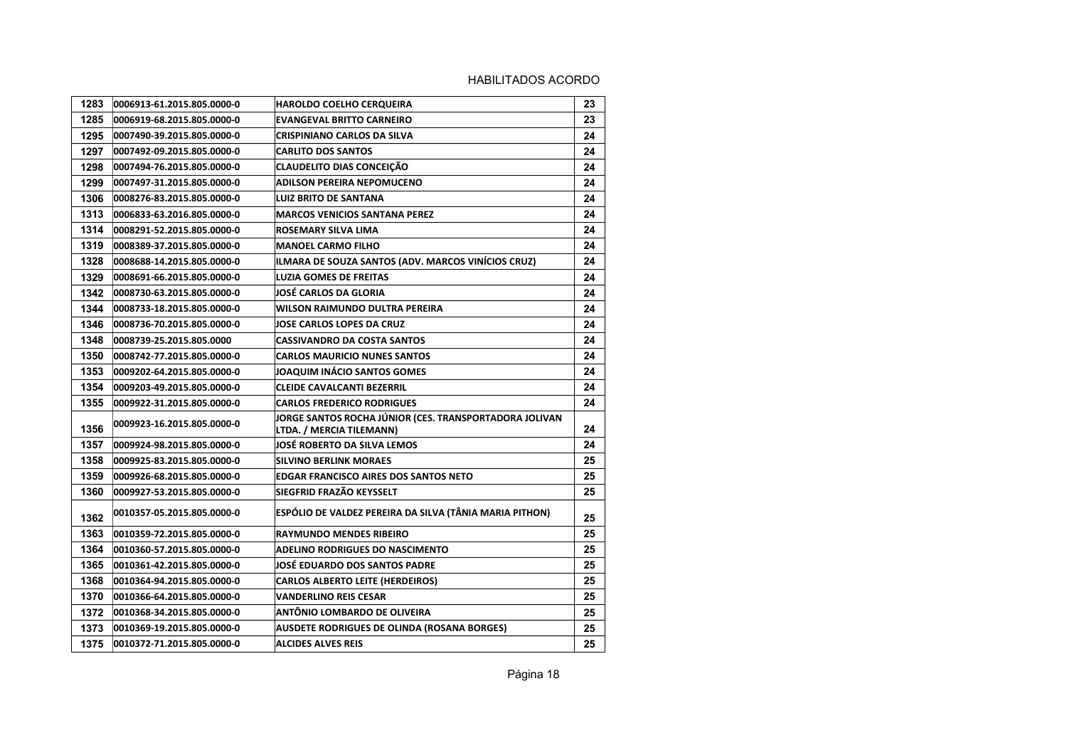HABILITADOS ACORDO

| | | | |
|---|---|---|---|
| 1283 | 0006913-61.2015.805.0000-0 | HAROLDO COELHO CERQUEIRA | 23 |
| 1285 | 0006919-68.2015.805.0000-0 | EVANGEVAL BRITTO CARNEIRO | 23 |
| 1295 | 0007490-39.2015.805.0000-0 | CRISPINIANO CARLOS DA SILVA | 24 |
| 1297 | 0007492-09.2015.805.0000-0 | CARLITO DOS SANTOS | 24 |
| 1298 | 0007494-76.2015.805.0000-0 | CLAUDELITO DIAS CONCEIÇÃO | 24 |
| 1299 | 0007497-31.2015.805.0000-0 | ADILSON PEREIRA NEPOMUCENO | 24 |
| 1306 | 0008276-83.2015.805.0000-0 | LUIZ BRITO DE SANTANA | 24 |
| 1313 | 0006833-63.2016.805.0000-0 | MARCOS VENICIOS SANTANA PEREZ | 24 |
| 1314 | 0008291-52.2015.805.0000-0 | ROSEMARY SILVA LIMA | 24 |
| 1319 | 0008389-37.2015.805.0000-0 | MANOEL CARMO FILHO | 24 |
| 1328 | 0008688-14.2015.805.0000-0 | ILMARA DE SOUZA SANTOS (ADV. MARCOS VINÍCIOS CRUZ) | 24 |
| 1329 | 0008691-66.2015.805.0000-0 | LUZIA GOMES DE FREITAS | 24 |
| 1342 | 0008730-63.2015.805.0000-0 | JOSÉ CARLOS DA GLORIA | 24 |
| 1344 | 0008733-18.2015.805.0000-0 | WILSON RAIMUNDO DULTRA PEREIRA | 24 |
| 1346 | 0008736-70.2015.805.0000-0 | JOSE CARLOS LOPES DA CRUZ | 24 |
| 1348 | 0008739-25.2015.805.0000 | CASSIVANDRO DA COSTA SANTOS | 24 |
| 1350 | 0008742-77.2015.805.0000-0 | CARLOS MAURICIO NUNES SANTOS | 24 |
| 1353 | 0009202-64.2015.805.0000-0 | JOAQUIM INÁCIO SANTOS GOMES | 24 |
| 1354 | 0009203-49.2015.805.0000-0 | CLEIDE CAVALCANTI BEZERRIL | 24 |
| 1355 | 0009922-31.2015.805.0000-0 | CARLOS FREDERICO RODRIGUES | 24 |
| 1356 | 0009923-16.2015.805.0000-0 | JORGE SANTOS ROCHA JÚNIOR (CES. TRANSPORTADORA JOLIVAN LTDA. / MERCIA TILEMANN) | 24 |
| 1357 | 0009924-98.2015.805.0000-0 | JOSÉ ROBERTO DA SILVA LEMOS | 24 |
| 1358 | 0009925-83.2015.805.0000-0 | SILVINO BERLINK MORAES | 25 |
| 1359 | 0009926-68.2015.805.0000-0 | EDGAR FRANCISCO AIRES DOS SANTOS NETO | 25 |
| 1360 | 0009927-53.2015.805.0000-0 | SIEGFRID FRAZÃO KEYSSELT | 25 |
| 1362 | 0010357-05.2015.805.0000-0 | ESPÓLIO DE VALDEZ PEREIRA DA SILVA (TÂNIA MARIA PITHON) | 25 |
| 1363 | 0010359-72.2015.805.0000-0 | RAYMUNDO MENDES RIBEIRO | 25 |
| 1364 | 0010360-57.2015.805.0000-0 | ADELINO RODRIGUES DO NASCIMENTO | 25 |
| 1365 | 0010361-42.2015.805.0000-0 | JOSÉ EDUARDO DOS SANTOS PADRE | 25 |
| 1368 | 0010364-94.2015.805.0000-0 | CARLOS ALBERTO LEITE (HERDEIROS) | 25 |
| 1370 | 0010366-64.2015.805.0000-0 | VANDERLINO REIS CESAR | 25 |
| 1372 | 0010368-34.2015.805.0000-0 | ANTÔNIO LOMBARDO DE OLIVEIRA | 25 |
| 1373 | 0010369-19.2015.805.0000-0 | AUSDETE RODRIGUES DE OLINDA (ROSANA BORGES) | 25 |
| 1375 | 0010372-71.2015.805.0000-0 | ALCIDES ALVES REIS | 25 |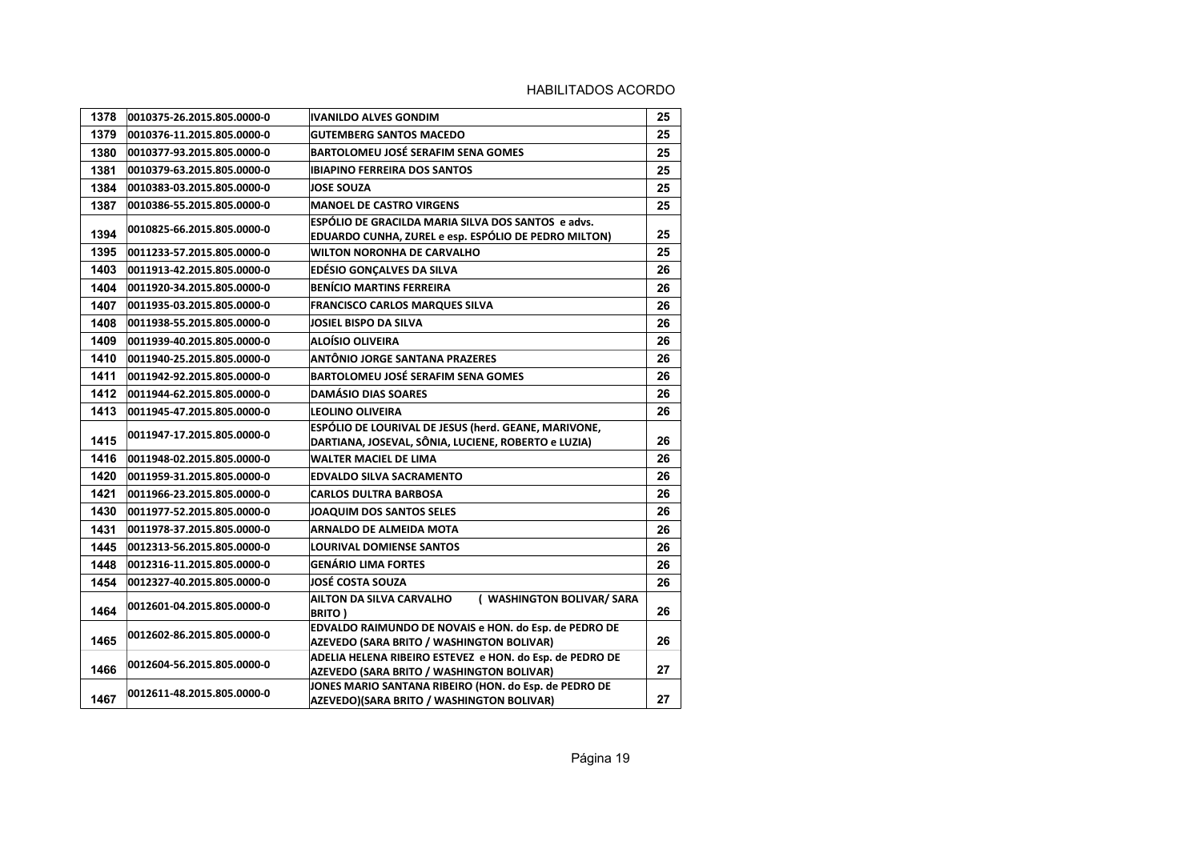HABILITADOS ACORDO

| | | | |
|---|---|---|---|
| 1378 | 0010375-26.2015.805.0000-0 | **IVANILDO ALVES GONDIM** | 25 |
| 1379 | 0010376-11.2015.805.0000-0 | **GUTEMBERG SANTOS MACEDO** | 25 |
| 1380 | 0010377-93.2015.805.0000-0 | **BARTOLOMEU JOSÉ SERAFIM SENA GOMES** | 25 |
| 1381 | 0010379-63.2015.805.0000-0 | **IBIAPINO FERREIRA DOS SANTOS** | 25 |
| 1384 | 0010383-03.2015.805.0000-0 | **JOSE SOUZA** | 25 |
| 1387 | 0010386-55.2015.805.0000-0 | **MANOEL DE CASTRO VIRGENS** | 25 |
| 1394 | 0010825-66.2015.805.0000-0 | **ESPÓLIO DE GRACILDA MARIA SILVA DOS SANTOS e advs. EDUARDO CUNHA, ZUREL e esp. ESPÓLIO DE PEDRO MILTON)** | 25 |
| 1395 | 0011233-57.2015.805.0000-0 | **WILTON NORONHA DE CARVALHO** | 25 |
| 1403 | 0011913-42.2015.805.0000-0 | **EDÉSIO GONÇALVES DA SILVA** | 26 |
| 1404 | 0011920-34.2015.805.0000-0 | **BENÍCIO MARTINS FERREIRA** | 26 |
| 1407 | 0011935-03.2015.805.0000-0 | **FRANCISCO CARLOS MARQUES SILVA** | 26 |
| 1408 | 0011938-55.2015.805.0000-0 | **JOSIEL BISPO DA SILVA** | 26 |
| 1409 | 0011939-40.2015.805.0000-0 | **ALOÍSIO OLIVEIRA** | 26 |
| 1410 | 0011940-25.2015.805.0000-0 | **ANTÔNIO JORGE SANTANA PRAZERES** | 26 |
| 1411 | 0011942-92.2015.805.0000-0 | **BARTOLOMEU JOSÉ SERAFIM SENA GOMES** | 26 |
| 1412 | 0011944-62.2015.805.0000-0 | **DAMÁSIO DIAS SOARES** | 26 |
| 1413 | 0011945-47.2015.805.0000-0 | **LEOLINO OLIVEIRA** | 26 |
| 1415 | 0011947-17.2015.805.0000-0 | **ESPÓLIO DE LOURIVAL DE JESUS (herd. GEANE, MARIVONE, DARTIANA, JOSEVAL, SÔNIA, LUCIENE, ROBERTO e LUZIA)** | 26 |
| 1416 | 0011948-02.2015.805.0000-0 | **WALTER MACIEL DE LIMA** | 26 |
| 1420 | 0011959-31.2015.805.0000-0 | **EDVALDO SILVA SACRAMENTO** | 26 |
| 1421 | 0011966-23.2015.805.0000-0 | **CARLOS DULTRA BARBOSA** | 26 |
| 1430 | 0011977-52.2015.805.0000-0 | **JOAQUIM DOS SANTOS SELES** | 26 |
| 1431 | 0011978-37.2015.805.0000-0 | **ARNALDO DE ALMEIDA MOTA** | 26 |
| 1445 | 0012313-56.2015.805.0000-0 | **LOURIVAL DOMIENSE SANTOS** | 26 |
| 1448 | 0012316-11.2015.805.0000-0 | **GENÁRIO LIMA FORTES** | 26 |
| 1454 | 0012327-40.2015.805.0000-0 | **JOSÉ COSTA SOUZA** | 26 |
| 1464 | 0012601-04.2015.805.0000-0 | **AILTON DA SILVA CARVALHO ( WASHINGTON BOLIVAR/ SARA BRITO )** | 26 |
| 1465 | 0012602-86.2015.805.0000-0 | **EDVALDO RAIMUNDO DE NOVAIS e HON. do Esp. de PEDRO DE AZEVEDO (SARA BRITO / WASHINGTON BOLIVAR)** | 26 |
| 1466 | 0012604-56.2015.805.0000-0 | **ADELIA HELENA RIBEIRO ESTEVEZ e HON. do Esp. de PEDRO DE AZEVEDO (SARA BRITO / WASHINGTON BOLIVAR)** | 27 |
| 1467 | 0012611-48.2015.805.0000-0 | **JONES MARIO SANTANA RIBEIRO (HON. do Esp. de PEDRO DE AZEVEDO)(SARA BRITO / WASHINGTON BOLIVAR)** | 27 |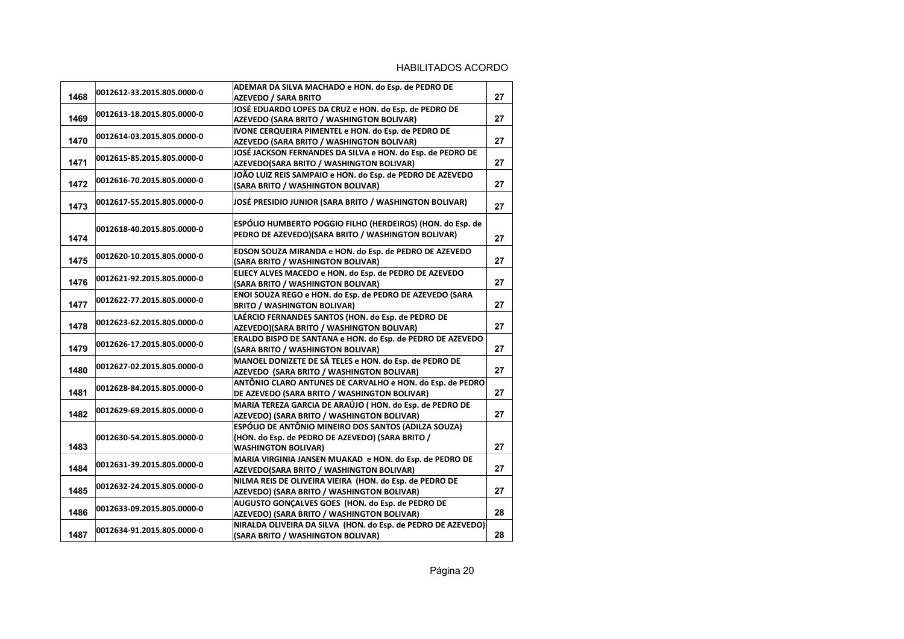HABILITADOS ACORDO

| | | | |
|---|---|---|---|
| 1468 | 0012612-33.2015.805.0000-0 | ADEMAR DA SILVA MACHADO e HON. do Esp. de PEDRO DE AZEVEDO / SARA BRITO | 27 |
| 1469 | 0012613-18.2015.805.0000-0 | JOSÉ EDUARDO LOPES DA CRUZ e HON. do Esp. de PEDRO DE AZEVEDO (SARA BRITO / WASHINGTON BOLIVAR) | 27 |
| 1470 | 0012614-03.2015.805.0000-0 | IVONE CERQUEIRA PIMENTEL e HON. do Esp. de PEDRO DE AZEVEDO (SARA BRITO / WASHINGTON BOLIVAR) | 27 |
| 1471 | 0012615-85.2015.805.0000-0 | JOSÉ JACKSON FERNANDES DA SILVA e HON. do Esp. de PEDRO DE AZEVEDO(SARA BRITO / WASHINGTON BOLIVAR) | 27 |
| 1472 | 0012616-70.2015.805.0000-0 | JOÃO LUIZ REIS SAMPAIO e HON. do Esp. de PEDRO DE AZEVEDO (SARA BRITO / WASHINGTON BOLIVAR) | 27 |
| 1473 | 0012617-55.2015.805.0000-0 | JOSÉ PRESIDIO JUNIOR (SARA BRITO / WASHINGTON BOLIVAR) | 27 |
| 1474 | 0012618-40.2015.805.0000-0 | ESPÓLIO HUMBERTO POGGIO FILHO (HERDEIROS) (HON. do Esp. de PEDRO DE AZEVEDO)(SARA BRITO / WASHINGTON BOLIVAR) | 27 |
| 1475 | 0012620-10.2015.805.0000-0 | EDSON SOUZA MIRANDA e HON. do Esp. de PEDRO DE AZEVEDO (SARA BRITO / WASHINGTON BOLIVAR) | 27 |
| 1476 | 0012621-92.2015.805.0000-0 | ELIECY ALVES MACEDO e HON. do Esp. de PEDRO DE AZEVEDO (SARA BRITO / WASHINGTON BOLIVAR) | 27 |
| 1477 | 0012622-77.2015.805.0000-0 | ENOI SOUZA REGO e HON. do Esp. de PEDRO DE AZEVEDO (SARA BRITO / WASHINGTON BOLIVAR) | 27 |
| 1478 | 0012623-62.2015.805.0000-0 | LAÉRCIO FERNANDES SANTOS (HON. do Esp. de PEDRO DE AZEVEDO)(SARA BRITO / WASHINGTON BOLIVAR) | 27 |
| 1479 | 0012626-17.2015.805.0000-0 | ERALDO BISPO DE SANTANA e HON. do Esp. de PEDRO DE AZEVEDO (SARA BRITO / WASHINGTON BOLIVAR) | 27 |
| 1480 | 0012627-02.2015.805.0000-0 | MANOEL DONIZETE DE SÁ TELES e HON. do Esp. de PEDRO DE AZEVEDO (SARA BRITO / WASHINGTON BOLIVAR) | 27 |
| 1481 | 0012628-84.2015.805.0000-0 | ANTÔNIO CLARO ANTUNES DE CARVALHO e HON. do Esp. de PEDRO DE AZEVEDO (SARA BRITO / WASHINGTON BOLIVAR) | 27 |
| 1482 | 0012629-69.2015.805.0000-0 | MARIA TEREZA GARCIA DE ARAÚJO ( HON. do Esp. de PEDRO DE AZEVEDO) (SARA BRITO / WASHINGTON BOLIVAR) | 27 |
| 1483 | 0012630-54.2015.805.0000-0 | ESPÓLIO DE ANTÔNIO MINEIRO DOS SANTOS (ADILZA SOUZA) (HON. do Esp. de PEDRO DE AZEVEDO) (SARA BRITO / WASHINGTON BOLIVAR) | 27 |
| 1484 | 0012631-39.2015.805.0000-0 | MARIA VIRGINIA JANSEN MUAKAD e HON. do Esp. de PEDRO DE AZEVEDO(SARA BRITO / WASHINGTON BOLIVAR) | 27 |
| 1485 | 0012632-24.2015.805.0000-0 | NILMA REIS DE OLIVEIRA VIEIRA (HON. do Esp. de PEDRO DE AZEVEDO) (SARA BRITO / WASHINGTON BOLIVAR) | 27 |
| 1486 | 0012633-09.2015.805.0000-0 | AUGUSTO GONÇALVES GOES (HON. do Esp. de PEDRO DE AZEVEDO) (SARA BRITO / WASHINGTON BOLIVAR) | 28 |
| 1487 | 0012634-91.2015.805.0000-0 | NIRALDA OLIVEIRA DA SILVA (HON. do Esp. de PEDRO DE AZEVEDO) (SARA BRITO / WASHINGTON BOLIVAR) | 28 |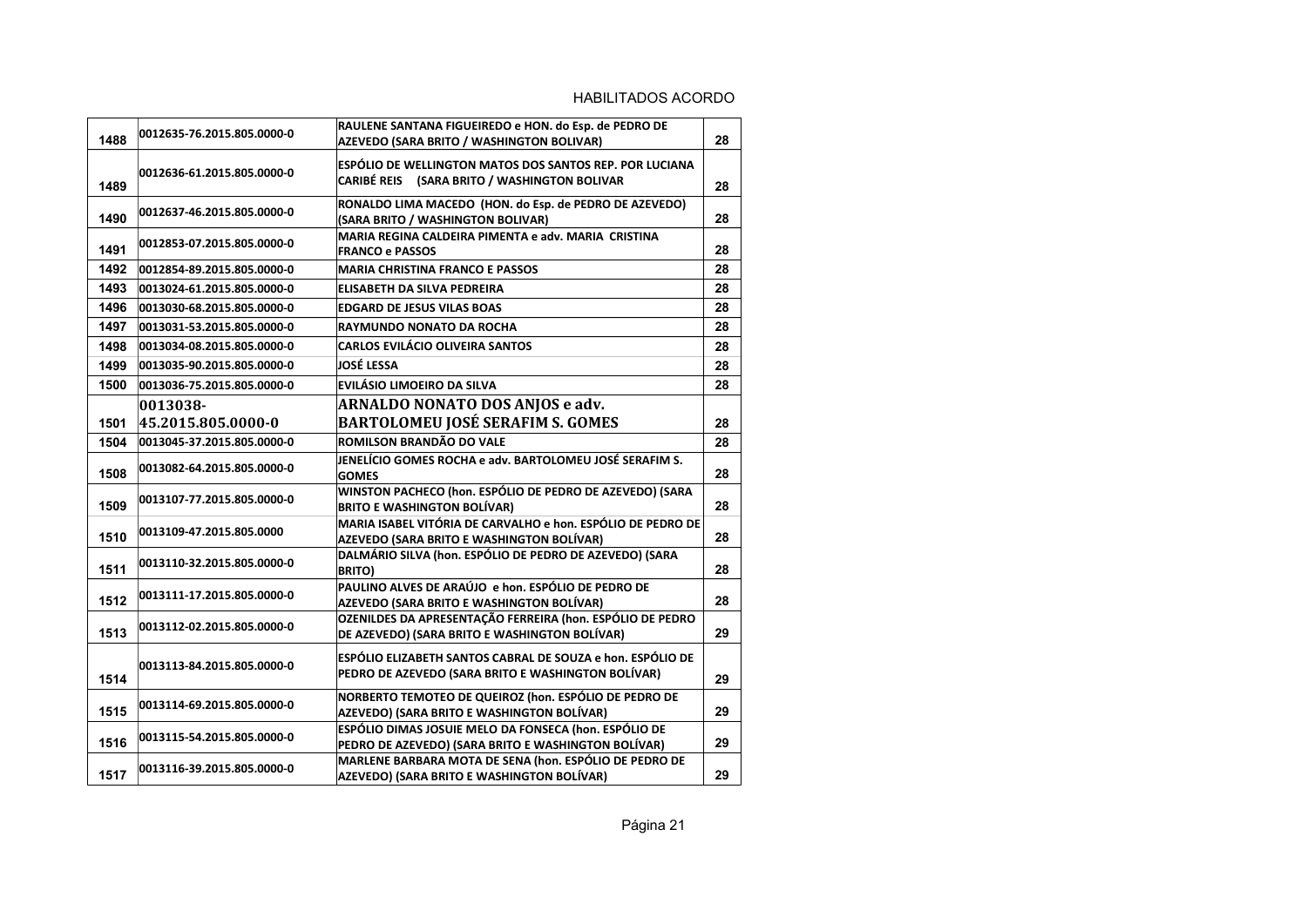HABILITADOS ACORDO

| | | | |
|---|---|---|---|
| 1488 | 0012635-76.2015.805.0000-0 | RAULENE SANTANA FIGUEIREDO e HON. do Esp. de PEDRO DE AZEVEDO (SARA BRITO / WASHINGTON BOLIVAR) | 28 |
| 1489 | 0012636-61.2015.805.0000-0 | ESPÓLIO DE WELLINGTON MATOS DOS SANTOS REP. POR LUCIANA CARIBÉ REIS (SARA BRITO / WASHINGTON BOLIVAR | 28 |
| 1490 | 0012637-46.2015.805.0000-0 | RONALDO LIMA MACEDO (HON. do Esp. de PEDRO DE AZEVEDO) (SARA BRITO / WASHINGTON BOLIVAR) | 28 |
| 1491 | 0012853-07.2015.805.0000-0 | MARIA REGINA CALDEIRA PIMENTA e adv. MARIA CRISTINA FRANCO e PASSOS | 28 |
| 1492 | 0012854-89.2015.805.0000-0 | MARIA CHRISTINA FRANCO E PASSOS | 28 |
| 1493 | 0013024-61.2015.805.0000-0 | ELISABETH DA SILVA PEDREIRA | 28 |
| 1496 | 0013030-68.2015.805.0000-0 | EDGARD DE JESUS VILAS BOAS | 28 |
| 1497 | 0013031-53.2015.805.0000-0 | RAYMUNDO NONATO DA ROCHA | 28 |
| 1498 | 0013034-08.2015.805.0000-0 | CARLOS EVILÁCIO OLIVEIRA SANTOS | 28 |
| 1499 | 0013035-90.2015.805.0000-0 | JOSÉ LESSA | 28 |
| 1500 | 0013036-75.2015.805.0000-0 | EVILÁSIO LIMOEIRO DA SILVA | 28 |
| 1501 | 0013038-45.2015.805.0000-0 | ARNALDO NONATO DOS ANJOS e adv. BARTOLOMEU JOSÉ SERAFIM S. GOMES | 28 |
| 1504 | 0013045-37.2015.805.0000-0 | ROMILSON BRANDÃO DO VALE | 28 |
| 1508 | 0013082-64.2015.805.0000-0 | JENELÍCIO GOMES ROCHA e adv. BARTOLOMEU JOSÉ SERAFIM S. GOMES | 28 |
| 1509 | 0013107-77.2015.805.0000-0 | WINSTON PACHECO (hon. ESPÓLIO DE PEDRO DE AZEVEDO) (SARA BRITO E WASHINGTON BOLÍVAR) | 28 |
| 1510 | 0013109-47.2015.805.0000 | MARIA ISABEL VITÓRIA DE CARVALHO e hon. ESPÓLIO DE PEDRO DE AZEVEDO (SARA BRITO E WASHINGTON BOLÍVAR) | 28 |
| 1511 | 0013110-32.2015.805.0000-0 | DALMÁRIO SILVA (hon. ESPÓLIO DE PEDRO DE AZEVEDO) (SARA BRITO) | 28 |
| 1512 | 0013111-17.2015.805.0000-0 | PAULINO ALVES DE ARAÚJO e hon. ESPÓLIO DE PEDRO DE AZEVEDO (SARA BRITO E WASHINGTON BOLÍVAR) | 28 |
| 1513 | 0013112-02.2015.805.0000-0 | OZENILDES DA APRESENTAÇÃO FERREIRA (hon. ESPÓLIO DE PEDRO DE AZEVEDO) (SARA BRITO E WASHINGTON BOLÍVAR) | 29 |
| 1514 | 0013113-84.2015.805.0000-0 | ESPÓLIO ELIZABETH SANTOS CABRAL DE SOUZA e hon. ESPÓLIO DE PEDRO DE AZEVEDO (SARA BRITO E WASHINGTON BOLÍVAR) | 29 |
| 1515 | 0013114-69.2015.805.0000-0 | NORBERTO TEMOTEO DE QUEIROZ (hon. ESPÓLIO DE PEDRO DE AZEVEDO) (SARA BRITO E WASHINGTON BOLÍVAR) | 29 |
| 1516 | 0013115-54.2015.805.0000-0 | ESPÓLIO DIMAS JOSUIE MELO DA FONSECA (hon. ESPÓLIO DE PEDRO DE AZEVEDO) (SARA BRITO E WASHINGTON BOLÍVAR) | 29 |
| 1517 | 0013116-39.2015.805.0000-0 | MARLENE BARBARA MOTA DE SENA (hon. ESPÓLIO DE PEDRO DE AZEVEDO) (SARA BRITO E WASHINGTON BOLÍVAR) | 29 |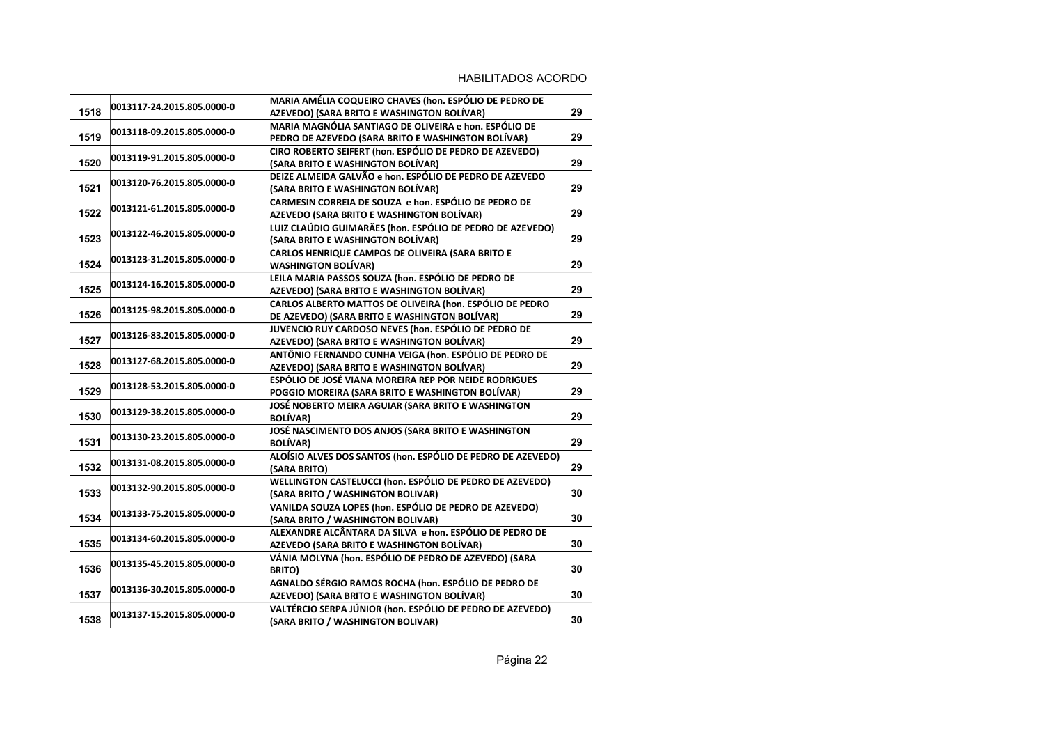HABILITADOS ACORDO

| | | | |
|---|---|---|---|
| 1518 | 0013117-24.2015.805.0000-0 | **MARIA AMÉLIA COQUEIRO CHAVES (hon. ESPÓLIO DE PEDRO DE AZEVEDO) (SARA BRITO E WASHINGTON BOLÍVAR)** | 29 |
| 1519 | 0013118-09.2015.805.0000-0 | **MARIA MAGNÓLIA SANTIAGO DE OLIVEIRA e hon. ESPÓLIO DE PEDRO DE AZEVEDO (SARA BRITO E WASHINGTON BOLÍVAR)** | 29 |
| 1520 | 0013119-91.2015.805.0000-0 | **CIRO ROBERTO SEIFERT (hon. ESPÓLIO DE PEDRO DE AZEVEDO) (SARA BRITO E WASHINGTON BOLÍVAR)** | 29 |
| 1521 | 0013120-76.2015.805.0000-0 | **DEIZE ALMEIDA GALVÃO e hon. ESPÓLIO DE PEDRO DE AZEVEDO (SARA BRITO E WASHINGTON BOLÍVAR)** | 29 |
| 1522 | 0013121-61.2015.805.0000-0 | **CARMESIN CORREIA DE SOUZA e hon. ESPÓLIO DE PEDRO DE AZEVEDO (SARA BRITO E WASHINGTON BOLÍVAR)** | 29 |
| 1523 | 0013122-46.2015.805.0000-0 | **LUIZ CLAÚDIO GUIMARÃES (hon. ESPÓLIO DE PEDRO DE AZEVEDO) (SARA BRITO E WASHINGTON BOLÍVAR)** | 29 |
| 1524 | 0013123-31.2015.805.0000-0 | **CARLOS HENRIQUE CAMPOS DE OLIVEIRA (SARA BRITO E WASHINGTON BOLÍVAR)** | 29 |
| 1525 | 0013124-16.2015.805.0000-0 | **LEILA MARIA PASSOS SOUZA (hon. ESPÓLIO DE PEDRO DE AZEVEDO) (SARA BRITO E WASHINGTON BOLÍVAR)** | 29 |
| 1526 | 0013125-98.2015.805.0000-0 | **CARLOS ALBERTO MATTOS DE OLIVEIRA (hon. ESPÓLIO DE PEDRO DE AZEVEDO) (SARA BRITO E WASHINGTON BOLÍVAR)** | 29 |
| 1527 | 0013126-83.2015.805.0000-0 | **JUVENCIO RUY CARDOSO NEVES (hon. ESPÓLIO DE PEDRO DE AZEVEDO) (SARA BRITO E WASHINGTON BOLÍVAR)** | 29 |
| 1528 | 0013127-68.2015.805.0000-0 | **ANTÔNIO FERNANDO CUNHA VEIGA (hon. ESPÓLIO DE PEDRO DE AZEVEDO) (SARA BRITO E WASHINGTON BOLÍVAR)** | 29 |
| 1529 | 0013128-53.2015.805.0000-0 | **ESPÓLIO DE JOSÉ VIANA MOREIRA REP POR NEIDE RODRIGUES POGGIO MOREIRA (SARA BRITO E WASHINGTON BOLÍVAR)** | 29 |
| 1530 | 0013129-38.2015.805.0000-0 | **JOSÉ NOBERTO MEIRA AGUIAR (SARA BRITO E WASHINGTON BOLÍVAR)** | 29 |
| 1531 | 0013130-23.2015.805.0000-0 | **JOSÉ NASCIMENTO DOS ANJOS (SARA BRITO E WASHINGTON BOLÍVAR)** | 29 |
| 1532 | 0013131-08.2015.805.0000-0 | **ALOÍSIO ALVES DOS SANTOS (hon. ESPÓLIO DE PEDRO DE AZEVEDO) (SARA BRITO)** | 29 |
| 1533 | 0013132-90.2015.805.0000-0 | **WELLINGTON CASTELUCCI (hon. ESPÓLIO DE PEDRO DE AZEVEDO) (SARA BRITO / WASHINGTON BOLIVAR)** | 30 |
| 1534 | 0013133-75.2015.805.0000-0 | **VANILDA SOUZA LOPES (hon. ESPÓLIO DE PEDRO DE AZEVEDO) (SARA BRITO / WASHINGTON BOLIVAR)** | 30 |
| 1535 | 0013134-60.2015.805.0000-0 | **ALEXANDRE ALCÂNTARA DA SILVA e hon. ESPÓLIO DE PEDRO DE AZEVEDO (SARA BRITO E WASHINGTON BOLÍVAR)** | 30 |
| 1536 | 0013135-45.2015.805.0000-0 | **VÁNIA MOLYNA (hon. ESPÓLIO DE PEDRO DE AZEVEDO) (SARA BRITO)** | 30 |
| 1537 | 0013136-30.2015.805.0000-0 | **AGNALDO SÉRGIO RAMOS ROCHA (hon. ESPÓLIO DE PEDRO DE AZEVEDO) (SARA BRITO E WASHINGTON BOLÍVAR)** | 30 |
| 1538 | 0013137-15.2015.805.0000-0 | **VALTÉRCIO SERPA JÚNIOR (hon. ESPÓLIO DE PEDRO DE AZEVEDO) (SARA BRITO / WASHINGTON BOLIVAR)** | 30 |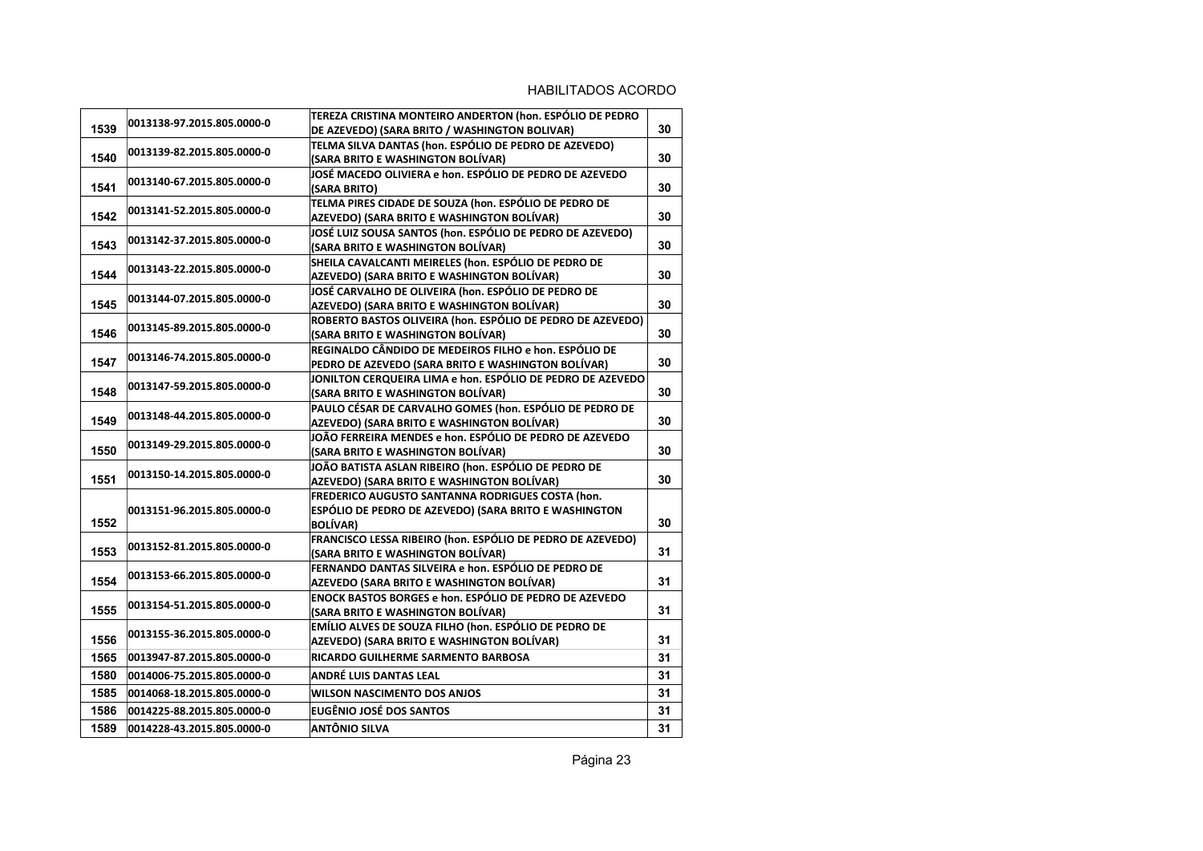HABILITADOS ACORDO

| | | | |
|---|---|---|---|
| 1539 | 0013138-97.2015.805.0000-0 | TEREZA CRISTINA MONTEIRO ANDERTON (hon. ESPÓLIO DE PEDRO DE AZEVEDO) (SARA BRITO / WASHINGTON BOLIVAR) | 30 |
| 1540 | 0013139-82.2015.805.0000-0 | TELMA SILVA DANTAS (hon. ESPÓLIO DE PEDRO DE AZEVEDO) (SARA BRITO E WASHINGTON BOLÍVAR) | 30 |
| 1541 | 0013140-67.2015.805.0000-0 | JOSÉ MACEDO OLIVIERA e hon. ESPÓLIO DE PEDRO DE AZEVEDO (SARA BRITO) | 30 |
| 1542 | 0013141-52.2015.805.0000-0 | TELMA PIRES CIDADE DE SOUZA (hon. ESPÓLIO DE PEDRO DE AZEVEDO) (SARA BRITO E WASHINGTON BOLÍVAR) | 30 |
| 1543 | 0013142-37.2015.805.0000-0 | JOSÉ LUIZ SOUSA SANTOS (hon. ESPÓLIO DE PEDRO DE AZEVEDO) (SARA BRITO E WASHINGTON BOLÍVAR) | 30 |
| 1544 | 0013143-22.2015.805.0000-0 | SHEILA CAVALCANTI MEIRELES (hon. ESPÓLIO DE PEDRO DE AZEVEDO) (SARA BRITO E WASHINGTON BOLÍVAR) | 30 |
| 1545 | 0013144-07.2015.805.0000-0 | JOSÉ CARVALHO DE OLIVEIRA (hon. ESPÓLIO DE PEDRO DE AZEVEDO) (SARA BRITO E WASHINGTON BOLÍVAR) | 30 |
| 1546 | 0013145-89.2015.805.0000-0 | ROBERTO BASTOS OLIVEIRA (hon. ESPÓLIO DE PEDRO DE AZEVEDO) (SARA BRITO E WASHINGTON BOLÍVAR) | 30 |
| 1547 | 0013146-74.2015.805.0000-0 | REGINALDO CÂNDIDO DE MEDEIROS FILHO e hon. ESPÓLIO DE PEDRO DE AZEVEDO (SARA BRITO E WASHINGTON BOLÍVAR) | 30 |
| 1548 | 0013147-59.2015.805.0000-0 | JONILTON CERQUEIRA LIMA e hon. ESPÓLIO DE PEDRO DE AZEVEDO (SARA BRITO E WASHINGTON BOLÍVAR) | 30 |
| 1549 | 0013148-44.2015.805.0000-0 | PAULO CÉSAR DE CARVALHO GOMES (hon. ESPÓLIO DE PEDRO DE AZEVEDO) (SARA BRITO E WASHINGTON BOLÍVAR) | 30 |
| 1550 | 0013149-29.2015.805.0000-0 | JOÃO FERREIRA MENDES e hon. ESPÓLIO DE PEDRO DE AZEVEDO (SARA BRITO E WASHINGTON BOLÍVAR) | 30 |
| 1551 | 0013150-14.2015.805.0000-0 | JOÃO BATISTA ASLAN RIBEIRO (hon. ESPÓLIO DE PEDRO DE AZEVEDO) (SARA BRITO E WASHINGTON BOLÍVAR) | 30 |
| 1552 | 0013151-96.2015.805.0000-0 | FREDERICO AUGUSTO SANTANNA RODRIGUES COSTA (hon. ESPÓLIO DE PEDRO DE AZEVEDO) (SARA BRITO E WASHINGTON BOLÍVAR) | 30 |
| 1553 | 0013152-81.2015.805.0000-0 | FRANCISCO LESSA RIBEIRO (hon. ESPÓLIO DE PEDRO DE AZEVEDO) (SARA BRITO E WASHINGTON BOLÍVAR) | 31 |
| 1554 | 0013153-66.2015.805.0000-0 | FERNANDO DANTAS SILVEIRA e hon. ESPÓLIO DE PEDRO DE AZEVEDO (SARA BRITO E WASHINGTON BOLÍVAR) | 31 |
| 1555 | 0013154-51.2015.805.0000-0 | ENOCK BASTOS BORGES e hon. ESPÓLIO DE PEDRO DE AZEVEDO (SARA BRITO E WASHINGTON BOLÍVAR) | 31 |
| 1556 | 0013155-36.2015.805.0000-0 | EMÍLIO ALVES DE SOUZA FILHO (hon. ESPÓLIO DE PEDRO DE AZEVEDO) (SARA BRITO E WASHINGTON BOLÍVAR) | 31 |
| 1565 | 0013947-87.2015.805.0000-0 | RICARDO GUILHERME SARMENTO BARBOSA | 31 |
| 1580 | 0014006-75.2015.805.0000-0 | ANDRÉ LUIS DANTAS LEAL | 31 |
| 1585 | 0014068-18.2015.805.0000-0 | WILSON NASCIMENTO DOS ANJOS | 31 |
| 1586 | 0014225-88.2015.805.0000-0 | EUGÊNIO JOSÉ DOS SANTOS | 31 |
| 1589 | 0014228-43.2015.805.0000-0 | ANTÔNIO SILVA | 31 |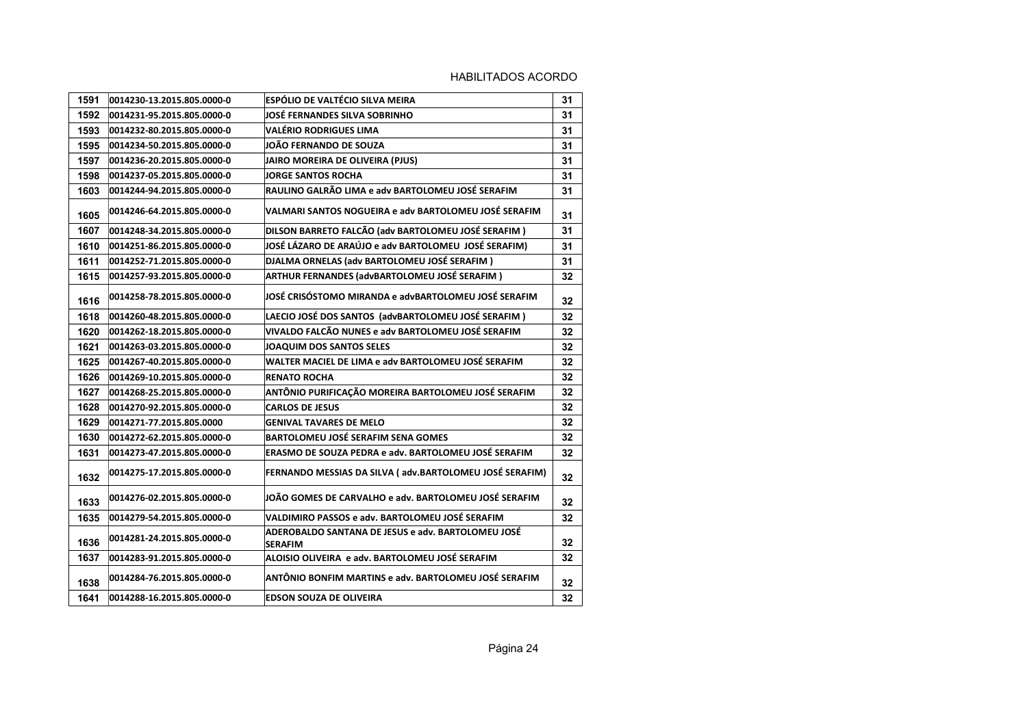HABILITADOS ACORDO

| | | | |
|---|---|---|---|
| 1591 | 0014230-13.2015.805.0000-0 | ESPÓLIO DE VALTÉCIO SILVA MEIRA | 31 |
| 1592 | 0014231-95.2015.805.0000-0 | JOSÉ FERNANDES SILVA SOBRINHO | 31 |
| 1593 | 0014232-80.2015.805.0000-0 | VALÉRIO RODRIGUES LIMA | 31 |
| 1595 | 0014234-50.2015.805.0000-0 | JOÃO FERNANDO DE SOUZA | 31 |
| 1597 | 0014236-20.2015.805.0000-0 | JAIRO MOREIRA DE OLIVEIRA (PJUS) | 31 |
| 1598 | 0014237-05.2015.805.0000-0 | JORGE SANTOS ROCHA | 31 |
| 1603 | 0014244-94.2015.805.0000-0 | RAULINO GALRÃO LIMA e adv BARTOLOMEU JOSÉ SERAFIM | 31 |
| 1605 | 0014246-64.2015.805.0000-0 | VALMARI SANTOS NOGUEIRA e adv BARTOLOMEU JOSÉ SERAFIM | 31 |
| 1607 | 0014248-34.2015.805.0000-0 | DILSON BARRETO FALCÃO (adv BARTOLOMEU JOSÉ SERAFIM ) | 31 |
| 1610 | 0014251-86.2015.805.0000-0 | JOSÉ LÁZARO DE ARAÚJO e adv BARTOLOMEU JOSÉ SERAFIM) | 31 |
| 1611 | 0014252-71.2015.805.0000-0 | DJALMA ORNELAS (adv BARTOLOMEU JOSÉ SERAFIM ) | 31 |
| 1615 | 0014257-93.2015.805.0000-0 | ARTHUR FERNANDES (advBARTOLOMEU JOSÉ SERAFIM ) | 32 |
| 1616 | 0014258-78.2015.805.0000-0 | JOSÉ CRISÓSTOMO MIRANDA e advBARTOLOMEU JOSÉ SERAFIM | 32 |
| 1618 | 0014260-48.2015.805.0000-0 | LAECIO JOSÉ DOS SANTOS (advBARTOLOMEU JOSÉ SERAFIM ) | 32 |
| 1620 | 0014262-18.2015.805.0000-0 | VIVALDO FALCÃO NUNES e adv BARTOLOMEU JOSÉ SERAFIM | 32 |
| 1621 | 0014263-03.2015.805.0000-0 | JOAQUIM DOS SANTOS SELES | 32 |
| 1625 | 0014267-40.2015.805.0000-0 | WALTER MACIEL DE LIMA e adv BARTOLOMEU JOSÉ SERAFIM | 32 |
| 1626 | 0014269-10.2015.805.0000-0 | RENATO ROCHA | 32 |
| 1627 | 0014268-25.2015.805.0000-0 | ANTÔNIO PURIFICAÇÃO MOREIRA BARTOLOMEU JOSÉ SERAFIM | 32 |
| 1628 | 0014270-92.2015.805.0000-0 | CARLOS DE JESUS | 32 |
| 1629 | 0014271-77.2015.805.0000 | GENIVAL TAVARES DE MELO | 32 |
| 1630 | 0014272-62.2015.805.0000-0 | BARTOLOMEU JOSÉ SERAFIM SENA GOMES | 32 |
| 1631 | 0014273-47.2015.805.0000-0 | ERASMO DE SOUZA PEDRA e adv. BARTOLOMEU JOSÉ SERAFIM | 32 |
| 1632 | 0014275-17.2015.805.0000-0 | FERNANDO MESSIAS DA SILVA ( adv.BARTOLOMEU JOSÉ SERAFIM) | 32 |
| 1633 | 0014276-02.2015.805.0000-0 | JOÃO GOMES DE CARVALHO e adv. BARTOLOMEU JOSÉ SERAFIM | 32 |
| 1635 | 0014279-54.2015.805.0000-0 | VALDIMIRO PASSOS e adv. BARTOLOMEU JOSÉ SERAFIM | 32 |
| 1636 | 0014281-24.2015.805.0000-0 | ADEROBALDO SANTANA DE JESUS e adv. BARTOLOMEU JOSÉ SERAFIM | 32 |
| 1637 | 0014283-91.2015.805.0000-0 | ALOISIO OLIVEIRA e adv. BARTOLOMEU JOSÉ SERAFIM | 32 |
| 1638 | 0014284-76.2015.805.0000-0 | ANTÔNIO BONFIM MARTINS e adv. BARTOLOMEU JOSÉ SERAFIM | 32 |
| 1641 | 0014288-16.2015.805.0000-0 | EDSON SOUZA DE OLIVEIRA | 32 |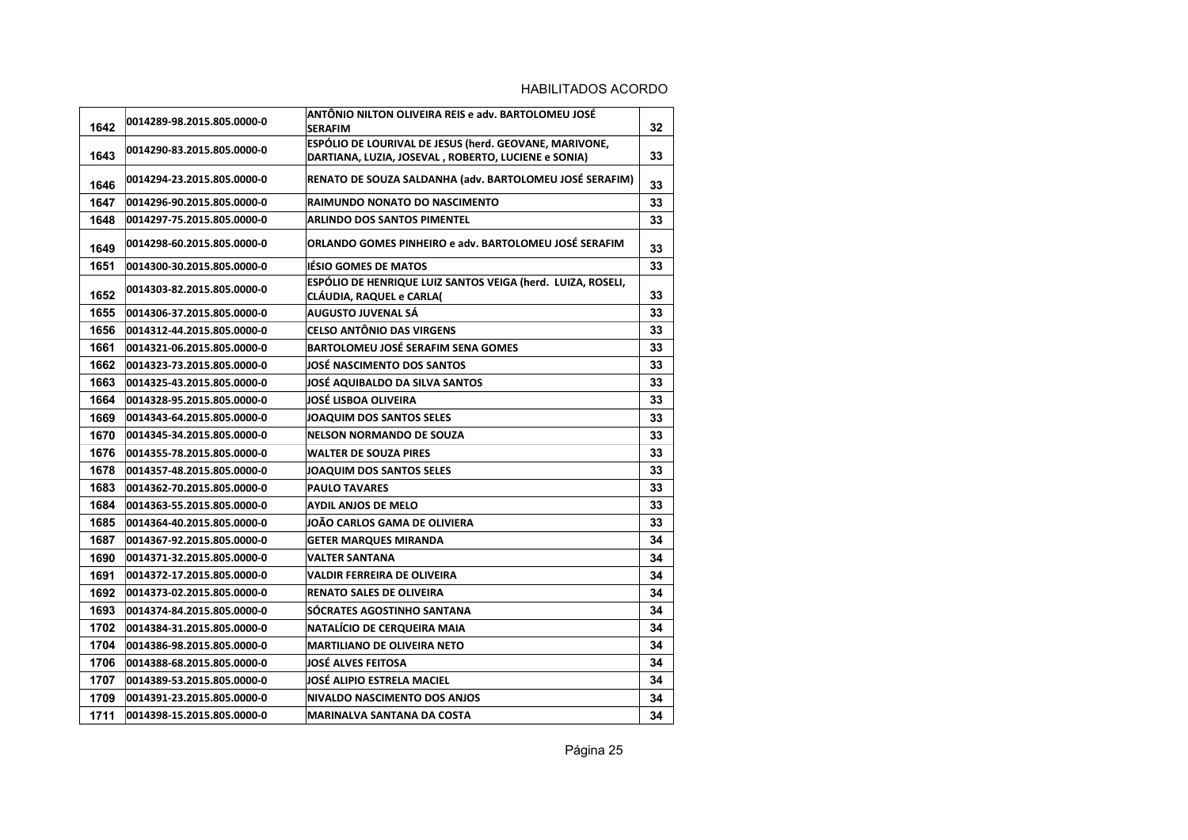HABILITADOS ACORDO

| | | | |
|---|---|---|---|
| 1642 | 0014289-98.2015.805.0000-0 | **ANTÔNIO NILTON OLIVEIRA REIS e adv. BARTOLOMEU JOSÉ SERAFIM** | 32 |
| 1643 | 0014290-83.2015.805.0000-0 | **ESPÓLIO DE LOURIVAL DE JESUS (herd. GEOVANE, MARIVONE, DARTIANA, LUZIA, JOSEVAL , ROBERTO, LUCIENE e SONIA)** | 33 |
| 1646 | 0014294-23.2015.805.0000-0 | **RENATO DE SOUZA SALDANHA (adv. BARTOLOMEU JOSÉ SERAFIM)** | 33 |
| 1647 | 0014296-90.2015.805.0000-0 | **RAIMUNDO NONATO DO NASCIMENTO** | 33 |
| 1648 | 0014297-75.2015.805.0000-0 | **ARLINDO DOS SANTOS PIMENTEL** | 33 |
| 1649 | 0014298-60.2015.805.0000-0 | **ORLANDO GOMES PINHEIRO e adv. BARTOLOMEU JOSÉ SERAFIM** | 33 |
| 1651 | 0014300-30.2015.805.0000-0 | **IÉSIO GOMES DE MATOS** | 33 |
| 1652 | 0014303-82.2015.805.0000-0 | **ESPÓLIO DE HENRIQUE LUIZ SANTOS VEIGA (herd. LUIZA, ROSELI, CLÁUDIA, RAQUEL e CARLA(** | 33 |
| 1655 | 0014306-37.2015.805.0000-0 | **AUGUSTO JUVENAL SÁ** | 33 |
| 1656 | 0014312-44.2015.805.0000-0 | **CELSO ANTÔNIO DAS VIRGENS** | 33 |
| 1661 | 0014321-06.2015.805.0000-0 | **BARTOLOMEU JOSÉ SERAFIM SENA GOMES** | 33 |
| 1662 | 0014323-73.2015.805.0000-0 | **JOSÉ NASCIMENTO DOS SANTOS** | 33 |
| 1663 | 0014325-43.2015.805.0000-0 | **JOSÉ AQUIBALDO DA SILVA SANTOS** | 33 |
| 1664 | 0014328-95.2015.805.0000-0 | **JOSÉ LISBOA OLIVEIRA** | 33 |
| 1669 | 0014343-64.2015.805.0000-0 | **JOAQUIM DOS SANTOS SELES** | 33 |
| 1670 | 0014345-34.2015.805.0000-0 | **NELSON NORMANDO DE SOUZA** | 33 |
| 1676 | 0014355-78.2015.805.0000-0 | **WALTER DE SOUZA PIRES** | 33 |
| 1678 | 0014357-48.2015.805.0000-0 | **JOAQUIM DOS SANTOS SELES** | 33 |
| 1683 | 0014362-70.2015.805.0000-0 | **PAULO TAVARES** | 33 |
| 1684 | 0014363-55.2015.805.0000-0 | **AYDIL ANJOS DE MELO** | 33 |
| 1685 | 0014364-40.2015.805.0000-0 | **JOÃO CARLOS GAMA DE OLIVIERA** | 33 |
| 1687 | 0014367-92.2015.805.0000-0 | **GETER MARQUES MIRANDA** | 34 |
| 1690 | 0014371-32.2015.805.0000-0 | **VALTER SANTANA** | 34 |
| 1691 | 0014372-17.2015.805.0000-0 | **VALDIR FERREIRA DE OLIVEIRA** | 34 |
| 1692 | 0014373-02.2015.805.0000-0 | **RENATO SALES DE OLIVEIRA** | 34 |
| 1693 | 0014374-84.2015.805.0000-0 | **SÓCRATES AGOSTINHO SANTANA** | 34 |
| 1702 | 0014384-31.2015.805.0000-0 | **NATALÍCIO DE CERQUEIRA MAIA** | 34 |
| 1704 | 0014386-98.2015.805.0000-0 | **MARTILIANO DE OLIVEIRA NETO** | 34 |
| 1706 | 0014388-68.2015.805.0000-0 | **JOSÉ ALVES FEITOSA** | 34 |
| 1707 | 0014389-53.2015.805.0000-0 | **JOSÉ ALIPIO ESTRELA MACIEL** | 34 |
| 1709 | 0014391-23.2015.805.0000-0 | **NIVALDO NASCIMENTO DOS ANJOS** | 34 |
| 1711 | 0014398-15.2015.805.0000-0 | **MARINALVA SANTANA DA COSTA** | 34 |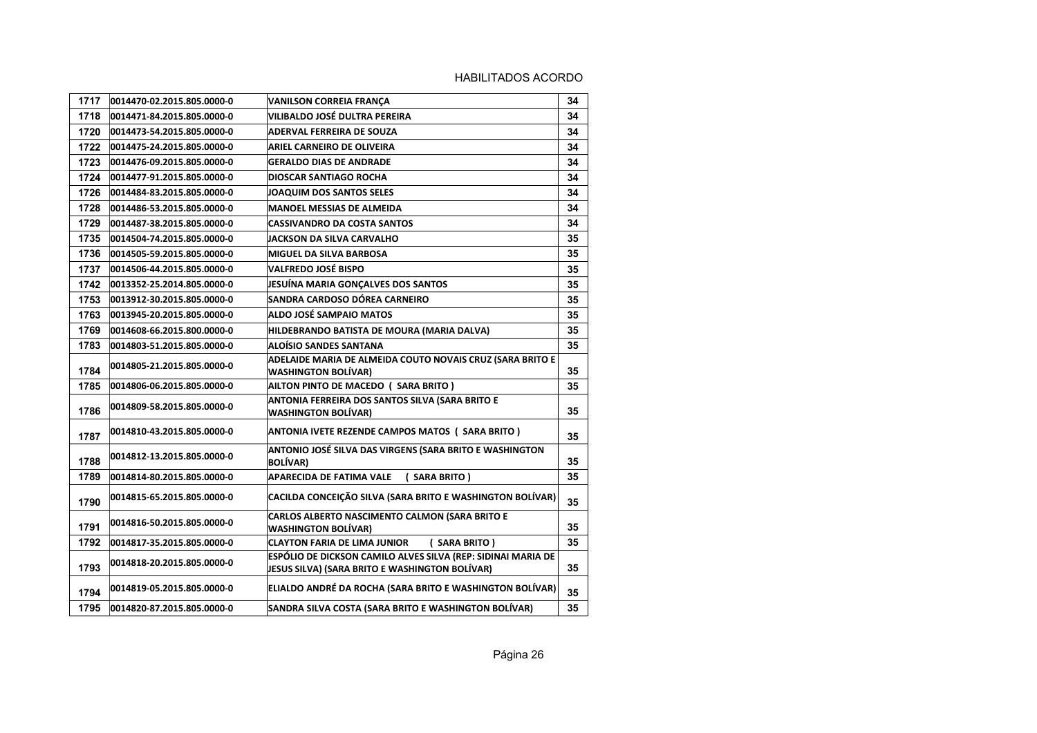HABILITADOS ACORDO

| 1717 | 0014470-02.2015.805.0000-0 | VANILSON CORREIA FRANÇA | 34 |
|---|---|---|---|
| 1718 | 0014471-84.2015.805.0000-0 | VILIBALDO JOSÉ DULTRA PEREIRA | 34 |
| 1720 | 0014473-54.2015.805.0000-0 | ADERVAL FERREIRA DE SOUZA | 34 |
| 1722 | 0014475-24.2015.805.0000-0 | ARIEL CARNEIRO DE OLIVEIRA | 34 |
| 1723 | 0014476-09.2015.805.0000-0 | GERALDO DIAS DE ANDRADE | 34 |
| 1724 | 0014477-91.2015.805.0000-0 | DIOSCAR SANTIAGO ROCHA | 34 |
| 1726 | 0014484-83.2015.805.0000-0 | JOAQUIM DOS SANTOS SELES | 34 |
| 1728 | 0014486-53.2015.805.0000-0 | MANOEL MESSIAS DE ALMEIDA | 34 |
| 1729 | 0014487-38.2015.805.0000-0 | CASSIVANDRO DA COSTA SANTOS | 34 |
| 1735 | 0014504-74.2015.805.0000-0 | JACKSON DA SILVA CARVALHO | 35 |
| 1736 | 0014505-59.2015.805.0000-0 | MIGUEL DA SILVA BARBOSA | 35 |
| 1737 | 0014506-44.2015.805.0000-0 | VALFREDO JOSÉ BISPO | 35 |
| 1742 | 0013352-25.2014.805.0000-0 | JESUÍNA MARIA GONÇALVES DOS SANTOS | 35 |
| 1753 | 0013912-30.2015.805.0000-0 | SANDRA CARDOSO DÓREA CARNEIRO | 35 |
| 1763 | 0013945-20.2015.805.0000-0 | ALDO JOSÉ SAMPAIO MATOS | 35 |
| 1769 | 0014608-66.2015.800.0000-0 | HILDEBRANDO BATISTA DE MOURA (MARIA DALVA) | 35 |
| 1783 | 0014803-51.2015.805.0000-0 | ALOÍSIO SANDES SANTANA | 35 |
| 1784 | 0014805-21.2015.805.0000-0 | ADELAIDE MARIA DE ALMEIDA COUTO NOVAIS CRUZ (SARA BRITO E WASHINGTON BOLÍVAR) | 35 |
| 1785 | 0014806-06.2015.805.0000-0 | AILTON PINTO DE MACEDO ( SARA BRITO ) | 35 |
| 1786 | 0014809-58.2015.805.0000-0 | ANTONIA FERREIRA DOS SANTOS SILVA (SARA BRITO E WASHINGTON BOLÍVAR) | 35 |
| 1787 | 0014810-43.2015.805.0000-0 | ANTONIA IVETE REZENDE CAMPOS MATOS ( SARA BRITO ) | 35 |
| 1788 | 0014812-13.2015.805.0000-0 | ANTONIO JOSÉ SILVA DAS VIRGENS (SARA BRITO E WASHINGTON BOLÍVAR) | 35 |
| 1789 | 0014814-80.2015.805.0000-0 | APARECIDA DE FATIMA VALE ( SARA BRITO ) | 35 |
| 1790 | 0014815-65.2015.805.0000-0 | CACILDA CONCEIÇÃO SILVA (SARA BRITO E WASHINGTON BOLÍVAR) | 35 |
| 1791 | 0014816-50.2015.805.0000-0 | CARLOS ALBERTO NASCIMENTO CALMON (SARA BRITO E WASHINGTON BOLÍVAR) | 35 |
| 1792 | 0014817-35.2015.805.0000-0 | CLAYTON FARIA DE LIMA JUNIOR ( SARA BRITO ) | 35 |
| 1793 | 0014818-20.2015.805.0000-0 | ESPÓLIO DE DICKSON CAMILO ALVES SILVA (REP: SIDINAI MARIA DE JESUS SILVA) (SARA BRITO E WASHINGTON BOLÍVAR) | 35 |
| 1794 | 0014819-05.2015.805.0000-0 | ELIALDO ANDRÉ DA ROCHA (SARA BRITO E WASHINGTON BOLÍVAR) | 35 |
| 1795 | 0014820-87.2015.805.0000-0 | SANDRA SILVA COSTA (SARA BRITO E WASHINGTON BOLÍVAR) | 35 |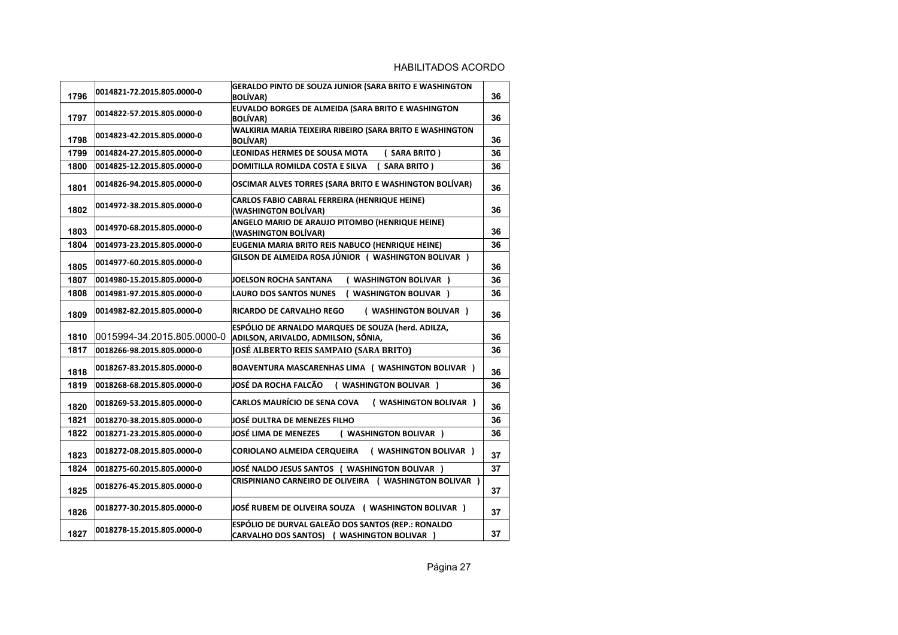HABILITADOS ACORDO

| | | | |
|---|---|---|---|
| 1796 | 0014821-72.2015.805.0000-0 | GERALDO PINTO DE SOUZA JUNIOR (SARA BRITO E WASHINGTON BOLÍVAR) | 36 |
| 1797 | 0014822-57.2015.805.0000-0 | EUVALDO BORGES DE ALMEIDA (SARA BRITO E WASHINGTON BOLÍVAR) | 36 |
| 1798 | 0014823-42.2015.805.0000-0 | WALKIRIA MARIA TEIXEIRA RIBEIRO (SARA BRITO E WASHINGTON BOLÍVAR) | 36 |
| 1799 | 0014824-27.2015.805.0000-0 | LEONIDAS HERMES DE SOUSA MOTA ( SARA BRITO ) | 36 |
| 1800 | 0014825-12.2015.805.0000-0 | DOMITILLA ROMILDA COSTA E SILVA ( SARA BRITO ) | 36 |
| 1801 | 0014826-94.2015.805.0000-0 | OSCIMAR ALVES TORRES (SARA BRITO E WASHINGTON BOLÍVAR) | 36 |
| 1802 | 0014972-38.2015.805.0000-0 | CARLOS FABIO CABRAL FERREIRA (HENRIQUE HEINE) (WASHINGTON BOLÍVAR) | 36 |
| 1803 | 0014970-68.2015.805.0000-0 | ANGELO MARIO DE ARAUJO PITOMBO (HENRIQUE HEINE) (WASHINGTON BOLÍVAR) | 36 |
| 1804 | 0014973-23.2015.805.0000-0 | EUGENIA MARIA BRITO REIS NABUCO (HENRIQUE HEINE) | 36 |
| 1805 | 0014977-60.2015.805.0000-0 | GILSON DE ALMEIDA ROSA JÚNIOR ( WASHINGTON BOLIVAR ) | 36 |
| 1807 | 0014980-15.2015.805.0000-0 | JOELSON ROCHA SANTANA ( WASHINGTON BOLIVAR ) | 36 |
| 1808 | 0014981-97.2015.805.0000-0 | LAURO DOS SANTOS NUNES ( WASHINGTON BOLIVAR ) | 36 |
| 1809 | 0014982-82.2015.805.0000-0 | RICARDO DE CARVALHO REGO ( WASHINGTON BOLIVAR ) | 36 |
| 1810 | 0015994-34.2015.805.0000-0 | ESPÓLIO DE ARNALDO MARQUES DE SOUZA (herd. ADILZA, ADILSON, ARIVALDO, ADMILSON, SÔNIA, | 36 |
| 1817 | 0018266-98.2015.805.0000-0 | JOSÉ ALBERTO REIS SAMPAIO (SARA BRITO) | 36 |
| 1818 | 0018267-83.2015.805.0000-0 | BOAVENTURA MASCARENHAS LIMA ( WASHINGTON BOLIVAR ) | 36 |
| 1819 | 0018268-68.2015.805.0000-0 | JOSÉ DA ROCHA FALCÃO ( WASHINGTON BOLIVAR ) | 36 |
| 1820 | 0018269-53.2015.805.0000-0 | CARLOS MAURÍCIO DE SENA COVA ( WASHINGTON BOLIVAR ) | 36 |
| 1821 | 0018270-38.2015.805.0000-0 | JOSÉ DULTRA DE MENEZES FILHO | 36 |
| 1822 | 0018271-23.2015.805.0000-0 | JOSÉ LIMA DE MENEZES ( WASHINGTON BOLIVAR ) | 36 |
| 1823 | 0018272-08.2015.805.0000-0 | CORIOLANO ALMEIDA CERQUEIRA ( WASHINGTON BOLIVAR ) | 37 |
| 1824 | 0018275-60.2015.805.0000-0 | JOSÉ NALDO JESUS SANTOS ( WASHINGTON BOLIVAR ) | 37 |
| 1825 | 0018276-45.2015.805.0000-0 | CRISPINIANO CARNEIRO DE OLIVEIRA ( WASHINGTON BOLIVAR ) | 37 |
| 1826 | 0018277-30.2015.805.0000-0 | JOSÉ RUBEM DE OLIVEIRA SOUZA ( WASHINGTON BOLIVAR ) | 37 |
| 1827 | 0018278-15.2015.805.0000-0 | ESPÓLIO DE DURVAL GALEÃO DOS SANTOS (REP.: RONALDO CARVALHO DOS SANTOS) ( WASHINGTON BOLIVAR ) | 37 |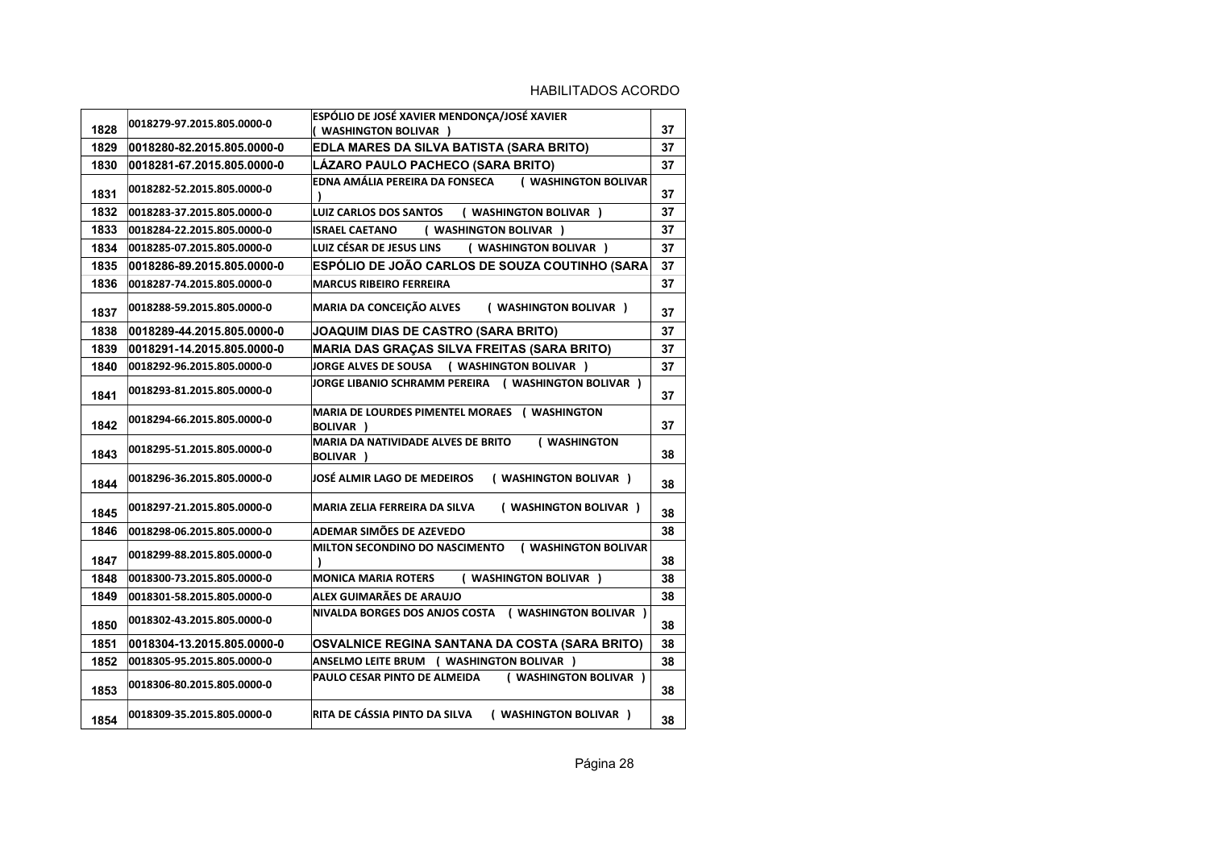HABILITADOS ACORDO

| | | | |
|---|---|---|---|
| 1828 | 0018279-97.2015.805.0000-0 | ESPÓLIO DE JOSÉ XAVIER MENDONÇA/JOSÉ XAVIER ( WASHINGTON BOLIVAR ) | 37 |
| 1829 | 0018280-82.2015.805.0000-0 | EDLA MARES DA SILVA BATISTA (SARA BRITO) | 37 |
| 1830 | 0018281-67.2015.805.0000-0 | LÁZARO PAULO PACHECO (SARA BRITO) | 37 |
| 1831 | 0018282-52.2015.805.0000-0 | EDNA AMÁLIA PEREIRA DA FONSECA ( WASHINGTON BOLIVAR ) | 37 |
| 1832 | 0018283-37.2015.805.0000-0 | LUIZ CARLOS DOS SANTOS ( WASHINGTON BOLIVAR ) | 37 |
| 1833 | 0018284-22.2015.805.0000-0 | ISRAEL CAETANO ( WASHINGTON BOLIVAR ) | 37 |
| 1834 | 0018285-07.2015.805.0000-0 | LUIZ CÉSAR DE JESUS LINS ( WASHINGTON BOLIVAR ) | 37 |
| 1835 | 0018286-89.2015.805.0000-0 | ESPÓLIO DE JOÃO CARLOS DE SOUZA COUTINHO (SARA | 37 |
| 1836 | 0018287-74.2015.805.0000-0 | MARCUS RIBEIRO FERREIRA | 37 |
| 1837 | 0018288-59.2015.805.0000-0 | MARIA DA CONCEIÇÃO ALVES ( WASHINGTON BOLIVAR ) | 37 |
| 1838 | 0018289-44.2015.805.0000-0 | JOAQUIM DIAS DE CASTRO (SARA BRITO) | 37 |
| 1839 | 0018291-14.2015.805.0000-0 | MARIA DAS GRAÇAS SILVA FREITAS (SARA BRITO) | 37 |
| 1840 | 0018292-96.2015.805.0000-0 | JORGE ALVES DE SOUSA ( WASHINGTON BOLIVAR ) | 37 |
| 1841 | 0018293-81.2015.805.0000-0 | JORGE LIBANIO SCHRAMM PEREIRA ( WASHINGTON BOLIVAR ) | 37 |
| 1842 | 0018294-66.2015.805.0000-0 | MARIA DE LOURDES PIMENTEL MORAES ( WASHINGTON BOLIVAR ) | 37 |
| 1843 | 0018295-51.2015.805.0000-0 | MARIA DA NATIVIDADE ALVES DE BRITO ( WASHINGTON BOLIVAR ) | 38 |
| 1844 | 0018296-36.2015.805.0000-0 | JOSÉ ALMIR LAGO DE MEDEIROS ( WASHINGTON BOLIVAR ) | 38 |
| 1845 | 0018297-21.2015.805.0000-0 | MARIA ZELIA FERREIRA DA SILVA ( WASHINGTON BOLIVAR ) | 38 |
| 1846 | 0018298-06.2015.805.0000-0 | ADEMAR SIMÕES DE AZEVEDO | 38 |
| 1847 | 0018299-88.2015.805.0000-0 | MILTON SECONDINO DO NASCIMENTO ( WASHINGTON BOLIVAR ) | 38 |
| 1848 | 0018300-73.2015.805.0000-0 | MONICA MARIA ROTERS ( WASHINGTON BOLIVAR ) | 38 |
| 1849 | 0018301-58.2015.805.0000-0 | ALEX GUIMARÃES DE ARAUJO | 38 |
| 1850 | 0018302-43.2015.805.0000-0 | NIVALDA BORGES DOS ANJOS COSTA ( WASHINGTON BOLIVAR ) | 38 |
| 1851 | 0018304-13.2015.805.0000-0 | OSVALNICE REGINA SANTANA DA COSTA (SARA BRITO) | 38 |
| 1852 | 0018305-95.2015.805.0000-0 | ANSELMO LEITE BRUM ( WASHINGTON BOLIVAR ) | 38 |
| 1853 | 0018306-80.2015.805.0000-0 | PAULO CESAR PINTO DE ALMEIDA ( WASHINGTON BOLIVAR ) | 38 |
| 1854 | 0018309-35.2015.805.0000-0 | RITA DE CÁSSIA PINTO DA SILVA ( WASHINGTON BOLIVAR ) | 38 |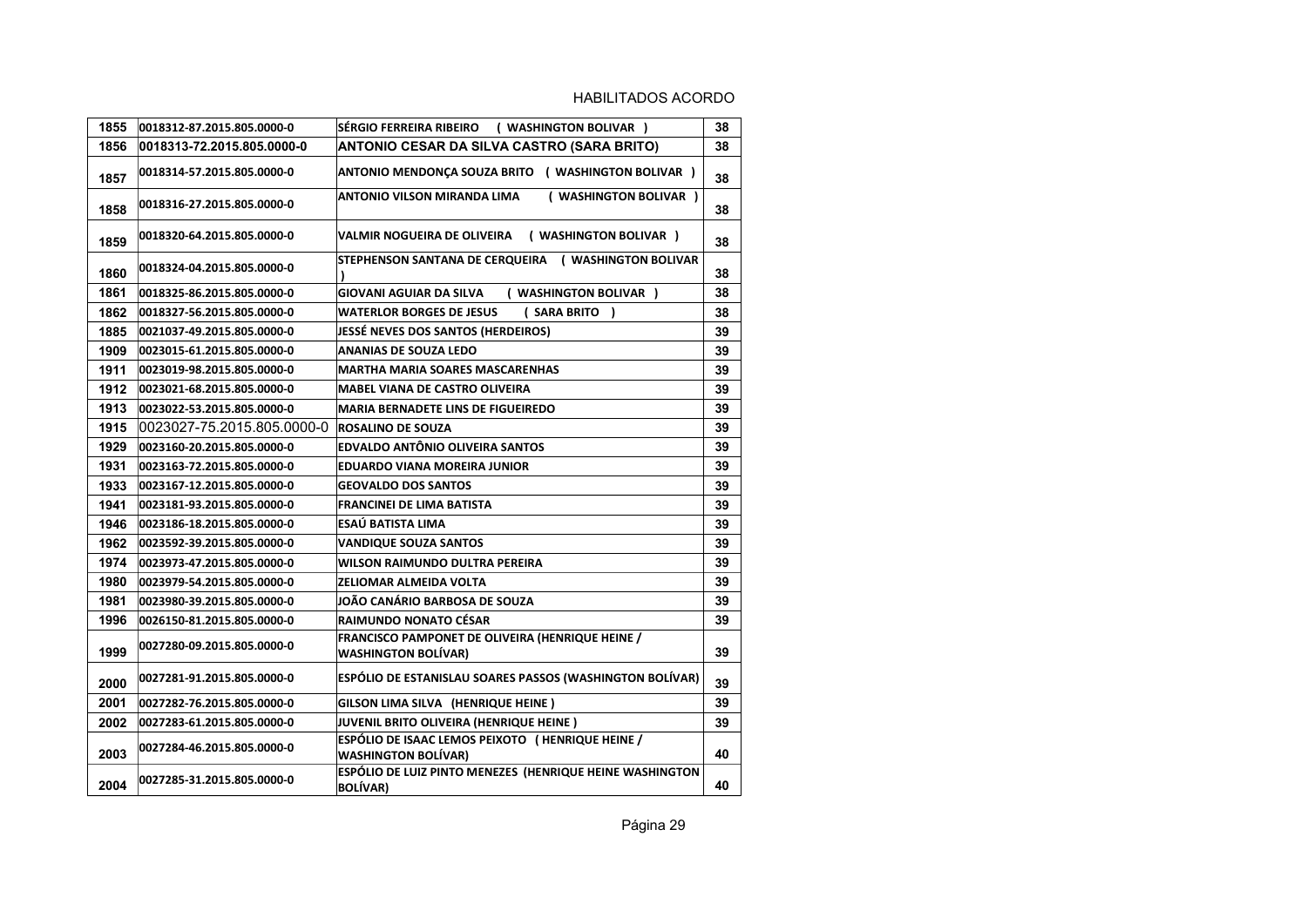HABILITADOS ACORDO

| 1855 | 0018312-87.2015.805.0000-0 | SÉRGIO FERREIRA RIBEIRO ( WASHINGTON BOLIVAR ) | 38 |
|---|---|---|---|
| 1856 | 0018313-72.2015.805.0000-0 | ANTONIO CESAR DA SILVA CASTRO (SARA BRITO) | 38 |
| 1857 | 0018314-57.2015.805.0000-0 | ANTONIO MENDONÇA SOUZA BRITO ( WASHINGTON BOLIVAR ) | 38 |
| 1858 | 0018316-27.2015.805.0000-0 | ANTONIO VILSON MIRANDA LIMA ( WASHINGTON BOLIVAR ) | 38 |
| 1859 | 0018320-64.2015.805.0000-0 | VALMIR NOGUEIRA DE OLIVEIRA ( WASHINGTON BOLIVAR ) | 38 |
| 1860 | 0018324-04.2015.805.0000-0 | STEPHENSON SANTANA DE CERQUEIRA ( WASHINGTON BOLIVAR ) | 38 |
| 1861 | 0018325-86.2015.805.0000-0 | GIOVANI AGUIAR DA SILVA ( WASHINGTON BOLIVAR ) | 38 |
| 1862 | 0018327-56.2015.805.0000-0 | WATERLOR BORGES DE JESUS ( SARA BRITO ) | 38 |
| 1885 | 0021037-49.2015.805.0000-0 | JESSÉ NEVES DOS SANTOS (HERDEIROS) | 39 |
| 1909 | 0023015-61.2015.805.0000-0 | ANANIAS DE SOUZA LEDO | 39 |
| 1911 | 0023019-98.2015.805.0000-0 | MARTHA MARIA SOARES MASCARENHAS | 39 |
| 1912 | 0023021-68.2015.805.0000-0 | MABEL VIANA DE CASTRO OLIVEIRA | 39 |
| 1913 | 0023022-53.2015.805.0000-0 | MARIA BERNADETE LINS DE FIGUEIREDO | 39 |
| 1915 | 0023027-75.2015.805.0000-0 | ROSALINO DE SOUZA | 39 |
| 1929 | 0023160-20.2015.805.0000-0 | EDVALDO ANTÔNIO OLIVEIRA SANTOS | 39 |
| 1931 | 0023163-72.2015.805.0000-0 | EDUARDO VIANA MOREIRA JUNIOR | 39 |
| 1933 | 0023167-12.2015.805.0000-0 | GEOVALDO DOS SANTOS | 39 |
| 1941 | 0023181-93.2015.805.0000-0 | FRANCINEI DE LIMA BATISTA | 39 |
| 1946 | 0023186-18.2015.805.0000-0 | ESAÚ BATISTA LIMA | 39 |
| 1962 | 0023592-39.2015.805.0000-0 | VANDIQUE SOUZA SANTOS | 39 |
| 1974 | 0023973-47.2015.805.0000-0 | WILSON RAIMUNDO DULTRA PEREIRA | 39 |
| 1980 | 0023979-54.2015.805.0000-0 | ZELIOMAR ALMEIDA VOLTA | 39 |
| 1981 | 0023980-39.2015.805.0000-0 | JOÃO CANÁRIO BARBOSA DE SOUZA | 39 |
| 1996 | 0026150-81.2015.805.0000-0 | RAIMUNDO NONATO CÉSAR | 39 |
| 1999 | 0027280-09.2015.805.0000-0 | FRANCISCO PAMPONET DE OLIVEIRA (HENRIQUE HEINE / WASHINGTON BOLÍVAR) | 39 |
| 2000 | 0027281-91.2015.805.0000-0 | ESPÓLIO DE ESTANISLAU SOARES PASSOS (WASHINGTON BOLÍVAR) | 39 |
| 2001 | 0027282-76.2015.805.0000-0 | GILSON LIMA SILVA (HENRIQUE HEINE ) | 39 |
| 2002 | 0027283-61.2015.805.0000-0 | JUVENIL BRITO OLIVEIRA (HENRIQUE HEINE ) | 39 |
| 2003 | 0027284-46.2015.805.0000-0 | ESPÓLIO DE ISAAC LEMOS PEIXOTO ( HENRIQUE HEINE / WASHINGTON BOLÍVAR) | 40 |
| 2004 | 0027285-31.2015.805.0000-0 | ESPÓLIO DE LUIZ PINTO MENEZES (HENRIQUE HEINE WASHINGTON BOLÍVAR) | 40 |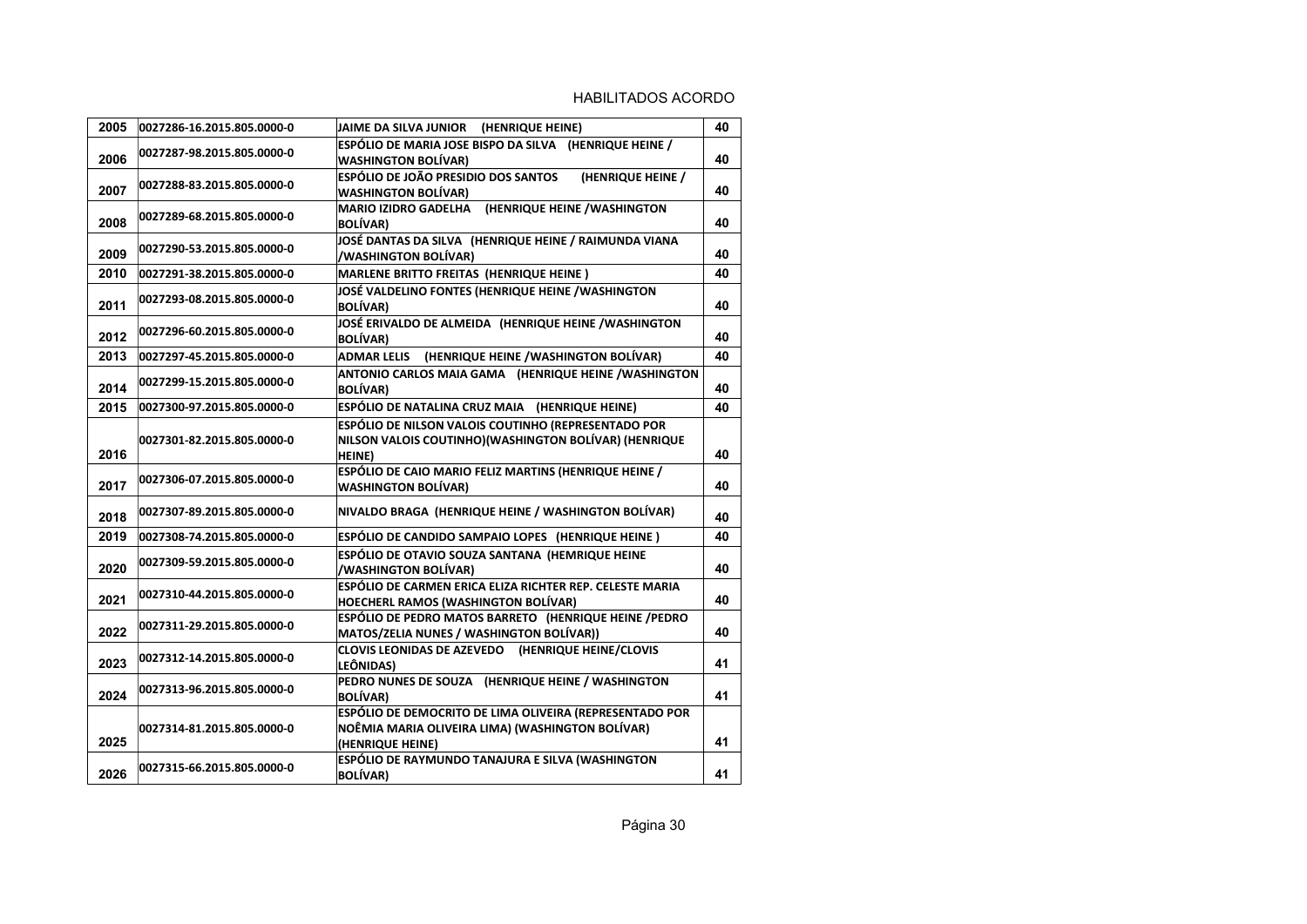HABILITADOS ACORDO

| | | | |
|---|---|---|---|
| 2005 | 0027286-16.2015.805.0000-0 | JAIME DA SILVA JUNIOR (HENRIQUE HEINE) | 40 |
| 2006 | 0027287-98.2015.805.0000-0 | ESPÓLIO DE MARIA JOSE BISPO DA SILVA (HENRIQUE HEINE / WASHINGTON BOLÍVAR) | 40 |
| 2007 | 0027288-83.2015.805.0000-0 | ESPÓLIO DE JOÃO PRESIDIO DOS SANTOS (HENRIQUE HEINE / WASHINGTON BOLÍVAR) | 40 |
| 2008 | 0027289-68.2015.805.0000-0 | MARIO IZIDRO GADELHA (HENRIQUE HEINE /WASHINGTON BOLÍVAR) | 40 |
| 2009 | 0027290-53.2015.805.0000-0 | JOSÉ DANTAS DA SILVA (HENRIQUE HEINE / RAIMUNDA VIANA /WASHINGTON BOLÍVAR) | 40 |
| 2010 | 0027291-38.2015.805.0000-0 | MARLENE BRITTO FREITAS (HENRIQUE HEINE ) | 40 |
| 2011 | 0027293-08.2015.805.0000-0 | JOSÉ VALDELINO FONTES (HENRIQUE HEINE /WASHINGTON BOLÍVAR) | 40 |
| 2012 | 0027296-60.2015.805.0000-0 | JOSÉ ERIVALDO DE ALMEIDA (HENRIQUE HEINE /WASHINGTON BOLÍVAR) | 40 |
| 2013 | 0027297-45.2015.805.0000-0 | ADMAR LELIS (HENRIQUE HEINE /WASHINGTON BOLÍVAR) | 40 |
| 2014 | 0027299-15.2015.805.0000-0 | ANTONIO CARLOS MAIA GAMA (HENRIQUE HEINE /WASHINGTON BOLÍVAR) | 40 |
| 2015 | 0027300-97.2015.805.0000-0 | ESPÓLIO DE NATALINA CRUZ MAIA (HENRIQUE HEINE) | 40 |
| 2016 | 0027301-82.2015.805.0000-0 | ESPÓLIO DE NILSON VALOIS COUTINHO (REPRESENTADO POR NILSON VALOIS COUTINHO)(WASHINGTON BOLÍVAR) (HENRIQUE HEINE) | 40 |
| 2017 | 0027306-07.2015.805.0000-0 | ESPÓLIO DE CAIO MARIO FELIZ MARTINS (HENRIQUE HEINE / WASHINGTON BOLÍVAR) | 40 |
| 2018 | 0027307-89.2015.805.0000-0 | NIVALDO BRAGA (HENRIQUE HEINE / WASHINGTON BOLÍVAR) | 40 |
| 2019 | 0027308-74.2015.805.0000-0 | ESPÓLIO DE CANDIDO SAMPAIO LOPES (HENRIQUE HEINE ) | 40 |
| 2020 | 0027309-59.2015.805.0000-0 | ESPÓLIO DE OTAVIO SOUZA SANTANA (HEMRIQUE HEINE /WASHINGTON BOLÍVAR) | 40 |
| 2021 | 0027310-44.2015.805.0000-0 | ESPÓLIO DE CARMEN ERICA ELIZA RICHTER REP. CELESTE MARIA HOECHERL RAMOS (WASHINGTON BOLÍVAR) | 40 |
| 2022 | 0027311-29.2015.805.0000-0 | ESPÓLIO DE PEDRO MATOS BARRETO (HENRIQUE HEINE /PEDRO MATOS/ZELIA NUNES / WASHINGTON BOLÍVAR)) | 40 |
| 2023 | 0027312-14.2015.805.0000-0 | CLOVIS LEONIDAS DE AZEVEDO (HENRIQUE HEINE/CLOVIS LEÔNIDAS) | 41 |
| 2024 | 0027313-96.2015.805.0000-0 | PEDRO NUNES DE SOUZA (HENRIQUE HEINE / WASHINGTON BOLÍVAR) | 41 |
| 2025 | 0027314-81.2015.805.0000-0 | ESPÓLIO DE DEMOCRITO DE LIMA OLIVEIRA (REPRESENTADO POR NOÊMIA MARIA OLIVEIRA LIMA) (WASHINGTON BOLÍVAR) (HENRIQUE HEINE) | 41 |
| 2026 | 0027315-66.2015.805.0000-0 | ESPÓLIO DE RAYMUNDO TANAJURA E SILVA (WASHINGTON BOLÍVAR) | 41 |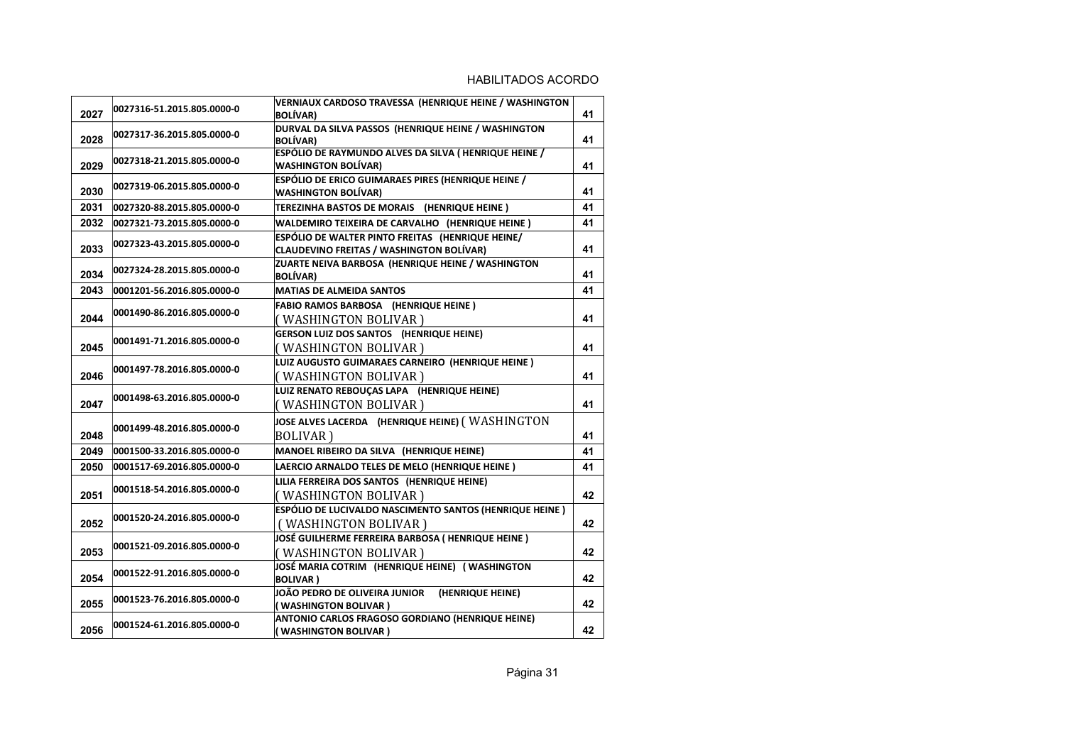HABILITADOS ACORDO

| | | | |
|---|---|---|---|
| 2027 | 0027316-51.2015.805.0000-0 | VERNIAUX CARDOSO TRAVESSA (HENRIQUE HEINE / WASHINGTON BOLÍVAR) | 41 |
| 2028 | 0027317-36.2015.805.0000-0 | DURVAL DA SILVA PASSOS (HENRIQUE HEINE / WASHINGTON BOLÍVAR) | 41 |
| 2029 | 0027318-21.2015.805.0000-0 | ESPÓLIO DE RAYMUNDO ALVES DA SILVA ( HENRIQUE HEINE / WASHINGTON BOLÍVAR) | 41 |
| 2030 | 0027319-06.2015.805.0000-0 | ESPÓLIO DE ERICO GUIMARAES PIRES (HENRIQUE HEINE / WASHINGTON BOLÍVAR) | 41 |
| 2031 | 0027320-88.2015.805.0000-0 | TEREZINHA BASTOS DE MORAIS (HENRIQUE HEINE ) | 41 |
| 2032 | 0027321-73.2015.805.0000-0 | WALDEMIRO TEIXEIRA DE CARVALHO (HENRIQUE HEINE ) | 41 |
| 2033 | 0027323-43.2015.805.0000-0 | ESPÓLIO DE WALTER PINTO FREITAS (HENRIQUE HEINE/ CLAUDEVINO FREITAS / WASHINGTON BOLÍVAR) | 41 |
| 2034 | 0027324-28.2015.805.0000-0 | ZUARTE NEIVA BARBOSA (HENRIQUE HEINE / WASHINGTON BOLÍVAR) | 41 |
| 2043 | 0001201-56.2016.805.0000-0 | MATIAS DE ALMEIDA SANTOS | 41 |
| 2044 | 0001490-86.2016.805.0000-0 | FABIO RAMOS BARBOSA (HENRIQUE HEINE ) ( WASHINGTON BOLIVAR ) | 41 |
| 2045 | 0001491-71.2016.805.0000-0 | GERSON LUIZ DOS SANTOS (HENRIQUE HEINE) ( WASHINGTON BOLIVAR ) | 41 |
| 2046 | 0001497-78.2016.805.0000-0 | LUIZ AUGUSTO GUIMARAES CARNEIRO (HENRIQUE HEINE ) ( WASHINGTON BOLIVAR ) | 41 |
| 2047 | 0001498-63.2016.805.0000-0 | LUIZ RENATO REBOUÇAS LAPA (HENRIQUE HEINE) ( WASHINGTON BOLIVAR ) | 41 |
| 2048 | 0001499-48.2016.805.0000-0 | JOSE ALVES LACERDA (HENRIQUE HEINE) ( WASHINGTON BOLIVAR ) | 41 |
| 2049 | 0001500-33.2016.805.0000-0 | MANOEL RIBEIRO DA SILVA (HENRIQUE HEINE) | 41 |
| 2050 | 0001517-69.2016.805.0000-0 | LAERCIO ARNALDO TELES DE MELO (HENRIQUE HEINE ) | 41 |
| 2051 | 0001518-54.2016.805.0000-0 | LILIA FERREIRA DOS SANTOS (HENRIQUE HEINE) ( WASHINGTON BOLIVAR ) | 42 |
| 2052 | 0001520-24.2016.805.0000-0 | ESPÓLIO DE LUCIVALDO NASCIMENTO SANTOS (HENRIQUE HEINE ) ( WASHINGTON BOLIVAR ) | 42 |
| 2053 | 0001521-09.2016.805.0000-0 | JOSÉ GUILHERME FERREIRA BARBOSA ( HENRIQUE HEINE ) ( WASHINGTON BOLIVAR ) | 42 |
| 2054 | 0001522-91.2016.805.0000-0 | JOSÉ MARIA COTRIM (HENRIQUE HEINE) ( WASHINGTON BOLIVAR ) | 42 |
| 2055 | 0001523-76.2016.805.0000-0 | JOÃO PEDRO DE OLIVEIRA JUNIOR (HENRIQUE HEINE) ( WASHINGTON BOLIVAR ) | 42 |
| 2056 | 0001524-61.2016.805.0000-0 | ANTONIO CARLOS FRAGOSO GORDIANO (HENRIQUE HEINE) ( WASHINGTON BOLIVAR ) | 42 |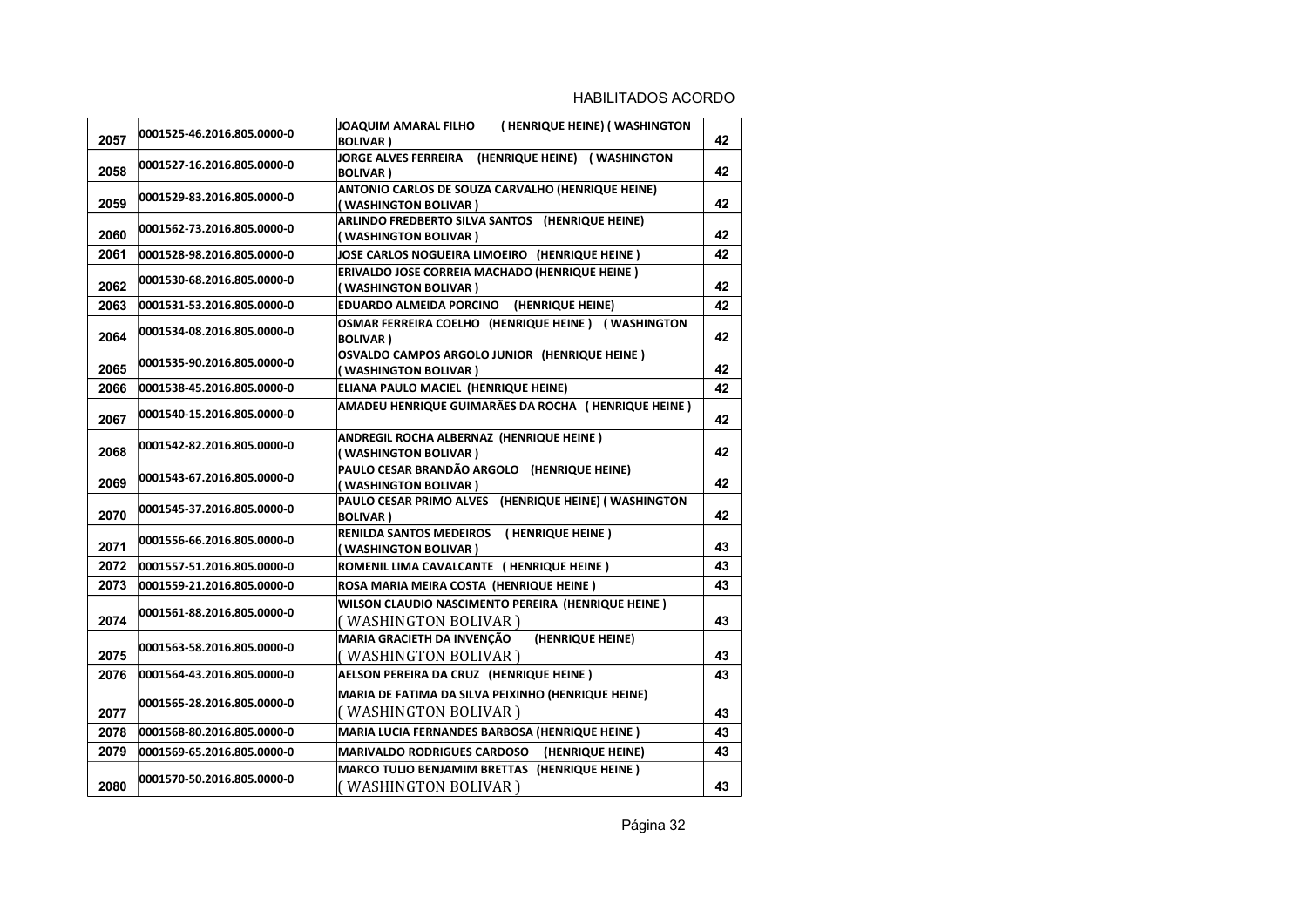HABILITADOS ACORDO

| | | | |
|---|---|---|---|
| 2057 | 0001525-46.2016.805.0000-0 | **JOAQUIM AMARAL FILHO ( HENRIQUE HEINE) ( WASHINGTON BOLIVAR )** | 42 |
| 2058 | 0001527-16.2016.805.0000-0 | **JORGE ALVES FERREIRA (HENRIQUE HEINE) ( WASHINGTON BOLIVAR )** | 42 |
| 2059 | 0001529-83.2016.805.0000-0 | **ANTONIO CARLOS DE SOUZA CARVALHO (HENRIQUE HEINE) ( WASHINGTON BOLIVAR )** | 42 |
| 2060 | 0001562-73.2016.805.0000-0 | **ARLINDO FREDBERTO SILVA SANTOS (HENRIQUE HEINE) ( WASHINGTON BOLIVAR )** | 42 |
| 2061 | 0001528-98.2016.805.0000-0 | **JOSE CARLOS NOGUEIRA LIMOEIRO (HENRIQUE HEINE )** | 42 |
| 2062 | 0001530-68.2016.805.0000-0 | **ERIVALDO JOSE CORREIA MACHADO (HENRIQUE HEINE ) ( WASHINGTON BOLIVAR )** | 42 |
| 2063 | 0001531-53.2016.805.0000-0 | **EDUARDO ALMEIDA PORCINO (HENRIQUE HEINE)** | 42 |
| 2064 | 0001534-08.2016.805.0000-0 | **OSMAR FERREIRA COELHO (HENRIQUE HEINE ) ( WASHINGTON BOLIVAR )** | 42 |
| 2065 | 0001535-90.2016.805.0000-0 | **OSVALDO CAMPOS ARGOLO JUNIOR (HENRIQUE HEINE ) ( WASHINGTON BOLIVAR )** | 42 |
| 2066 | 0001538-45.2016.805.0000-0 | **ELIANA PAULO MACIEL (HENRIQUE HEINE)** | 42 |
| 2067 | 0001540-15.2016.805.0000-0 | **AMADEU HENRIQUE GUIMARÃES DA ROCHA ( HENRIQUE HEINE )** | 42 |
| 2068 | 0001542-82.2016.805.0000-0 | **ANDREGIL ROCHA ALBERNAZ (HENRIQUE HEINE ) ( WASHINGTON BOLIVAR )** | 42 |
| 2069 | 0001543-67.2016.805.0000-0 | **PAULO CESAR BRANDÃO ARGOLO (HENRIQUE HEINE) ( WASHINGTON BOLIVAR )** | 42 |
| 2070 | 0001545-37.2016.805.0000-0 | **PAULO CESAR PRIMO ALVES (HENRIQUE HEINE) ( WASHINGTON BOLIVAR )** | 42 |
| 2071 | 0001556-66.2016.805.0000-0 | **RENILDA SANTOS MEDEIROS ( HENRIQUE HEINE ) ( WASHINGTON BOLIVAR )** | 43 |
| 2072 | 0001557-51.2016.805.0000-0 | **ROMENIL LIMA CAVALCANTE ( HENRIQUE HEINE )** | 43 |
| 2073 | 0001559-21.2016.805.0000-0 | **ROSA MARIA MEIRA COSTA (HENRIQUE HEINE )** | 43 |
| 2074 | 0001561-88.2016.805.0000-0 | **WILSON CLAUDIO NASCIMENTO PEREIRA (HENRIQUE HEINE )** ( WASHINGTON BOLIVAR ) | 43 |
| 2075 | 0001563-58.2016.805.0000-0 | **MARIA GRACIETH DA INVENÇÃO (HENRIQUE HEINE)** ( WASHINGTON BOLIVAR ) | 43 |
| 2076 | 0001564-43.2016.805.0000-0 | **AELSON PEREIRA DA CRUZ (HENRIQUE HEINE )** | 43 |
| 2077 | 0001565-28.2016.805.0000-0 | **MARIA DE FATIMA DA SILVA PEIXINHO (HENRIQUE HEINE)** ( WASHINGTON BOLIVAR ) | 43 |
| 2078 | 0001568-80.2016.805.0000-0 | **MARIA LUCIA FERNANDES BARBOSA (HENRIQUE HEINE )** | 43 |
| 2079 | 0001569-65.2016.805.0000-0 | **MARIVALDO RODRIGUES CARDOSO (HENRIQUE HEINE)** | 43 |
| 2080 | 0001570-50.2016.805.0000-0 | **MARCO TULIO BENJAMIM BRETTAS (HENRIQUE HEINE )** ( WASHINGTON BOLIVAR ) | 43 |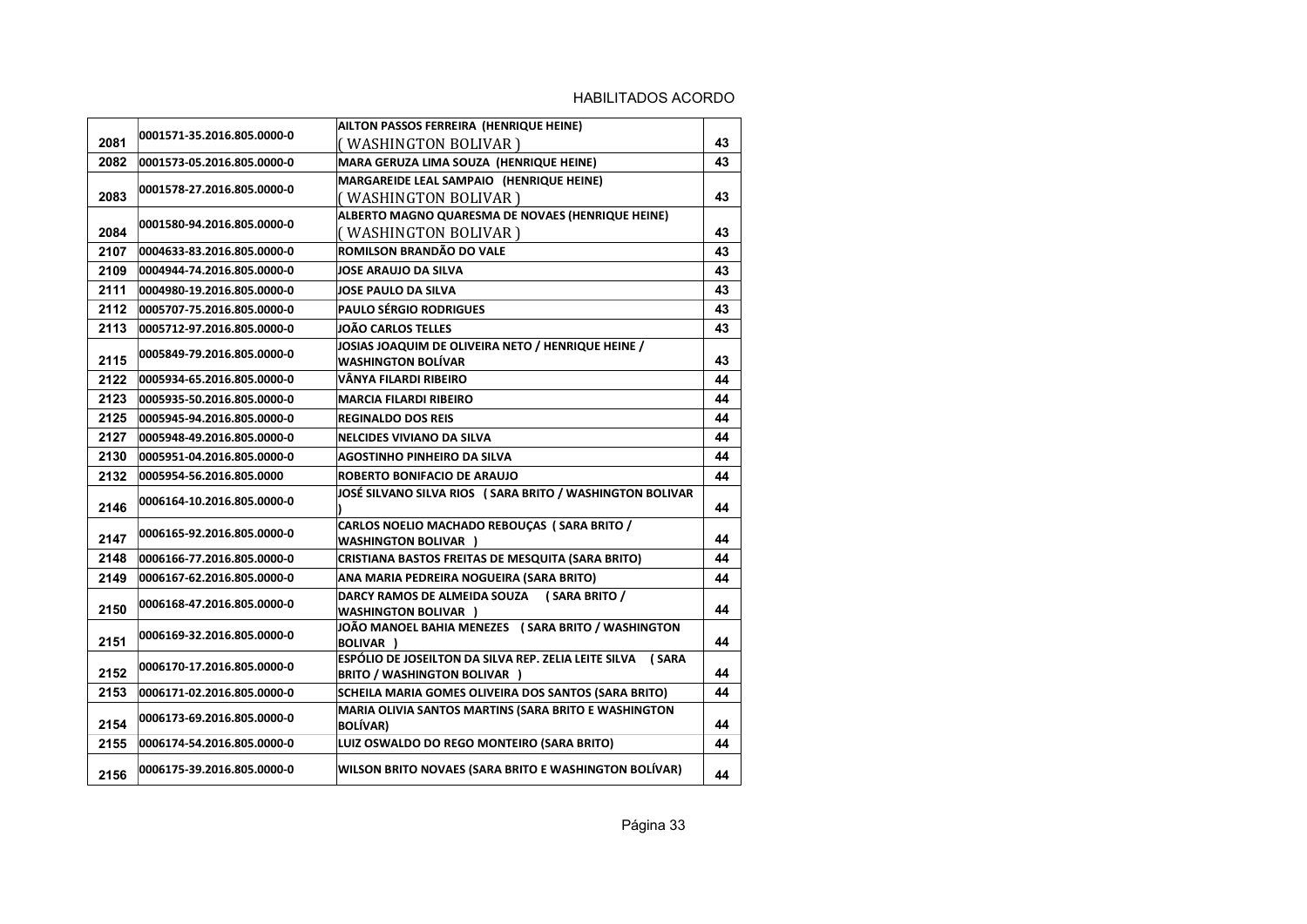HABILITADOS ACORDO

| | | | |
|---|---|---|---|
| 2081 | 0001571-35.2016.805.0000-0 | AILTON PASSOS FERREIRA (HENRIQUE HEINE) ( WASHINGTON BOLIVAR ) | 43 |
| 2082 | 0001573-05.2016.805.0000-0 | MARA GERUZA LIMA SOUZA (HENRIQUE HEINE) | 43 |
| 2083 | 0001578-27.2016.805.0000-0 | MARGAREIDE LEAL SAMPAIO (HENRIQUE HEINE) ( WASHINGTON BOLIVAR ) | 43 |
| 2084 | 0001580-94.2016.805.0000-0 | ALBERTO MAGNO QUARESMA DE NOVAES (HENRIQUE HEINE) ( WASHINGTON BOLIVAR ) | 43 |
| 2107 | 0004633-83.2016.805.0000-0 | ROMILSON BRANDÃO DO VALE | 43 |
| 2109 | 0004944-74.2016.805.0000-0 | JOSE ARAUJO DA SILVA | 43 |
| 2111 | 0004980-19.2016.805.0000-0 | JOSE PAULO DA SILVA | 43 |
| 2112 | 0005707-75.2016.805.0000-0 | PAULO SÉRGIO RODRIGUES | 43 |
| 2113 | 0005712-97.2016.805.0000-0 | JOÃO CARLOS TELLES | 43 |
| 2115 | 0005849-79.2016.805.0000-0 | JOSIAS JOAQUIM DE OLIVEIRA NETO / HENRIQUE HEINE / WASHINGTON BOLÍVAR | 43 |
| 2122 | 0005934-65.2016.805.0000-0 | VÂNYA FILARDI RIBEIRO | 44 |
| 2123 | 0005935-50.2016.805.0000-0 | MARCIA FILARDI RIBEIRO | 44 |
| 2125 | 0005945-94.2016.805.0000-0 | REGINALDO DOS REIS | 44 |
| 2127 | 0005948-49.2016.805.0000-0 | NELCIDES VIVIANO DA SILVA | 44 |
| 2130 | 0005951-04.2016.805.0000-0 | AGOSTINHO PINHEIRO DA SILVA | 44 |
| 2132 | 0005954-56.2016.805.0000 | ROBERTO BONIFACIO DE ARAUJO | 44 |
| 2146 | 0006164-10.2016.805.0000-0 | JOSÉ SILVANO SILVA RIOS ( SARA BRITO / WASHINGTON BOLIVAR ) | 44 |
| 2147 | 0006165-92.2016.805.0000-0 | CARLOS NOELIO MACHADO REBOUÇAS ( SARA BRITO / WASHINGTON BOLIVAR ) | 44 |
| 2148 | 0006166-77.2016.805.0000-0 | CRISTIANA BASTOS FREITAS DE MESQUITA (SARA BRITO) | 44 |
| 2149 | 0006167-62.2016.805.0000-0 | ANA MARIA PEDREIRA NOGUEIRA (SARA BRITO) | 44 |
| 2150 | 0006168-47.2016.805.0000-0 | DARCY RAMOS DE ALMEIDA SOUZA ( SARA BRITO / WASHINGTON BOLIVAR ) | 44 |
| 2151 | 0006169-32.2016.805.0000-0 | JOÃO MANOEL BAHIA MENEZES ( SARA BRITO / WASHINGTON BOLIVAR ) | 44 |
| 2152 | 0006170-17.2016.805.0000-0 | ESPÓLIO DE JOSEILTON DA SILVA REP. ZELIA LEITE SILVA ( SARA BRITO / WASHINGTON BOLIVAR ) | 44 |
| 2153 | 0006171-02.2016.805.0000-0 | SCHEILA MARIA GOMES OLIVEIRA DOS SANTOS (SARA BRITO) | 44 |
| 2154 | 0006173-69.2016.805.0000-0 | MARIA OLIVIA SANTOS MARTINS (SARA BRITO E WASHINGTON BOLÍVAR) | 44 |
| 2155 | 0006174-54.2016.805.0000-0 | LUIZ OSWALDO DO REGO MONTEIRO (SARA BRITO) | 44 |
| 2156 | 0006175-39.2016.805.0000-0 | WILSON BRITO NOVAES (SARA BRITO E WASHINGTON BOLÍVAR) | 44 |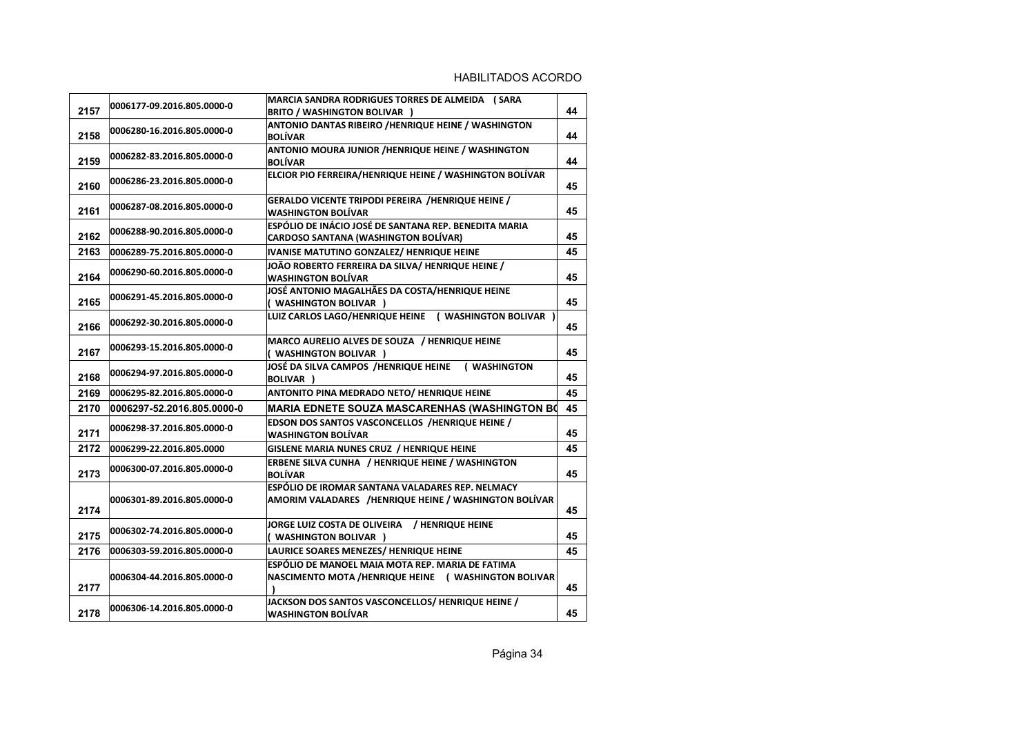HABILITADOS ACORDO

| | | | |
|---|---|---|---|
| 2157 | 0006177-09.2016.805.0000-0 | MARCIA SANDRA RODRIGUES TORRES DE ALMEIDA ( SARA BRITO / WASHINGTON BOLIVAR ) | 44 |
| 2158 | 0006280-16.2016.805.0000-0 | ANTONIO DANTAS RIBEIRO /HENRIQUE HEINE / WASHINGTON BOLÍVAR | 44 |
| 2159 | 0006282-83.2016.805.0000-0 | ANTONIO MOURA JUNIOR /HENRIQUE HEINE / WASHINGTON BOLÍVAR | 44 |
| 2160 | 0006286-23.2016.805.0000-0 | ELCIOR PIO FERREIRA/HENRIQUE HEINE / WASHINGTON BOLÍVAR | 45 |
| 2161 | 0006287-08.2016.805.0000-0 | GERALDO VICENTE TRIPODI PEREIRA /HENRIQUE HEINE / WASHINGTON BOLÍVAR | 45 |
| 2162 | 0006288-90.2016.805.0000-0 | ESPÓLIO DE INÁCIO JOSÉ DE SANTANA REP. BENEDITA MARIA CARDOSO SANTANA (WASHINGTON BOLÍVAR) | 45 |
| 2163 | 0006289-75.2016.805.0000-0 | IVANISE MATUTINO GONZALEZ/ HENRIQUE HEINE | 45 |
| 2164 | 0006290-60.2016.805.0000-0 | JOÃO ROBERTO FERREIRA DA SILVA/ HENRIQUE HEINE / WASHINGTON BOLÍVAR | 45 |
| 2165 | 0006291-45.2016.805.0000-0 | JOSÉ ANTONIO MAGALHÃES DA COSTA/HENRIQUE HEINE ( WASHINGTON BOLIVAR ) | 45 |
| 2166 | 0006292-30.2016.805.0000-0 | LUIZ CARLOS LAGO/HENRIQUE HEINE ( WASHINGTON BOLIVAR ) | 45 |
| 2167 | 0006293-15.2016.805.0000-0 | MARCO AURELIO ALVES DE SOUZA / HENRIQUE HEINE ( WASHINGTON BOLIVAR ) | 45 |
| 2168 | 0006294-97.2016.805.0000-0 | JOSÉ DA SILVA CAMPOS /HENRIQUE HEINE ( WASHINGTON BOLIVAR ) | 45 |
| 2169 | 0006295-82.2016.805.0000-0 | ANTONITO PINA MEDRADO NETO/ HENRIQUE HEINE | 45 |
| 2170 | 0006297-52.2016.805.0000-0 | MARIA EDNETE SOUZA MASCARENHAS (WASHINGTON BO | 45 |
| 2171 | 0006298-37.2016.805.0000-0 | EDSON DOS SANTOS VASCONCELLOS /HENRIQUE HEINE / WASHINGTON BOLÍVAR | 45 |
| 2172 | 0006299-22.2016.805.0000 | GISLENE MARIA NUNES CRUZ / HENRIQUE HEINE | 45 |
| 2173 | 0006300-07.2016.805.0000-0 | ERBENE SILVA CUNHA / HENRIQUE HEINE / WASHINGTON BOLÍVAR | 45 |
| 2174 | 0006301-89.2016.805.0000-0 | ESPÓLIO DE IROMAR SANTANA VALADARES REP. NELMACY AMORIM VALADARES /HENRIQUE HEINE / WASHINGTON BOLÍVAR | 45 |
| 2175 | 0006302-74.2016.805.0000-0 | JORGE LUIZ COSTA DE OLIVEIRA / HENRIQUE HEINE ( WASHINGTON BOLIVAR ) | 45 |
| 2176 | 0006303-59.2016.805.0000-0 | LAURICE SOARES MENEZES/ HENRIQUE HEINE | 45 |
| 2177 | 0006304-44.2016.805.0000-0 | ESPÓLIO DE MANOEL MAIA MOTA REP. MARIA DE FATIMA NASCIMENTO MOTA /HENRIQUE HEINE ( WASHINGTON BOLIVAR ) | 45 |
| 2178 | 0006306-14.2016.805.0000-0 | JACKSON DOS SANTOS VASCONCELLOS/ HENRIQUE HEINE / WASHINGTON BOLÍVAR | 45 |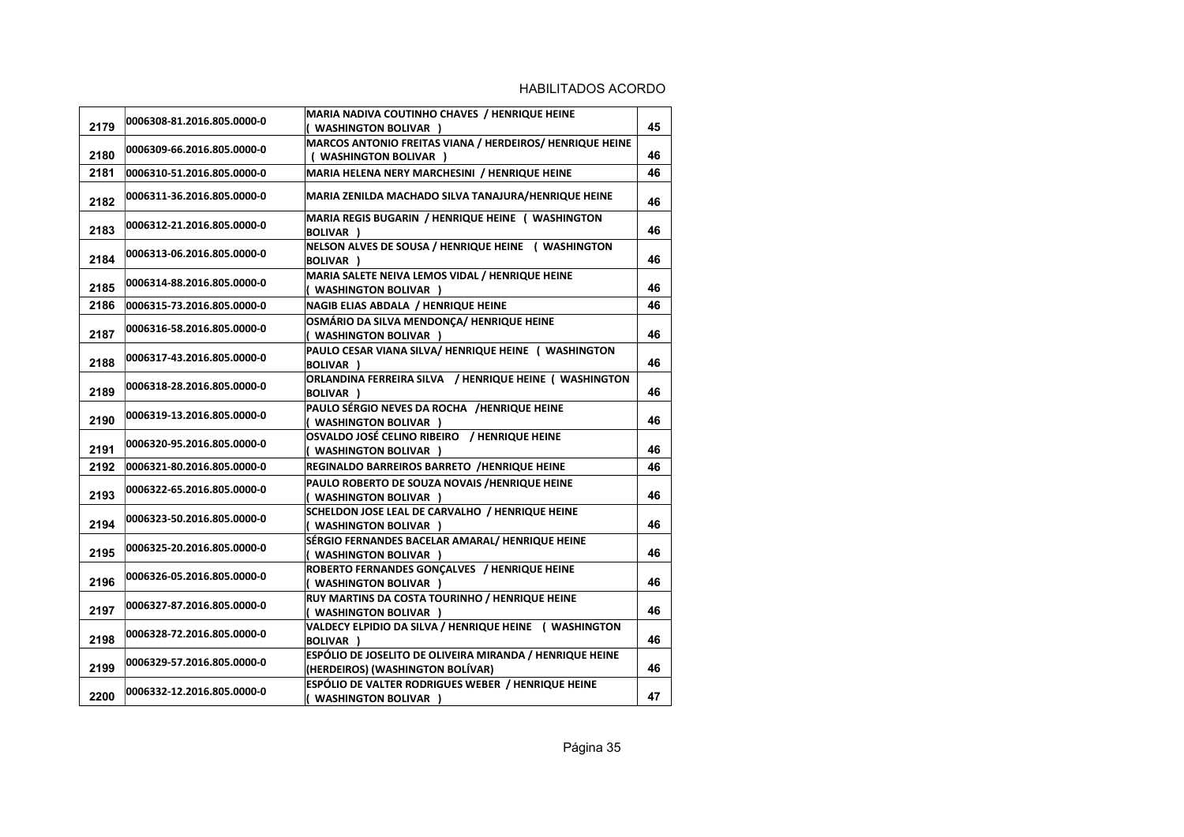HABILITADOS ACORDO

| | | | |
|---|---|---|---|
| 2179 | 0006308-81.2016.805.0000-0 | MARIA NADIVA COUTINHO CHAVES / HENRIQUE HEINE ( WASHINGTON BOLIVAR ) | 45 |
| 2180 | 0006309-66.2016.805.0000-0 | MARCOS ANTONIO FREITAS VIANA / HERDEIROS/ HENRIQUE HEINE ( WASHINGTON BOLIVAR ) | 46 |
| 2181 | 0006310-51.2016.805.0000-0 | MARIA HELENA NERY MARCHESINI / HENRIQUE HEINE | 46 |
| 2182 | 0006311-36.2016.805.0000-0 | MARIA ZENILDA MACHADO SILVA TANAJURA/HENRIQUE HEINE | 46 |
| 2183 | 0006312-21.2016.805.0000-0 | MARIA REGIS BUGARIN / HENRIQUE HEINE ( WASHINGTON BOLIVAR ) | 46 |
| 2184 | 0006313-06.2016.805.0000-0 | NELSON ALVES DE SOUSA / HENRIQUE HEINE ( WASHINGTON BOLIVAR ) | 46 |
| 2185 | 0006314-88.2016.805.0000-0 | MARIA SALETE NEIVA LEMOS VIDAL / HENRIQUE HEINE ( WASHINGTON BOLIVAR ) | 46 |
| 2186 | 0006315-73.2016.805.0000-0 | NAGIB ELIAS ABDALA / HENRIQUE HEINE | 46 |
| 2187 | 0006316-58.2016.805.0000-0 | OSMÁRIO DA SILVA MENDONÇA/ HENRIQUE HEINE ( WASHINGTON BOLIVAR ) | 46 |
| 2188 | 0006317-43.2016.805.0000-0 | PAULO CESAR VIANA SILVA/ HENRIQUE HEINE ( WASHINGTON BOLIVAR ) | 46 |
| 2189 | 0006318-28.2016.805.0000-0 | ORLANDINA FERREIRA SILVA / HENRIQUE HEINE ( WASHINGTON BOLIVAR ) | 46 |
| 2190 | 0006319-13.2016.805.0000-0 | PAULO SÉRGIO NEVES DA ROCHA /HENRIQUE HEINE ( WASHINGTON BOLIVAR ) | 46 |
| 2191 | 0006320-95.2016.805.0000-0 | OSVALDO JOSÉ CELINO RIBEIRO / HENRIQUE HEINE ( WASHINGTON BOLIVAR ) | 46 |
| 2192 | 0006321-80.2016.805.0000-0 | REGINALDO BARREIROS BARRETO /HENRIQUE HEINE | 46 |
| 2193 | 0006322-65.2016.805.0000-0 | PAULO ROBERTO DE SOUZA NOVAIS /HENRIQUE HEINE ( WASHINGTON BOLIVAR ) | 46 |
| 2194 | 0006323-50.2016.805.0000-0 | SCHELDON JOSE LEAL DE CARVALHO / HENRIQUE HEINE ( WASHINGTON BOLIVAR ) | 46 |
| 2195 | 0006325-20.2016.805.0000-0 | SÉRGIO FERNANDES BACELAR AMARAL/ HENRIQUE HEINE ( WASHINGTON BOLIVAR ) | 46 |
| 2196 | 0006326-05.2016.805.0000-0 | ROBERTO FERNANDES GONÇALVES / HENRIQUE HEINE ( WASHINGTON BOLIVAR ) | 46 |
| 2197 | 0006327-87.2016.805.0000-0 | RUY MARTINS DA COSTA TOURINHO / HENRIQUE HEINE ( WASHINGTON BOLIVAR ) | 46 |
| 2198 | 0006328-72.2016.805.0000-0 | VALDECY ELPIDIO DA SILVA / HENRIQUE HEINE ( WASHINGTON BOLIVAR ) | 46 |
| 2199 | 0006329-57.2016.805.0000-0 | ESPÓLIO DE JOSELITO DE OLIVEIRA MIRANDA / HENRIQUE HEINE (HERDEIROS) (WASHINGTON BOLÍVAR) | 46 |
| 2200 | 0006332-12.2016.805.0000-0 | ESPÓLIO DE VALTER RODRIGUES WEBER / HENRIQUE HEINE ( WASHINGTON BOLIVAR ) | 47 |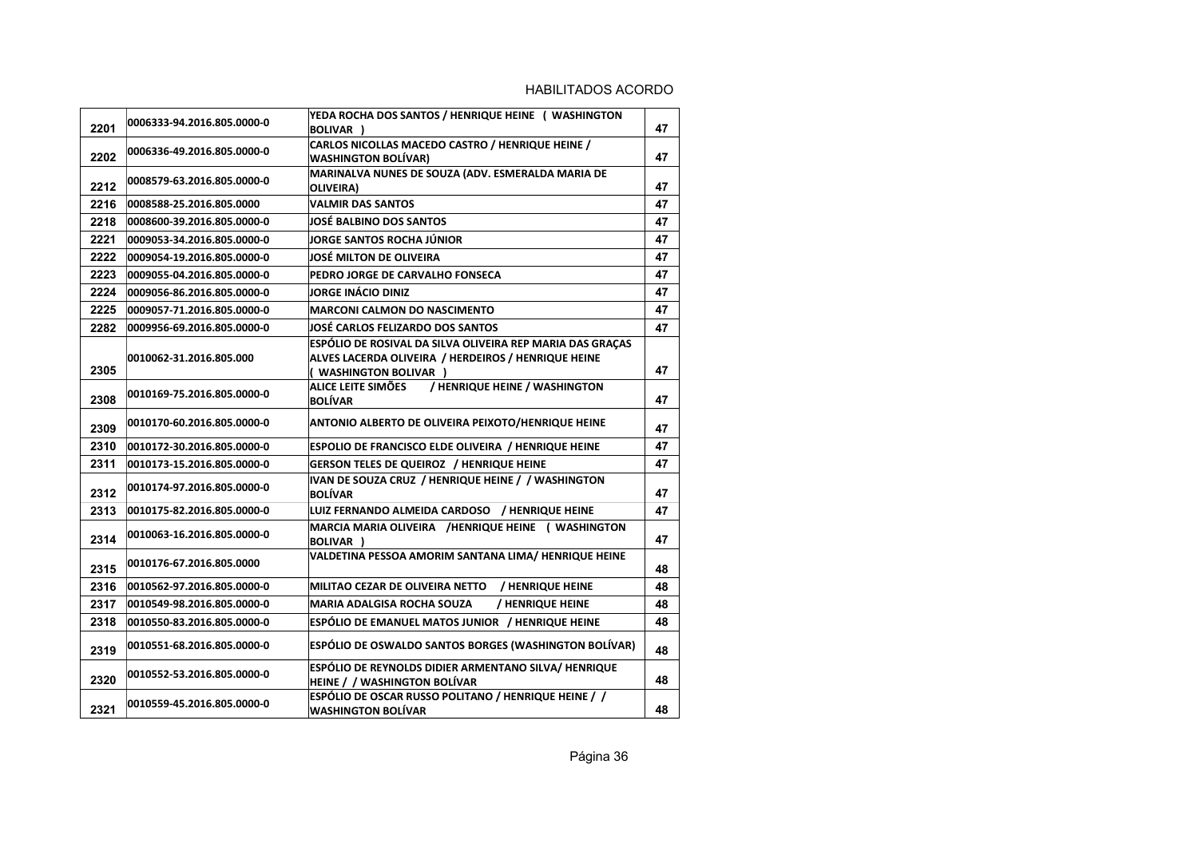HABILITADOS ACORDO

| | | | |
|---|---|---|---|
| 2201 | 0006333-94.2016.805.0000-0 | YEDA ROCHA DOS SANTOS / HENRIQUE HEINE ( WASHINGTON BOLIVAR ) | 47 |
| 2202 | 0006336-49.2016.805.0000-0 | CARLOS NICOLLAS MACEDO CASTRO / HENRIQUE HEINE / WASHINGTON BOLÍVAR) | 47 |
| 2212 | 0008579-63.2016.805.0000-0 | MARINALVA NUNES DE SOUZA (ADV. ESMERALDA MARIA DE OLIVEIRA) | 47 |
| 2216 | 0008588-25.2016.805.0000 | VALMIR DAS SANTOS | 47 |
| 2218 | 0008600-39.2016.805.0000-0 | JOSÉ BALBINO DOS SANTOS | 47 |
| 2221 | 0009053-34.2016.805.0000-0 | JORGE SANTOS ROCHA JÚNIOR | 47 |
| 2222 | 0009054-19.2016.805.0000-0 | JOSÉ MILTON DE OLIVEIRA | 47 |
| 2223 | 0009055-04.2016.805.0000-0 | PEDRO JORGE DE CARVALHO FONSECA | 47 |
| 2224 | 0009056-86.2016.805.0000-0 | JORGE INÁCIO DINIZ | 47 |
| 2225 | 0009057-71.2016.805.0000-0 | MARCONI CALMON DO NASCIMENTO | 47 |
| 2282 | 0009956-69.2016.805.0000-0 | JOSÉ CARLOS FELIZARDO DOS SANTOS | 47 |
| 2305 | 0010062-31.2016.805.000 | ESPÓLIO DE ROSIVAL DA SILVA OLIVEIRA REP MARIA DAS GRAÇAS ALVES LACERDA OLIVEIRA / HERDEIROS / HENRIQUE HEINE ( WASHINGTON BOLIVAR ) | 47 |
| 2308 | 0010169-75.2016.805.0000-0 | ALICE LEITE SIMÕES / HENRIQUE HEINE / WASHINGTON BOLÍVAR | 47 |
| 2309 | 0010170-60.2016.805.0000-0 | ANTONIO ALBERTO DE OLIVEIRA PEIXOTO/HENRIQUE HEINE | 47 |
| 2310 | 0010172-30.2016.805.0000-0 | ESPOLIO DE FRANCISCO ELDE OLIVEIRA / HENRIQUE HEINE | 47 |
| 2311 | 0010173-15.2016.805.0000-0 | GERSON TELES DE QUEIROZ / HENRIQUE HEINE | 47 |
| 2312 | 0010174-97.2016.805.0000-0 | IVAN DE SOUZA CRUZ / HENRIQUE HEINE / / WASHINGTON BOLÍVAR | 47 |
| 2313 | 0010175-82.2016.805.0000-0 | LUIZ FERNANDO ALMEIDA CARDOSO / HENRIQUE HEINE | 47 |
| 2314 | 0010063-16.2016.805.0000-0 | MARCIA MARIA OLIVEIRA /HENRIQUE HEINE ( WASHINGTON BOLIVAR ) | 47 |
| 2315 | 0010176-67.2016.805.0000 | VALDETINA PESSOA AMORIM SANTANA LIMA/ HENRIQUE HEINE | 48 |
| 2316 | 0010562-97.2016.805.0000-0 | MILITAO CEZAR DE OLIVEIRA NETTO / HENRIQUE HEINE | 48 |
| 2317 | 0010549-98.2016.805.0000-0 | MARIA ADALGISA ROCHA SOUZA / HENRIQUE HEINE | 48 |
| 2318 | 0010550-83.2016.805.0000-0 | ESPÓLIO DE EMANUEL MATOS JUNIOR / HENRIQUE HEINE | 48 |
| 2319 | 0010551-68.2016.805.0000-0 | ESPÓLIO DE OSWALDO SANTOS BORGES (WASHINGTON BOLÍVAR) | 48 |
| 2320 | 0010552-53.2016.805.0000-0 | ESPÓLIO DE REYNOLDS DIDIER ARMENTANO SILVA/ HENRIQUE HEINE / / WASHINGTON BOLÍVAR | 48 |
| 2321 | 0010559-45.2016.805.0000-0 | ESPÓLIO DE OSCAR RUSSO POLITANO / HENRIQUE HEINE / / WASHINGTON BOLÍVAR | 48 |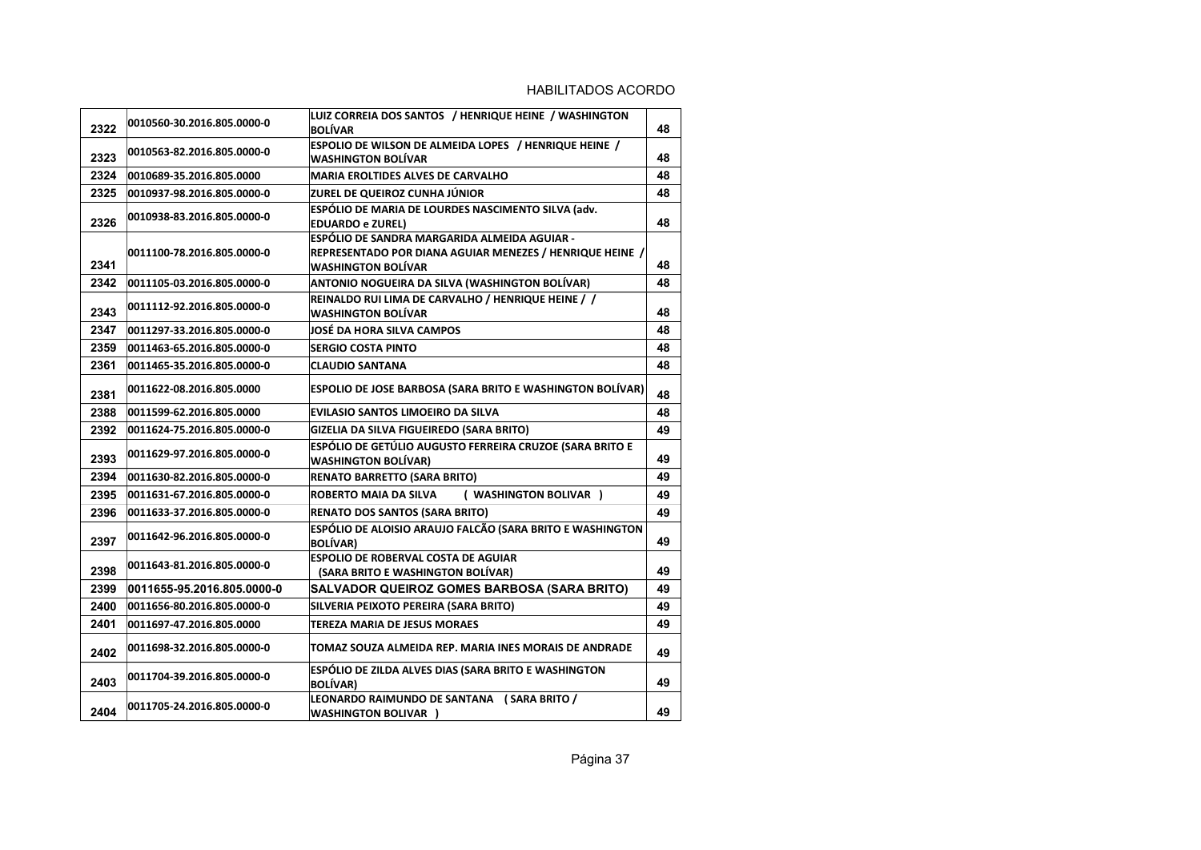HABILITADOS ACORDO

| | | | |
|---|---|---|---|
| 2322 | 0010560-30.2016.805.0000-0 | LUIZ CORREIA DOS SANTOS / HENRIQUE HEINE / WASHINGTON BOLÍVAR | 48 |
| 2323 | 0010563-82.2016.805.0000-0 | ESPOLIO DE WILSON DE ALMEIDA LOPES / HENRIQUE HEINE / WASHINGTON BOLÍVAR | 48 |
| 2324 | 0010689-35.2016.805.0000 | MARIA EROLTIDES ALVES DE CARVALHO | 48 |
| 2325 | 0010937-98.2016.805.0000-0 | ZUREL DE QUEIROZ CUNHA JÚNIOR | 48 |
| 2326 | 0010938-83.2016.805.0000-0 | ESPÓLIO DE MARIA DE LOURDES NASCIMENTO SILVA (adv. EDUARDO e ZUREL) | 48 |
| 2341 | 0011100-78.2016.805.0000-0 | ESPÓLIO DE SANDRA MARGARIDA ALMEIDA AGUIAR - REPRESENTADO POR DIANA AGUIAR MENEZES / HENRIQUE HEINE / WASHINGTON BOLÍVAR | 48 |
| 2342 | 0011105-03.2016.805.0000-0 | ANTONIO NOGUEIRA DA SILVA (WASHINGTON BOLÍVAR) | 48 |
| 2343 | 0011112-92.2016.805.0000-0 | REINALDO RUI LIMA DE CARVALHO / HENRIQUE HEINE / / WASHINGTON BOLÍVAR | 48 |
| 2347 | 0011297-33.2016.805.0000-0 | JOSÉ DA HORA SILVA CAMPOS | 48 |
| 2359 | 0011463-65.2016.805.0000-0 | SERGIO COSTA PINTO | 48 |
| 2361 | 0011465-35.2016.805.0000-0 | CLAUDIO SANTANA | 48 |
| 2381 | 0011622-08.2016.805.0000 | ESPOLIO DE JOSE BARBOSA (SARA BRITO E WASHINGTON BOLÍVAR) | 48 |
| 2388 | 0011599-62.2016.805.0000 | EVILASIO SANTOS LIMOEIRO DA SILVA | 48 |
| 2392 | 0011624-75.2016.805.0000-0 | GIZELIA DA SILVA FIGUEIREDO (SARA BRITO) | 49 |
| 2393 | 0011629-97.2016.805.0000-0 | ESPÓLIO DE GETÚLIO AUGUSTO FERREIRA CRUZOE (SARA BRITO E WASHINGTON BOLÍVAR) | 49 |
| 2394 | 0011630-82.2016.805.0000-0 | RENATO BARRETTO (SARA BRITO) | 49 |
| 2395 | 0011631-67.2016.805.0000-0 | ROBERTO MAIA DA SILVA ( WASHINGTON BOLIVAR ) | 49 |
| 2396 | 0011633-37.2016.805.0000-0 | RENATO DOS SANTOS (SARA BRITO) | 49 |
| 2397 | 0011642-96.2016.805.0000-0 | ESPÓLIO DE ALOISIO ARAUJO FALCÃO (SARA BRITO E WASHINGTON BOLÍVAR) | 49 |
| 2398 | 0011643-81.2016.805.0000-0 | ESPOLIO DE ROBERVAL COSTA DE AGUIAR (SARA BRITO E WASHINGTON BOLÍVAR) | 49 |
| 2399 | 0011655-95.2016.805.0000-0 | SALVADOR QUEIROZ GOMES BARBOSA (SARA BRITO) | 49 |
| 2400 | 0011656-80.2016.805.0000-0 | SILVERIA PEIXOTO PEREIRA (SARA BRITO) | 49 |
| 2401 | 0011697-47.2016.805.0000 | TEREZA MARIA DE JESUS MORAES | 49 |
| 2402 | 0011698-32.2016.805.0000-0 | TOMAZ SOUZA ALMEIDA REP. MARIA INES MORAIS DE ANDRADE | 49 |
| 2403 | 0011704-39.2016.805.0000-0 | ESPÓLIO DE ZILDA ALVES DIAS (SARA BRITO E WASHINGTON BOLÍVAR) | 49 |
| 2404 | 0011705-24.2016.805.0000-0 | LEONARDO RAIMUNDO DE SANTANA ( SARA BRITO / WASHINGTON BOLIVAR ) | 49 |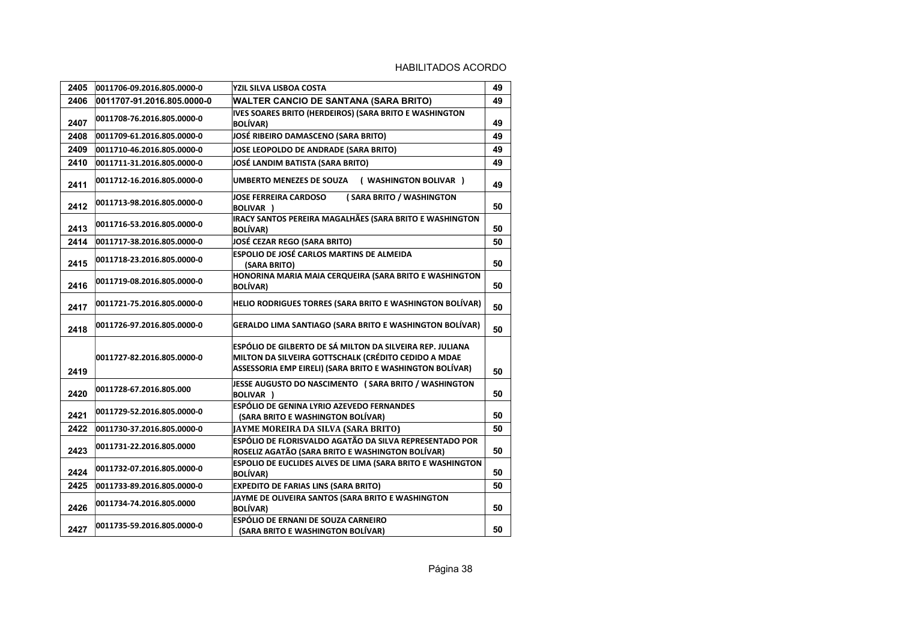HABILITADOS ACORDO

| | | | |
|---|---|---|---|
| 2405 | 0011706-09.2016.805.0000-0 | YZIL SILVA LISBOA COSTA | 49 |
| 2406 | 0011707-91.2016.805.0000-0 | WALTER CANCIO DE SANTANA (SARA BRITO) | 49 |
| 2407 | 0011708-76.2016.805.0000-0 | IVES SOARES BRITO (HERDEIROS) (SARA BRITO E WASHINGTON BOLÍVAR) | 49 |
| 2408 | 0011709-61.2016.805.0000-0 | JOSÉ RIBEIRO DAMASCENO (SARA BRITO) | 49 |
| 2409 | 0011710-46.2016.805.0000-0 | JOSE LEOPOLDO DE ANDRADE (SARA BRITO) | 49 |
| 2410 | 0011711-31.2016.805.0000-0 | JOSÉ LANDIM BATISTA (SARA BRITO) | 49 |
| 2411 | 0011712-16.2016.805.0000-0 | UMBERTO MENEZES DE SOUZA ( WASHINGTON BOLIVAR ) | 49 |
| 2412 | 0011713-98.2016.805.0000-0 | JOSE FERREIRA CARDOSO ( SARA BRITO / WASHINGTON BOLIVAR ) | 50 |
| 2413 | 0011716-53.2016.805.0000-0 | IRACY SANTOS PEREIRA MAGALHÃES (SARA BRITO E WASHINGTON BOLÍVAR) | 50 |
| 2414 | 0011717-38.2016.805.0000-0 | JOSÉ CEZAR REGO (SARA BRITO) | 50 |
| 2415 | 0011718-23.2016.805.0000-0 | ESPOLIO DE JOSÉ CARLOS MARTINS DE ALMEIDA (SARA BRITO) | 50 |
| 2416 | 0011719-08.2016.805.0000-0 | HONORINA MARIA MAIA CERQUEIRA (SARA BRITO E WASHINGTON BOLÍVAR) | 50 |
| 2417 | 0011721-75.2016.805.0000-0 | HELIO RODRIGUES TORRES (SARA BRITO E WASHINGTON BOLÍVAR) | 50 |
| 2418 | 0011726-97.2016.805.0000-0 | GERALDO LIMA SANTIAGO (SARA BRITO E WASHINGTON BOLÍVAR) | 50 |
| 2419 | 0011727-82.2016.805.0000-0 | ESPÓLIO DE GILBERTO DE SÁ MILTON DA SILVEIRA REP. JULIANA MILTON DA SILVEIRA GOTTSCHALK (CRÉDITO CEDIDO A MDAE ASSESSORIA EMP EIRELI) (SARA BRITO E WASHINGTON BOLÍVAR) | 50 |
| 2420 | 0011728-67.2016.805.000 | JESSE AUGUSTO DO NASCIMENTO ( SARA BRITO / WASHINGTON BOLIVAR ) | 50 |
| 2421 | 0011729-52.2016.805.0000-0 | ESPÓLIO DE GENINA LYRIO AZEVEDO FERNANDES (SARA BRITO E WASHINGTON BOLÍVAR) | 50 |
| 2422 | 0011730-37.2016.805.0000-0 | JAYME MOREIRA DA SILVA (SARA BRITO) | 50 |
| 2423 | 0011731-22.2016.805.0000 | ESPÓLIO DE FLORISVALDO AGATÃO DA SILVA REPRESENTADO POR ROSELIZ AGATÃO (SARA BRITO E WASHINGTON BOLÍVAR) | 50 |
| 2424 | 0011732-07.2016.805.0000-0 | ESPOLIO DE EUCLIDES ALVES DE LIMA (SARA BRITO E WASHINGTON BOLÍVAR) | 50 |
| 2425 | 0011733-89.2016.805.0000-0 | EXPEDITO DE FARIAS LINS (SARA BRITO) | 50 |
| 2426 | 0011734-74.2016.805.0000 | JAYME DE OLIVEIRA SANTOS (SARA BRITO E WASHINGTON BOLÍVAR) | 50 |
| 2427 | 0011735-59.2016.805.0000-0 | ESPÓLIO DE ERNANI DE SOUZA CARNEIRO (SARA BRITO E WASHINGTON BOLÍVAR) | 50 |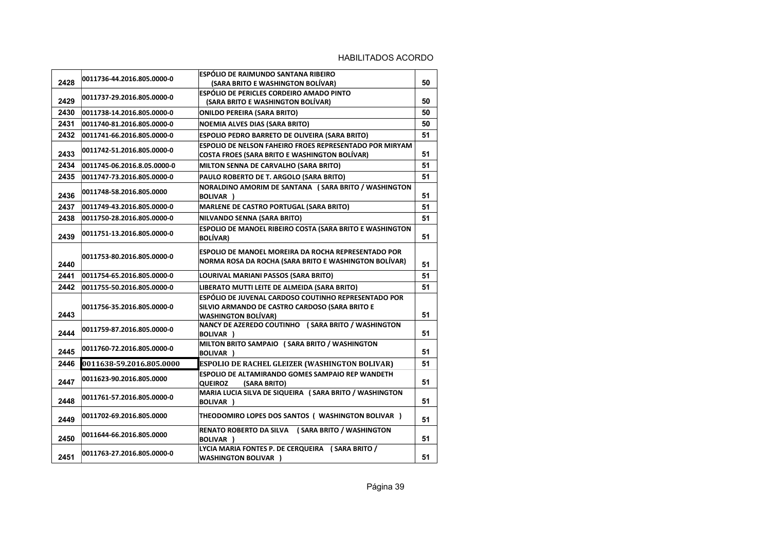HABILITADOS ACORDO

| | | | |
|---|---|---|---|
| 2428 | 0011736-44.2016.805.0000-0 | ESPÓLIO DE RAIMUNDO SANTANA RIBEIRO (SARA BRITO E WASHINGTON BOLÍVAR) | 50 |
| 2429 | 0011737-29.2016.805.0000-0 | ESPÓLIO DE PERICLES CORDEIRO AMADO PINTO (SARA BRITO E WASHINGTON BOLÍVAR) | 50 |
| 2430 | 0011738-14.2016.805.0000-0 | ONILDO PEREIRA (SARA BRITO) | 50 |
| 2431 | 0011740-81.2016.805.0000-0 | NOEMIA ALVES DIAS (SARA BRITO) | 50 |
| 2432 | 0011741-66.2016.805.0000-0 | ESPOLIO PEDRO BARRETO DE OLIVEIRA (SARA BRITO) | 51 |
| 2433 | 0011742-51.2016.805.0000-0 | ESPOLIO DE NELSON FAHEIRO FROES REPRESENTADO POR MIRYAM COSTA FROES (SARA BRITO E WASHINGTON BOLÍVAR) | 51 |
| 2434 | 0011745-06.2016.8.05.0000-0 | MILTON SENNA DE CARVALHO (SARA BRITO) | 51 |
| 2435 | 0011747-73.2016.805.0000-0 | PAULO ROBERTO DE T. ARGOLO (SARA BRITO) | 51 |
| 2436 | 0011748-58.2016.805.0000 | NORALDINO AMORIM DE SANTANA ( SARA BRITO / WASHINGTON BOLIVAR ) | 51 |
| 2437 | 0011749-43.2016.805.0000-0 | MARLENE DE CASTRO PORTUGAL (SARA BRITO) | 51 |
| 2438 | 0011750-28.2016.805.0000-0 | NILVANDO SENNA (SARA BRITO) | 51 |
| 2439 | 0011751-13.2016.805.0000-0 | ESPOLIO DE MANOEL RIBEIRO COSTA (SARA BRITO E WASHINGTON BOLÍVAR) | 51 |
| 2440 | 0011753-80.2016.805.0000-0 | ESPOLIO DE MANOEL MOREIRA DA ROCHA REPRESENTADO POR NORMA ROSA DA ROCHA (SARA BRITO E WASHINGTON BOLÍVAR) | 51 |
| 2441 | 0011754-65.2016.805.0000-0 | LOURIVAL MARIANI PASSOS (SARA BRITO) | 51 |
| 2442 | 0011755-50.2016.805.0000-0 | LIBERATO MUTTI LEITE DE ALMEIDA (SARA BRITO) | 51 |
| 2443 | 0011756-35.2016.805.0000-0 | ESPÓLIO DE JUVENAL CARDOSO COUTINHO REPRESENTADO POR SILVIO ARMANDO DE CASTRO CARDOSO (SARA BRITO E WASHINGTON BOLÍVAR) | 51 |
| 2444 | 0011759-87.2016.805.0000-0 | NANCY DE AZEREDO COUTINHO ( SARA BRITO / WASHINGTON BOLIVAR ) | 51 |
| 2445 | 0011760-72.2016.805.0000-0 | MILTON BRITO SAMPAIO ( SARA BRITO / WASHINGTON BOLIVAR ) | 51 |
| 2446 | 0011638-59.2016.805.0000 | ESPOLIO DE RACHEL GLEIZER (WASHINGTON BOLIVAR) | 51 |
| 2447 | 0011623-90.2016.805.0000 | ESPOLIO DE ALTAMIRANDO GOMES SAMPAIO REP WANDETH QUEIROZ (SARA BRITO) | 51 |
| 2448 | 0011761-57.2016.805.0000-0 | MARIA LUCIA SILVA DE SIQUEIRA ( SARA BRITO / WASHINGTON BOLIVAR ) | 51 |
| 2449 | 0011702-69.2016.805.0000 | THEODOMIRO LOPES DOS SANTOS ( WASHINGTON BOLIVAR ) | 51 |
| 2450 | 0011644-66.2016.805.0000 | RENATO ROBERTO DA SILVA ( SARA BRITO / WASHINGTON BOLIVAR ) | 51 |
| 2451 | 0011763-27.2016.805.0000-0 | LYCIA MARIA FONTES P. DE CERQUEIRA ( SARA BRITO / WASHINGTON BOLIVAR ) | 51 |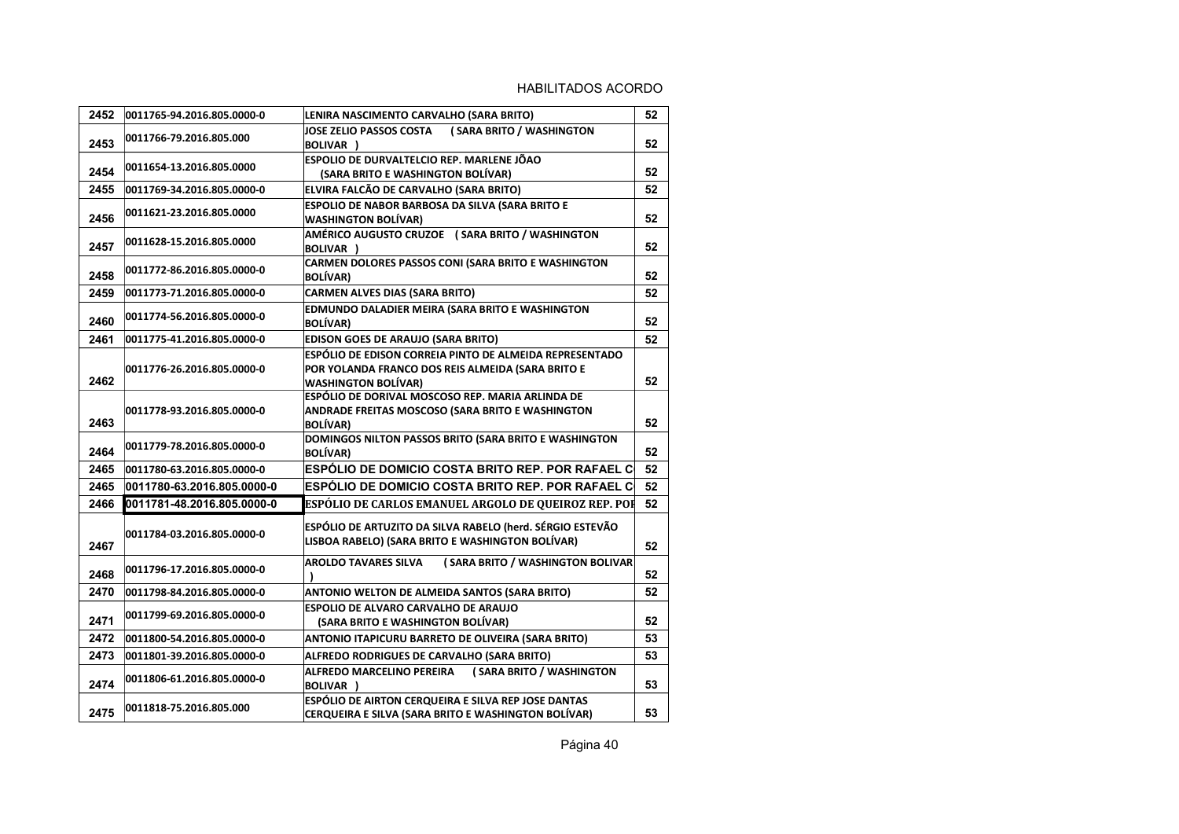HABILITADOS ACORDO

| | | | |
|---|---|---|---|
| 2452 | 0011765-94.2016.805.0000-0 | LENIRA NASCIMENTO CARVALHO (SARA BRITO) | 52 |
| 2453 | 0011766-79.2016.805.000 | JOSE ZELIO PASSOS COSTA ( SARA BRITO / WASHINGTON BOLIVAR ) | 52 |
| 2454 | 0011654-13.2016.805.0000 | ESPOLIO DE DURVALTELCIO REP. MARLENE JÕAO (SARA BRITO E WASHINGTON BOLÍVAR) | 52 |
| 2455 | 0011769-34.2016.805.0000-0 | ELVIRA FALCÃO DE CARVALHO (SARA BRITO) | 52 |
| 2456 | 0011621-23.2016.805.0000 | ESPOLIO DE NABOR BARBOSA DA SILVA (SARA BRITO E WASHINGTON BOLÍVAR) | 52 |
| 2457 | 0011628-15.2016.805.0000 | AMÉRICO AUGUSTO CRUZOE ( SARA BRITO / WASHINGTON BOLIVAR ) | 52 |
| 2458 | 0011772-86.2016.805.0000-0 | CARMEN DOLORES PASSOS CONI (SARA BRITO E WASHINGTON BOLÍVAR) | 52 |
| 2459 | 0011773-71.2016.805.0000-0 | CARMEN ALVES DIAS (SARA BRITO) | 52 |
| 2460 | 0011774-56.2016.805.0000-0 | EDMUNDO DALADIER MEIRA (SARA BRITO E WASHINGTON BOLÍVAR) | 52 |
| 2461 | 0011775-41.2016.805.0000-0 | EDISON GOES DE ARAUJO (SARA BRITO) | 52 |
| 2462 | 0011776-26.2016.805.0000-0 | ESPÓLIO DE EDISON CORREIA PINTO DE ALMEIDA REPRESENTADO POR YOLANDA FRANCO DOS REIS ALMEIDA (SARA BRITO E WASHINGTON BOLÍVAR) | 52 |
| 2463 | 0011778-93.2016.805.0000-0 | ESPÓLIO DE DORIVAL MOSCOSO REP. MARIA ARLINDA DE ANDRADE FREITAS MOSCOSO (SARA BRITO E WASHINGTON BOLÍVAR) | 52 |
| 2464 | 0011779-78.2016.805.0000-0 | DOMINGOS NILTON PASSOS BRITO (SARA BRITO E WASHINGTON BOLÍVAR) | 52 |
| 2465 | 0011780-63.2016.805.0000-0 | ESPÓLIO DE DOMICIO COSTA BRITO REP. POR RAFAEL C | 52 |
| 2465 | 0011780-63.2016.805.0000-0 | ESPÓLIO DE DOMICIO COSTA BRITO REP. POR RAFAEL C | 52 |
| 2466 | 0011781-48.2016.805.0000-0 | ESPÓLIO DE CARLOS EMANUEL ARGOLO DE QUEIROZ REP. POR | 52 |
| 2467 | 0011784-03.2016.805.0000-0 | ESPÓLIO DE ARTUZITO DA SILVA RABELO (herd. SÉRGIO ESTEVÃO LISBOA RABELO) (SARA BRITO E WASHINGTON BOLÍVAR) | 52 |
| 2468 | 0011796-17.2016.805.0000-0 | AROLDO TAVARES SILVA ( SARA BRITO / WASHINGTON BOLIVAR ) | 52 |
| 2470 | 0011798-84.2016.805.0000-0 | ANTONIO WELTON DE ALMEIDA SANTOS (SARA BRITO) | 52 |
| 2471 | 0011799-69.2016.805.0000-0 | ESPOLIO DE ALVARO CARVALHO DE ARAUJO (SARA BRITO E WASHINGTON BOLÍVAR) | 52 |
| 2472 | 0011800-54.2016.805.0000-0 | ANTONIO ITAPICURU BARRETO DE OLIVEIRA (SARA BRITO) | 53 |
| 2473 | 0011801-39.2016.805.0000-0 | ALFREDO RODRIGUES DE CARVALHO (SARA BRITO) | 53 |
| 2474 | 0011806-61.2016.805.0000-0 | ALFREDO MARCELINO PEREIRA ( SARA BRITO / WASHINGTON BOLIVAR ) | 53 |
| 2475 | 0011818-75.2016.805.000 | ESPÓLIO DE AIRTON CERQUEIRA E SILVA REP JOSE DANTAS CERQUEIRA E SILVA (SARA BRITO E WASHINGTON BOLÍVAR) | 53 |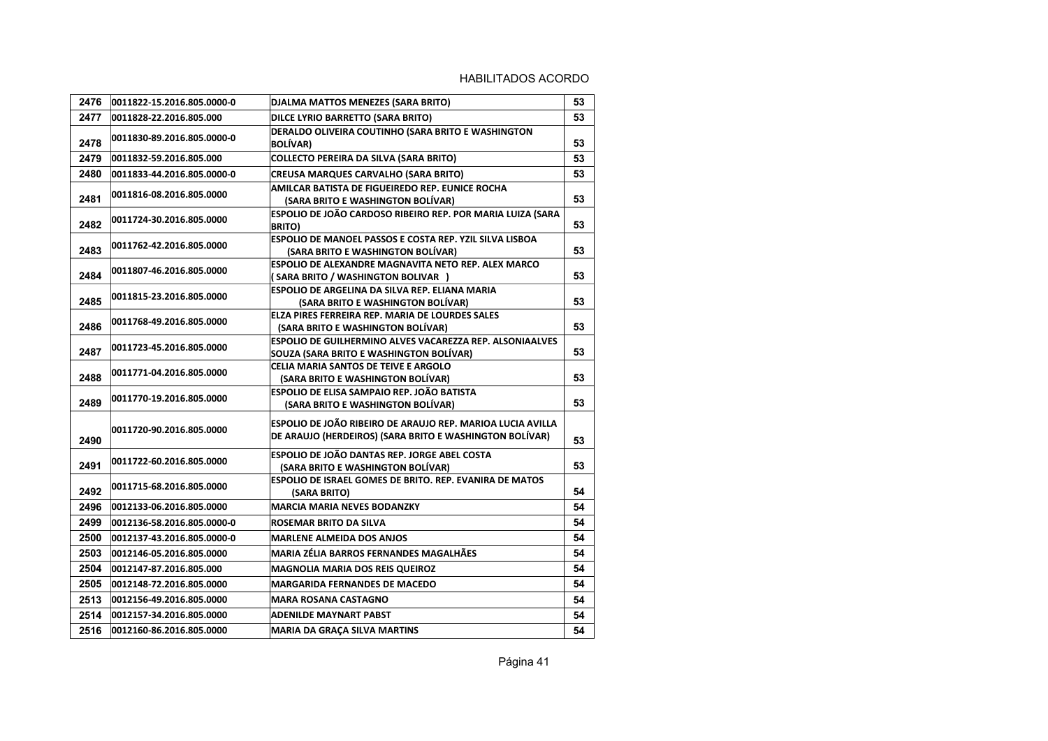HABILITADOS ACORDO

| | | | |
|---|---|---|---|
| 2476 | 0011822-15.2016.805.0000-0 | DJALMA MATTOS MENEZES (SARA BRITO) | 53 |
| 2477 | 0011828-22.2016.805.000 | DILCE LYRIO BARRETTO (SARA BRITO) | 53 |
| 2478 | 0011830-89.2016.805.0000-0 | DERALDO OLIVEIRA COUTINHO (SARA BRITO E WASHINGTON BOLÍVAR) | 53 |
| 2479 | 0011832-59.2016.805.000 | COLLECTO PEREIRA DA SILVA (SARA BRITO) | 53 |
| 2480 | 0011833-44.2016.805.0000-0 | CREUSA MARQUES CARVALHO (SARA BRITO) | 53 |
| 2481 | 0011816-08.2016.805.0000 | AMILCAR BATISTA DE FIGUEIREDO REP. EUNICE ROCHA (SARA BRITO E WASHINGTON BOLÍVAR) | 53 |
| 2482 | 0011724-30.2016.805.0000 | ESPOLIO DE JOÃO CARDOSO RIBEIRO REP. POR MARIA LUIZA (SARA BRITO) | 53 |
| 2483 | 0011762-42.2016.805.0000 | ESPOLIO DE MANOEL PASSOS E COSTA REP. YZIL SILVA LISBOA (SARA BRITO E WASHINGTON BOLÍVAR) | 53 |
| 2484 | 0011807-46.2016.805.0000 | ESPOLIO DE ALEXANDRE MAGNAVITA NETO REP. ALEX MARCO ( SARA BRITO / WASHINGTON BOLIVAR ) | 53 |
| 2485 | 0011815-23.2016.805.0000 | ESPOLIO DE ARGELINA DA SILVA REP. ELIANA MARIA (SARA BRITO E WASHINGTON BOLÍVAR) | 53 |
| 2486 | 0011768-49.2016.805.0000 | ELZA PIRES FERREIRA REP. MARIA DE LOURDES SALES (SARA BRITO E WASHINGTON BOLÍVAR) | 53 |
| 2487 | 0011723-45.2016.805.0000 | ESPOLIO DE GUILHERMINO ALVES VACAREZZA REP. ALSONIAALVES SOUZA (SARA BRITO E WASHINGTON BOLÍVAR) | 53 |
| 2488 | 0011771-04.2016.805.0000 | CELIA MARIA SANTOS DE TEIVE E ARGOLO (SARA BRITO E WASHINGTON BOLÍVAR) | 53 |
| 2489 | 0011770-19.2016.805.0000 | ESPOLIO DE ELISA SAMPAIO REP. JOÃO BATISTA (SARA BRITO E WASHINGTON BOLÍVAR) | 53 |
| 2490 | 0011720-90.2016.805.0000 | ESPOLIO DE JOÃO RIBEIRO DE ARAUJO REP. MARIOA LUCIA AVILLA DE ARAUJO (HERDEIROS) (SARA BRITO E WASHINGTON BOLÍVAR) | 53 |
| 2491 | 0011722-60.2016.805.0000 | ESPOLIO DE JOÃO DANTAS REP. JORGE ABEL COSTA (SARA BRITO E WASHINGTON BOLÍVAR) | 53 |
| 2492 | 0011715-68.2016.805.0000 | ESPOLIO DE ISRAEL GOMES DE BRITO. REP. EVANIRA DE MATOS (SARA BRITO) | 54 |
| 2496 | 0012133-06.2016.805.0000 | MARCIA MARIA NEVES BODANZKY | 54 |
| 2499 | 0012136-58.2016.805.0000-0 | ROSEMAR BRITO DA SILVA | 54 |
| 2500 | 0012137-43.2016.805.0000-0 | MARLENE ALMEIDA DOS ANJOS | 54 |
| 2503 | 0012146-05.2016.805.0000 | MARIA ZÉLIA BARROS FERNANDES MAGALHÃES | 54 |
| 2504 | 0012147-87.2016.805.000 | MAGNOLIA MARIA DOS REIS QUEIROZ | 54 |
| 2505 | 0012148-72.2016.805.0000 | MARGARIDA FERNANDES DE MACEDO | 54 |
| 2513 | 0012156-49.2016.805.0000 | MARA ROSANA CASTAGNO | 54 |
| 2514 | 0012157-34.2016.805.0000 | ADENILDE MAYNART PABST | 54 |
| 2516 | 0012160-86.2016.805.0000 | MARIA DA GRAÇA SILVA MARTINS | 54 |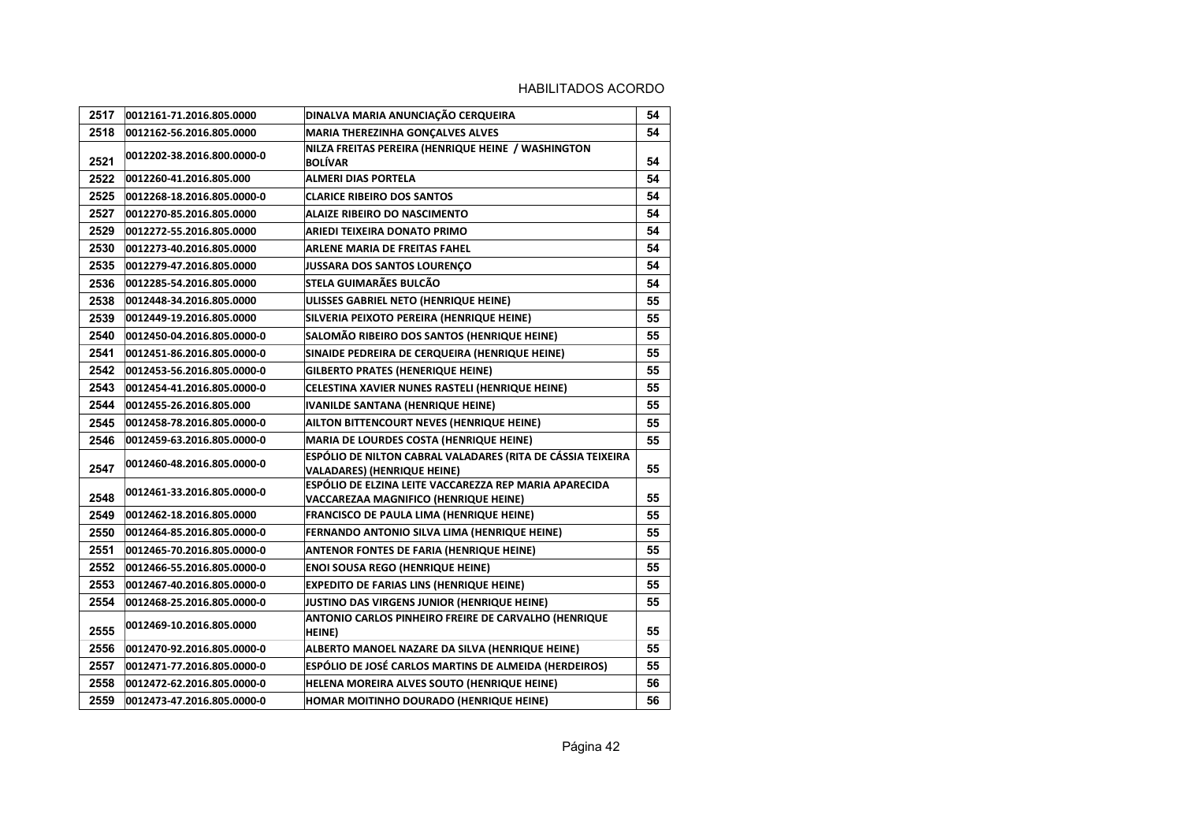HABILITADOS ACORDO

| | | | |
|---|---|---|---|
| 2517 | 0012161-71.2016.805.0000 | DINALVA MARIA ANUNCIAÇÃO CERQUEIRA | 54 |
| 2518 | 0012162-56.2016.805.0000 | MARIA THEREZINHA GONÇALVES ALVES | 54 |
| 2521 | 0012202-38.2016.800.0000-0 | NILZA FREITAS PEREIRA (HENRIQUE HEINE / WASHINGTON BOLÍVAR | 54 |
| 2522 | 0012260-41.2016.805.000 | ALMERI DIAS PORTELA | 54 |
| 2525 | 0012268-18.2016.805.0000-0 | CLARICE RIBEIRO DOS SANTOS | 54 |
| 2527 | 0012270-85.2016.805.0000 | ALAIZE RIBEIRO DO NASCIMENTO | 54 |
| 2529 | 0012272-55.2016.805.0000 | ARIEDI TEIXEIRA DONATO PRIMO | 54 |
| 2530 | 0012273-40.2016.805.0000 | ARLENE MARIA DE FREITAS FAHEL | 54 |
| 2535 | 0012279-47.2016.805.0000 | JUSSARA DOS SANTOS LOURENÇO | 54 |
| 2536 | 0012285-54.2016.805.0000 | STELA GUIMARÃES BULCÃO | 54 |
| 2538 | 0012448-34.2016.805.0000 | ULISSES GABRIEL NETO (HENRIQUE HEINE) | 55 |
| 2539 | 0012449-19.2016.805.0000 | SILVERIA PEIXOTO PEREIRA (HENRIQUE HEINE) | 55 |
| 2540 | 0012450-04.2016.805.0000-0 | SALOMÃO RIBEIRO DOS SANTOS (HENRIQUE HEINE) | 55 |
| 2541 | 0012451-86.2016.805.0000-0 | SINAIDE PEDREIRA DE CERQUEIRA (HENRIQUE HEINE) | 55 |
| 2542 | 0012453-56.2016.805.0000-0 | GILBERTO PRATES (HENERIQUE HEINE) | 55 |
| 2543 | 0012454-41.2016.805.0000-0 | CELESTINA XAVIER NUNES RASTELI (HENRIQUE HEINE) | 55 |
| 2544 | 0012455-26.2016.805.000 | IVANILDE SANTANA (HENRIQUE HEINE) | 55 |
| 2545 | 0012458-78.2016.805.0000-0 | AILTON BITTENCOURT NEVES (HENRIQUE HEINE) | 55 |
| 2546 | 0012459-63.2016.805.0000-0 | MARIA DE LOURDES COSTA (HENRIQUE HEINE) | 55 |
| 2547 | 0012460-48.2016.805.0000-0 | ESPÓLIO DE NILTON CABRAL VALADARES (RITA DE CÁSSIA TEIXEIRA VALADARES) (HENRIQUE HEINE) | 55 |
| 2548 | 0012461-33.2016.805.0000-0 | ESPÓLIO DE ELZINA LEITE VACCAREZZA REP MARIA APARECIDA VACCAREZAA MAGNIFICO (HENRIQUE HEINE) | 55 |
| 2549 | 0012462-18.2016.805.0000 | FRANCISCO DE PAULA LIMA (HENRIQUE HEINE) | 55 |
| 2550 | 0012464-85.2016.805.0000-0 | FERNANDO ANTONIO SILVA LIMA (HENRIQUE HEINE) | 55 |
| 2551 | 0012465-70.2016.805.0000-0 | ANTENOR FONTES DE FARIA (HENRIQUE HEINE) | 55 |
| 2552 | 0012466-55.2016.805.0000-0 | ENOI SOUSA REGO (HENRIQUE HEINE) | 55 |
| 2553 | 0012467-40.2016.805.0000-0 | EXPEDITO DE FARIAS LINS (HENRIQUE HEINE) | 55 |
| 2554 | 0012468-25.2016.805.0000-0 | JUSTINO DAS VIRGENS JUNIOR (HENRIQUE HEINE) | 55 |
| 2555 | 0012469-10.2016.805.0000 | ANTONIO CARLOS PINHEIRO FREIRE DE CARVALHO (HENRIQUE HEINE) | 55 |
| 2556 | 0012470-92.2016.805.0000-0 | ALBERTO MANOEL NAZARE DA SILVA (HENRIQUE HEINE) | 55 |
| 2557 | 0012471-77.2016.805.0000-0 | ESPÓLIO DE JOSÉ CARLOS MARTINS DE ALMEIDA (HERDEIROS) | 55 |
| 2558 | 0012472-62.2016.805.0000-0 | HELENA MOREIRA ALVES SOUTO (HENRIQUE HEINE) | 56 |
| 2559 | 0012473-47.2016.805.0000-0 | HOMAR MOITINHO DOURADO (HENRIQUE HEINE) | 56 |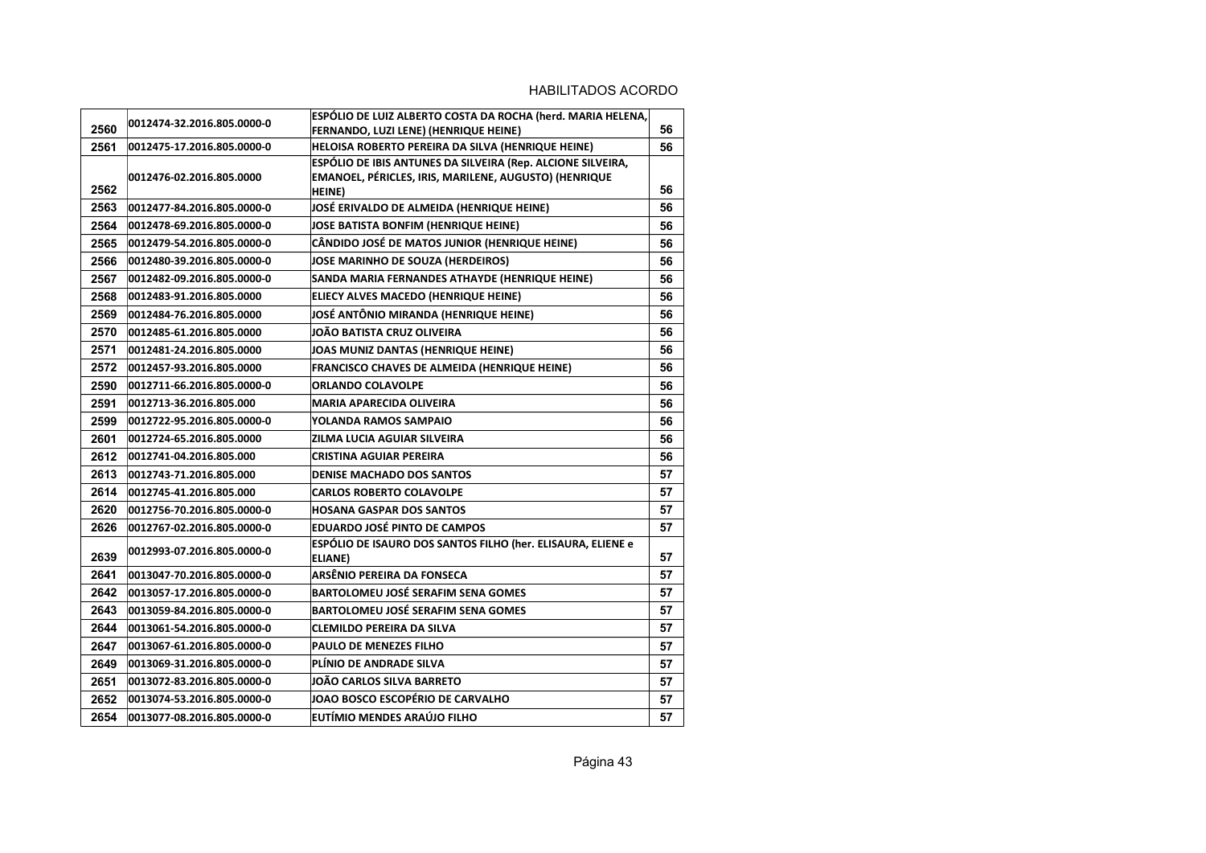HABILITADOS ACORDO

| | | | |
|---|---|---|---|
| 2560 | 0012474-32.2016.805.0000-0 | ESPÓLIO DE LUIZ ALBERTO COSTA DA ROCHA (herd. MARIA HELENA, FERNANDO, LUZI LENE) (HENRIQUE HEINE) | 56 |
| 2561 | 0012475-17.2016.805.0000-0 | HELOISA ROBERTO PEREIRA DA SILVA (HENRIQUE HEINE) | 56 |
| 2562 | 0012476-02.2016.805.0000 | ESPÓLIO DE IBIS ANTUNES DA SILVEIRA (Rep. ALCIONE SILVEIRA, EMANOEL, PÉRICLES, IRIS, MARILENE, AUGUSTO) (HENRIQUE HEINE) | 56 |
| 2563 | 0012477-84.2016.805.0000-0 | JOSÉ ERIVALDO DE ALMEIDA (HENRIQUE HEINE) | 56 |
| 2564 | 0012478-69.2016.805.0000-0 | JOSE BATISTA BONFIM (HENRIQUE HEINE) | 56 |
| 2565 | 0012479-54.2016.805.0000-0 | CÂNDIDO JOSÉ DE MATOS JUNIOR (HENRIQUE HEINE) | 56 |
| 2566 | 0012480-39.2016.805.0000-0 | JOSE MARINHO DE SOUZA (HERDEIROS) | 56 |
| 2567 | 0012482-09.2016.805.0000-0 | SANDA MARIA FERNANDES ATHAYDE (HENRIQUE HEINE) | 56 |
| 2568 | 0012483-91.2016.805.0000 | ELIECY ALVES MACEDO (HENRIQUE HEINE) | 56 |
| 2569 | 0012484-76.2016.805.0000 | JOSÉ ANTÔNIO MIRANDA (HENRIQUE HEINE) | 56 |
| 2570 | 0012485-61.2016.805.0000 | JOÃO BATISTA CRUZ OLIVEIRA | 56 |
| 2571 | 0012481-24.2016.805.0000 | JOAS MUNIZ DANTAS (HENRIQUE HEINE) | 56 |
| 2572 | 0012457-93.2016.805.0000 | FRANCISCO CHAVES DE ALMEIDA (HENRIQUE HEINE) | 56 |
| 2590 | 0012711-66.2016.805.0000-0 | ORLANDO COLAVOLPE | 56 |
| 2591 | 0012713-36.2016.805.000 | MARIA APARECIDA OLIVEIRA | 56 |
| 2599 | 0012722-95.2016.805.0000-0 | YOLANDA RAMOS SAMPAIO | 56 |
| 2601 | 0012724-65.2016.805.0000 | ZILMA LUCIA AGUIAR SILVEIRA | 56 |
| 2612 | 0012741-04.2016.805.000 | CRISTINA AGUIAR PEREIRA | 56 |
| 2613 | 0012743-71.2016.805.000 | DENISE MACHADO DOS SANTOS | 57 |
| 2614 | 0012745-41.2016.805.000 | CARLOS ROBERTO COLAVOLPE | 57 |
| 2620 | 0012756-70.2016.805.0000-0 | HOSANA GASPAR DOS SANTOS | 57 |
| 2626 | 0012767-02.2016.805.0000-0 | EDUARDO JOSÉ PINTO DE CAMPOS | 57 |
| 2639 | 0012993-07.2016.805.0000-0 | ESPÓLIO DE ISAURO DOS SANTOS FILHO (her. ELISAURA, ELIENE e ELIANE) | 57 |
| 2641 | 0013047-70.2016.805.0000-0 | ARSÊNIO PEREIRA DA FONSECA | 57 |
| 2642 | 0013057-17.2016.805.0000-0 | BARTOLOMEU JOSÉ SERAFIM SENA GOMES | 57 |
| 2643 | 0013059-84.2016.805.0000-0 | BARTOLOMEU JOSÉ SERAFIM SENA GOMES | 57 |
| 2644 | 0013061-54.2016.805.0000-0 | CLEMILDO PEREIRA DA SILVA | 57 |
| 2647 | 0013067-61.2016.805.0000-0 | PAULO DE MENEZES FILHO | 57 |
| 2649 | 0013069-31.2016.805.0000-0 | PLÍNIO DE ANDRADE SILVA | 57 |
| 2651 | 0013072-83.2016.805.0000-0 | JOÃO CARLOS SILVA BARRETO | 57 |
| 2652 | 0013074-53.2016.805.0000-0 | JOAO BOSCO ESCOPÉRIO DE CARVALHO | 57 |
| 2654 | 0013077-08.2016.805.0000-0 | EUTÍMIO MENDES ARAÚJO FILHO | 57 |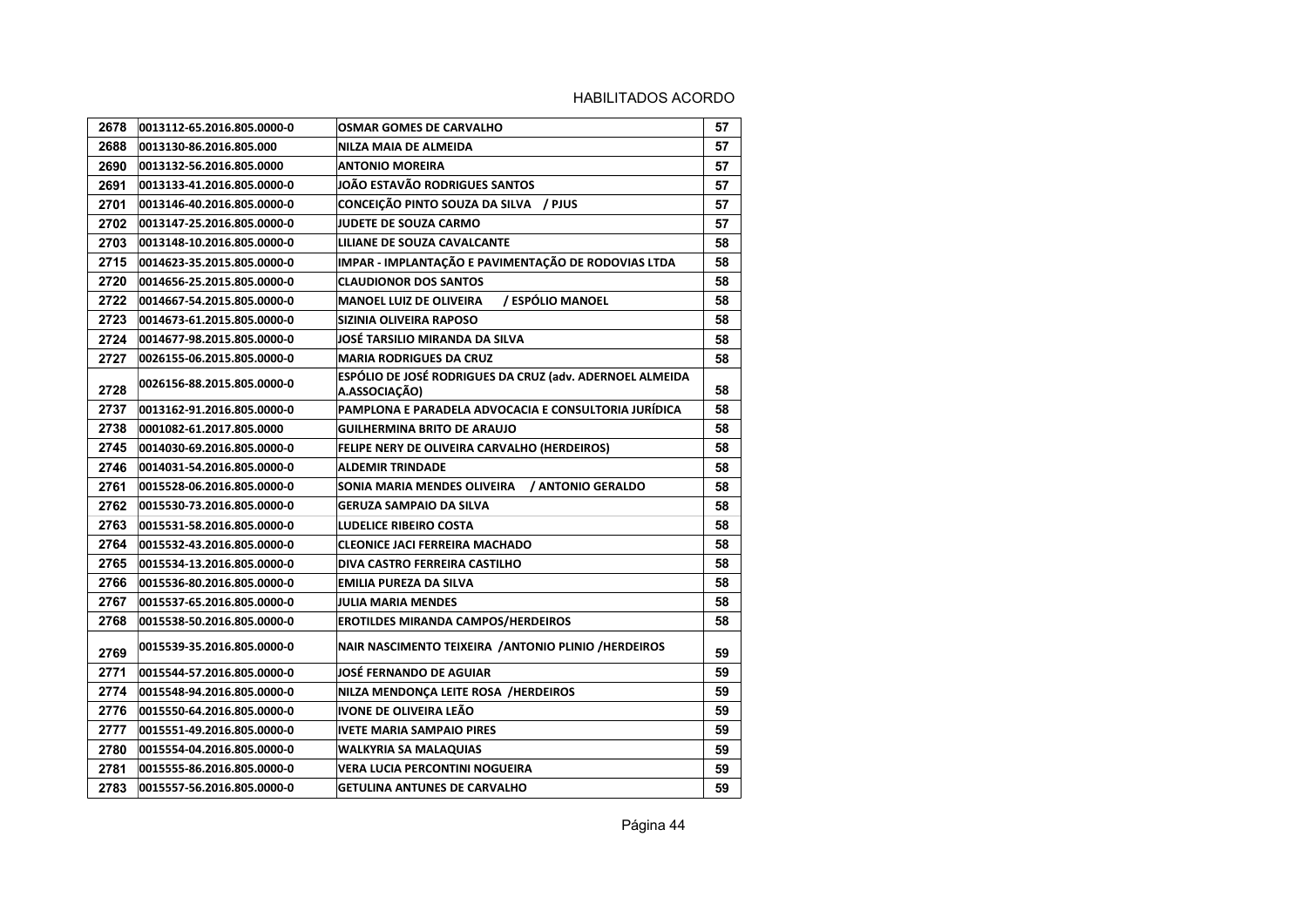HABILITADOS ACORDO

| | | | |
|---|---|---|---|
| 2678 | 0013112-65.2016.805.0000-0 | OSMAR GOMES DE CARVALHO | 57 |
| 2688 | 0013130-86.2016.805.000 | NILZA MAIA DE ALMEIDA | 57 |
| 2690 | 0013132-56.2016.805.0000 | ANTONIO MOREIRA | 57 |
| 2691 | 0013133-41.2016.805.0000-0 | JOÃO ESTAVÃO RODRIGUES SANTOS | 57 |
| 2701 | 0013146-40.2016.805.0000-0 | CONCEIÇÃO PINTO SOUZA DA SILVA / PJUS | 57 |
| 2702 | 0013147-25.2016.805.0000-0 | JUDETE DE SOUZA CARMO | 57 |
| 2703 | 0013148-10.2016.805.0000-0 | LILIANE DE SOUZA CAVALCANTE | 58 |
| 2715 | 0014623-35.2015.805.0000-0 | IMPAR - IMPLANTAÇÃO E PAVIMENTAÇÃO DE RODOVIAS LTDA | 58 |
| 2720 | 0014656-25.2015.805.0000-0 | CLAUDIONOR DOS SANTOS | 58 |
| 2722 | 0014667-54.2015.805.0000-0 | MANOEL LUIZ DE OLIVEIRA / ESPÓLIO MANOEL | 58 |
| 2723 | 0014673-61.2015.805.0000-0 | SIZINIA OLIVEIRA RAPOSO | 58 |
| 2724 | 0014677-98.2015.805.0000-0 | JOSÉ TARSILIO MIRANDA DA SILVA | 58 |
| 2727 | 0026155-06.2015.805.0000-0 | MARIA RODRIGUES DA CRUZ | 58 |
| 2728 | 0026156-88.2015.805.0000-0 | ESPÓLIO DE JOSÉ RODRIGUES DA CRUZ (adv. ADERNOEL ALMEIDA A.ASSOCIAÇÃO) | 58 |
| 2737 | 0013162-91.2016.805.0000-0 | PAMPLONA E PARADELA ADVOCACIA E CONSULTORIA JURÍDICA | 58 |
| 2738 | 0001082-61.2017.805.0000 | GUILHERMINA BRITO DE ARAUJO | 58 |
| 2745 | 0014030-69.2016.805.0000-0 | FELIPE NERY DE OLIVEIRA CARVALHO (HERDEIROS) | 58 |
| 2746 | 0014031-54.2016.805.0000-0 | ALDEMIR TRINDADE | 58 |
| 2761 | 0015528-06.2016.805.0000-0 | SONIA MARIA MENDES OLIVEIRA / ANTONIO GERALDO | 58 |
| 2762 | 0015530-73.2016.805.0000-0 | GERUZA SAMPAIO DA SILVA | 58 |
| 2763 | 0015531-58.2016.805.0000-0 | LUDELICE RIBEIRO COSTA | 58 |
| 2764 | 0015532-43.2016.805.0000-0 | CLEONICE JACI FERREIRA MACHADO | 58 |
| 2765 | 0015534-13.2016.805.0000-0 | DIVA CASTRO FERREIRA CASTILHO | 58 |
| 2766 | 0015536-80.2016.805.0000-0 | EMILIA PUREZA DA SILVA | 58 |
| 2767 | 0015537-65.2016.805.0000-0 | JULIA MARIA MENDES | 58 |
| 2768 | 0015538-50.2016.805.0000-0 | EROTILDES MIRANDA CAMPOS/HERDEIROS | 58 |
| 2769 | 0015539-35.2016.805.0000-0 | NAIR NASCIMENTO TEIXEIRA /ANTONIO PLINIO /HERDEIROS | 59 |
| 2771 | 0015544-57.2016.805.0000-0 | JOSÉ FERNANDO DE AGUIAR | 59 |
| 2774 | 0015548-94.2016.805.0000-0 | NILZA MENDONÇA LEITE ROSA /HERDEIROS | 59 |
| 2776 | 0015550-64.2016.805.0000-0 | IVONE DE OLIVEIRA LEÃO | 59 |
| 2777 | 0015551-49.2016.805.0000-0 | IVETE MARIA SAMPAIO PIRES | 59 |
| 2780 | 0015554-04.2016.805.0000-0 | WALKYRIA SA MALAQUIAS | 59 |
| 2781 | 0015555-86.2016.805.0000-0 | VERA LUCIA PERCONTINI NOGUEIRA | 59 |
| 2783 | 0015557-56.2016.805.0000-0 | GETULINA ANTUNES DE CARVALHO | 59 |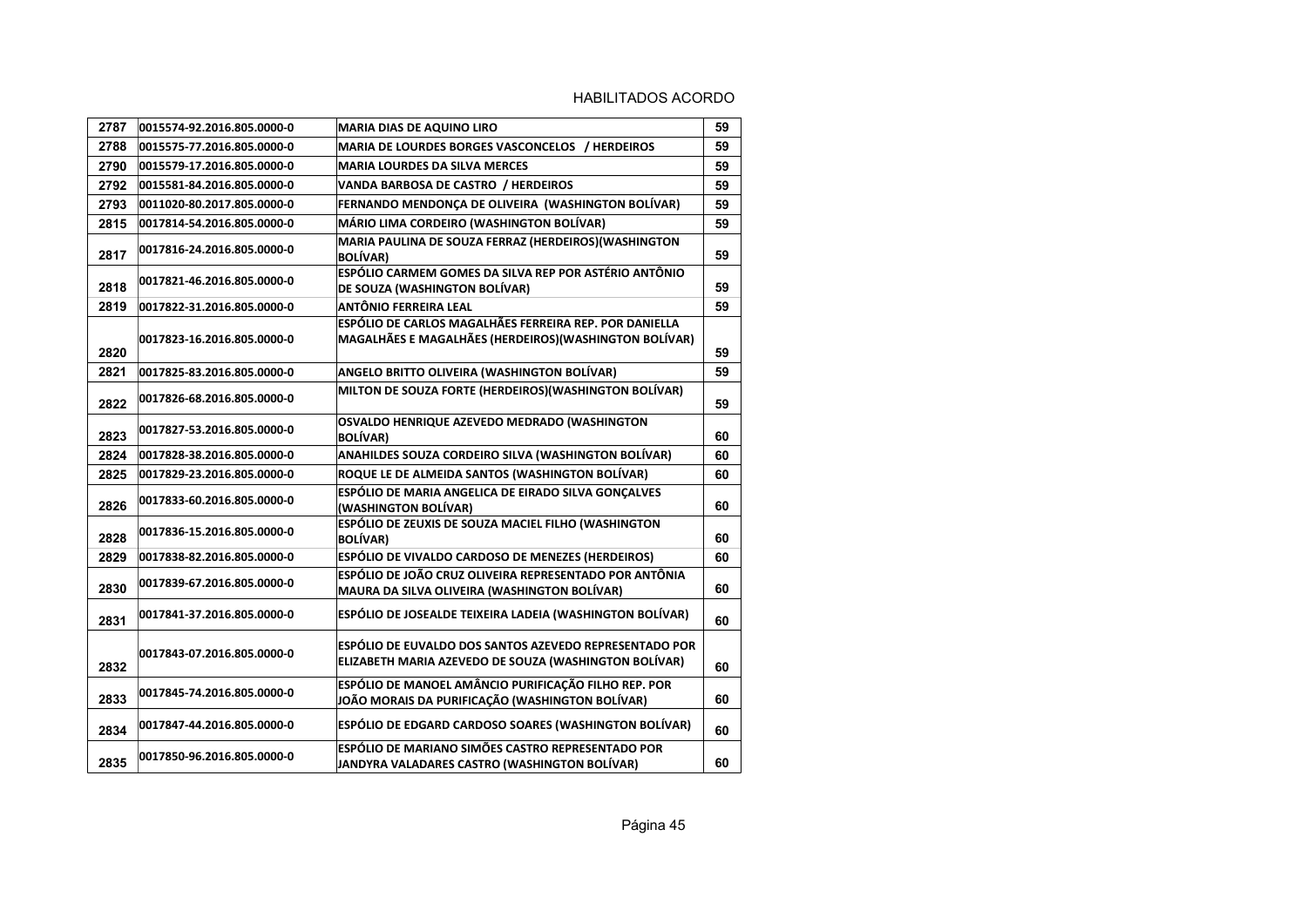HABILITADOS ACORDO

| | | | |
|---|---|---|---|
| 2787 | 0015574-92.2016.805.0000-0 | MARIA DIAS DE AQUINO LIRO | 59 |
| 2788 | 0015575-77.2016.805.0000-0 | MARIA DE LOURDES BORGES VASCONCELOS / HERDEIROS | 59 |
| 2790 | 0015579-17.2016.805.0000-0 | MARIA LOURDES DA SILVA MERCES | 59 |
| 2792 | 0015581-84.2016.805.0000-0 | VANDA BARBOSA DE CASTRO / HERDEIROS | 59 |
| 2793 | 0011020-80.2017.805.0000-0 | FERNANDO MENDONÇA DE OLIVEIRA (WASHINGTON BOLÍVAR) | 59 |
| 2815 | 0017814-54.2016.805.0000-0 | MÁRIO LIMA CORDEIRO (WASHINGTON BOLÍVAR) | 59 |
| 2817 | 0017816-24.2016.805.0000-0 | MARIA PAULINA DE SOUZA FERRAZ (HERDEIROS)(WASHINGTON BOLÍVAR) | 59 |
| 2818 | 0017821-46.2016.805.0000-0 | ESPÓLIO CARMEM GOMES DA SILVA REP POR ASTÉRIO ANTÔNIO DE SOUZA (WASHINGTON BOLÍVAR) | 59 |
| 2819 | 0017822-31.2016.805.0000-0 | ANTÔNIO FERREIRA LEAL | 59 |
| 2820 | 0017823-16.2016.805.0000-0 | ESPÓLIO DE CARLOS MAGALHÃES FERREIRA REP. POR DANIELLA MAGALHÃES E MAGALHÃES (HERDEIROS)(WASHINGTON BOLÍVAR) | 59 |
| 2821 | 0017825-83.2016.805.0000-0 | ANGELO BRITTO OLIVEIRA (WASHINGTON BOLÍVAR) | 59 |
| 2822 | 0017826-68.2016.805.0000-0 | MILTON DE SOUZA FORTE (HERDEIROS)(WASHINGTON BOLÍVAR) | 59 |
| 2823 | 0017827-53.2016.805.0000-0 | OSVALDO HENRIQUE AZEVEDO MEDRADO (WASHINGTON BOLÍVAR) | 60 |
| 2824 | 0017828-38.2016.805.0000-0 | ANAHILDES SOUZA CORDEIRO SILVA (WASHINGTON BOLÍVAR) | 60 |
| 2825 | 0017829-23.2016.805.0000-0 | ROQUE LE DE ALMEIDA SANTOS (WASHINGTON BOLÍVAR) | 60 |
| 2826 | 0017833-60.2016.805.0000-0 | ESPÓLIO DE MARIA ANGELICA DE EIRADO SILVA GONÇALVES (WASHINGTON BOLÍVAR) | 60 |
| 2828 | 0017836-15.2016.805.0000-0 | ESPÓLIO DE ZEUXIS DE SOUZA MACIEL FILHO (WASHINGTON BOLÍVAR) | 60 |
| 2829 | 0017838-82.2016.805.0000-0 | ESPÓLIO DE VIVALDO CARDOSO DE MENEZES (HERDEIROS) | 60 |
| 2830 | 0017839-67.2016.805.0000-0 | ESPÓLIO DE JOÃO CRUZ OLIVEIRA REPRESENTADO POR ANTÔNIA MAURA DA SILVA OLIVEIRA (WASHINGTON BOLÍVAR) | 60 |
| 2831 | 0017841-37.2016.805.0000-0 | ESPÓLIO DE JOSEALDE TEIXEIRA LADEIA (WASHINGTON BOLÍVAR) | 60 |
| 2832 | 0017843-07.2016.805.0000-0 | ESPÓLIO DE EUVALDO DOS SANTOS AZEVEDO REPRESENTADO POR ELIZABETH MARIA AZEVEDO DE SOUZA (WASHINGTON BOLÍVAR) | 60 |
| 2833 | 0017845-74.2016.805.0000-0 | ESPÓLIO DE MANOEL AMÂNCIO PURIFICAÇÃO FILHO REP. POR JOÃO MORAIS DA PURIFICAÇÃO (WASHINGTON BOLÍVAR) | 60 |
| 2834 | 0017847-44.2016.805.0000-0 | ESPÓLIO DE EDGARD CARDOSO SOARES (WASHINGTON BOLÍVAR) | 60 |
| 2835 | 0017850-96.2016.805.0000-0 | ESPÓLIO DE MARIANO SIMÕES CASTRO REPRESENTADO POR JANDYRA VALADARES CASTRO (WASHINGTON BOLÍVAR) | 60 |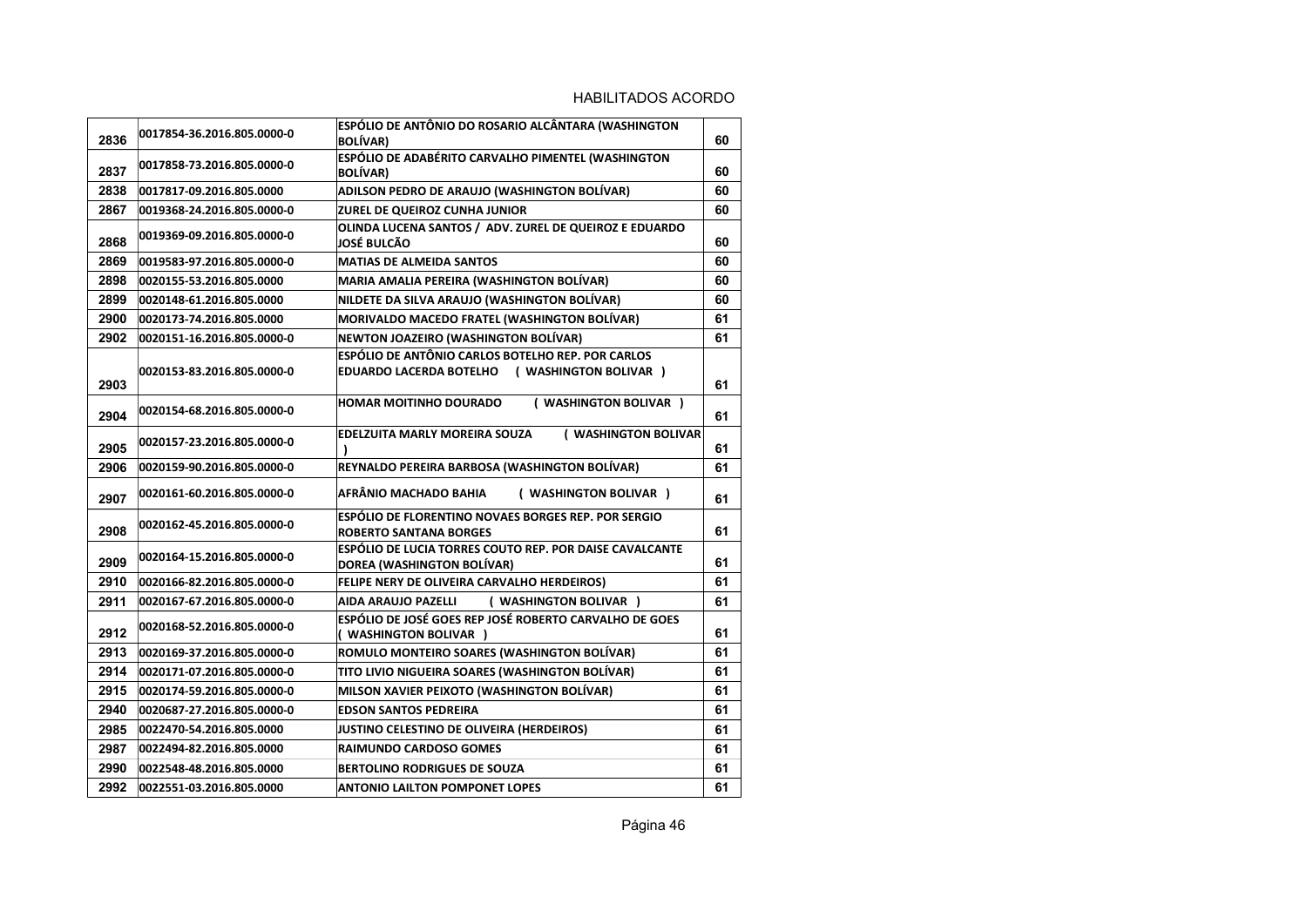HABILITADOS ACORDO

| | | | |
|---|---|---|---|
| 2836 | 0017854-36.2016.805.0000-0 | ESPÓLIO DE ANTÔNIO DO ROSARIO ALCÂNTARA (WASHINGTON BOLÍVAR) | 60 |
| 2837 | 0017858-73.2016.805.0000-0 | ESPÓLIO DE ADABÉRITO CARVALHO PIMENTEL (WASHINGTON BOLÍVAR) | 60 |
| 2838 | 0017817-09.2016.805.0000 | ADILSON PEDRO DE ARAUJO (WASHINGTON BOLÍVAR) | 60 |
| 2867 | 0019368-24.2016.805.0000-0 | ZUREL DE QUEIROZ CUNHA JUNIOR | 60 |
| 2868 | 0019369-09.2016.805.0000-0 | OLINDA LUCENA SANTOS / ADV. ZUREL DE QUEIROZ E EDUARDO JOSÉ BULCÃO | 60 |
| 2869 | 0019583-97.2016.805.0000-0 | MATIAS DE ALMEIDA SANTOS | 60 |
| 2898 | 0020155-53.2016.805.0000 | MARIA AMALIA PEREIRA (WASHINGTON BOLÍVAR) | 60 |
| 2899 | 0020148-61.2016.805.0000 | NILDETE DA SILVA ARAUJO (WASHINGTON BOLÍVAR) | 60 |
| 2900 | 0020173-74.2016.805.0000 | MORIVALDO MACEDO FRATEL (WASHINGTON BOLÍVAR) | 61 |
| 2902 | 0020151-16.2016.805.0000-0 | NEWTON JOAZEIRO (WASHINGTON BOLÍVAR) | 61 |
| 2903 | 0020153-83.2016.805.0000-0 | ESPÓLIO DE ANTÔNIO CARLOS BOTELHO REP. POR CARLOS EDUARDO LACERDA BOTELHO ( WASHINGTON BOLIVAR ) | 61 |
| 2904 | 0020154-68.2016.805.0000-0 | HOMAR MOITINHO DOURADO ( WASHINGTON BOLIVAR ) | 61 |
| 2905 | 0020157-23.2016.805.0000-0 | EDELZUITA MARLY MOREIRA SOUZA ( WASHINGTON BOLIVAR ) | 61 |
| 2906 | 0020159-90.2016.805.0000-0 | REYNALDO PEREIRA BARBOSA (WASHINGTON BOLÍVAR) | 61 |
| 2907 | 0020161-60.2016.805.0000-0 | AFRÂNIO MACHADO BAHIA ( WASHINGTON BOLIVAR ) | 61 |
| 2908 | 0020162-45.2016.805.0000-0 | ESPÓLIO DE FLORENTINO NOVAES BORGES REP. POR SERGIO ROBERTO SANTANA BORGES | 61 |
| 2909 | 0020164-15.2016.805.0000-0 | ESPÓLIO DE LUCIA TORRES COUTO REP. POR DAISE CAVALCANTE DOREA (WASHINGTON BOLÍVAR) | 61 |
| 2910 | 0020166-82.2016.805.0000-0 | FELIPE NERY DE OLIVEIRA CARVALHO HERDEIROS) | 61 |
| 2911 | 0020167-67.2016.805.0000-0 | AIDA ARAUJO PAZELLI ( WASHINGTON BOLIVAR ) | 61 |
| 2912 | 0020168-52.2016.805.0000-0 | ESPÓLIO DE JOSÉ GOES REP JOSÉ ROBERTO CARVALHO DE GOES ( WASHINGTON BOLIVAR ) | 61 |
| 2913 | 0020169-37.2016.805.0000-0 | ROMULO MONTEIRO SOARES (WASHINGTON BOLÍVAR) | 61 |
| 2914 | 0020171-07.2016.805.0000-0 | TITO LIVIO NIGUEIRA SOARES (WASHINGTON BOLÍVAR) | 61 |
| 2915 | 0020174-59.2016.805.0000-0 | MILSON XAVIER PEIXOTO (WASHINGTON BOLÍVAR) | 61 |
| 2940 | 0020687-27.2016.805.0000-0 | EDSON SANTOS PEDREIRA | 61 |
| 2985 | 0022470-54.2016.805.0000 | JUSTINO CELESTINO DE OLIVEIRA (HERDEIROS) | 61 |
| 2987 | 0022494-82.2016.805.0000 | RAIMUNDO CARDOSO GOMES | 61 |
| 2990 | 0022548-48.2016.805.0000 | BERTOLINO RODRIGUES DE SOUZA | 61 |
| 2992 | 0022551-03.2016.805.0000 | ANTONIO LAILTON POMPONET LOPES | 61 |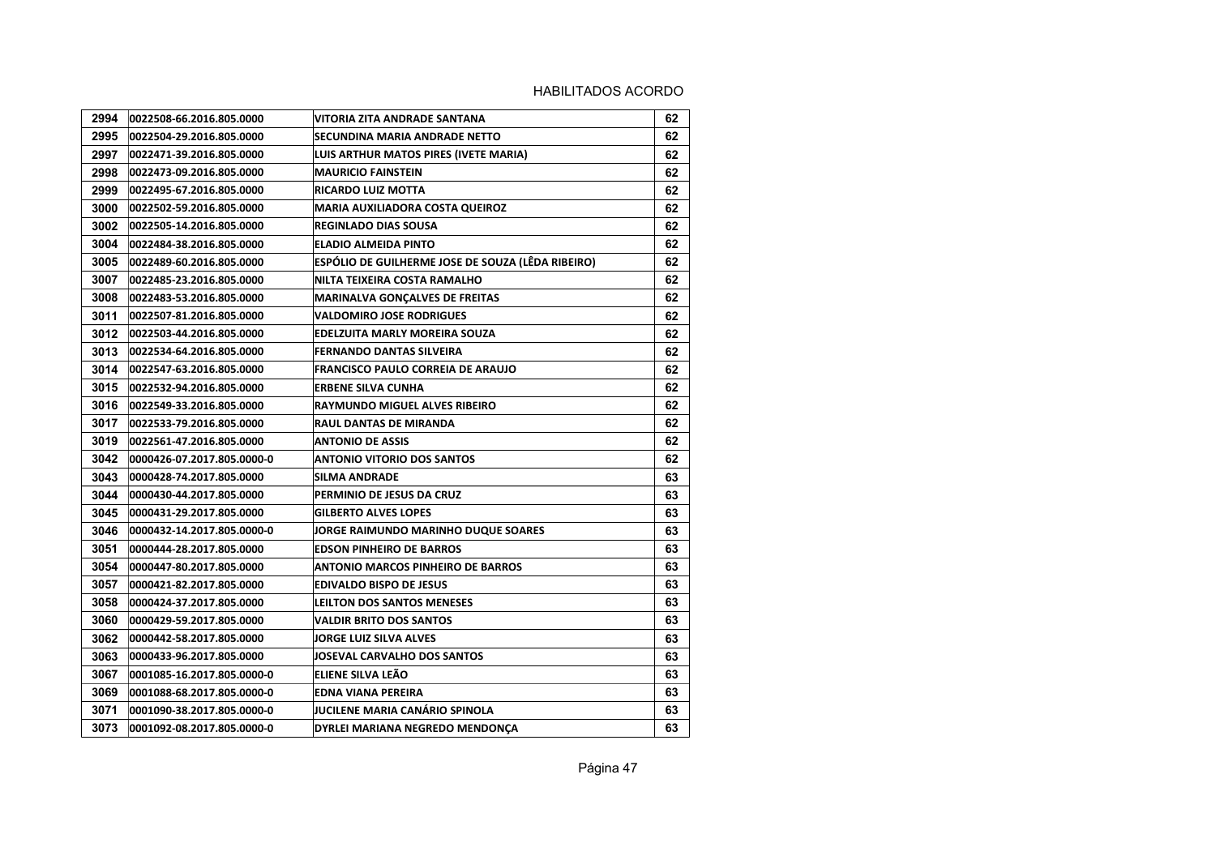HABILITADOS ACORDO

| | | | |
|---|---|---|---|
| 2994 | 0022508-66.2016.805.0000 | VITORIA ZITA ANDRADE SANTANA | 62 |
| 2995 | 0022504-29.2016.805.0000 | SECUNDINA MARIA ANDRADE NETTO | 62 |
| 2997 | 0022471-39.2016.805.0000 | LUIS ARTHUR MATOS PIRES (IVETE MARIA) | 62 |
| 2998 | 0022473-09.2016.805.0000 | MAURICIO FAINSTEIN | 62 |
| 2999 | 0022495-67.2016.805.0000 | RICARDO LUIZ MOTTA | 62 |
| 3000 | 0022502-59.2016.805.0000 | MARIA AUXILIADORA COSTA QUEIROZ | 62 |
| 3002 | 0022505-14.2016.805.0000 | REGINLADO DIAS SOUSA | 62 |
| 3004 | 0022484-38.2016.805.0000 | ELADIO ALMEIDA PINTO | 62 |
| 3005 | 0022489-60.2016.805.0000 | ESPÓLIO DE GUILHERME JOSE DE SOUZA (LÊDA RIBEIRO) | 62 |
| 3007 | 0022485-23.2016.805.0000 | NILTA TEIXEIRA COSTA RAMALHO | 62 |
| 3008 | 0022483-53.2016.805.0000 | MARINALVA GONÇALVES DE FREITAS | 62 |
| 3011 | 0022507-81.2016.805.0000 | VALDOMIRO JOSE RODRIGUES | 62 |
| 3012 | 0022503-44.2016.805.0000 | EDELZUITA MARLY MOREIRA SOUZA | 62 |
| 3013 | 0022534-64.2016.805.0000 | FERNANDO DANTAS SILVEIRA | 62 |
| 3014 | 0022547-63.2016.805.0000 | FRANCISCO PAULO CORREIA DE ARAUJO | 62 |
| 3015 | 0022532-94.2016.805.0000 | ERBENE SILVA CUNHA | 62 |
| 3016 | 0022549-33.2016.805.0000 | RAYMUNDO MIGUEL ALVES RIBEIRO | 62 |
| 3017 | 0022533-79.2016.805.0000 | RAUL DANTAS DE MIRANDA | 62 |
| 3019 | 0022561-47.2016.805.0000 | ANTONIO DE ASSIS | 62 |
| 3042 | 0000426-07.2017.805.0000-0 | ANTONIO VITORIO DOS SANTOS | 62 |
| 3043 | 0000428-74.2017.805.0000 | SILMA ANDRADE | 63 |
| 3044 | 0000430-44.2017.805.0000 | PERMINIO DE JESUS DA CRUZ | 63 |
| 3045 | 0000431-29.2017.805.0000 | GILBERTO ALVES LOPES | 63 |
| 3046 | 0000432-14.2017.805.0000-0 | JORGE RAIMUNDO MARINHO DUQUE SOARES | 63 |
| 3051 | 0000444-28.2017.805.0000 | EDSON PINHEIRO DE BARROS | 63 |
| 3054 | 0000447-80.2017.805.0000 | ANTONIO MARCOS PINHEIRO DE BARROS | 63 |
| 3057 | 0000421-82.2017.805.0000 | EDIVALDO BISPO DE JESUS | 63 |
| 3058 | 0000424-37.2017.805.0000 | LEILTON DOS SANTOS MENESES | 63 |
| 3060 | 0000429-59.2017.805.0000 | VALDIR BRITO DOS SANTOS | 63 |
| 3062 | 0000442-58.2017.805.0000 | JORGE LUIZ SILVA ALVES | 63 |
| 3063 | 0000433-96.2017.805.0000 | JOSEVAL CARVALHO DOS SANTOS | 63 |
| 3067 | 0001085-16.2017.805.0000-0 | ELIENE SILVA LEÃO | 63 |
| 3069 | 0001088-68.2017.805.0000-0 | EDNA VIANA PEREIRA | 63 |
| 3071 | 0001090-38.2017.805.0000-0 | JUCILENE MARIA CANÁRIO SPINOLA | 63 |
| 3073 | 0001092-08.2017.805.0000-0 | DYRLEI MARIANA NEGREDO MENDONÇA | 63 |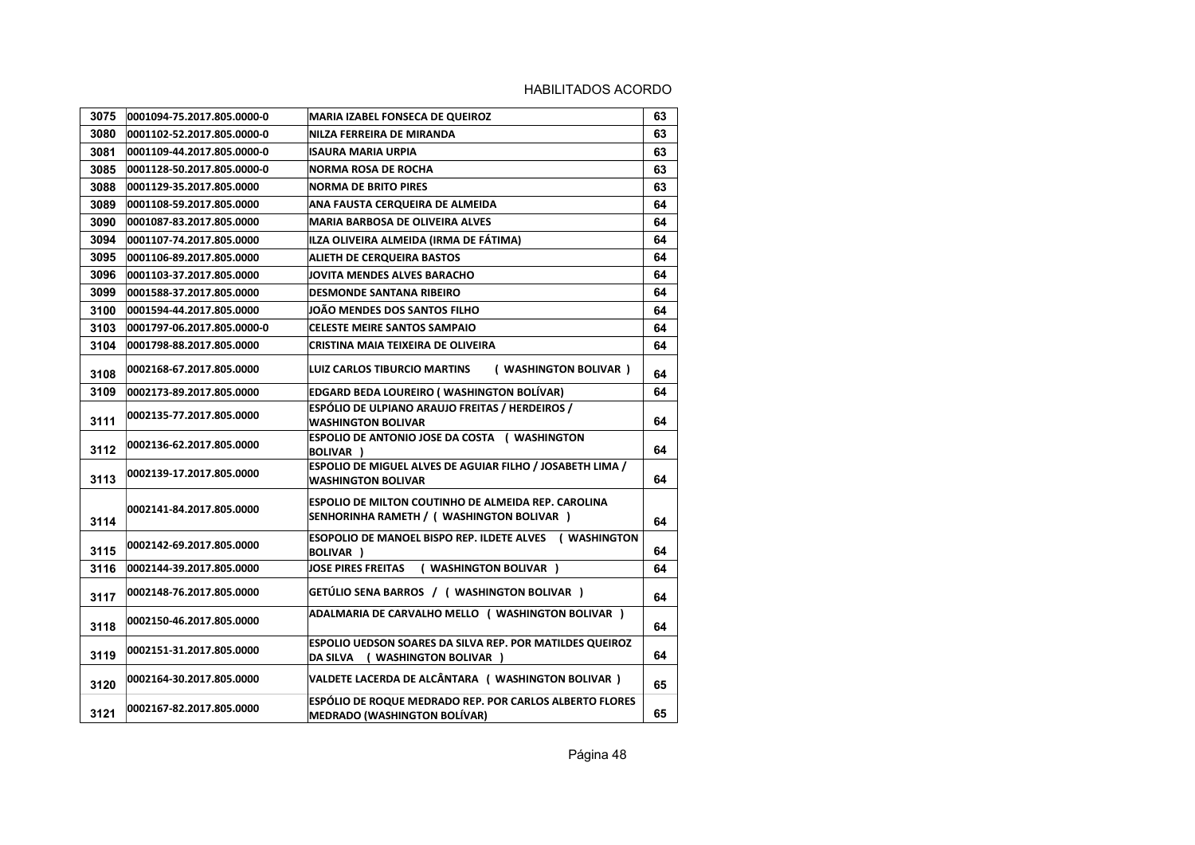HABILITADOS ACORDO

| | | | |
|---|---|---|---|
| 3075 | 0001094-75.2017.805.0000-0 | MARIA IZABEL FONSECA DE QUEIROZ | 63 |
| 3080 | 0001102-52.2017.805.0000-0 | NILZA FERREIRA DE MIRANDA | 63 |
| 3081 | 0001109-44.2017.805.0000-0 | ISAURA MARIA URPIA | 63 |
| 3085 | 0001128-50.2017.805.0000-0 | NORMA ROSA DE ROCHA | 63 |
| 3088 | 0001129-35.2017.805.0000 | NORMA DE BRITO PIRES | 63 |
| 3089 | 0001108-59.2017.805.0000 | ANA FAUSTA CERQUEIRA DE ALMEIDA | 64 |
| 3090 | 0001087-83.2017.805.0000 | MARIA BARBOSA DE OLIVEIRA ALVES | 64 |
| 3094 | 0001107-74.2017.805.0000 | ILZA OLIVEIRA ALMEIDA (IRMA DE FÁTIMA) | 64 |
| 3095 | 0001106-89.2017.805.0000 | ALIETH DE CERQUEIRA BASTOS | 64 |
| 3096 | 0001103-37.2017.805.0000 | JOVITA MENDES ALVES BARACHO | 64 |
| 3099 | 0001588-37.2017.805.0000 | DESMONDE SANTANA RIBEIRO | 64 |
| 3100 | 0001594-44.2017.805.0000 | JOÃO MENDES DOS SANTOS FILHO | 64 |
| 3103 | 0001797-06.2017.805.0000-0 | CELESTE MEIRE SANTOS SAMPAIO | 64 |
| 3104 | 0001798-88.2017.805.0000 | CRISTINA MAIA TEIXEIRA DE OLIVEIRA | 64 |
| 3108 | 0002168-67.2017.805.0000 | LUIZ CARLOS TIBURCIO MARTINS ( WASHINGTON BOLIVAR ) | 64 |
| 3109 | 0002173-89.2017.805.0000 | EDGARD BEDA LOUREIRO ( WASHINGTON BOLÍVAR) | 64 |
| 3111 | 0002135-77.2017.805.0000 | ESPÓLIO DE ULPIANO ARAUJO FREITAS / HERDEIROS / WASHINGTON BOLIVAR | 64 |
| 3112 | 0002136-62.2017.805.0000 | ESPOLIO DE ANTONIO JOSE DA COSTA ( WASHINGTON BOLIVAR ) | 64 |
| 3113 | 0002139-17.2017.805.0000 | ESPOLIO DE MIGUEL ALVES DE AGUIAR FILHO / JOSABETH LIMA / WASHINGTON BOLIVAR | 64 |
| 3114 | 0002141-84.2017.805.0000 | ESPOLIO DE MILTON COUTINHO DE ALMEIDA REP. CAROLINA SENHORINHA RAMETH / ( WASHINGTON BOLIVAR ) | 64 |
| 3115 | 0002142-69.2017.805.0000 | ESOPOLIO DE MANOEL BISPO REP. ILDETE ALVES ( WASHINGTON BOLIVAR ) | 64 |
| 3116 | 0002144-39.2017.805.0000 | JOSE PIRES FREITAS ( WASHINGTON BOLIVAR ) | 64 |
| 3117 | 0002148-76.2017.805.0000 | GETÚLIO SENA BARROS / ( WASHINGTON BOLIVAR ) | 64 |
| 3118 | 0002150-46.2017.805.0000 | ADALMARIA DE CARVALHO MELLO ( WASHINGTON BOLIVAR ) | 64 |
| 3119 | 0002151-31.2017.805.0000 | ESPOLIO UEDSON SOARES DA SILVA REP. POR MATILDES QUEIROZ DA SILVA ( WASHINGTON BOLIVAR ) | 64 |
| 3120 | 0002164-30.2017.805.0000 | VALDETE LACERDA DE ALCÂNTARA ( WASHINGTON BOLIVAR ) | 65 |
| 3121 | 0002167-82.2017.805.0000 | ESPÓLIO DE ROQUE MEDRADO REP. POR CARLOS ALBERTO FLORES MEDRADO (WASHINGTON BOLÍVAR) | 65 |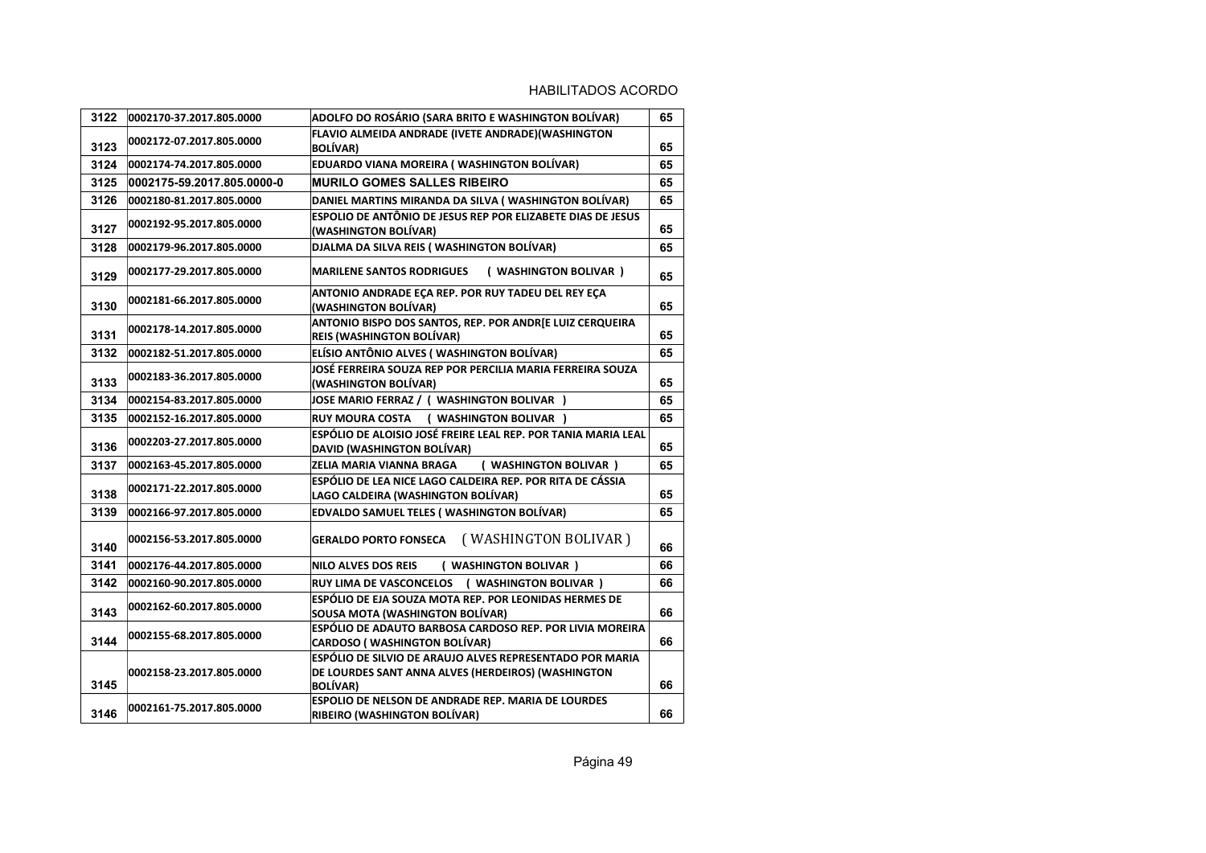HABILITADOS ACORDO

| | | | |
|---|---|---|---|
| 3122 | 0002170-37.2017.805.0000 | ADOLFO DO ROSÁRIO (SARA BRITO E WASHINGTON BOLÍVAR) | 65 |
| 3123 | 0002172-07.2017.805.0000 | FLAVIO ALMEIDA ANDRADE (IVETE ANDRADE)(WASHINGTON BOLÍVAR) | 65 |
| 3124 | 0002174-74.2017.805.0000 | EDUARDO VIANA MOREIRA ( WASHINGTON BOLÍVAR) | 65 |
| 3125 | 0002175-59.2017.805.0000-0 | MURILO GOMES SALLES RIBEIRO | 65 |
| 3126 | 0002180-81.2017.805.0000 | DANIEL MARTINS MIRANDA DA SILVA ( WASHINGTON BOLÍVAR) | 65 |
| 3127 | 0002192-95.2017.805.0000 | ESPOLIO DE ANTÔNIO DE JESUS REP POR ELIZABETE DIAS DE JESUS (WASHINGTON BOLÍVAR) | 65 |
| 3128 | 0002179-96.2017.805.0000 | DJALMA DA SILVA REIS ( WASHINGTON BOLÍVAR) | 65 |
| 3129 | 0002177-29.2017.805.0000 | MARILENE SANTOS RODRIGUES ( WASHINGTON BOLIVAR ) | 65 |
| 3130 | 0002181-66.2017.805.0000 | ANTONIO ANDRADE EÇA REP. POR RUY TADEU DEL REY EÇA (WASHINGTON BOLÍVAR) | 65 |
| 3131 | 0002178-14.2017.805.0000 | ANTONIO BISPO DOS SANTOS, REP. POR ANDR[E LUIZ CERQUEIRA REIS (WASHINGTON BOLÍVAR) | 65 |
| 3132 | 0002182-51.2017.805.0000 | ELÍSIO ANTÔNIO ALVES ( WASHINGTON BOLÍVAR) | 65 |
| 3133 | 0002183-36.2017.805.0000 | JOSÉ FERREIRA SOUZA REP POR PERCILIA MARIA FERREIRA SOUZA (WASHINGTON BOLÍVAR) | 65 |
| 3134 | 0002154-83.2017.805.0000 | JOSE MARIO FERRAZ / ( WASHINGTON BOLIVAR ) | 65 |
| 3135 | 0002152-16.2017.805.0000 | RUY MOURA COSTA ( WASHINGTON BOLIVAR ) | 65 |
| 3136 | 0002203-27.2017.805.0000 | ESPÓLIO DE ALOISIO JOSÉ FREIRE LEAL REP. POR TANIA MARIA LEAL DAVID (WASHINGTON BOLÍVAR) | 65 |
| 3137 | 0002163-45.2017.805.0000 | ZELIA MARIA VIANNA BRAGA ( WASHINGTON BOLIVAR ) | 65 |
| 3138 | 0002171-22.2017.805.0000 | ESPÓLIO DE LEA NICE LAGO CALDEIRA REP. POR RITA DE CÁSSIA LAGO CALDEIRA (WASHINGTON BOLÍVAR) | 65 |
| 3139 | 0002166-97.2017.805.0000 | EDVALDO SAMUEL TELES ( WASHINGTON BOLÍVAR) | 65 |
| 3140 | 0002156-53.2017.805.0000 | GERALDO PORTO FONSECA ( WASHINGTON BOLIVAR ) | 66 |
| 3141 | 0002176-44.2017.805.0000 | NILO ALVES DOS REIS ( WASHINGTON BOLIVAR ) | 66 |
| 3142 | 0002160-90.2017.805.0000 | RUY LIMA DE VASCONCELOS ( WASHINGTON BOLIVAR ) | 66 |
| 3143 | 0002162-60.2017.805.0000 | ESPÓLIO DE EJA SOUZA MOTA REP. POR LEONIDAS HERMES DE SOUSA MOTA (WASHINGTON BOLÍVAR) | 66 |
| 3144 | 0002155-68.2017.805.0000 | ESPÓLIO DE ADAUTO BARBOSA CARDOSO REP. POR LIVIA MOREIRA CARDOSO ( WASHINGTON BOLÍVAR) | 66 |
| 3145 | 0002158-23.2017.805.0000 | ESPÓLIO DE SILVIO DE ARAUJO ALVES REPRESENTADO POR MARIA DE LOURDES SANT ANNA ALVES (HERDEIROS) (WASHINGTON BOLÍVAR) | 66 |
| 3146 | 0002161-75.2017.805.0000 | ESPOLIO DE NELSON DE ANDRADE REP. MARIA DE LOURDES RIBEIRO (WASHINGTON BOLÍVAR) | 66 |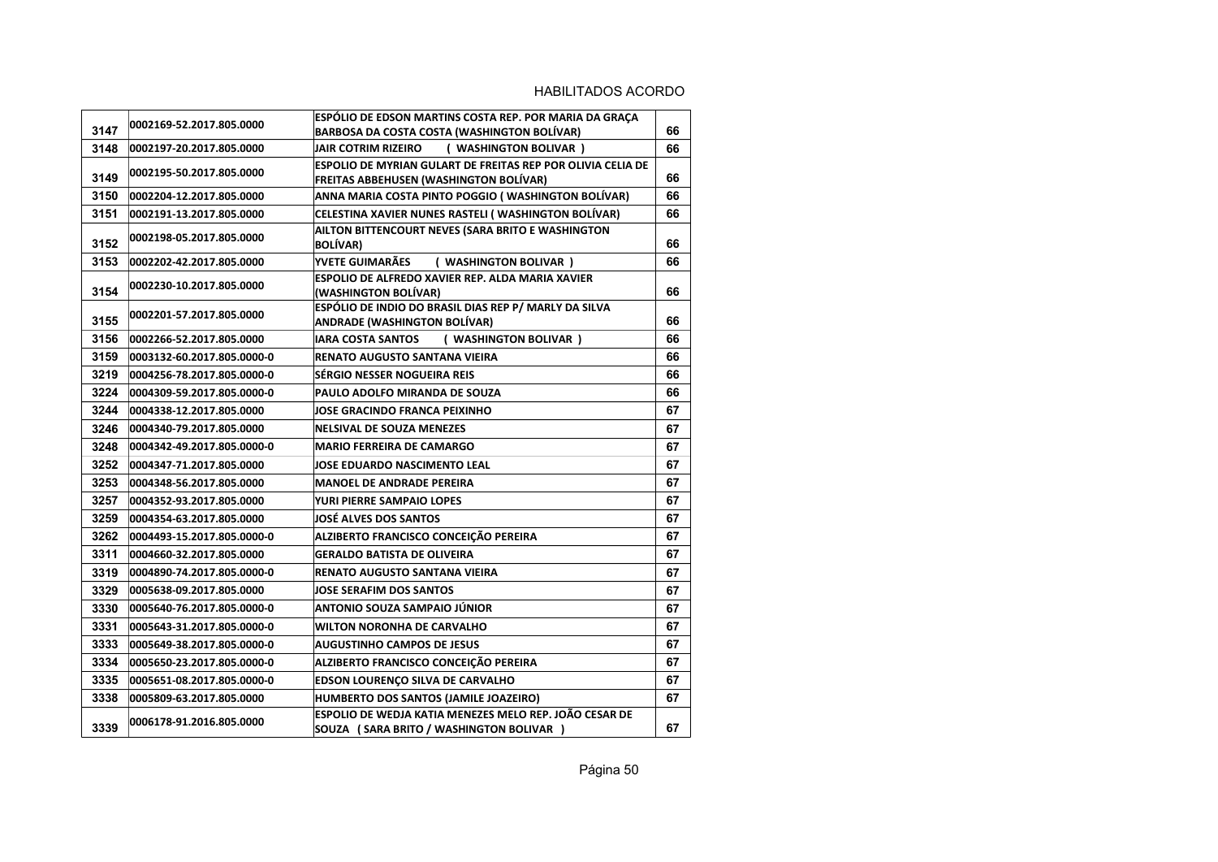HABILITADOS ACORDO

| | | | |
|---|---|---|---|
| 3147 | 0002169-52.2017.805.0000 | ESPÓLIO DE EDSON MARTINS COSTA REP. POR MARIA DA GRAÇA BARBOSA DA COSTA COSTA (WASHINGTON BOLÍVAR) | 66 |
| 3148 | 0002197-20.2017.805.0000 | JAIR COTRIM RIZEIRO ( WASHINGTON BOLIVAR ) | 66 |
| 3149 | 0002195-50.2017.805.0000 | ESPOLIO DE MYRIAN GULART DE FREITAS REP POR OLIVIA CELIA DE FREITAS ABBEHUSEN (WASHINGTON BOLÍVAR) | 66 |
| 3150 | 0002204-12.2017.805.0000 | ANNA MARIA COSTA PINTO POGGIO ( WASHINGTON BOLÍVAR) | 66 |
| 3151 | 0002191-13.2017.805.0000 | CELESTINA XAVIER NUNES RASTELI ( WASHINGTON BOLÍVAR) | 66 |
| 3152 | 0002198-05.2017.805.0000 | AILTON BITTENCOURT NEVES (SARA BRITO E WASHINGTON BOLÍVAR) | 66 |
| 3153 | 0002202-42.2017.805.0000 | YVETE GUIMARÃES ( WASHINGTON BOLIVAR ) | 66 |
| 3154 | 0002230-10.2017.805.0000 | ESPOLIO DE ALFREDO XAVIER REP. ALDA MARIA XAVIER (WASHINGTON BOLÍVAR) | 66 |
| 3155 | 0002201-57.2017.805.0000 | ESPÓLIO DE INDIO DO BRASIL DIAS REP P/ MARLY DA SILVA ANDRADE (WASHINGTON BOLÍVAR) | 66 |
| 3156 | 0002266-52.2017.805.0000 | IARA COSTA SANTOS ( WASHINGTON BOLIVAR ) | 66 |
| 3159 | 0003132-60.2017.805.0000-0 | RENATO AUGUSTO SANTANA VIEIRA | 66 |
| 3219 | 0004256-78.2017.805.0000-0 | SÉRGIO NESSER NOGUEIRA REIS | 66 |
| 3224 | 0004309-59.2017.805.0000-0 | PAULO ADOLFO MIRANDA DE SOUZA | 66 |
| 3244 | 0004338-12.2017.805.0000 | JOSE GRACINDO FRANCA PEIXINHO | 67 |
| 3246 | 0004340-79.2017.805.0000 | NELSIVAL DE SOUZA MENEZES | 67 |
| 3248 | 0004342-49.2017.805.0000-0 | MARIO FERREIRA DE CAMARGO | 67 |
| 3252 | 0004347-71.2017.805.0000 | JOSE EDUARDO NASCIMENTO LEAL | 67 |
| 3253 | 0004348-56.2017.805.0000 | MANOEL DE ANDRADE PEREIRA | 67 |
| 3257 | 0004352-93.2017.805.0000 | YURI PIERRE SAMPAIO LOPES | 67 |
| 3259 | 0004354-63.2017.805.0000 | JOSÉ ALVES DOS SANTOS | 67 |
| 3262 | 0004493-15.2017.805.0000-0 | ALZIBERTO FRANCISCO CONCEIÇÃO PEREIRA | 67 |
| 3311 | 0004660-32.2017.805.0000 | GERALDO BATISTA DE OLIVEIRA | 67 |
| 3319 | 0004890-74.2017.805.0000-0 | RENATO AUGUSTO SANTANA VIEIRA | 67 |
| 3329 | 0005638-09.2017.805.0000 | JOSE SERAFIM DOS SANTOS | 67 |
| 3330 | 0005640-76.2017.805.0000-0 | ANTONIO SOUZA SAMPAIO JÚNIOR | 67 |
| 3331 | 0005643-31.2017.805.0000-0 | WILTON NORONHA DE CARVALHO | 67 |
| 3333 | 0005649-38.2017.805.0000-0 | AUGUSTINHO CAMPOS DE JESUS | 67 |
| 3334 | 0005650-23.2017.805.0000-0 | ALZIBERTO FRANCISCO CONCEIÇÃO PEREIRA | 67 |
| 3335 | 0005651-08.2017.805.0000-0 | EDSON LOURENÇO SILVA DE CARVALHO | 67 |
| 3338 | 0005809-63.2017.805.0000 | HUMBERTO DOS SANTOS (JAMILE JOAZEIRO) | 67 |
| 3339 | 0006178-91.2016.805.0000 | ESPOLIO DE WEDJA KATIA MENEZES MELO REP. JOÃO CESAR DE SOUZA ( SARA BRITO / WASHINGTON BOLIVAR ) | 67 |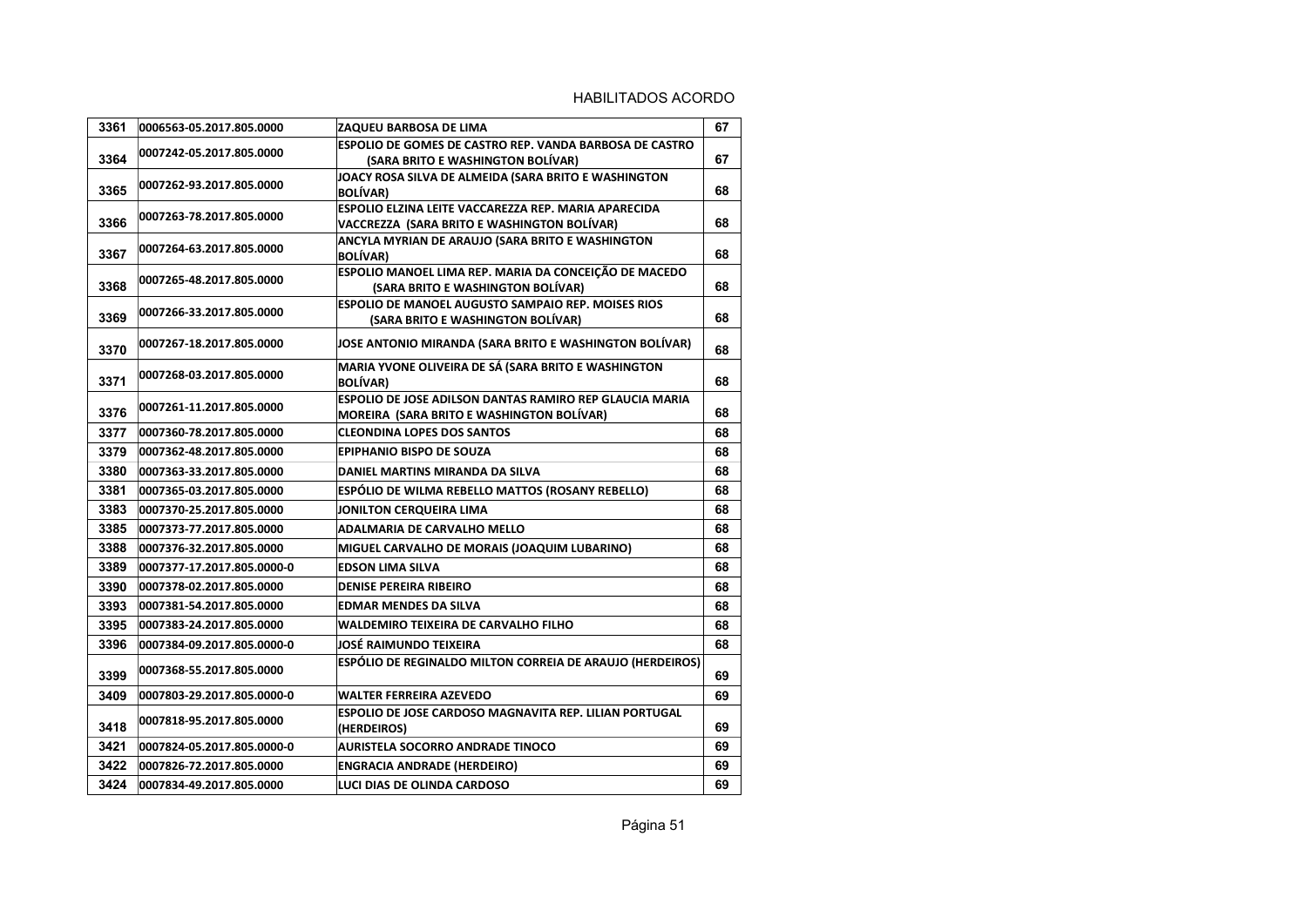| 3361 | 0006563-05.2017.805.0000 | ZAQUEU BARBOSA DE LIMA | 67 |
|---|---|---|---|
| 3364 | 0007242-05.2017.805.0000 | ESPOLIO DE GOMES DE CASTRO REP. VANDA BARBOSA DE CASTRO (SARA BRITO E WASHINGTON BOLÍVAR) | 67 |
| 3365 | 0007262-93.2017.805.0000 | JOACY ROSA SILVA DE ALMEIDA (SARA BRITO E WASHINGTON BOLÍVAR) | 68 |
| 3366 | 0007263-78.2017.805.0000 | ESPOLIO ELZINA LEITE VACCAREZZA REP. MARIA APARECIDA VACCREZZA (SARA BRITO E WASHINGTON BOLÍVAR) | 68 |
| 3367 | 0007264-63.2017.805.0000 | ANCYLA MYRIAN DE ARAUJO (SARA BRITO E WASHINGTON BOLÍVAR) | 68 |
| 3368 | 0007265-48.2017.805.0000 | ESPOLIO MANOEL LIMA REP. MARIA DA CONCEIÇÃO DE MACEDO (SARA BRITO E WASHINGTON BOLÍVAR) | 68 |
| 3369 | 0007266-33.2017.805.0000 | ESPOLIO DE MANOEL AUGUSTO SAMPAIO REP. MOISES RIOS (SARA BRITO E WASHINGTON BOLÍVAR) | 68 |
| 3370 | 0007267-18.2017.805.0000 | JOSE ANTONIO MIRANDA (SARA BRITO E WASHINGTON BOLÍVAR) | 68 |
| 3371 | 0007268-03.2017.805.0000 | MARIA YVONE OLIVEIRA DE SÁ (SARA BRITO E WASHINGTON BOLÍVAR) | 68 |
| 3376 | 0007261-11.2017.805.0000 | ESPOLIO DE JOSE ADILSON DANTAS RAMIRO REP GLAUCIA MARIA MOREIRA (SARA BRITO E WASHINGTON BOLÍVAR) | 68 |
| 3377 | 0007360-78.2017.805.0000 | CLEONDINA LOPES DOS SANTOS | 68 |
| 3379 | 0007362-48.2017.805.0000 | EPIPHANIO BISPO DE SOUZA | 68 |
| 3380 | 0007363-33.2017.805.0000 | DANIEL MARTINS MIRANDA DA SILVA | 68 |
| 3381 | 0007365-03.2017.805.0000 | ESPÓLIO DE WILMA REBELLO MATTOS (ROSANY REBELLO) | 68 |
| 3383 | 0007370-25.2017.805.0000 | JONILTON CERQUEIRA LIMA | 68 |
| 3385 | 0007373-77.2017.805.0000 | ADALMARIA DE CARVALHO MELLO | 68 |
| 3388 | 0007376-32.2017.805.0000 | MIGUEL CARVALHO DE MORAIS (JOAQUIM LUBARINO) | 68 |
| 3389 | 0007377-17.2017.805.0000-0 | EDSON LIMA SILVA | 68 |
| 3390 | 0007378-02.2017.805.0000 | DENISE PEREIRA RIBEIRO | 68 |
| 3393 | 0007381-54.2017.805.0000 | EDMAR MENDES DA SILVA | 68 |
| 3395 | 0007383-24.2017.805.0000 | WALDEMIRO TEIXEIRA DE CARVALHO FILHO | 68 |
| 3396 | 0007384-09.2017.805.0000-0 | JOSÉ RAIMUNDO TEIXEIRA | 68 |
| 3399 | 0007368-55.2017.805.0000 | ESPÓLIO DE REGINALDO MILTON CORREIA DE ARAUJO (HERDEIROS) | 69 |
| 3409 | 0007803-29.2017.805.0000-0 | WALTER FERREIRA AZEVEDO | 69 |
| 3418 | 0007818-95.2017.805.0000 | ESPOLIO DE JOSE CARDOSO MAGNAVITA REP. LILIAN PORTUGAL (HERDEIROS) | 69 |
| 3421 | 0007824-05.2017.805.0000-0 | AURISTELA SOCORRO ANDRADE TINOCO | 69 |
| 3422 | 0007826-72.2017.805.0000 | ENGRACIA ANDRADE (HERDEIRO) | 69 |
| 3424 | 0007834-49.2017.805.0000 | LUCI DIAS DE OLINDA CARDOSO | 69 |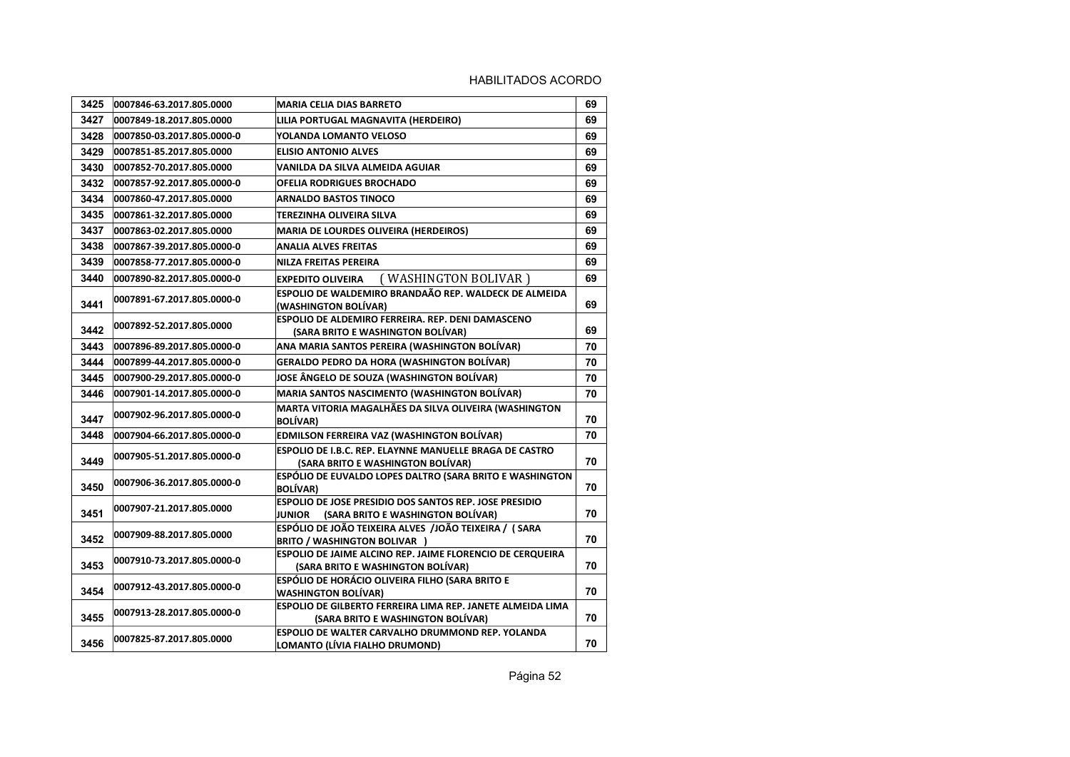HABILITADOS ACORDO

| 3425 | 0007846-63.2017.805.0000 | MARIA CELIA DIAS BARRETO | 69 |
|---|---|---|---|
| 3427 | 0007849-18.2017.805.0000 | LILIA PORTUGAL MAGNAVITA (HERDEIRO) | 69 |
| 3428 | 0007850-03.2017.805.0000-0 | YOLANDA LOMANTO VELOSO | 69 |
| 3429 | 0007851-85.2017.805.0000 | ELISIO ANTONIO ALVES | 69 |
| 3430 | 0007852-70.2017.805.0000 | VANILDA DA SILVA ALMEIDA AGUIAR | 69 |
| 3432 | 0007857-92.2017.805.0000-0 | OFELIA RODRIGUES BROCHADO | 69 |
| 3434 | 0007860-47.2017.805.0000 | ARNALDO BASTOS TINOCO | 69 |
| 3435 | 0007861-32.2017.805.0000 | TEREZINHA OLIVEIRA SILVA | 69 |
| 3437 | 0007863-02.2017.805.0000 | MARIA DE LOURDES OLIVEIRA (HERDEIROS) | 69 |
| 3438 | 0007867-39.2017.805.0000-0 | ANALIA ALVES FREITAS | 69 |
| 3439 | 0007858-77.2017.805.0000-0 | NILZA FREITAS PEREIRA | 69 |
| 3440 | 0007890-82.2017.805.0000-0 | EXPEDITO OLIVEIRA ( WASHINGTON BOLIVAR ) | 69 |
| 3441 | 0007891-67.2017.805.0000-0 | ESPOLIO DE WALDEMIRO BRANDAÃO REP. WALDECK DE ALMEIDA (WASHINGTON BOLÍVAR) | 69 |
| 3442 | 0007892-52.2017.805.0000 | ESPOLIO DE ALDEMIRO FERREIRA. REP. DENI DAMASCENO (SARA BRITO E WASHINGTON BOLÍVAR) | 69 |
| 3443 | 0007896-89.2017.805.0000-0 | ANA MARIA SANTOS PEREIRA (WASHINGTON BOLÍVAR) | 70 |
| 3444 | 0007899-44.2017.805.0000-0 | GERALDO PEDRO DA HORA (WASHINGTON BOLÍVAR) | 70 |
| 3445 | 0007900-29.2017.805.0000-0 | JOSE ÂNGELO DE SOUZA (WASHINGTON BOLÍVAR) | 70 |
| 3446 | 0007901-14.2017.805.0000-0 | MARIA SANTOS NASCIMENTO (WASHINGTON BOLÍVAR) | 70 |
| 3447 | 0007902-96.2017.805.0000-0 | MARTA VITORIA MAGALHÃES DA SILVA OLIVEIRA (WASHINGTON BOLÍVAR) | 70 |
| 3448 | 0007904-66.2017.805.0000-0 | EDMILSON FERREIRA VAZ (WASHINGTON BOLÍVAR) | 70 |
| 3449 | 0007905-51.2017.805.0000-0 | ESPOLIO DE I.B.C. REP. ELAYNNE MANUELLE BRAGA DE CASTRO (SARA BRITO E WASHINGTON BOLÍVAR) | 70 |
| 3450 | 0007906-36.2017.805.0000-0 | ESPÓLIO DE EUVALDO LOPES DALTRO (SARA BRITO E WASHINGTON BOLÍVAR) | 70 |
| 3451 | 0007907-21.2017.805.0000 | ESPOLIO DE JOSE PRESIDIO DOS SANTOS REP. JOSE PRESIDIO JUNIOR (SARA BRITO E WASHINGTON BOLÍVAR) | 70 |
| 3452 | 0007909-88.2017.805.0000 | ESPÓLIO DE JOÃO TEIXEIRA ALVES /JOÃO TEIXEIRA / ( SARA BRITO / WASHINGTON BOLIVAR ) | 70 |
| 3453 | 0007910-73.2017.805.0000-0 | ESPOLIO DE JAIME ALCINO REP. JAIME FLORENCIO DE CERQUEIRA (SARA BRITO E WASHINGTON BOLÍVAR) | 70 |
| 3454 | 0007912-43.2017.805.0000-0 | ESPÓLIO DE HORÁCIO OLIVEIRA FILHO (SARA BRITO E WASHINGTON BOLÍVAR) | 70 |
| 3455 | 0007913-28.2017.805.0000-0 | ESPOLIO DE GILBERTO FERREIRA LIMA REP. JANETE ALMEIDA LIMA (SARA BRITO E WASHINGTON BOLÍVAR) | 70 |
| 3456 | 0007825-87.2017.805.0000 | ESPOLIO DE WALTER CARVALHO DRUMMOND REP. YOLANDA LOMANTO (LÍVIA FIALHO DRUMOND) | 70 |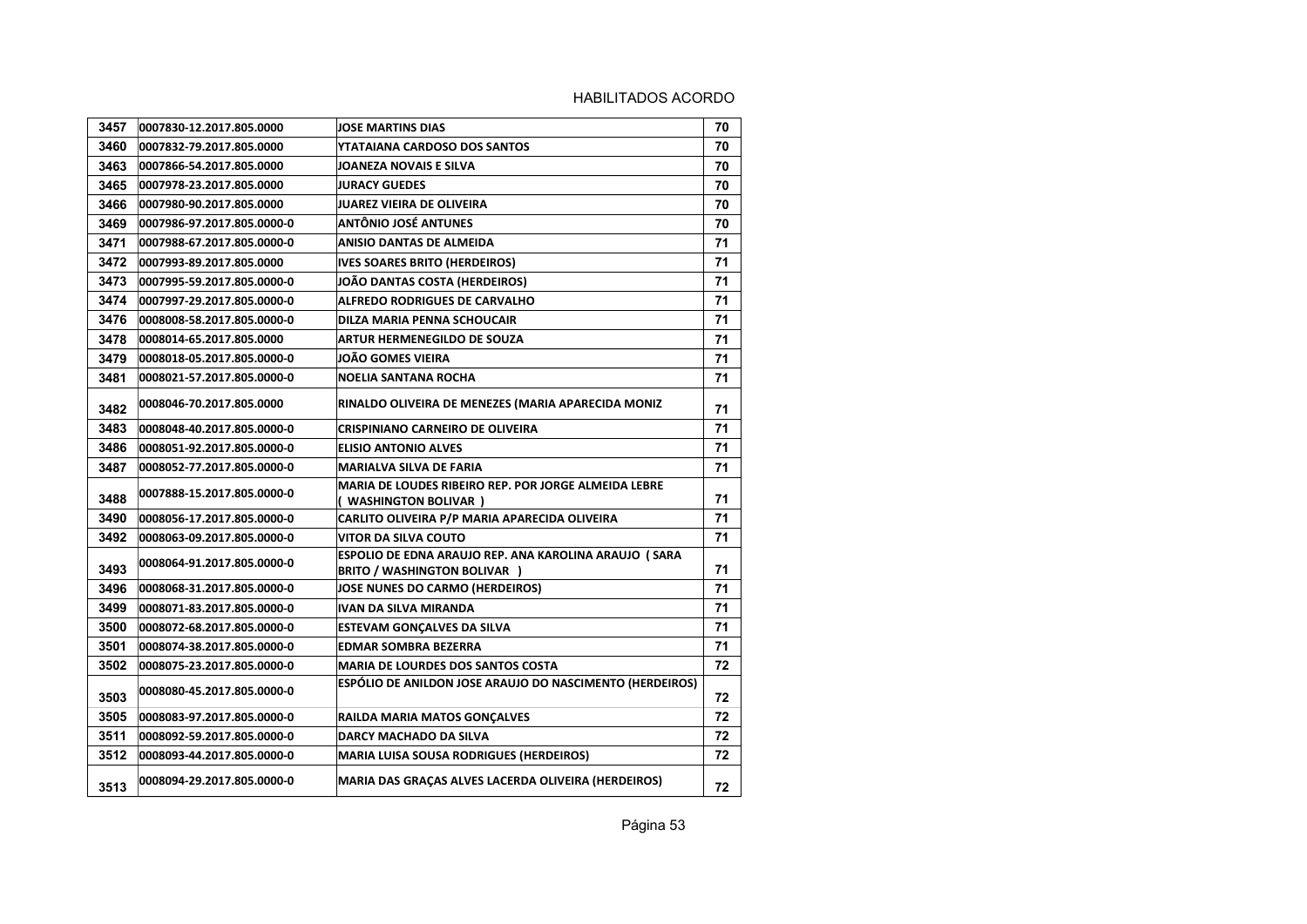HABILITADOS ACORDO

| | | | |
|---|---|---|---|
| 3457 | 0007830-12.2017.805.0000 | JOSE MARTINS DIAS | 70 |
| 3460 | 0007832-79.2017.805.0000 | YTATAIANA CARDOSO DOS SANTOS | 70 |
| 3463 | 0007866-54.2017.805.0000 | JOANEZA NOVAIS E SILVA | 70 |
| 3465 | 0007978-23.2017.805.0000 | JURACY GUEDES | 70 |
| 3466 | 0007980-90.2017.805.0000 | JUAREZ VIEIRA DE OLIVEIRA | 70 |
| 3469 | 0007986-97.2017.805.0000-0 | ANTÔNIO JOSÉ ANTUNES | 70 |
| 3471 | 0007988-67.2017.805.0000-0 | ANISIO DANTAS DE ALMEIDA | 71 |
| 3472 | 0007993-89.2017.805.0000 | IVES SOARES BRITO (HERDEIROS) | 71 |
| 3473 | 0007995-59.2017.805.0000-0 | JOÃO DANTAS COSTA (HERDEIROS) | 71 |
| 3474 | 0007997-29.2017.805.0000-0 | ALFREDO RODRIGUES DE CARVALHO | 71 |
| 3476 | 0008008-58.2017.805.0000-0 | DILZA MARIA PENNA SCHOUCAIR | 71 |
| 3478 | 0008014-65.2017.805.0000 | ARTUR HERMENEGILDO DE SOUZA | 71 |
| 3479 | 0008018-05.2017.805.0000-0 | JOÃO GOMES VIEIRA | 71 |
| 3481 | 0008021-57.2017.805.0000-0 | NOELIA SANTANA ROCHA | 71 |
| 3482 | 0008046-70.2017.805.0000 | RINALDO OLIVEIRA DE MENEZES (MARIA APARECIDA MONIZ | 71 |
| 3483 | 0008048-40.2017.805.0000-0 | CRISPINIANO CARNEIRO DE OLIVEIRA | 71 |
| 3486 | 0008051-92.2017.805.0000-0 | ELISIO ANTONIO ALVES | 71 |
| 3487 | 0008052-77.2017.805.0000-0 | MARIALVA SILVA DE FARIA | 71 |
| 3488 | 0007888-15.2017.805.0000-0 | MARIA DE LOUDES RIBEIRO REP. POR JORGE ALMEIDA LEBRE ( WASHINGTON BOLIVAR ) | 71 |
| 3490 | 0008056-17.2017.805.0000-0 | CARLITO OLIVEIRA P/P MARIA APARECIDA OLIVEIRA | 71 |
| 3492 | 0008063-09.2017.805.0000-0 | VITOR DA SILVA COUTO | 71 |
| 3493 | 0008064-91.2017.805.0000-0 | ESPOLIO DE EDNA ARAUJO REP. ANA KAROLINA ARAUJO ( SARA BRITO / WASHINGTON BOLIVAR ) | 71 |
| 3496 | 0008068-31.2017.805.0000-0 | JOSE NUNES DO CARMO (HERDEIROS) | 71 |
| 3499 | 0008071-83.2017.805.0000-0 | IVAN DA SILVA MIRANDA | 71 |
| 3500 | 0008072-68.2017.805.0000-0 | ESTEVAM GONÇALVES DA SILVA | 71 |
| 3501 | 0008074-38.2017.805.0000-0 | EDMAR SOMBRA BEZERRA | 71 |
| 3502 | 0008075-23.2017.805.0000-0 | MARIA DE LOURDES DOS SANTOS COSTA | 72 |
| 3503 | 0008080-45.2017.805.0000-0 | ESPÓLIO DE ANILDON JOSE ARAUJO DO NASCIMENTO (HERDEIROS) | 72 |
| 3505 | 0008083-97.2017.805.0000-0 | RAILDA MARIA MATOS GONÇALVES | 72 |
| 3511 | 0008092-59.2017.805.0000-0 | DARCY MACHADO DA SILVA | 72 |
| 3512 | 0008093-44.2017.805.0000-0 | MARIA LUISA SOUSA RODRIGUES (HERDEIROS) | 72 |
| 3513 | 0008094-29.2017.805.0000-0 | MARIA DAS GRAÇAS ALVES LACERDA OLIVEIRA (HERDEIROS) | 72 |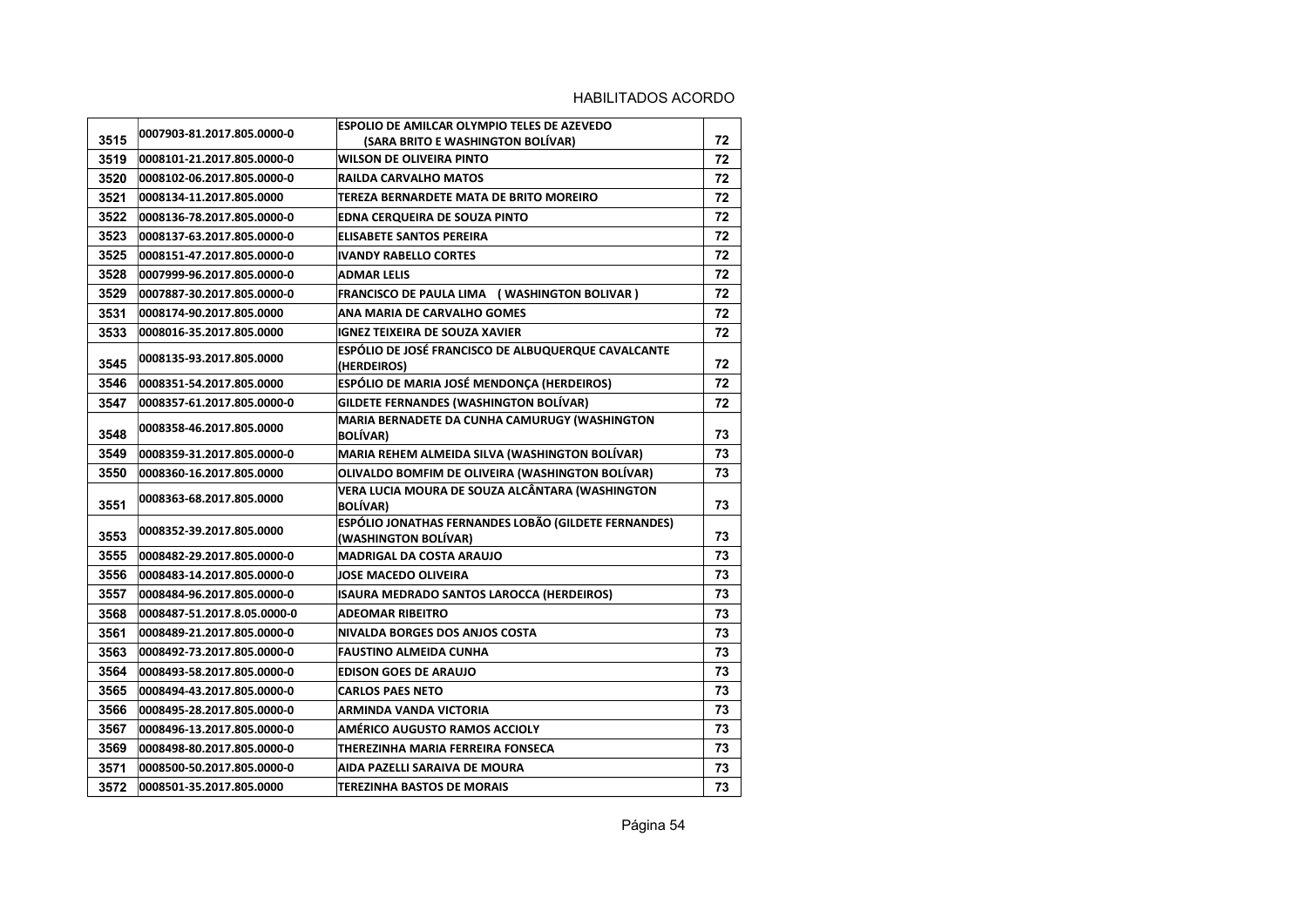HABILITADOS ACORDO

| | | | |
|---|---|---|---|
| 3515 | 0007903-81.2017.805.0000-0 | ESPOLIO DE AMILCAR OLYMPIO TELES DE AZEVEDO (SARA BRITO E WASHINGTON BOLÍVAR) | 72 |
| 3519 | 0008101-21.2017.805.0000-0 | WILSON DE OLIVEIRA PINTO | 72 |
| 3520 | 0008102-06.2017.805.0000-0 | RAILDA CARVALHO MATOS | 72 |
| 3521 | 0008134-11.2017.805.0000 | TEREZA BERNARDETE MATA DE BRITO MOREIRO | 72 |
| 3522 | 0008136-78.2017.805.0000-0 | EDNA CERQUEIRA DE SOUZA PINTO | 72 |
| 3523 | 0008137-63.2017.805.0000-0 | ELISABETE SANTOS PEREIRA | 72 |
| 3525 | 0008151-47.2017.805.0000-0 | IVANDY RABELLO CORTES | 72 |
| 3528 | 0007999-96.2017.805.0000-0 | ADMAR LELIS | 72 |
| 3529 | 0007887-30.2017.805.0000-0 | FRANCISCO DE PAULA LIMA ( WASHINGTON BOLIVAR ) | 72 |
| 3531 | 0008174-90.2017.805.0000 | ANA MARIA DE CARVALHO GOMES | 72 |
| 3533 | 0008016-35.2017.805.0000 | IGNEZ TEIXEIRA DE SOUZA XAVIER | 72 |
| 3545 | 0008135-93.2017.805.0000 | ESPÓLIO DE JOSÉ FRANCISCO DE ALBUQUERQUE CAVALCANTE (HERDEIROS) | 72 |
| 3546 | 0008351-54.2017.805.0000 | ESPÓLIO DE MARIA JOSÉ MENDONÇA (HERDEIROS) | 72 |
| 3547 | 0008357-61.2017.805.0000-0 | GILDETE FERNANDES (WASHINGTON BOLÍVAR) | 72 |
| 3548 | 0008358-46.2017.805.0000 | MARIA BERNADETE DA CUNHA CAMURUGY (WASHINGTON BOLÍVAR) | 73 |
| 3549 | 0008359-31.2017.805.0000-0 | MARIA REHEM ALMEIDA SILVA (WASHINGTON BOLÍVAR) | 73 |
| 3550 | 0008360-16.2017.805.0000 | OLIVALDO BOMFIM DE OLIVEIRA (WASHINGTON BOLÍVAR) | 73 |
| 3551 | 0008363-68.2017.805.0000 | VERA LUCIA MOURA DE SOUZA ALCÂNTARA (WASHINGTON BOLÍVAR) | 73 |
| 3553 | 0008352-39.2017.805.0000 | ESPÓLIO JONATHAS FERNANDES LOBÃO (GILDETE FERNANDES) (WASHINGTON BOLÍVAR) | 73 |
| 3555 | 0008482-29.2017.805.0000-0 | MADRIGAL DA COSTA ARAUJO | 73 |
| 3556 | 0008483-14.2017.805.0000-0 | JOSE MACEDO OLIVEIRA | 73 |
| 3557 | 0008484-96.2017.805.0000-0 | ISAURA MEDRADO SANTOS LAROCCA (HERDEIROS) | 73 |
| 3568 | 0008487-51.2017.8.05.0000-0 | ADEOMAR RIBEITRO | 73 |
| 3561 | 0008489-21.2017.805.0000-0 | NIVALDA BORGES DOS ANJOS COSTA | 73 |
| 3563 | 0008492-73.2017.805.0000-0 | FAUSTINO ALMEIDA CUNHA | 73 |
| 3564 | 0008493-58.2017.805.0000-0 | EDISON GOES DE ARAUJO | 73 |
| 3565 | 0008494-43.2017.805.0000-0 | CARLOS PAES NETO | 73 |
| 3566 | 0008495-28.2017.805.0000-0 | ARMINDA VANDA VICTORIA | 73 |
| 3567 | 0008496-13.2017.805.0000-0 | AMÉRICO AUGUSTO RAMOS ACCIOLY | 73 |
| 3569 | 0008498-80.2017.805.0000-0 | THEREZINHA MARIA FERREIRA FONSECA | 73 |
| 3571 | 0008500-50.2017.805.0000-0 | AIDA PAZELLI SARAIVA DE MOURA | 73 |
| 3572 | 0008501-35.2017.805.0000 | TEREZINHA BASTOS DE MORAIS | 73 |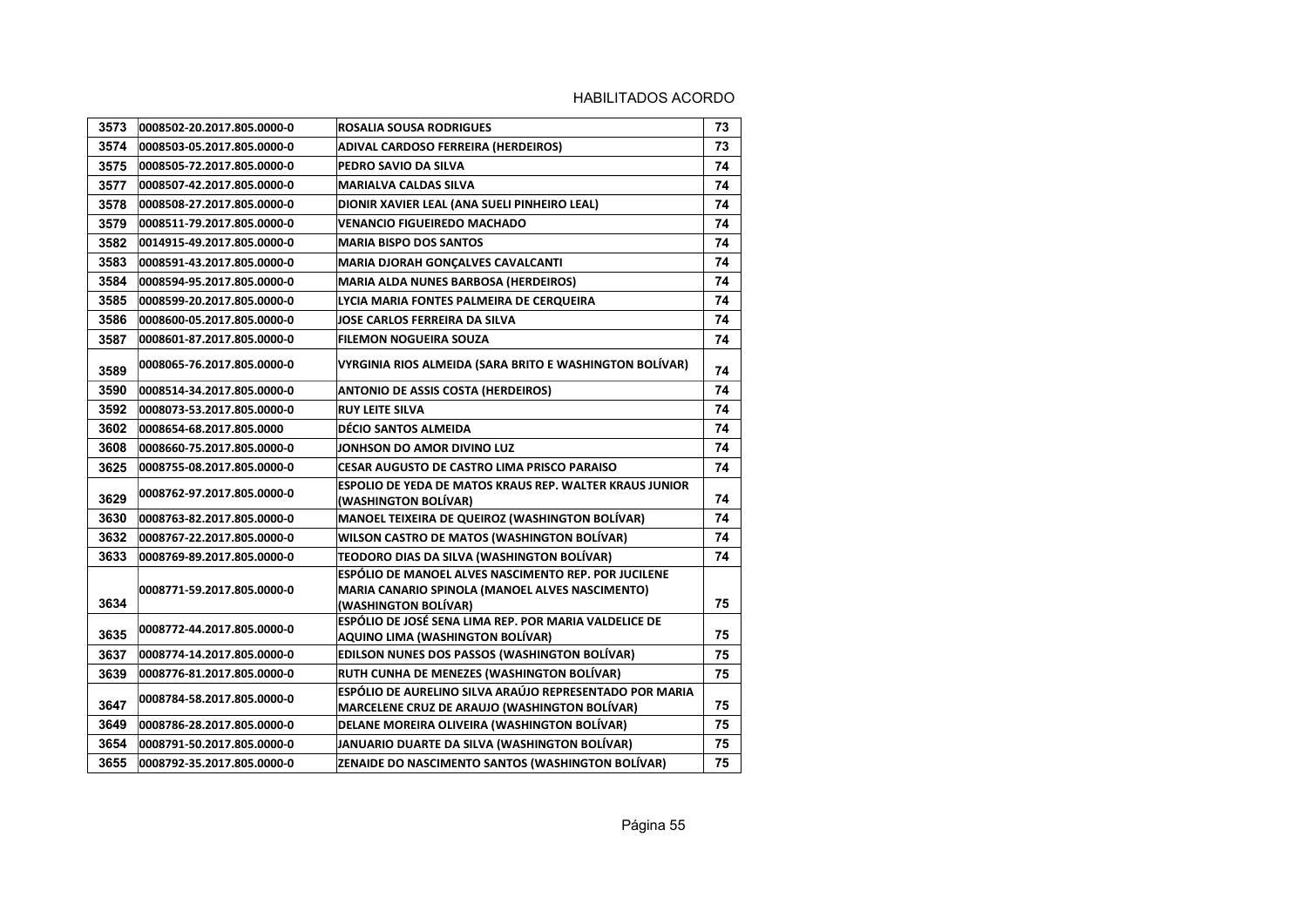HABILITADOS ACORDO

| | | | |
|---|---|---|---|
| 3573 | 0008502-20.2017.805.0000-0 | ROSALIA SOUSA RODRIGUES | 73 |
| 3574 | 0008503-05.2017.805.0000-0 | ADIVAL CARDOSO FERREIRA (HERDEIROS) | 73 |
| 3575 | 0008505-72.2017.805.0000-0 | PEDRO SAVIO DA SILVA | 74 |
| 3577 | 0008507-42.2017.805.0000-0 | MARIALVA CALDAS SILVA | 74 |
| 3578 | 0008508-27.2017.805.0000-0 | DIONIR XAVIER LEAL (ANA SUELI PINHEIRO LEAL) | 74 |
| 3579 | 0008511-79.2017.805.0000-0 | VENANCIO FIGUEIREDO MACHADO | 74 |
| 3582 | 0014915-49.2017.805.0000-0 | MARIA BISPO DOS SANTOS | 74 |
| 3583 | 0008591-43.2017.805.0000-0 | MARIA DJORAH GONÇALVES CAVALCANTI | 74 |
| 3584 | 0008594-95.2017.805.0000-0 | MARIA ALDA NUNES BARBOSA (HERDEIROS) | 74 |
| 3585 | 0008599-20.2017.805.0000-0 | LYCIA MARIA FONTES PALMEIRA DE CERQUEIRA | 74 |
| 3586 | 0008600-05.2017.805.0000-0 | JOSE CARLOS FERREIRA DA SILVA | 74 |
| 3587 | 0008601-87.2017.805.0000-0 | FILEMON NOGUEIRA SOUZA | 74 |
| 3589 | 0008065-76.2017.805.0000-0 | VYRGINIA RIOS ALMEIDA (SARA BRITO E WASHINGTON BOLÍVAR) | 74 |
| 3590 | 0008514-34.2017.805.0000-0 | ANTONIO DE ASSIS COSTA (HERDEIROS) | 74 |
| 3592 | 0008073-53.2017.805.0000-0 | RUY LEITE SILVA | 74 |
| 3602 | 0008654-68.2017.805.0000 | DÉCIO SANTOS ALMEIDA | 74 |
| 3608 | 0008660-75.2017.805.0000-0 | JONHSON DO AMOR DIVINO LUZ | 74 |
| 3625 | 0008755-08.2017.805.0000-0 | CESAR AUGUSTO DE CASTRO LIMA PRISCO PARAISO | 74 |
| 3629 | 0008762-97.2017.805.0000-0 | ESPOLIO DE YEDA DE MATOS KRAUS REP. WALTER KRAUS JUNIOR (WASHINGTON BOLÍVAR) | 74 |
| 3630 | 0008763-82.2017.805.0000-0 | MANOEL TEIXEIRA DE QUEIROZ (WASHINGTON BOLÍVAR) | 74 |
| 3632 | 0008767-22.2017.805.0000-0 | WILSON CASTRO DE MATOS (WASHINGTON BOLÍVAR) | 74 |
| 3633 | 0008769-89.2017.805.0000-0 | TEODORO DIAS DA SILVA (WASHINGTON BOLÍVAR) | 74 |
| 3634 | 0008771-59.2017.805.0000-0 | ESPÓLIO DE MANOEL ALVES NASCIMENTO REP. POR JUCILENE MARIA CANARIO SPINOLA (MANOEL ALVES NASCIMENTO) (WASHINGTON BOLÍVAR) | 75 |
| 3635 | 0008772-44.2017.805.0000-0 | ESPÓLIO DE JOSÉ SENA LIMA REP. POR MARIA VALDELICE DE AQUINO LIMA (WASHINGTON BOLÍVAR) | 75 |
| 3637 | 0008774-14.2017.805.0000-0 | EDILSON NUNES DOS PASSOS (WASHINGTON BOLÍVAR) | 75 |
| 3639 | 0008776-81.2017.805.0000-0 | RUTH CUNHA DE MENEZES (WASHINGTON BOLÍVAR) | 75 |
| 3647 | 0008784-58.2017.805.0000-0 | ESPÓLIO DE AURELINO SILVA ARAÚJO REPRESENTADO POR MARIA MARCELENE CRUZ DE ARAUJO (WASHINGTON BOLÍVAR) | 75 |
| 3649 | 0008786-28.2017.805.0000-0 | DELANE MOREIRA OLIVEIRA (WASHINGTON BOLÍVAR) | 75 |
| 3654 | 0008791-50.2017.805.0000-0 | JANUARIO DUARTE DA SILVA (WASHINGTON BOLÍVAR) | 75 |
| 3655 | 0008792-35.2017.805.0000-0 | ZENAIDE DO NASCIMENTO SANTOS (WASHINGTON BOLÍVAR) | 75 |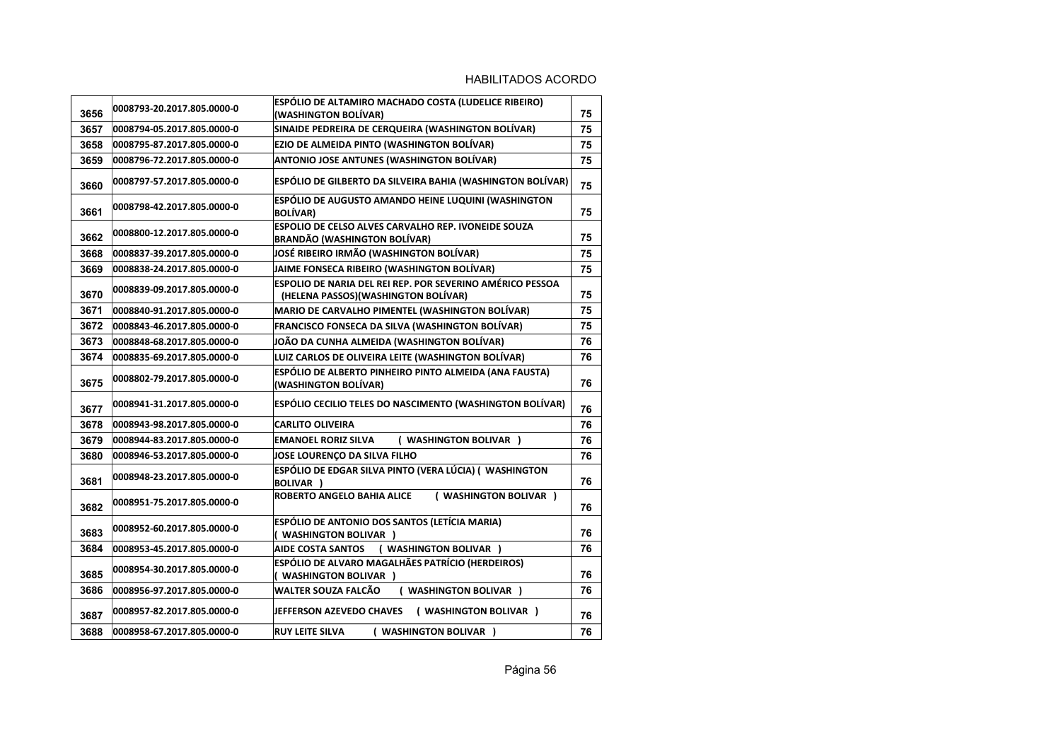HABILITADOS ACORDO

| | | | |
|---|---|---|---|
| 3656 | 0008793-20.2017.805.0000-0 | **ESPÓLIO DE ALTAMIRO MACHADO COSTA (LUDELICE RIBEIRO) (WASHINGTON BOLÍVAR)** | 75 |
| 3657 | 0008794-05.2017.805.0000-0 | **SINAIDE PEDREIRA DE CERQUEIRA (WASHINGTON BOLÍVAR)** | 75 |
| 3658 | 0008795-87.2017.805.0000-0 | **EZIO DE ALMEIDA PINTO (WASHINGTON BOLÍVAR)** | 75 |
| 3659 | 0008796-72.2017.805.0000-0 | **ANTONIO JOSE ANTUNES (WASHINGTON BOLÍVAR)** | 75 |
| 3660 | 0008797-57.2017.805.0000-0 | **ESPÓLIO DE GILBERTO DA SILVEIRA BAHIA (WASHINGTON BOLÍVAR)** | 75 |
| 3661 | 0008798-42.2017.805.0000-0 | **ESPÓLIO DE AUGUSTO AMANDO HEINE LUQUINI (WASHINGTON BOLÍVAR)** | 75 |
| 3662 | 0008800-12.2017.805.0000-0 | **ESPOLIO DE CELSO ALVES CARVALHO REP. IVONEIDE SOUZA BRANDÃO (WASHINGTON BOLÍVAR)** | 75 |
| 3668 | 0008837-39.2017.805.0000-0 | **JOSÉ RIBEIRO IRMÃO (WASHINGTON BOLÍVAR)** | 75 |
| 3669 | 0008838-24.2017.805.0000-0 | **JAIME FONSECA RIBEIRO (WASHINGTON BOLÍVAR)** | 75 |
| 3670 | 0008839-09.2017.805.0000-0 | **ESPOLIO DE NARIA DEL REI REP. POR SEVERINO AMÉRICO PESSOA (HELENA PASSOS)(WASHINGTON BOLÍVAR)** | 75 |
| 3671 | 0008840-91.2017.805.0000-0 | **MARIO DE CARVALHO PIMENTEL (WASHINGTON BOLÍVAR)** | 75 |
| 3672 | 0008843-46.2017.805.0000-0 | **FRANCISCO FONSECA DA SILVA (WASHINGTON BOLÍVAR)** | 75 |
| 3673 | 0008848-68.2017.805.0000-0 | **JOÃO DA CUNHA ALMEIDA (WASHINGTON BOLÍVAR)** | 76 |
| 3674 | 0008835-69.2017.805.0000-0 | **LUIZ CARLOS DE OLIVEIRA LEITE (WASHINGTON BOLÍVAR)** | 76 |
| 3675 | 0008802-79.2017.805.0000-0 | **ESPÓLIO DE ALBERTO PINHEIRO PINTO ALMEIDA (ANA FAUSTA) (WASHINGTON BOLÍVAR)** | 76 |
| 3677 | 0008941-31.2017.805.0000-0 | **ESPÓLIO CECILIO TELES DO NASCIMENTO (WASHINGTON BOLÍVAR)** | 76 |
| 3678 | 0008943-98.2017.805.0000-0 | **CARLITO OLIVEIRA** | 76 |
| 3679 | 0008944-83.2017.805.0000-0 | **EMANOEL RORIZ SILVA ( WASHINGTON BOLIVAR )** | 76 |
| 3680 | 0008946-53.2017.805.0000-0 | **JOSE LOURENÇO DA SILVA FILHO** | 76 |
| 3681 | 0008948-23.2017.805.0000-0 | **ESPÓLIO DE EDGAR SILVA PINTO (VERA LÚCIA) ( WASHINGTON BOLIVAR )** | 76 |
| 3682 | 0008951-75.2017.805.0000-0 | **ROBERTO ANGELO BAHIA ALICE ( WASHINGTON BOLIVAR )** | 76 |
| 3683 | 0008952-60.2017.805.0000-0 | **ESPÓLIO DE ANTONIO DOS SANTOS (LETÍCIA MARIA) ( WASHINGTON BOLIVAR )** | 76 |
| 3684 | 0008953-45.2017.805.0000-0 | **AIDE COSTA SANTOS ( WASHINGTON BOLIVAR )** | 76 |
| 3685 | 0008954-30.2017.805.0000-0 | **ESPÓLIO DE ALVARO MAGALHÃES PATRÍCIO (HERDEIROS) ( WASHINGTON BOLIVAR )** | 76 |
| 3686 | 0008956-97.2017.805.0000-0 | **WALTER SOUZA FALCÃO ( WASHINGTON BOLIVAR )** | 76 |
| 3687 | 0008957-82.2017.805.0000-0 | **JEFFERSON AZEVEDO CHAVES ( WASHINGTON BOLIVAR )** | 76 |
| 3688 | 0008958-67.2017.805.0000-0 | **RUY LEITE SILVA ( WASHINGTON BOLIVAR )** | 76 |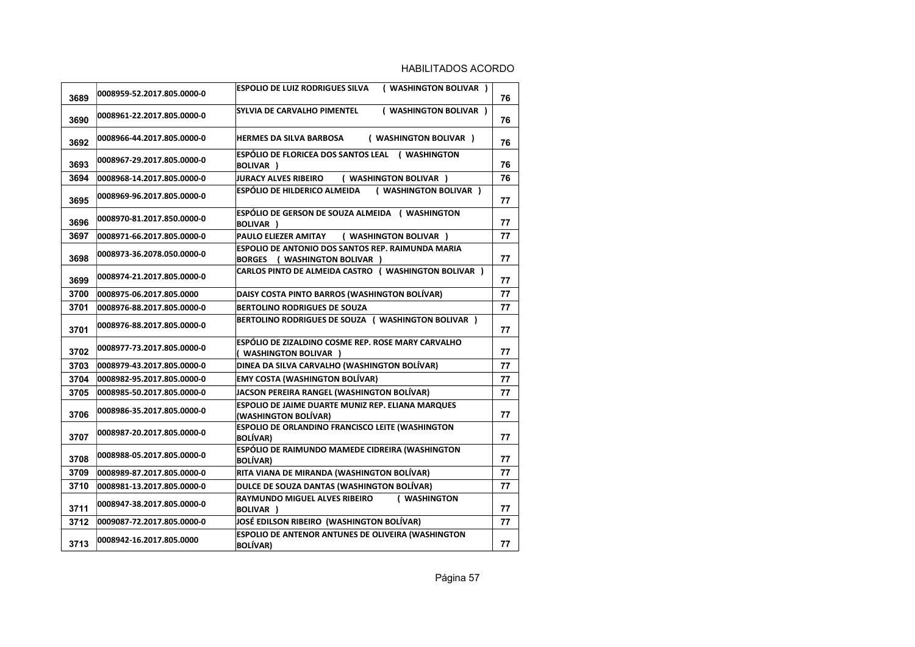HABILITADOS ACORDO

| | | | |
|---|---|---|---|
| 3689 | 0008959-52.2017.805.0000-0 | ESPOLIO DE LUIZ RODRIGUES SILVA ( WASHINGTON BOLIVAR ) | 76 |
| 3690 | 0008961-22.2017.805.0000-0 | SYLVIA DE CARVALHO PIMENTEL ( WASHINGTON BOLIVAR ) | 76 |
| 3692 | 0008966-44.2017.805.0000-0 | HERMES DA SILVA BARBOSA ( WASHINGTON BOLIVAR ) | 76 |
| 3693 | 0008967-29.2017.805.0000-0 | ESPÓLIO DE FLORICEA DOS SANTOS LEAL ( WASHINGTON BOLIVAR ) | 76 |
| 3694 | 0008968-14.2017.805.0000-0 | JURACY ALVES RIBEIRO ( WASHINGTON BOLIVAR ) | 76 |
| 3695 | 0008969-96.2017.805.0000-0 | ESPÓLIO DE HILDERICO ALMEIDA ( WASHINGTON BOLIVAR ) | 77 |
| 3696 | 0008970-81.2017.850.0000-0 | ESPÓLIO DE GERSON DE SOUZA ALMEIDA ( WASHINGTON BOLIVAR ) | 77 |
| 3697 | 0008971-66.2017.805.0000-0 | PAULO ELIEZER AMITAY ( WASHINGTON BOLIVAR ) | 77 |
| 3698 | 0008973-36.2078.050.0000-0 | ESPOLIO DE ANTONIO DOS SANTOS REP. RAIMUNDA MARIA BORGES ( WASHINGTON BOLIVAR ) | 77 |
| 3699 | 0008974-21.2017.805.0000-0 | CARLOS PINTO DE ALMEIDA CASTRO ( WASHINGTON BOLIVAR ) | 77 |
| 3700 | 0008975-06.2017.805.0000 | DAISY COSTA PINTO BARROS (WASHINGTON BOLÍVAR) | 77 |
| 3701 | 0008976-88.2017.805.0000-0 | BERTOLINO RODRIGUES DE SOUZA | 77 |
| 3701 | 0008976-88.2017.805.0000-0 | BERTOLINO RODRIGUES DE SOUZA ( WASHINGTON BOLIVAR ) | 77 |
| 3702 | 0008977-73.2017.805.0000-0 | ESPÓLIO DE ZIZALDINO COSME REP. ROSE MARY CARVALHO ( WASHINGTON BOLIVAR ) | 77 |
| 3703 | 0008979-43.2017.805.0000-0 | DINEA DA SILVA CARVALHO (WASHINGTON BOLÍVAR) | 77 |
| 3704 | 0008982-95.2017.805.0000-0 | EMY COSTA (WASHINGTON BOLÍVAR) | 77 |
| 3705 | 0008985-50.2017.805.0000-0 | JACSON PEREIRA RANGEL (WASHINGTON BOLÍVAR) | 77 |
| 3706 | 0008986-35.2017.805.0000-0 | ESPOLIO DE JAIME DUARTE MUNIZ REP. ELIANA MARQUES (WASHINGTON BOLÍVAR) | 77 |
| 3707 | 0008987-20.2017.805.0000-0 | ESPOLIO DE ORLANDINO FRANCISCO LEITE (WASHINGTON BOLÍVAR) | 77 |
| 3708 | 0008988-05.2017.805.0000-0 | ESPÓLIO DE RAIMUNDO MAMEDE CIDREIRA (WASHINGTON BOLÍVAR) | 77 |
| 3709 | 0008989-87.2017.805.0000-0 | RITA VIANA DE MIRANDA (WASHINGTON BOLÍVAR) | 77 |
| 3710 | 0008981-13.2017.805.0000-0 | DULCE DE SOUZA DANTAS (WASHINGTON BOLÍVAR) | 77 |
| 3711 | 0008947-38.2017.805.0000-0 | RAYMUNDO MIGUEL ALVES RIBEIRO ( WASHINGTON BOLIVAR ) | 77 |
| 3712 | 0009087-72.2017.805.0000-0 | JOSÉ EDILSON RIBEIRO (WASHINGTON BOLÍVAR) | 77 |
| 3713 | 0008942-16.2017.805.0000 | ESPOLIO DE ANTENOR ANTUNES DE OLIVEIRA (WASHINGTON BOLÍVAR) | 77 |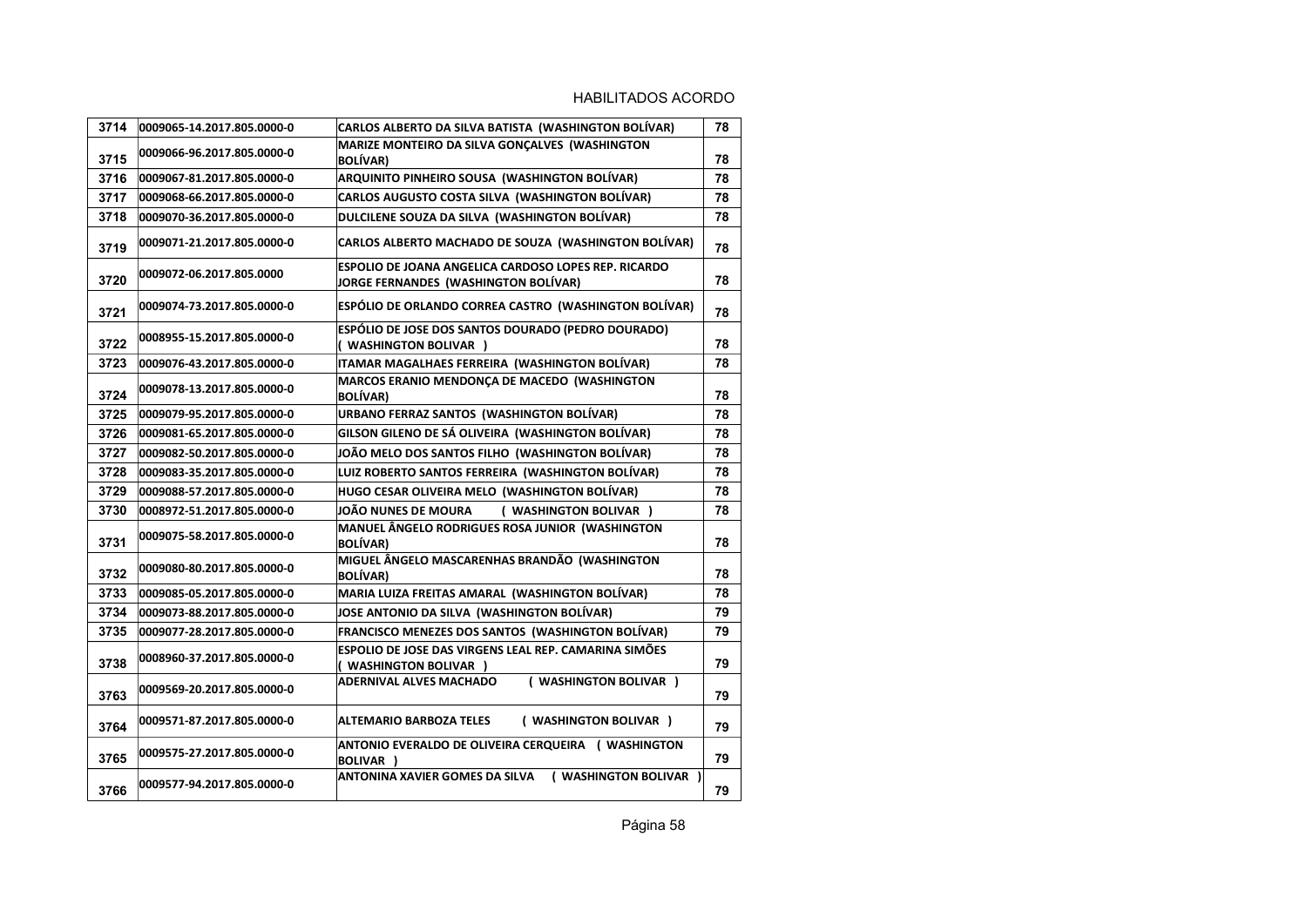| | | | |
|---|---|---|---|
| 3714 | 0009065-14.2017.805.0000-0 | CARLOS ALBERTO DA SILVA BATISTA (WASHINGTON BOLÍVAR) | 78 |
| 3715 | 0009066-96.2017.805.0000-0 | MARIZE MONTEIRO DA SILVA GONÇALVES (WASHINGTON BOLÍVAR) | 78 |
| 3716 | 0009067-81.2017.805.0000-0 | ARQUINITO PINHEIRO SOUSA (WASHINGTON BOLÍVAR) | 78 |
| 3717 | 0009068-66.2017.805.0000-0 | CARLOS AUGUSTO COSTA SILVA (WASHINGTON BOLÍVAR) | 78 |
| 3718 | 0009070-36.2017.805.0000-0 | DULCILENE SOUZA DA SILVA (WASHINGTON BOLÍVAR) | 78 |
| 3719 | 0009071-21.2017.805.0000-0 | CARLOS ALBERTO MACHADO DE SOUZA (WASHINGTON BOLÍVAR) | 78 |
| 3720 | 0009072-06.2017.805.0000 | ESPOLIO DE JOANA ANGELICA CARDOSO LOPES REP. RICARDO JORGE FERNANDES (WASHINGTON BOLÍVAR) | 78 |
| 3721 | 0009074-73.2017.805.0000-0 | ESPÓLIO DE ORLANDO CORREA CASTRO (WASHINGTON BOLÍVAR) | 78 |
| 3722 | 0008955-15.2017.805.0000-0 | ESPÓLIO DE JOSE DOS SANTOS DOURADO (PEDRO DOURADO) ( WASHINGTON BOLIVAR ) | 78 |
| 3723 | 0009076-43.2017.805.0000-0 | ITAMAR MAGALHAES FERREIRA (WASHINGTON BOLÍVAR) | 78 |
| 3724 | 0009078-13.2017.805.0000-0 | MARCOS ERANIO MENDONÇA DE MACEDO (WASHINGTON BOLÍVAR) | 78 |
| 3725 | 0009079-95.2017.805.0000-0 | URBANO FERRAZ SANTOS (WASHINGTON BOLÍVAR) | 78 |
| 3726 | 0009081-65.2017.805.0000-0 | GILSON GILENO DE SÁ OLIVEIRA (WASHINGTON BOLÍVAR) | 78 |
| 3727 | 0009082-50.2017.805.0000-0 | JOÃO MELO DOS SANTOS FILHO (WASHINGTON BOLÍVAR) | 78 |
| 3728 | 0009083-35.2017.805.0000-0 | LUIZ ROBERTO SANTOS FERREIRA (WASHINGTON BOLÍVAR) | 78 |
| 3729 | 0009088-57.2017.805.0000-0 | HUGO CESAR OLIVEIRA MELO (WASHINGTON BOLÍVAR) | 78 |
| 3730 | 0008972-51.2017.805.0000-0 | JOÃO NUNES DE MOURA ( WASHINGTON BOLIVAR ) | 78 |
| 3731 | 0009075-58.2017.805.0000-0 | MANUEL ÂNGELO RODRIGUES ROSA JUNIOR (WASHINGTON BOLÍVAR) | 78 |
| 3732 | 0009080-80.2017.805.0000-0 | MIGUEL ÂNGELO MASCARENHAS BRANDÃO (WASHINGTON BOLÍVAR) | 78 |
| 3733 | 0009085-05.2017.805.0000-0 | MARIA LUIZA FREITAS AMARAL (WASHINGTON BOLÍVAR) | 78 |
| 3734 | 0009073-88.2017.805.0000-0 | JOSE ANTONIO DA SILVA (WASHINGTON BOLÍVAR) | 79 |
| 3735 | 0009077-28.2017.805.0000-0 | FRANCISCO MENEZES DOS SANTOS (WASHINGTON BOLÍVAR) | 79 |
| 3738 | 0008960-37.2017.805.0000-0 | ESPOLIO DE JOSE DAS VIRGENS LEAL REP. CAMARINA SIMÕES ( WASHINGTON BOLIVAR ) | 79 |
| 3763 | 0009569-20.2017.805.0000-0 | ADERNIVAL ALVES MACHADO ( WASHINGTON BOLIVAR ) | 79 |
| 3764 | 0009571-87.2017.805.0000-0 | ALTEMARIO BARBOZA TELES ( WASHINGTON BOLIVAR ) | 79 |
| 3765 | 0009575-27.2017.805.0000-0 | ANTONIO EVERALDO DE OLIVEIRA CERQUEIRA ( WASHINGTON BOLIVAR ) | 79 |
| 3766 | 0009577-94.2017.805.0000-0 | ANTONINA XAVIER GOMES DA SILVA ( WASHINGTON BOLIVAR ) | 79 |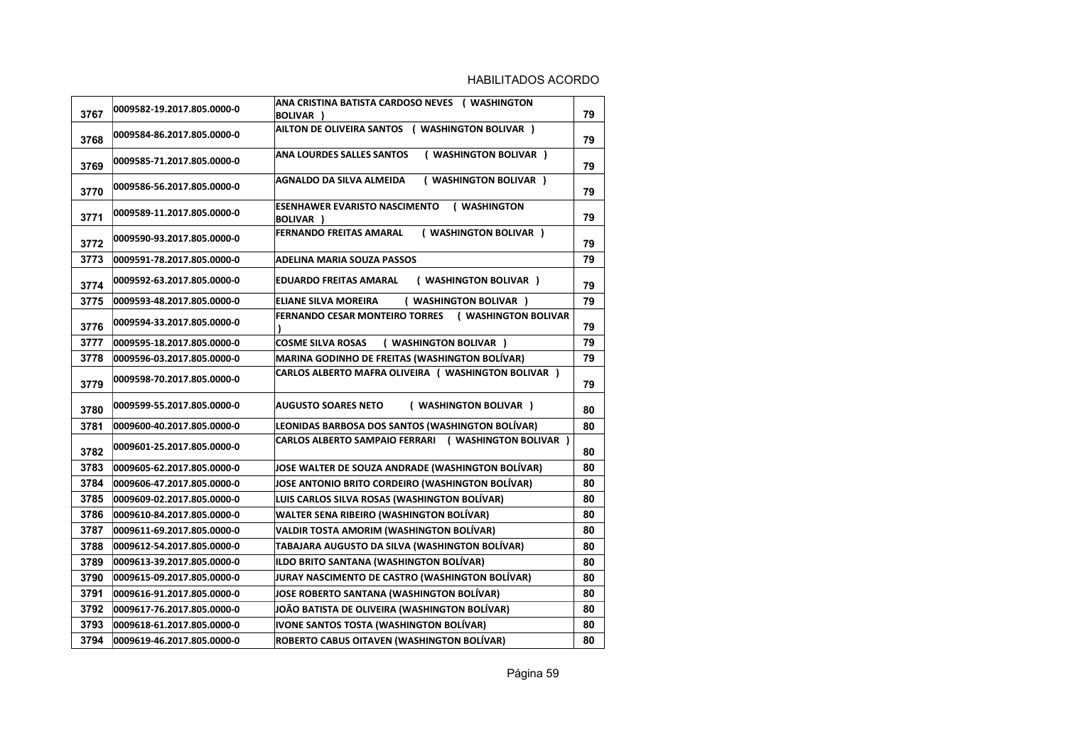| | | | |
|---|---|---|---|
| 3767 | 0009582-19.2017.805.0000-0 | **ANA CRISTINA BATISTA CARDOSO NEVES ( WASHINGTON BOLIVAR )** | 79 |
| 3768 | 0009584-86.2017.805.0000-0 | **AILTON DE OLIVEIRA SANTOS ( WASHINGTON BOLIVAR )** | 79 |
| 3769 | 0009585-71.2017.805.0000-0 | **ANA LOURDES SALLES SANTOS ( WASHINGTON BOLIVAR )** | 79 |
| 3770 | 0009586-56.2017.805.0000-0 | **AGNALDO DA SILVA ALMEIDA ( WASHINGTON BOLIVAR )** | 79 |
| 3771 | 0009589-11.2017.805.0000-0 | **ESENHAWER EVARISTO NASCIMENTO ( WASHINGTON BOLIVAR )** | 79 |
| 3772 | 0009590-93.2017.805.0000-0 | **FERNANDO FREITAS AMARAL ( WASHINGTON BOLIVAR )** | 79 |
| 3773 | 0009591-78.2017.805.0000-0 | **ADELINA MARIA SOUZA PASSOS** | 79 |
| 3774 | 0009592-63.2017.805.0000-0 | **EDUARDO FREITAS AMARAL ( WASHINGTON BOLIVAR )** | 79 |
| 3775 | 0009593-48.2017.805.0000-0 | **ELIANE SILVA MOREIRA ( WASHINGTON BOLIVAR )** | 79 |
| 3776 | 0009594-33.2017.805.0000-0 | **FERNANDO CESAR MONTEIRO TORRES ( WASHINGTON BOLIVAR )** | 79 |
| 3777 | 0009595-18.2017.805.0000-0 | **COSME SILVA ROSAS ( WASHINGTON BOLIVAR )** | 79 |
| 3778 | 0009596-03.2017.805.0000-0 | **MARINA GODINHO DE FREITAS (WASHINGTON BOLÍVAR)** | 79 |
| 3779 | 0009598-70.2017.805.0000-0 | **CARLOS ALBERTO MAFRA OLIVEIRA ( WASHINGTON BOLIVAR )** | 79 |
| 3780 | 0009599-55.2017.805.0000-0 | **AUGUSTO SOARES NETO ( WASHINGTON BOLIVAR )** | 80 |
| 3781 | 0009600-40.2017.805.0000-0 | **LEONIDAS BARBOSA DOS SANTOS (WASHINGTON BOLÍVAR)** | 80 |
| 3782 | 0009601-25.2017.805.0000-0 | **CARLOS ALBERTO SAMPAIO FERRARI ( WASHINGTON BOLIVAR )** | 80 |
| 3783 | 0009605-62.2017.805.0000-0 | **JOSE WALTER DE SOUZA ANDRADE (WASHINGTON BOLÍVAR)** | 80 |
| 3784 | 0009606-47.2017.805.0000-0 | **JOSE ANTONIO BRITO CORDEIRO (WASHINGTON BOLÍVAR)** | 80 |
| 3785 | 0009609-02.2017.805.0000-0 | **LUIS CARLOS SILVA ROSAS (WASHINGTON BOLÍVAR)** | 80 |
| 3786 | 0009610-84.2017.805.0000-0 | **WALTER SENA RIBEIRO (WASHINGTON BOLÍVAR)** | 80 |
| 3787 | 0009611-69.2017.805.0000-0 | **VALDIR TOSTA AMORIM (WASHINGTON BOLÍVAR)** | 80 |
| 3788 | 0009612-54.2017.805.0000-0 | **TABAJARA AUGUSTO DA SILVA (WASHINGTON BOLÍVAR)** | 80 |
| 3789 | 0009613-39.2017.805.0000-0 | **ILDO BRITO SANTANA (WASHINGTON BOLÍVAR)** | 80 |
| 3790 | 0009615-09.2017.805.0000-0 | **JURAY NASCIMENTO DE CASTRO (WASHINGTON BOLÍVAR)** | 80 |
| 3791 | 0009616-91.2017.805.0000-0 | **JOSE ROBERTO SANTANA (WASHINGTON BOLÍVAR)** | 80 |
| 3792 | 0009617-76.2017.805.0000-0 | **JOÃO BATISTA DE OLIVEIRA (WASHINGTON BOLÍVAR)** | 80 |
| 3793 | 0009618-61.2017.805.0000-0 | **IVONE SANTOS TOSTA (WASHINGTON BOLÍVAR)** | 80 |
| 3794 | 0009619-46.2017.805.0000-0 | **ROBERTO CABUS OITAVEN (WASHINGTON BOLÍVAR)** | 80 |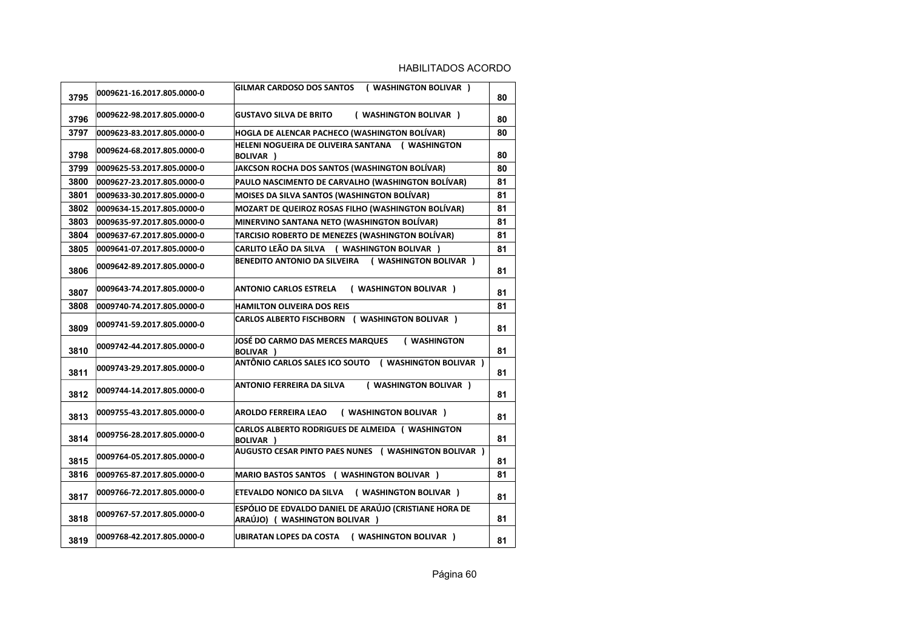HABILITADOS ACORDO

| | | | |
|---|---|---|---|
| 3795 | 0009621-16.2017.805.0000-0 | GILMAR CARDOSO DOS SANTOS ( WASHINGTON BOLIVAR ) | 80 |
| 3796 | 0009622-98.2017.805.0000-0 | GUSTAVO SILVA DE BRITO ( WASHINGTON BOLIVAR ) | 80 |
| 3797 | 0009623-83.2017.805.0000-0 | HOGLA DE ALENCAR PACHECO (WASHINGTON BOLÍVAR) | 80 |
| 3798 | 0009624-68.2017.805.0000-0 | HELENI NOGUEIRA DE OLIVEIRA SANTANA ( WASHINGTON BOLIVAR ) | 80 |
| 3799 | 0009625-53.2017.805.0000-0 | JAKCSON ROCHA DOS SANTOS (WASHINGTON BOLÍVAR) | 80 |
| 3800 | 0009627-23.2017.805.0000-0 | PAULO NASCIMENTO DE CARVALHO (WASHINGTON BOLÍVAR) | 81 |
| 3801 | 0009633-30.2017.805.0000-0 | MOISES DA SILVA SANTOS (WASHINGTON BOLÍVAR) | 81 |
| 3802 | 0009634-15.2017.805.0000-0 | MOZART DE QUEIROZ ROSAS FILHO (WASHINGTON BOLÍVAR) | 81 |
| 3803 | 0009635-97.2017.805.0000-0 | MINERVINO SANTANA NETO (WASHINGTON BOLÍVAR) | 81 |
| 3804 | 0009637-67.2017.805.0000-0 | TARCISIO ROBERTO DE MENEZES (WASHINGTON BOLÍVAR) | 81 |
| 3805 | 0009641-07.2017.805.0000-0 | CARLITO LEÃO DA SILVA ( WASHINGTON BOLIVAR ) | 81 |
| 3806 | 0009642-89.2017.805.0000-0 | BENEDITO ANTONIO DA SILVEIRA ( WASHINGTON BOLIVAR ) | 81 |
| 3807 | 0009643-74.2017.805.0000-0 | ANTONIO CARLOS ESTRELA ( WASHINGTON BOLIVAR ) | 81 |
| 3808 | 0009740-74.2017.805.0000-0 | HAMILTON OLIVEIRA DOS REIS | 81 |
| 3809 | 0009741-59.2017.805.0000-0 | CARLOS ALBERTO FISCHBORN ( WASHINGTON BOLIVAR ) | 81 |
| 3810 | 0009742-44.2017.805.0000-0 | JOSÉ DO CARMO DAS MERCES MARQUES ( WASHINGTON BOLIVAR ) | 81 |
| 3811 | 0009743-29.2017.805.0000-0 | ANTÔNIO CARLOS SALES ICO SOUTO ( WASHINGTON BOLIVAR ) | 81 |
| 3812 | 0009744-14.2017.805.0000-0 | ANTONIO FERREIRA DA SILVA ( WASHINGTON BOLIVAR ) | 81 |
| 3813 | 0009755-43.2017.805.0000-0 | AROLDO FERREIRA LEAO ( WASHINGTON BOLIVAR ) | 81 |
| 3814 | 0009756-28.2017.805.0000-0 | CARLOS ALBERTO RODRIGUES DE ALMEIDA ( WASHINGTON BOLIVAR ) | 81 |
| 3815 | 0009764-05.2017.805.0000-0 | AUGUSTO CESAR PINTO PAES NUNES ( WASHINGTON BOLIVAR ) | 81 |
| 3816 | 0009765-87.2017.805.0000-0 | MARIO BASTOS SANTOS ( WASHINGTON BOLIVAR ) | 81 |
| 3817 | 0009766-72.2017.805.0000-0 | ETEVALDO NONICO DA SILVA ( WASHINGTON BOLIVAR ) | 81 |
| 3818 | 0009767-57.2017.805.0000-0 | ESPÓLIO DE EDVALDO DANIEL DE ARAÚJO (CRISTIANE HORA DE ARAÚJO) ( WASHINGTON BOLIVAR ) | 81 |
| 3819 | 0009768-42.2017.805.0000-0 | UBIRATAN LOPES DA COSTA ( WASHINGTON BOLIVAR ) | 81 |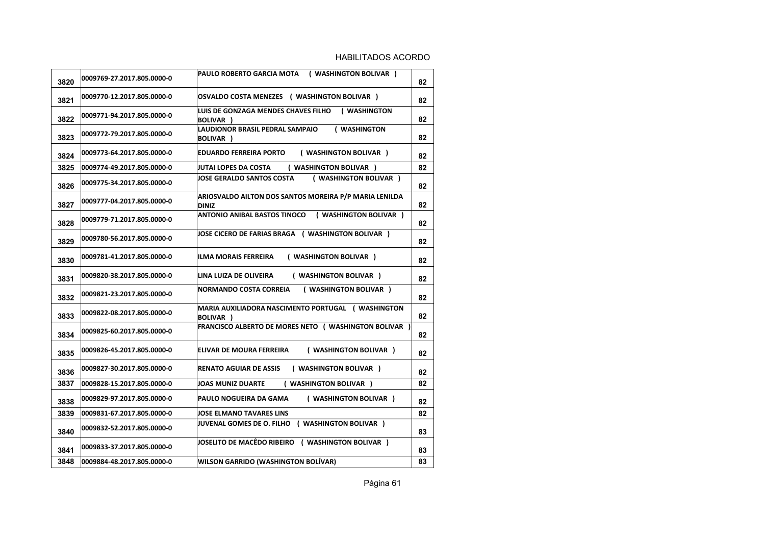HABILITADOS ACORDO

| | | | |
|---|---|---|---|
| 3820 | 0009769-27.2017.805.0000-0 | PAULO ROBERTO GARCIA MOTA ( WASHINGTON BOLIVAR ) | 82 |
| 3821 | 0009770-12.2017.805.0000-0 | OSVALDO COSTA MENEZES ( WASHINGTON BOLIVAR ) | 82 |
| 3822 | 0009771-94.2017.805.0000-0 | LUIS DE GONZAGA MENDES CHAVES FILHO ( WASHINGTON BOLIVAR ) | 82 |
| 3823 | 0009772-79.2017.805.0000-0 | LAUDIONOR BRASIL PEDRAL SAMPAIO ( WASHINGTON BOLIVAR ) | 82 |
| 3824 | 0009773-64.2017.805.0000-0 | EDUARDO FERREIRA PORTO ( WASHINGTON BOLIVAR ) | 82 |
| 3825 | 0009774-49.2017.805.0000-0 | JUTAI LOPES DA COSTA ( WASHINGTON BOLIVAR ) | 82 |
| 3826 | 0009775-34.2017.805.0000-0 | JOSE GERALDO SANTOS COSTA ( WASHINGTON BOLIVAR ) | 82 |
| 3827 | 0009777-04.2017.805.0000-0 | ARIOSVALDO AILTON DOS SANTOS MOREIRA P/P MARIA LENILDA DINIZ | 82 |
| 3828 | 0009779-71.2017.805.0000-0 | ANTONIO ANIBAL BASTOS TINOCO ( WASHINGTON BOLIVAR ) | 82 |
| 3829 | 0009780-56.2017.805.0000-0 | JOSE CICERO DE FARIAS BRAGA ( WASHINGTON BOLIVAR ) | 82 |
| 3830 | 0009781-41.2017.805.0000-0 | ILMA MORAIS FERREIRA ( WASHINGTON BOLIVAR ) | 82 |
| 3831 | 0009820-38.2017.805.0000-0 | LINA LUIZA DE OLIVEIRA ( WASHINGTON BOLIVAR ) | 82 |
| 3832 | 0009821-23.2017.805.0000-0 | NORMANDO COSTA CORREIA ( WASHINGTON BOLIVAR ) | 82 |
| 3833 | 0009822-08.2017.805.0000-0 | MARIA AUXILIADORA NASCIMENTO PORTUGAL ( WASHINGTON BOLIVAR ) | 82 |
| 3834 | 0009825-60.2017.805.0000-0 | FRANCISCO ALBERTO DE MORES NETO ( WASHINGTON BOLIVAR ) | 82 |
| 3835 | 0009826-45.2017.805.0000-0 | ELIVAR DE MOURA FERREIRA ( WASHINGTON BOLIVAR ) | 82 |
| 3836 | 0009827-30.2017.805.0000-0 | RENATO AGUIAR DE ASSIS ( WASHINGTON BOLIVAR ) | 82 |
| 3837 | 0009828-15.2017.805.0000-0 | JOAS MUNIZ DUARTE ( WASHINGTON BOLIVAR ) | 82 |
| 3838 | 0009829-97.2017.805.0000-0 | PAULO NOGUEIRA DA GAMA ( WASHINGTON BOLIVAR ) | 82 |
| 3839 | 0009831-67.2017.805.0000-0 | JOSE ELMANO TAVARES LINS | 82 |
| 3840 | 0009832-52.2017.805.0000-0 | JUVENAL GOMES DE O. FILHO ( WASHINGTON BOLIVAR ) | 83 |
| 3841 | 0009833-37.2017.805.0000-0 | JOSELITO DE MACÊDO RIBEIRO ( WASHINGTON BOLIVAR ) | 83 |
| 3848 | 0009884-48.2017.805.0000-0 | WILSON GARRIDO (WASHINGTON BOLÍVAR) | 83 |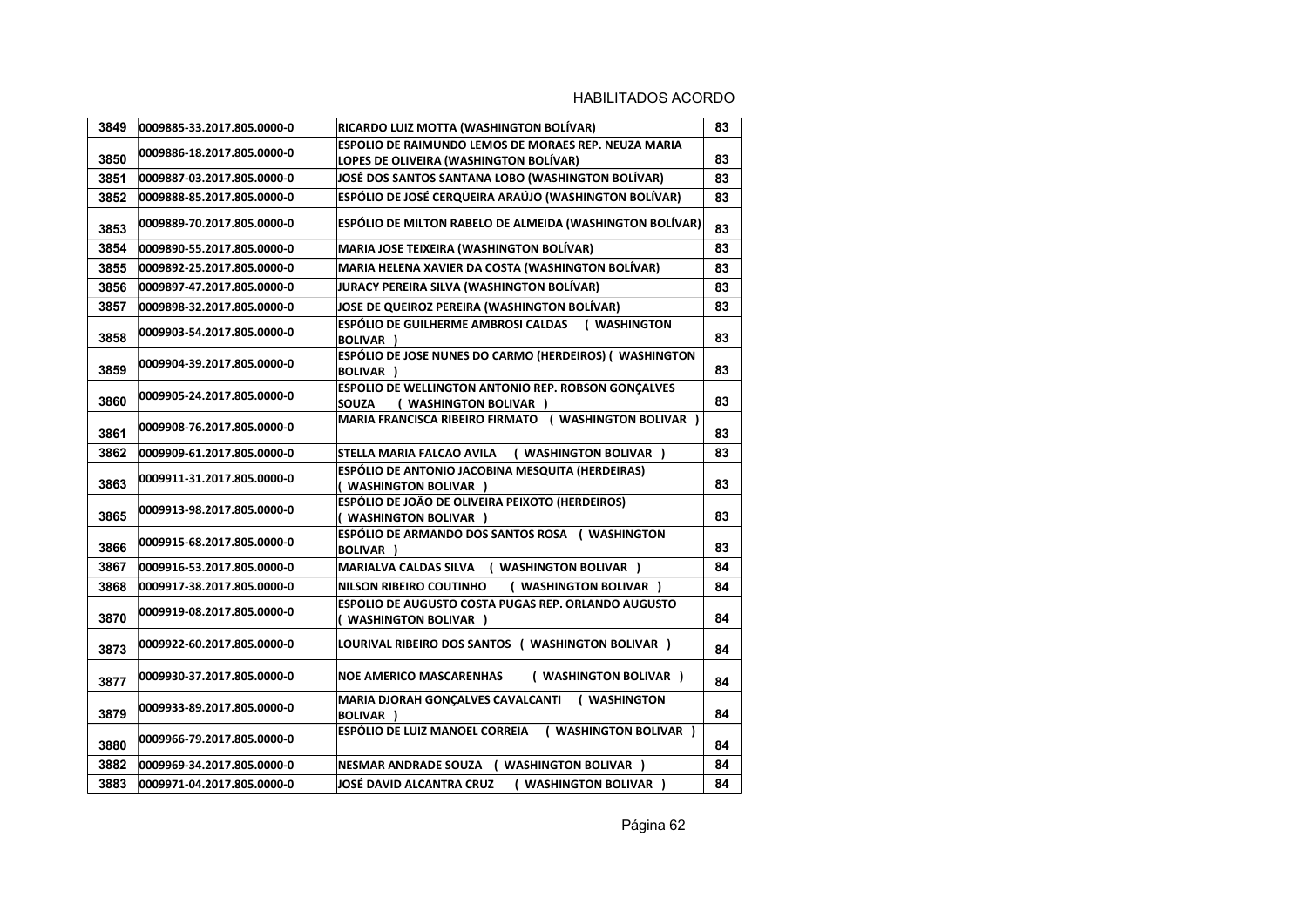HABILITADOS ACORDO

| | | | |
|---|---|---|---|
| 3849 | 0009885-33.2017.805.0000-0 | RICARDO LUIZ MOTTA (WASHINGTON BOLÍVAR) | 83 |
| 3850 | 0009886-18.2017.805.0000-0 | ESPOLIO DE RAIMUNDO LEMOS DE MORAES REP. NEUZA MARIA LOPES DE OLIVEIRA (WASHINGTON BOLÍVAR) | 83 |
| 3851 | 0009887-03.2017.805.0000-0 | JOSÉ DOS SANTOS SANTANA LOBO (WASHINGTON BOLÍVAR) | 83 |
| 3852 | 0009888-85.2017.805.0000-0 | ESPÓLIO DE JOSÉ CERQUEIRA ARAÚJO (WASHINGTON BOLÍVAR) | 83 |
| 3853 | 0009889-70.2017.805.0000-0 | ESPÓLIO DE MILTON RABELO DE ALMEIDA (WASHINGTON BOLÍVAR) | 83 |
| 3854 | 0009890-55.2017.805.0000-0 | MARIA JOSE TEIXEIRA (WASHINGTON BOLÍVAR) | 83 |
| 3855 | 0009892-25.2017.805.0000-0 | MARIA HELENA XAVIER DA COSTA (WASHINGTON BOLÍVAR) | 83 |
| 3856 | 0009897-47.2017.805.0000-0 | JURACY PEREIRA SILVA (WASHINGTON BOLÍVAR) | 83 |
| 3857 | 0009898-32.2017.805.0000-0 | JOSE DE QUEIROZ PEREIRA (WASHINGTON BOLÍVAR) | 83 |
| 3858 | 0009903-54.2017.805.0000-0 | ESPÓLIO DE GUILHERME AMBROSI CALDAS ( WASHINGTON BOLIVAR ) | 83 |
| 3859 | 0009904-39.2017.805.0000-0 | ESPÓLIO DE JOSE NUNES DO CARMO (HERDEIROS) ( WASHINGTON BOLIVAR ) | 83 |
| 3860 | 0009905-24.2017.805.0000-0 | ESPOLIO DE WELLINGTON ANTONIO REP. ROBSON GONÇALVES SOUZA ( WASHINGTON BOLIVAR ) | 83 |
| 3861 | 0009908-76.2017.805.0000-0 | MARIA FRANCISCA RIBEIRO FIRMATO ( WASHINGTON BOLIVAR ) | 83 |
| 3862 | 0009909-61.2017.805.0000-0 | STELLA MARIA FALCAO AVILA ( WASHINGTON BOLIVAR ) | 83 |
| 3863 | 0009911-31.2017.805.0000-0 | ESPÓLIO DE ANTONIO JACOBINA MESQUITA (HERDEIRAS) ( WASHINGTON BOLIVAR ) | 83 |
| 3865 | 0009913-98.2017.805.0000-0 | ESPÓLIO DE JOÃO DE OLIVEIRA PEIXOTO (HERDEIROS) ( WASHINGTON BOLIVAR ) | 83 |
| 3866 | 0009915-68.2017.805.0000-0 | ESPÓLIO DE ARMANDO DOS SANTOS ROSA ( WASHINGTON BOLIVAR ) | 83 |
| 3867 | 0009916-53.2017.805.0000-0 | MARIALVA CALDAS SILVA ( WASHINGTON BOLIVAR ) | 84 |
| 3868 | 0009917-38.2017.805.0000-0 | NILSON RIBEIRO COUTINHO ( WASHINGTON BOLIVAR ) | 84 |
| 3870 | 0009919-08.2017.805.0000-0 | ESPOLIO DE AUGUSTO COSTA PUGAS REP. ORLANDO AUGUSTO ( WASHINGTON BOLIVAR ) | 84 |
| 3873 | 0009922-60.2017.805.0000-0 | LOURIVAL RIBEIRO DOS SANTOS ( WASHINGTON BOLIVAR ) | 84 |
| 3877 | 0009930-37.2017.805.0000-0 | NOE AMERICO MASCARENHAS ( WASHINGTON BOLIVAR ) | 84 |
| 3879 | 0009933-89.2017.805.0000-0 | MARIA DJORAH GONÇALVES CAVALCANTI ( WASHINGTON BOLIVAR ) | 84 |
| 3880 | 0009966-79.2017.805.0000-0 | ESPÓLIO DE LUIZ MANOEL CORREIA ( WASHINGTON BOLIVAR ) | 84 |
| 3882 | 0009969-34.2017.805.0000-0 | NESMAR ANDRADE SOUZA ( WASHINGTON BOLIVAR ) | 84 |
| 3883 | 0009971-04.2017.805.0000-0 | JOSÉ DAVID ALCANTRA CRUZ ( WASHINGTON BOLIVAR ) | 84 |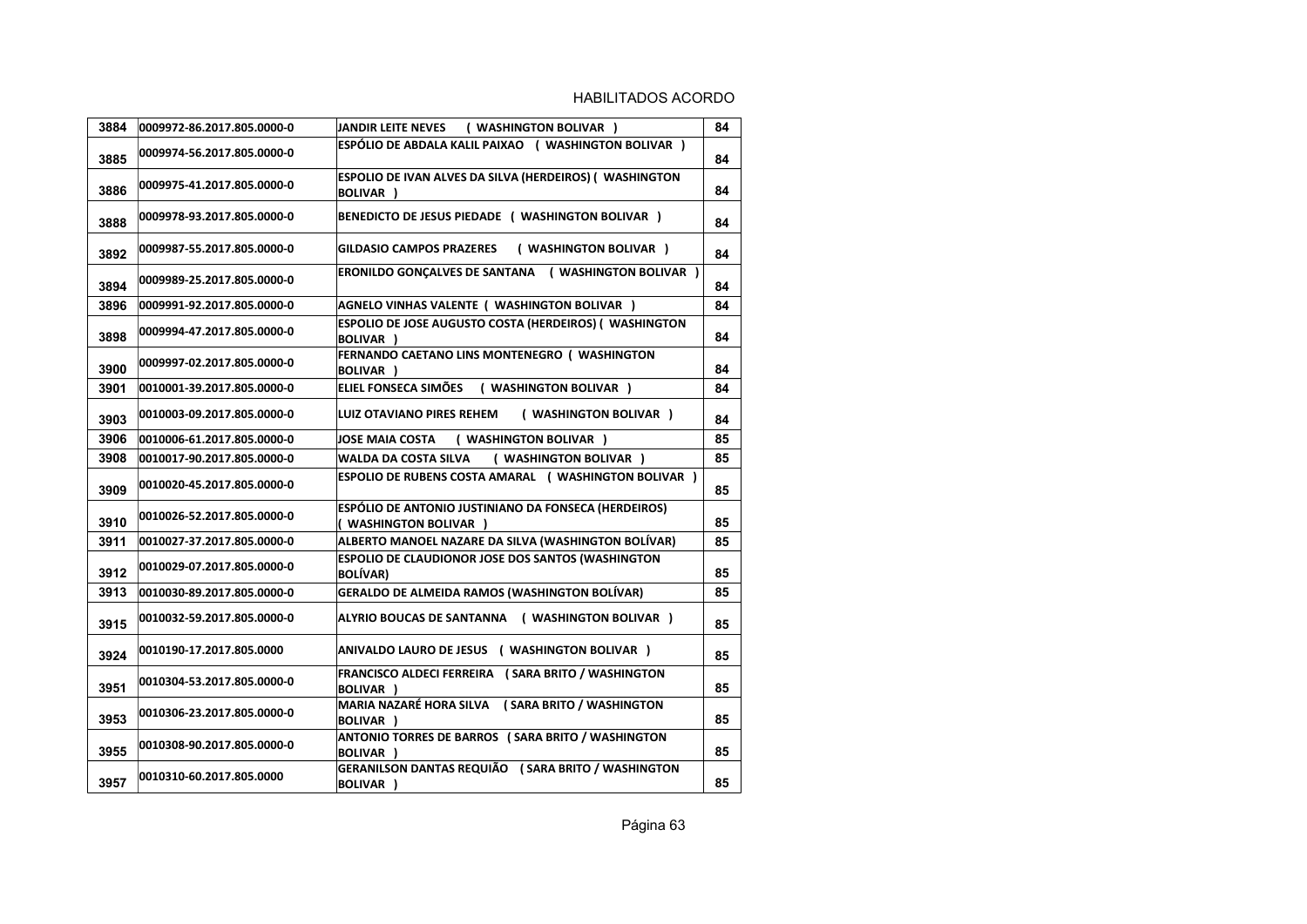HABILITADOS ACORDO

| | | | |
|---|---|---|---|
| 3884 | 0009972-86.2017.805.0000-0 | JANDIR LEITE NEVES ( WASHINGTON BOLIVAR ) | 84 |
| 3885 | 0009974-56.2017.805.0000-0 | ESPÓLIO DE ABDALA KALIL PAIXAO ( WASHINGTON BOLIVAR ) | 84 |
| 3886 | 0009975-41.2017.805.0000-0 | ESPOLIO DE IVAN ALVES DA SILVA (HERDEIROS) ( WASHINGTON BOLIVAR ) | 84 |
| 3888 | 0009978-93.2017.805.0000-0 | BENEDICTO DE JESUS PIEDADE ( WASHINGTON BOLIVAR ) | 84 |
| 3892 | 0009987-55.2017.805.0000-0 | GILDASIO CAMPOS PRAZERES ( WASHINGTON BOLIVAR ) | 84 |
| 3894 | 0009989-25.2017.805.0000-0 | ERONILDO GONÇALVES DE SANTANA ( WASHINGTON BOLIVAR ) | 84 |
| 3896 | 0009991-92.2017.805.0000-0 | AGNELO VINHAS VALENTE ( WASHINGTON BOLIVAR ) | 84 |
| 3898 | 0009994-47.2017.805.0000-0 | ESPOLIO DE JOSE AUGUSTO COSTA (HERDEIROS) ( WASHINGTON BOLIVAR ) | 84 |
| 3900 | 0009997-02.2017.805.0000-0 | FERNANDO CAETANO LINS MONTENEGRO ( WASHINGTON BOLIVAR ) | 84 |
| 3901 | 0010001-39.2017.805.0000-0 | ELIEL FONSECA SIMÕES ( WASHINGTON BOLIVAR ) | 84 |
| 3903 | 0010003-09.2017.805.0000-0 | LUIZ OTAVIANO PIRES REHEM ( WASHINGTON BOLIVAR ) | 84 |
| 3906 | 0010006-61.2017.805.0000-0 | JOSE MAIA COSTA ( WASHINGTON BOLIVAR ) | 85 |
| 3908 | 0010017-90.2017.805.0000-0 | WALDA DA COSTA SILVA ( WASHINGTON BOLIVAR ) | 85 |
| 3909 | 0010020-45.2017.805.0000-0 | ESPOLIO DE RUBENS COSTA AMARAL ( WASHINGTON BOLIVAR ) | 85 |
| 3910 | 0010026-52.2017.805.0000-0 | ESPÓLIO DE ANTONIO JUSTINIANO DA FONSECA (HERDEIROS) ( WASHINGTON BOLIVAR ) | 85 |
| 3911 | 0010027-37.2017.805.0000-0 | ALBERTO MANOEL NAZARE DA SILVA (WASHINGTON BOLÍVAR) | 85 |
| 3912 | 0010029-07.2017.805.0000-0 | ESPOLIO DE CLAUDIONOR JOSE DOS SANTOS (WASHINGTON BOLÍVAR) | 85 |
| 3913 | 0010030-89.2017.805.0000-0 | GERALDO DE ALMEIDA RAMOS (WASHINGTON BOLÍVAR) | 85 |
| 3915 | 0010032-59.2017.805.0000-0 | ALYRIO BOUCAS DE SANTANNA ( WASHINGTON BOLIVAR ) | 85 |
| 3924 | 0010190-17.2017.805.0000 | ANIVALDO LAURO DE JESUS ( WASHINGTON BOLIVAR ) | 85 |
| 3951 | 0010304-53.2017.805.0000-0 | FRANCISCO ALDECI FERREIRA ( SARA BRITO / WASHINGTON BOLIVAR ) | 85 |
| 3953 | 0010306-23.2017.805.0000-0 | MARIA NAZARÉ HORA SILVA ( SARA BRITO / WASHINGTON BOLIVAR ) | 85 |
| 3955 | 0010308-90.2017.805.0000-0 | ANTONIO TORRES DE BARROS ( SARA BRITO / WASHINGTON BOLIVAR ) | 85 |
| 3957 | 0010310-60.2017.805.0000 | GERANILSON DANTAS REQUIÃO ( SARA BRITO / WASHINGTON BOLIVAR ) | 85 |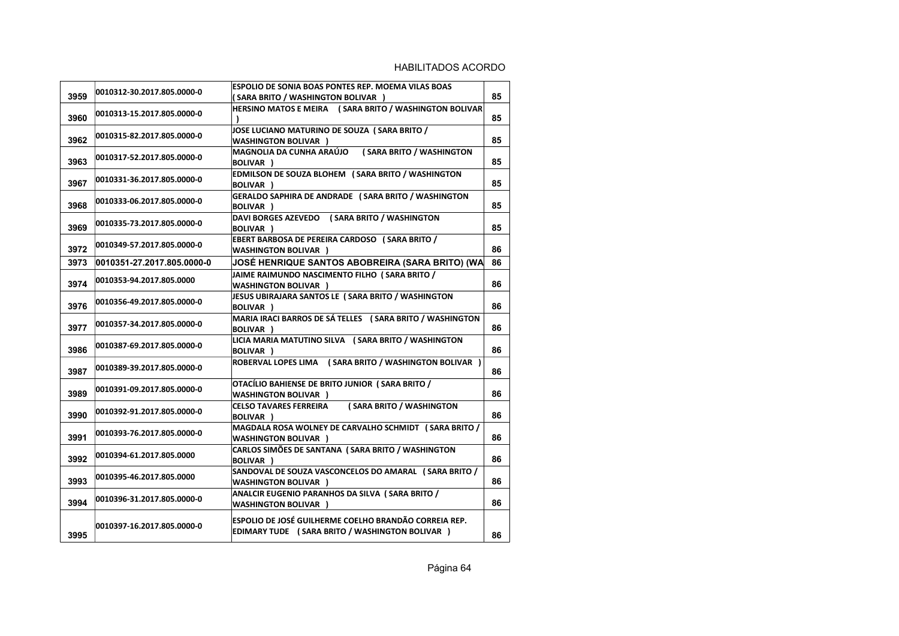HABILITADOS ACORDO

| | | | |
|---|---|---|---|
| 3959 | 0010312-30.2017.805.0000-0 | ESPOLIO DE SONIA BOAS PONTES REP. MOEMA VILAS BOAS ( SARA BRITO / WASHINGTON BOLIVAR ) | 85 |
| 3960 | 0010313-15.2017.805.0000-0 | HERSINO MATOS E MEIRA ( SARA BRITO / WASHINGTON BOLIVAR ) | 85 |
| 3962 | 0010315-82.2017.805.0000-0 | JOSE LUCIANO MATURINO DE SOUZA ( SARA BRITO / WASHINGTON BOLIVAR ) | 85 |
| 3963 | 0010317-52.2017.805.0000-0 | MAGNOLIA DA CUNHA ARAÚJO ( SARA BRITO / WASHINGTON BOLIVAR ) | 85 |
| 3967 | 0010331-36.2017.805.0000-0 | EDMILSON DE SOUZA BLOHEM ( SARA BRITO / WASHINGTON BOLIVAR ) | 85 |
| 3968 | 0010333-06.2017.805.0000-0 | GERALDO SAPHIRA DE ANDRADE ( SARA BRITO / WASHINGTON BOLIVAR ) | 85 |
| 3969 | 0010335-73.2017.805.0000-0 | DAVI BORGES AZEVEDO ( SARA BRITO / WASHINGTON BOLIVAR ) | 85 |
| 3972 | 0010349-57.2017.805.0000-0 | EBERT BARBOSA DE PEREIRA CARDOSO ( SARA BRITO / WASHINGTON BOLIVAR ) | 86 |
| 3973 | 0010351-27.2017.805.0000-0 | JOSÉ HENRIQUE SANTOS ABOBREIRA (SARA BRITO) (WA | 86 |
| 3974 | 0010353-94.2017.805.0000 | JAIME RAIMUNDO NASCIMENTO FILHO ( SARA BRITO / WASHINGTON BOLIVAR ) | 86 |
| 3976 | 0010356-49.2017.805.0000-0 | JESUS UBIRAJARA SANTOS LE ( SARA BRITO / WASHINGTON BOLIVAR ) | 86 |
| 3977 | 0010357-34.2017.805.0000-0 | MARIA IRACI BARROS DE SÁ TELLES ( SARA BRITO / WASHINGTON BOLIVAR ) | 86 |
| 3986 | 0010387-69.2017.805.0000-0 | LICIA MARIA MATUTINO SILVA ( SARA BRITO / WASHINGTON BOLIVAR ) | 86 |
| 3987 | 0010389-39.2017.805.0000-0 | ROBERVAL LOPES LIMA ( SARA BRITO / WASHINGTON BOLIVAR ) | 86 |
| 3989 | 0010391-09.2017.805.0000-0 | OTACÍLIO BAHIENSE DE BRITO JUNIOR ( SARA BRITO / WASHINGTON BOLIVAR ) | 86 |
| 3990 | 0010392-91.2017.805.0000-0 | CELSO TAVARES FERREIRA ( SARA BRITO / WASHINGTON BOLIVAR ) | 86 |
| 3991 | 0010393-76.2017.805.0000-0 | MAGDALA ROSA WOLNEY DE CARVALHO SCHMIDT ( SARA BRITO / WASHINGTON BOLIVAR ) | 86 |
| 3992 | 0010394-61.2017.805.0000 | CARLOS SIMÕES DE SANTANA ( SARA BRITO / WASHINGTON BOLIVAR ) | 86 |
| 3993 | 0010395-46.2017.805.0000 | SANDOVAL DE SOUZA VASCONCELOS DO AMARAL ( SARA BRITO / WASHINGTON BOLIVAR ) | 86 |
| 3994 | 0010396-31.2017.805.0000-0 | ANALCIR EUGENIO PARANHOS DA SILVA ( SARA BRITO / WASHINGTON BOLIVAR ) | 86 |
| 3995 | 0010397-16.2017.805.0000-0 | ESPOLIO DE JOSÉ GUILHERME COELHO BRANDÃO CORREIA REP. EDIMARY TUDE ( SARA BRITO / WASHINGTON BOLIVAR ) | 86 |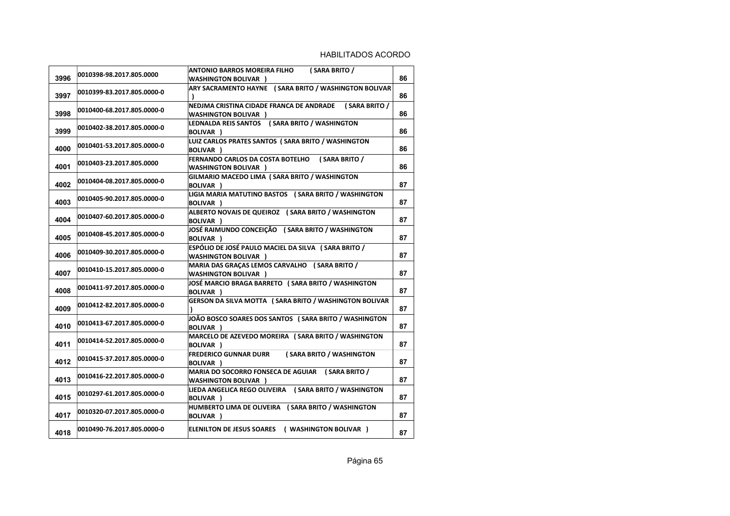HABILITADOS ACORDO

| | | | |
|---|---|---|---|
| 3996 | 0010398-98.2017.805.0000 | ANTONIO BARROS MOREIRA FILHO ( SARA BRITO / WASHINGTON BOLIVAR ) | 86 |
| 3997 | 0010399-83.2017.805.0000-0 | ARY SACRAMENTO HAYNE ( SARA BRITO / WASHINGTON BOLIVAR ) | 86 |
| 3998 | 0010400-68.2017.805.0000-0 | NEDJMA CRISTINA CIDADE FRANCA DE ANDRADE ( SARA BRITO / WASHINGTON BOLIVAR ) | 86 |
| 3999 | 0010402-38.2017.805.0000-0 | LEDNALDA REIS SANTOS ( SARA BRITO / WASHINGTON BOLIVAR ) | 86 |
| 4000 | 0010401-53.2017.805.0000-0 | LUIZ CARLOS PRATES SANTOS ( SARA BRITO / WASHINGTON BOLIVAR ) | 86 |
| 4001 | 0010403-23.2017.805.0000 | FERNANDO CARLOS DA COSTA BOTELHO ( SARA BRITO / WASHINGTON BOLIVAR ) | 86 |
| 4002 | 0010404-08.2017.805.0000-0 | GILMARIO MACEDO LIMA ( SARA BRITO / WASHINGTON BOLIVAR ) | 87 |
| 4003 | 0010405-90.2017.805.0000-0 | LIGIA MARIA MATUTINO BASTOS ( SARA BRITO / WASHINGTON BOLIVAR ) | 87 |
| 4004 | 0010407-60.2017.805.0000-0 | ALBERTO NOVAIS DE QUEIROZ ( SARA BRITO / WASHINGTON BOLIVAR ) | 87 |
| 4005 | 0010408-45.2017.805.0000-0 | JOSÉ RAIMUNDO CONCEIÇÃO ( SARA BRITO / WASHINGTON BOLIVAR ) | 87 |
| 4006 | 0010409-30.2017.805.0000-0 | ESPÓLIO DE JOSÉ PAULO MACIEL DA SILVA ( SARA BRITO / WASHINGTON BOLIVAR ) | 87 |
| 4007 | 0010410-15.2017.805.0000-0 | MARIA DAS GRAÇAS LEMOS CARVALHO ( SARA BRITO / WASHINGTON BOLIVAR ) | 87 |
| 4008 | 0010411-97.2017.805.0000-0 | JOSÉ MARCIO BRAGA BARRETO ( SARA BRITO / WASHINGTON BOLIVAR ) | 87 |
| 4009 | 0010412-82.2017.805.0000-0 | GERSON DA SILVA MOTTA ( SARA BRITO / WASHINGTON BOLIVAR ) | 87 |
| 4010 | 0010413-67.2017.805.0000-0 | JOÃO BOSCO SOARES DOS SANTOS ( SARA BRITO / WASHINGTON BOLIVAR ) | 87 |
| 4011 | 0010414-52.2017.805.0000-0 | MARCELO DE AZEVEDO MOREIRA ( SARA BRITO / WASHINGTON BOLIVAR ) | 87 |
| 4012 | 0010415-37.2017.805.0000-0 | FREDERICO GUNNAR DURR ( SARA BRITO / WASHINGTON BOLIVAR ) | 87 |
| 4013 | 0010416-22.2017.805.0000-0 | MARIA DO SOCORRO FONSECA DE AGUIAR ( SARA BRITO / WASHINGTON BOLIVAR ) | 87 |
| 4015 | 0010297-61.2017.805.0000-0 | LIEDA ANGELICA REGO OLIVEIRA ( SARA BRITO / WASHINGTON BOLIVAR ) | 87 |
| 4017 | 0010320-07.2017.805.0000-0 | HUMBERTO LIMA DE OLIVEIRA ( SARA BRITO / WASHINGTON BOLIVAR ) | 87 |
| 4018 | 0010490-76.2017.805.0000-0 | ELENILTON DE JESUS SOARES ( WASHINGTON BOLIVAR ) | 87 |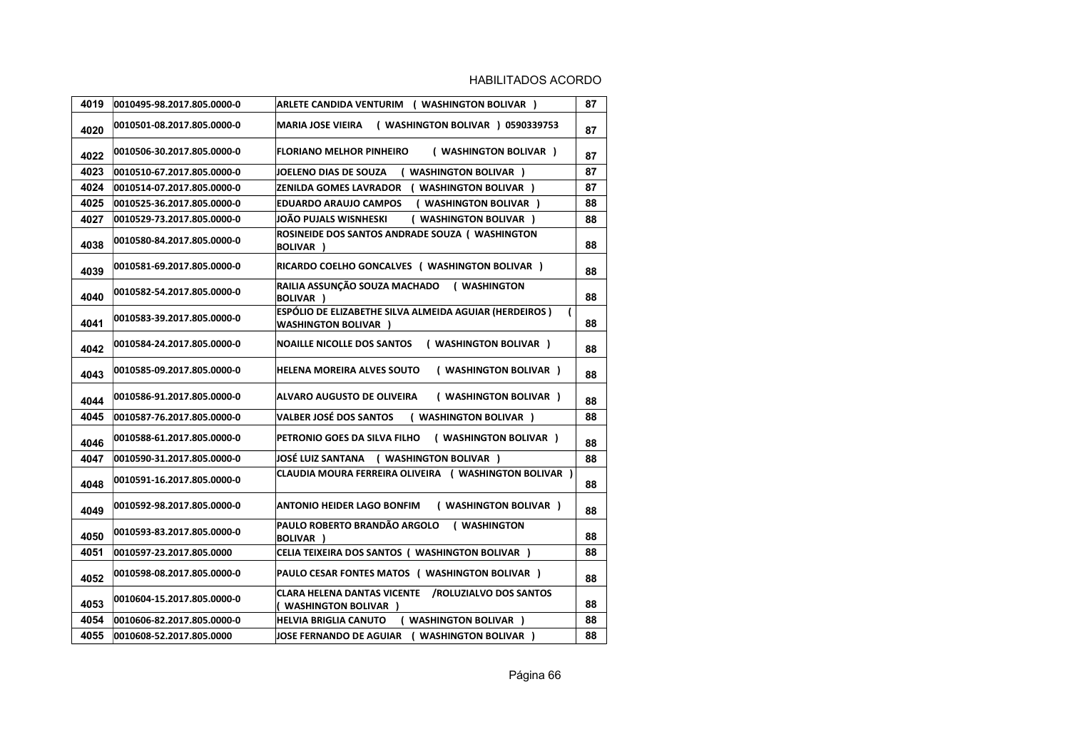HABILITADOS ACORDO

| 4019 | 0010495-98.2017.805.0000-0 | ARLETE CANDIDA VENTURIM ( WASHINGTON BOLIVAR ) | 87 |
|---|---|---|---|
| 4020 | 0010501-08.2017.805.0000-0 | MARIA JOSE VIEIRA ( WASHINGTON BOLIVAR ) 0590339753 | 87 |
| 4022 | 0010506-30.2017.805.0000-0 | FLORIANO MELHOR PINHEIRO ( WASHINGTON BOLIVAR ) | 87 |
| 4023 | 0010510-67.2017.805.0000-0 | JOELENO DIAS DE SOUZA ( WASHINGTON BOLIVAR ) | 87 |
| 4024 | 0010514-07.2017.805.0000-0 | ZENILDA GOMES LAVRADOR ( WASHINGTON BOLIVAR ) | 87 |
| 4025 | 0010525-36.2017.805.0000-0 | EDUARDO ARAUJO CAMPOS ( WASHINGTON BOLIVAR ) | 88 |
| 4027 | 0010529-73.2017.805.0000-0 | JOÃO PUJALS WISNHESKI ( WASHINGTON BOLIVAR ) | 88 |
| 4038 | 0010580-84.2017.805.0000-0 | ROSINEIDE DOS SANTOS ANDRADE SOUZA ( WASHINGTON BOLIVAR ) | 88 |
| 4039 | 0010581-69.2017.805.0000-0 | RICARDO COELHO GONCALVES ( WASHINGTON BOLIVAR ) | 88 |
| 4040 | 0010582-54.2017.805.0000-0 | RAILIA ASSUNÇÃO SOUZA MACHADO ( WASHINGTON BOLIVAR ) | 88 |
| 4041 | 0010583-39.2017.805.0000-0 | ESPÓLIO DE ELIZABETHE SILVA ALMEIDA AGUIAR (HERDEIROS ) ( WASHINGTON BOLIVAR ) | 88 |
| 4042 | 0010584-24.2017.805.0000-0 | NOAILLE NICOLLE DOS SANTOS ( WASHINGTON BOLIVAR ) | 88 |
| 4043 | 0010585-09.2017.805.0000-0 | HELENA MOREIRA ALVES SOUTO ( WASHINGTON BOLIVAR ) | 88 |
| 4044 | 0010586-91.2017.805.0000-0 | ALVARO AUGUSTO DE OLIVEIRA ( WASHINGTON BOLIVAR ) | 88 |
| 4045 | 0010587-76.2017.805.0000-0 | VALBER JOSÉ DOS SANTOS ( WASHINGTON BOLIVAR ) | 88 |
| 4046 | 0010588-61.2017.805.0000-0 | PETRONIO GOES DA SILVA FILHO ( WASHINGTON BOLIVAR ) | 88 |
| 4047 | 0010590-31.2017.805.0000-0 | JOSÉ LUIZ SANTANA ( WASHINGTON BOLIVAR ) | 88 |
| 4048 | 0010591-16.2017.805.0000-0 | CLAUDIA MOURA FERREIRA OLIVEIRA ( WASHINGTON BOLIVAR ) | 88 |
| 4049 | 0010592-98.2017.805.0000-0 | ANTONIO HEIDER LAGO BONFIM ( WASHINGTON BOLIVAR ) | 88 |
| 4050 | 0010593-83.2017.805.0000-0 | PAULO ROBERTO BRANDÃO ARGOLO ( WASHINGTON BOLIVAR ) | 88 |
| 4051 | 0010597-23.2017.805.0000 | CELIA TEIXEIRA DOS SANTOS ( WASHINGTON BOLIVAR ) | 88 |
| 4052 | 0010598-08.2017.805.0000-0 | PAULO CESAR FONTES MATOS ( WASHINGTON BOLIVAR ) | 88 |
| 4053 | 0010604-15.2017.805.0000-0 | CLARA HELENA DANTAS VICENTE /ROLUZIALVO DOS SANTOS ( WASHINGTON BOLIVAR ) | 88 |
| 4054 | 0010606-82.2017.805.0000-0 | HELVIA BRIGLIA CANUTO ( WASHINGTON BOLIVAR ) | 88 |
| 4055 | 0010608-52.2017.805.0000 | JOSE FERNANDO DE AGUIAR ( WASHINGTON BOLIVAR ) | 88 |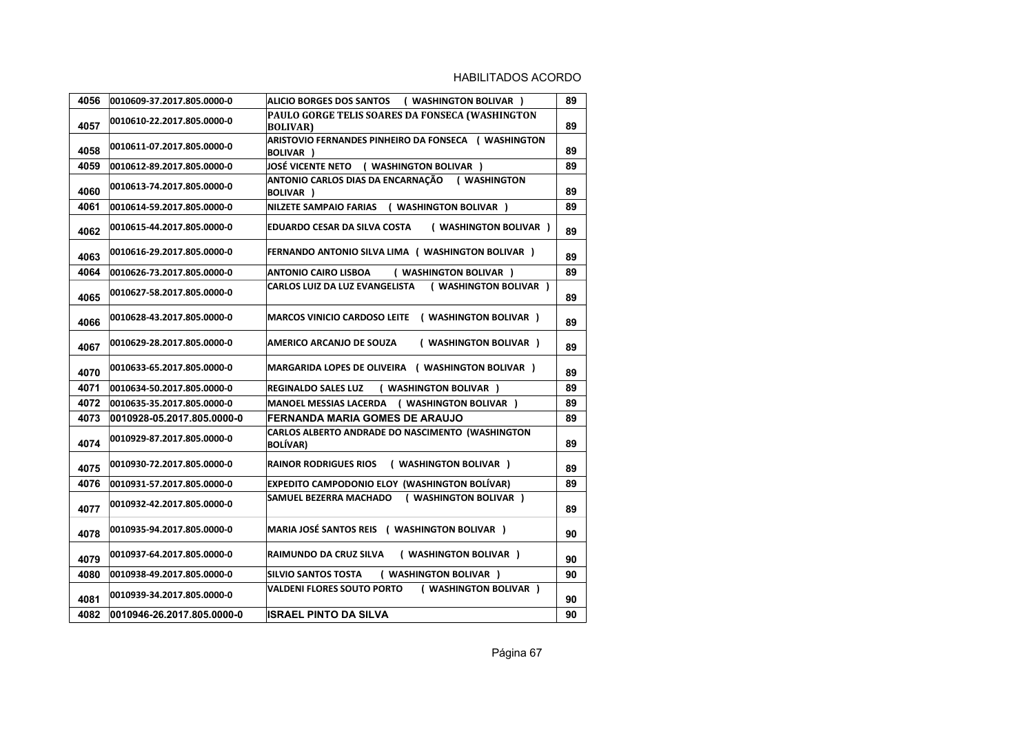HABILITADOS ACORDO

| | | | |
|---|---|---|---|
| 4056 | 0010609-37.2017.805.0000-0 | ALICIO BORGES DOS SANTOS ( WASHINGTON BOLIVAR ) | 89 |
| 4057 | 0010610-22.2017.805.0000-0 | PAULO GORGE TELIS SOARES DA FONSECA (WASHINGTON BOLIVAR) | 89 |
| 4058 | 0010611-07.2017.805.0000-0 | ARISTOVIO FERNANDES PINHEIRO DA FONSECA ( WASHINGTON BOLIVAR ) | 89 |
| 4059 | 0010612-89.2017.805.0000-0 | JOSÉ VICENTE NETO ( WASHINGTON BOLIVAR ) | 89 |
| 4060 | 0010613-74.2017.805.0000-0 | ANTONIO CARLOS DIAS DA ENCARNAÇÃO ( WASHINGTON BOLIVAR ) | 89 |
| 4061 | 0010614-59.2017.805.0000-0 | NILZETE SAMPAIO FARIAS ( WASHINGTON BOLIVAR ) | 89 |
| 4062 | 0010615-44.2017.805.0000-0 | EDUARDO CESAR DA SILVA COSTA ( WASHINGTON BOLIVAR ) | 89 |
| 4063 | 0010616-29.2017.805.0000-0 | FERNANDO ANTONIO SILVA LIMA ( WASHINGTON BOLIVAR ) | 89 |
| 4064 | 0010626-73.2017.805.0000-0 | ANTONIO CAIRO LISBOA ( WASHINGTON BOLIVAR ) | 89 |
| 4065 | 0010627-58.2017.805.0000-0 | CARLOS LUIZ DA LUZ EVANGELISTA ( WASHINGTON BOLIVAR ) | 89 |
| 4066 | 0010628-43.2017.805.0000-0 | MARCOS VINICIO CARDOSO LEITE ( WASHINGTON BOLIVAR ) | 89 |
| 4067 | 0010629-28.2017.805.0000-0 | AMERICO ARCANJO DE SOUZA ( WASHINGTON BOLIVAR ) | 89 |
| 4070 | 0010633-65.2017.805.0000-0 | MARGARIDA LOPES DE OLIVEIRA ( WASHINGTON BOLIVAR ) | 89 |
| 4071 | 0010634-50.2017.805.0000-0 | REGINALDO SALES LUZ ( WASHINGTON BOLIVAR ) | 89 |
| 4072 | 0010635-35.2017.805.0000-0 | MANOEL MESSIAS LACERDA ( WASHINGTON BOLIVAR ) | 89 |
| 4073 | 0010928-05.2017.805.0000-0 | FERNANDA MARIA GOMES DE ARAUJO | 89 |
| 4074 | 0010929-87.2017.805.0000-0 | CARLOS ALBERTO ANDRADE DO NASCIMENTO (WASHINGTON BOLÍVAR) | 89 |
| 4075 | 0010930-72.2017.805.0000-0 | RAINOR RODRIGUES RIOS ( WASHINGTON BOLIVAR ) | 89 |
| 4076 | 0010931-57.2017.805.0000-0 | EXPEDITO CAMPODONIO ELOY (WASHINGTON BOLÍVAR) | 89 |
| 4077 | 0010932-42.2017.805.0000-0 | SAMUEL BEZERRA MACHADO ( WASHINGTON BOLIVAR ) | 89 |
| 4078 | 0010935-94.2017.805.0000-0 | MARIA JOSÉ SANTOS REIS ( WASHINGTON BOLIVAR ) | 90 |
| 4079 | 0010937-64.2017.805.0000-0 | RAIMUNDO DA CRUZ SILVA ( WASHINGTON BOLIVAR ) | 90 |
| 4080 | 0010938-49.2017.805.0000-0 | SILVIO SANTOS TOSTA ( WASHINGTON BOLIVAR ) | 90 |
| 4081 | 0010939-34.2017.805.0000-0 | VALDENI FLORES SOUTO PORTO ( WASHINGTON BOLIVAR ) | 90 |
| 4082 | 0010946-26.2017.805.0000-0 | ISRAEL PINTO DA SILVA | 90 |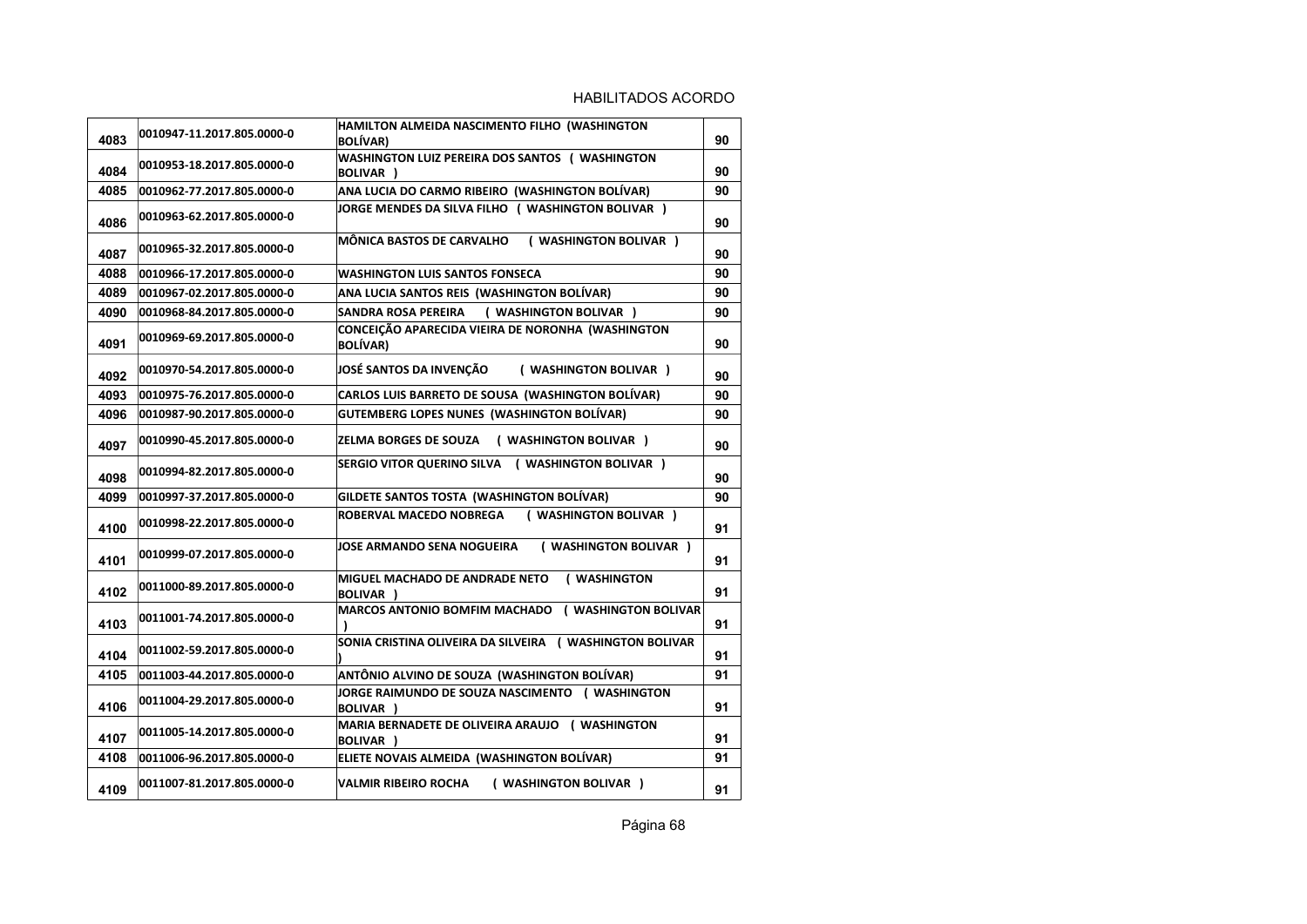HABILITADOS ACORDO

| | | | |
|---|---|---|---|
| 4083 | 0010947-11.2017.805.0000-0 | HAMILTON ALMEIDA NASCIMENTO FILHO (WASHINGTON BOLÍVAR) | 90 |
| 4084 | 0010953-18.2017.805.0000-0 | WASHINGTON LUIZ PEREIRA DOS SANTOS ( WASHINGTON BOLIVAR ) | 90 |
| 4085 | 0010962-77.2017.805.0000-0 | ANA LUCIA DO CARMO RIBEIRO (WASHINGTON BOLÍVAR) | 90 |
| 4086 | 0010963-62.2017.805.0000-0 | JORGE MENDES DA SILVA FILHO ( WASHINGTON BOLIVAR ) | 90 |
| 4087 | 0010965-32.2017.805.0000-0 | MÔNICA BASTOS DE CARVALHO ( WASHINGTON BOLIVAR ) | 90 |
| 4088 | 0010966-17.2017.805.0000-0 | WASHINGTON LUIS SANTOS FONSECA | 90 |
| 4089 | 0010967-02.2017.805.0000-0 | ANA LUCIA SANTOS REIS (WASHINGTON BOLÍVAR) | 90 |
| 4090 | 0010968-84.2017.805.0000-0 | SANDRA ROSA PEREIRA ( WASHINGTON BOLIVAR ) | 90 |
| 4091 | 0010969-69.2017.805.0000-0 | CONCEIÇÃO APARECIDA VIEIRA DE NORONHA (WASHINGTON BOLÍVAR) | 90 |
| 4092 | 0010970-54.2017.805.0000-0 | JOSÉ SANTOS DA INVENÇÃO ( WASHINGTON BOLIVAR ) | 90 |
| 4093 | 0010975-76.2017.805.0000-0 | CARLOS LUIS BARRETO DE SOUSA (WASHINGTON BOLÍVAR) | 90 |
| 4096 | 0010987-90.2017.805.0000-0 | GUTEMBERG LOPES NUNES (WASHINGTON BOLÍVAR) | 90 |
| 4097 | 0010990-45.2017.805.0000-0 | ZELMA BORGES DE SOUZA ( WASHINGTON BOLIVAR ) | 90 |
| 4098 | 0010994-82.2017.805.0000-0 | SERGIO VITOR QUERINO SILVA ( WASHINGTON BOLIVAR ) | 90 |
| 4099 | 0010997-37.2017.805.0000-0 | GILDETE SANTOS TOSTA (WASHINGTON BOLÍVAR) | 90 |
| 4100 | 0010998-22.2017.805.0000-0 | ROBERVAL MACEDO NOBREGA ( WASHINGTON BOLIVAR ) | 91 |
| 4101 | 0010999-07.2017.805.0000-0 | JOSE ARMANDO SENA NOGUEIRA ( WASHINGTON BOLIVAR ) | 91 |
| 4102 | 0011000-89.2017.805.0000-0 | MIGUEL MACHADO DE ANDRADE NETO ( WASHINGTON BOLIVAR ) | 91 |
| 4103 | 0011001-74.2017.805.0000-0 | MARCOS ANTONIO BOMFIM MACHADO ( WASHINGTON BOLIVAR ) | 91 |
| 4104 | 0011002-59.2017.805.0000-0 | SONIA CRISTINA OLIVEIRA DA SILVEIRA ( WASHINGTON BOLIVAR ) | 91 |
| 4105 | 0011003-44.2017.805.0000-0 | ANTÔNIO ALVINO DE SOUZA (WASHINGTON BOLÍVAR) | 91 |
| 4106 | 0011004-29.2017.805.0000-0 | JORGE RAIMUNDO DE SOUZA NASCIMENTO ( WASHINGTON BOLIVAR ) | 91 |
| 4107 | 0011005-14.2017.805.0000-0 | MARIA BERNADETE DE OLIVEIRA ARAUJO ( WASHINGTON BOLIVAR ) | 91 |
| 4108 | 0011006-96.2017.805.0000-0 | ELIETE NOVAIS ALMEIDA (WASHINGTON BOLÍVAR) | 91 |
| 4109 | 0011007-81.2017.805.0000-0 | VALMIR RIBEIRO ROCHA ( WASHINGTON BOLIVAR ) | 91 |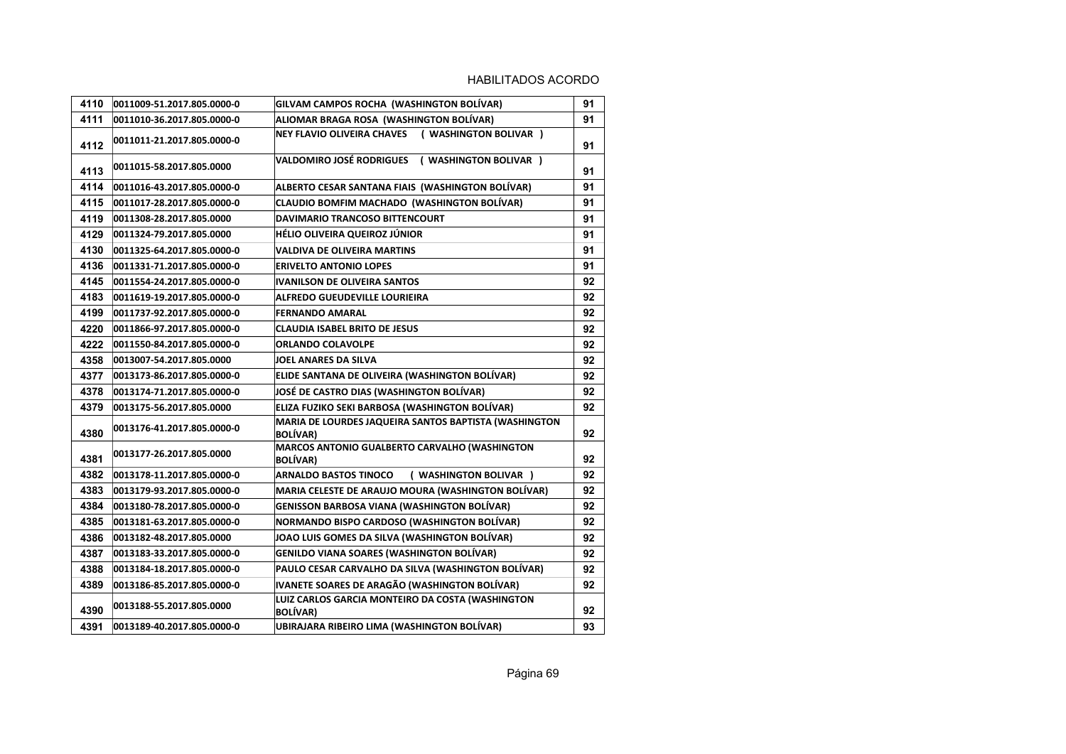HABILITADOS ACORDO

| | | | |
|---|---|---|---|
| 4110 | 0011009-51.2017.805.0000-0 | GILVAM CAMPOS ROCHA (WASHINGTON BOLÍVAR) | 91 |
| 4111 | 0011010-36.2017.805.0000-0 | ALIOMAR BRAGA ROSA (WASHINGTON BOLÍVAR) | 91 |
| 4112 | 0011011-21.2017.805.0000-0 | NEY FLAVIO OLIVEIRA CHAVES ( WASHINGTON BOLIVAR ) | 91 |
| 4113 | 0011015-58.2017.805.0000 | VALDOMIRO JOSÉ RODRIGUES ( WASHINGTON BOLIVAR ) | 91 |
| 4114 | 0011016-43.2017.805.0000-0 | ALBERTO CESAR SANTANA FIAIS (WASHINGTON BOLÍVAR) | 91 |
| 4115 | 0011017-28.2017.805.0000-0 | CLAUDIO BOMFIM MACHADO (WASHINGTON BOLÍVAR) | 91 |
| 4119 | 0011308-28.2017.805.0000 | DAVIMARIO TRANCOSO BITTENCOURT | 91 |
| 4129 | 0011324-79.2017.805.0000 | HÉLIO OLIVEIRA QUEIROZ JÚNIOR | 91 |
| 4130 | 0011325-64.2017.805.0000-0 | VALDIVA DE OLIVEIRA MARTINS | 91 |
| 4136 | 0011331-71.2017.805.0000-0 | ERIVELTO ANTONIO LOPES | 91 |
| 4145 | 0011554-24.2017.805.0000-0 | IVANILSON DE OLIVEIRA SANTOS | 92 |
| 4183 | 0011619-19.2017.805.0000-0 | ALFREDO GUEUDEVILLE LOURIEIRA | 92 |
| 4199 | 0011737-92.2017.805.0000-0 | FERNANDO AMARAL | 92 |
| 4220 | 0011866-97.2017.805.0000-0 | CLAUDIA ISABEL BRITO DE JESUS | 92 |
| 4222 | 0011550-84.2017.805.0000-0 | ORLANDO COLAVOLPE | 92 |
| 4358 | 0013007-54.2017.805.0000 | JOEL ANARES DA SILVA | 92 |
| 4377 | 0013173-86.2017.805.0000-0 | ELIDE SANTANA DE OLIVEIRA (WASHINGTON BOLÍVAR) | 92 |
| 4378 | 0013174-71.2017.805.0000-0 | JOSÉ DE CASTRO DIAS (WASHINGTON BOLÍVAR) | 92 |
| 4379 | 0013175-56.2017.805.0000 | ELIZA FUZIKO SEKI BARBOSA (WASHINGTON BOLÍVAR) | 92 |
| 4380 | 0013176-41.2017.805.0000-0 | MARIA DE LOURDES JAQUEIRA SANTOS BAPTISTA (WASHINGTON BOLÍVAR) | 92 |
| 4381 | 0013177-26.2017.805.0000 | MARCOS ANTONIO GUALBERTO CARVALHO (WASHINGTON BOLÍVAR) | 92 |
| 4382 | 0013178-11.2017.805.0000-0 | ARNALDO BASTOS TINOCO ( WASHINGTON BOLIVAR ) | 92 |
| 4383 | 0013179-93.2017.805.0000-0 | MARIA CELESTE DE ARAUJO MOURA (WASHINGTON BOLÍVAR) | 92 |
| 4384 | 0013180-78.2017.805.0000-0 | GENISSON BARBOSA VIANA (WASHINGTON BOLÍVAR) | 92 |
| 4385 | 0013181-63.2017.805.0000-0 | NORMANDO BISPO CARDOSO (WASHINGTON BOLÍVAR) | 92 |
| 4386 | 0013182-48.2017.805.0000 | JOAO LUIS GOMES DA SILVA (WASHINGTON BOLÍVAR) | 92 |
| 4387 | 0013183-33.2017.805.0000-0 | GENILDO VIANA SOARES (WASHINGTON BOLÍVAR) | 92 |
| 4388 | 0013184-18.2017.805.0000-0 | PAULO CESAR CARVALHO DA SILVA (WASHINGTON BOLÍVAR) | 92 |
| 4389 | 0013186-85.2017.805.0000-0 | IVANETE SOARES DE ARAGÃO (WASHINGTON BOLÍVAR) | 92 |
| 4390 | 0013188-55.2017.805.0000 | LUIZ CARLOS GARCIA MONTEIRO DA COSTA (WASHINGTON BOLÍVAR) | 92 |
| 4391 | 0013189-40.2017.805.0000-0 | UBIRAJARA RIBEIRO LIMA (WASHINGTON BOLÍVAR) | 93 |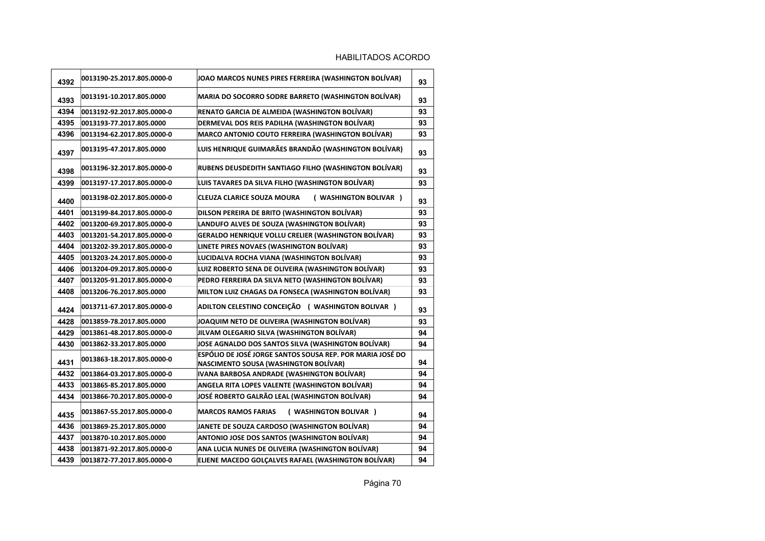HABILITADOS ACORDO

| | | | |
|---|---|---|---|
| 4392 | 0013190-25.2017.805.0000-0 | JOAO MARCOS NUNES PIRES FERREIRA (WASHINGTON BOLÍVAR) | 93 |
| 4393 | 0013191-10.2017.805.0000 | MARIA DO SOCORRO SODRE BARRETO (WASHINGTON BOLÍVAR) | 93 |
| 4394 | 0013192-92.2017.805.0000-0 | RENATO GARCIA DE ALMEIDA (WASHINGTON BOLÍVAR) | 93 |
| 4395 | 0013193-77.2017.805.0000 | DERMEVAL DOS REIS PADILHA (WASHINGTON BOLÍVAR) | 93 |
| 4396 | 0013194-62.2017.805.0000-0 | MARCO ANTONIO COUTO FERREIRA (WASHINGTON BOLÍVAR) | 93 |
| 4397 | 0013195-47.2017.805.0000 | LUIS HENRIQUE GUIMARÃES BRANDÃO (WASHINGTON BOLÍVAR) | 93 |
| 4398 | 0013196-32.2017.805.0000-0 | RUBENS DEUSDEDITH SANTIAGO FILHO (WASHINGTON BOLÍVAR) | 93 |
| 4399 | 0013197-17.2017.805.0000-0 | LUIS TAVARES DA SILVA FILHO (WASHINGTON BOLÍVAR) | 93 |
| 4400 | 0013198-02.2017.805.0000-0 | CLEUZA CLARICE SOUZA MOURA ( WASHINGTON BOLIVAR ) | 93 |
| 4401 | 0013199-84.2017.805.0000-0 | DILSON PEREIRA DE BRITO (WASHINGTON BOLÍVAR) | 93 |
| 4402 | 0013200-69.2017.805.0000-0 | LANDUFO ALVES DE SOUZA (WASHINGTON BOLÍVAR) | 93 |
| 4403 | 0013201-54.2017.805.0000-0 | GERALDO HENRIQUE VOLLU CRELIER (WASHINGTON BOLÍVAR) | 93 |
| 4404 | 0013202-39.2017.805.0000-0 | LINETE PIRES NOVAES (WASHINGTON BOLÍVAR) | 93 |
| 4405 | 0013203-24.2017.805.0000-0 | LUCIDALVA ROCHA VIANA (WASHINGTON BOLÍVAR) | 93 |
| 4406 | 0013204-09.2017.805.0000-0 | LUIZ ROBERTO SENA DE OLIVEIRA (WASHINGTON BOLÍVAR) | 93 |
| 4407 | 0013205-91.2017.805.0000-0 | PEDRO FERREIRA DA SILVA NETO (WASHINGTON BOLÍVAR) | 93 |
| 4408 | 0013206-76.2017.805.0000 | MILTON LUIZ CHAGAS DA FONSECA (WASHINGTON BOLÍVAR) | 93 |
| 4424 | 0013711-67.2017.805.0000-0 | ADILTON CELESTINO CONCEIÇÃO ( WASHINGTON BOLIVAR ) | 93 |
| 4428 | 0013859-78.2017.805.0000 | JOAQUIM NETO DE OLIVEIRA (WASHINGTON BOLÍVAR) | 93 |
| 4429 | 0013861-48.2017.805.0000-0 | JILVAM OLEGARIO SILVA (WASHINGTON BOLÍVAR) | 94 |
| 4430 | 0013862-33.2017.805.0000 | JOSE AGNALDO DOS SANTOS SILVA (WASHINGTON BOLÍVAR) | 94 |
| 4431 | 0013863-18.2017.805.0000-0 | ESPÓLIO DE JOSÉ JORGE SANTOS SOUSA REP. POR MARIA JOSÉ DO NASCIMENTO SOUSA (WASHINGTON BOLÍVAR) | 94 |
| 4432 | 0013864-03.2017.805.0000-0 | IVANA BARBOSA ANDRADE (WASHINGTON BOLÍVAR) | 94 |
| 4433 | 0013865-85.2017.805.0000 | ANGELA RITA LOPES VALENTE (WASHINGTON BOLÍVAR) | 94 |
| 4434 | 0013866-70.2017.805.0000-0 | JOSÉ ROBERTO GALRÃO LEAL (WASHINGTON BOLÍVAR) | 94 |
| 4435 | 0013867-55.2017.805.0000-0 | MARCOS RAMOS FARIAS ( WASHINGTON BOLIVAR ) | 94 |
| 4436 | 0013869-25.2017.805.0000 | JANETE DE SOUZA CARDOSO (WASHINGTON BOLÍVAR) | 94 |
| 4437 | 0013870-10.2017.805.0000 | ANTONIO JOSE DOS SANTOS (WASHINGTON BOLÍVAR) | 94 |
| 4438 | 0013871-92.2017.805.0000-0 | ANA LUCIA NUNES DE OLIVEIRA (WASHINGTON BOLÍVAR) | 94 |
| 4439 | 0013872-77.2017.805.0000-0 | ELIENE MACEDO GOLÇALVES RAFAEL (WASHINGTON BOLÍVAR) | 94 |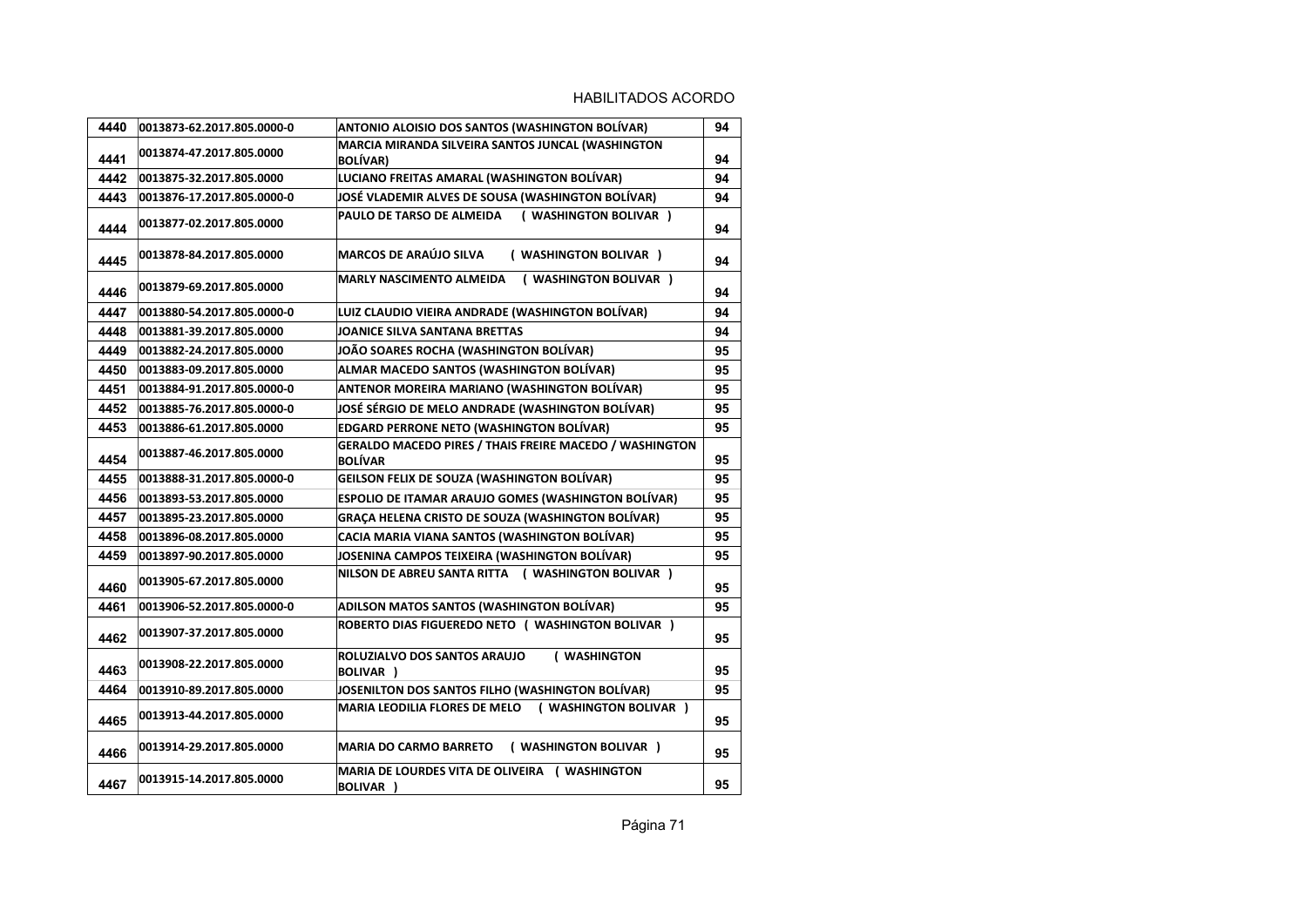HABILITADOS ACORDO

| 4440 | 0013873-62.2017.805.0000-0 | ANTONIO ALOISIO DOS SANTOS (WASHINGTON BOLÍVAR) | 94 |
|---|---|---|---|
| 4441 | 0013874-47.2017.805.0000 | MARCIA MIRANDA SILVEIRA SANTOS JUNCAL (WASHINGTON BOLÍVAR) | 94 |
| 4442 | 0013875-32.2017.805.0000 | LUCIANO FREITAS AMARAL (WASHINGTON BOLÍVAR) | 94 |
| 4443 | 0013876-17.2017.805.0000-0 | JOSÉ VLADEMIR ALVES DE SOUSA (WASHINGTON BOLÍVAR) | 94 |
| 4444 | 0013877-02.2017.805.0000 | PAULO DE TARSO DE ALMEIDA ( WASHINGTON BOLIVAR ) | 94 |
| 4445 | 0013878-84.2017.805.0000 | MARCOS DE ARAÚJO SILVA ( WASHINGTON BOLIVAR ) | 94 |
| 4446 | 0013879-69.2017.805.0000 | MARLY NASCIMENTO ALMEIDA ( WASHINGTON BOLIVAR ) | 94 |
| 4447 | 0013880-54.2017.805.0000-0 | LUIZ CLAUDIO VIEIRA ANDRADE (WASHINGTON BOLÍVAR) | 94 |
| 4448 | 0013881-39.2017.805.0000 | JOANICE SILVA SANTANA BRETTAS | 94 |
| 4449 | 0013882-24.2017.805.0000 | JOÃO SOARES ROCHA (WASHINGTON BOLÍVAR) | 95 |
| 4450 | 0013883-09.2017.805.0000 | ALMAR MACEDO SANTOS (WASHINGTON BOLÍVAR) | 95 |
| 4451 | 0013884-91.2017.805.0000-0 | ANTENOR MOREIRA MARIANO (WASHINGTON BOLÍVAR) | 95 |
| 4452 | 0013885-76.2017.805.0000-0 | JOSÉ SÉRGIO DE MELO ANDRADE (WASHINGTON BOLÍVAR) | 95 |
| 4453 | 0013886-61.2017.805.0000 | EDGARD PERRONE NETO (WASHINGTON BOLÍVAR) | 95 |
| 4454 | 0013887-46.2017.805.0000 | GERALDO MACEDO PIRES / THAIS FREIRE MACEDO / WASHINGTON BOLÍVAR | 95 |
| 4455 | 0013888-31.2017.805.0000-0 | GEILSON FELIX DE SOUZA (WASHINGTON BOLÍVAR) | 95 |
| 4456 | 0013893-53.2017.805.0000 | ESPOLIO DE ITAMAR ARAUJO GOMES (WASHINGTON BOLÍVAR) | 95 |
| 4457 | 0013895-23.2017.805.0000 | GRAÇA HELENA CRISTO DE SOUZA (WASHINGTON BOLÍVAR) | 95 |
| 4458 | 0013896-08.2017.805.0000 | CACIA MARIA VIANA SANTOS (WASHINGTON BOLÍVAR) | 95 |
| 4459 | 0013897-90.2017.805.0000 | JOSENINA CAMPOS TEIXEIRA (WASHINGTON BOLÍVAR) | 95 |
| 4460 | 0013905-67.2017.805.0000 | NILSON DE ABREU SANTA RITTA ( WASHINGTON BOLIVAR ) | 95 |
| 4461 | 0013906-52.2017.805.0000-0 | ADILSON MATOS SANTOS (WASHINGTON BOLÍVAR) | 95 |
| 4462 | 0013907-37.2017.805.0000 | ROBERTO DIAS FIGUEREDO NETO ( WASHINGTON BOLIVAR ) | 95 |
| 4463 | 0013908-22.2017.805.0000 | ROLUZIALVO DOS SANTOS ARAUJO ( WASHINGTON BOLIVAR ) | 95 |
| 4464 | 0013910-89.2017.805.0000 | JOSENILTON DOS SANTOS FILHO (WASHINGTON BOLÍVAR) | 95 |
| 4465 | 0013913-44.2017.805.0000 | MARIA LEODILIA FLORES DE MELO ( WASHINGTON BOLIVAR ) | 95 |
| 4466 | 0013914-29.2017.805.0000 | MARIA DO CARMO BARRETO ( WASHINGTON BOLIVAR ) | 95 |
| 4467 | 0013915-14.2017.805.0000 | MARIA DE LOURDES VITA DE OLIVEIRA ( WASHINGTON BOLIVAR ) | 95 |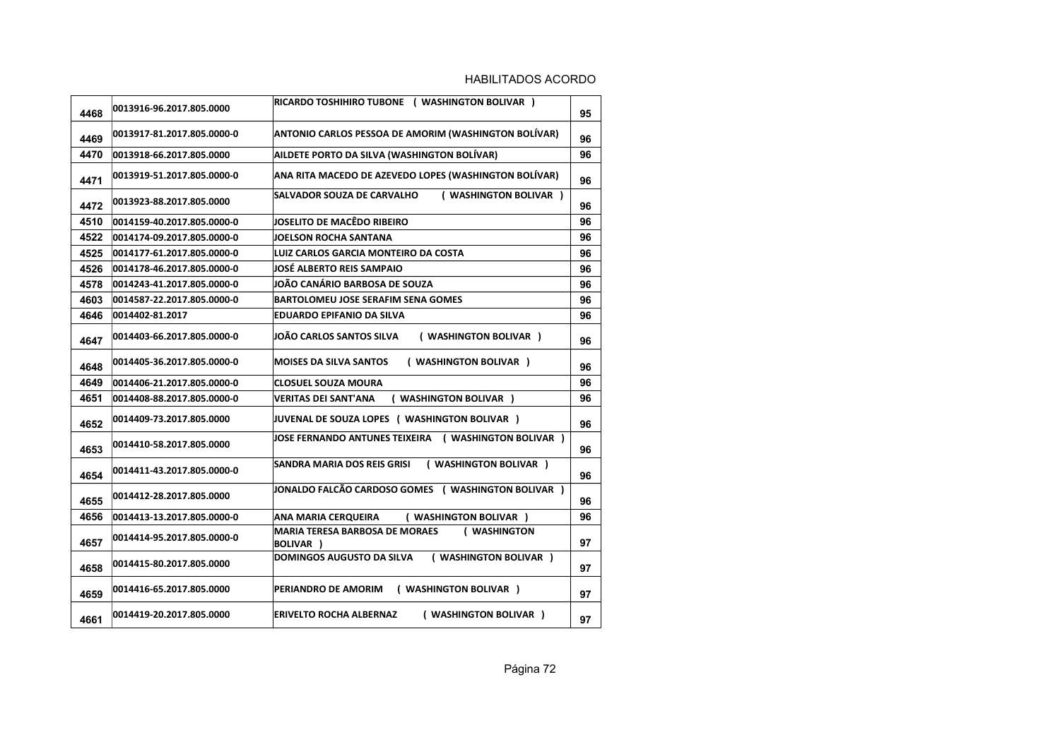HABILITADOS ACORDO

| | | | |
|---|---|---|---|
| 4468 | 0013916-96.2017.805.0000 | RICARDO TOSHIHIRO TUBONE ( WASHINGTON BOLIVAR ) | 95 |
| 4469 | 0013917-81.2017.805.0000-0 | ANTONIO CARLOS PESSOA DE AMORIM (WASHINGTON BOLÍVAR) | 96 |
| 4470 | 0013918-66.2017.805.0000 | AILDETE PORTO DA SILVA (WASHINGTON BOLÍVAR) | 96 |
| 4471 | 0013919-51.2017.805.0000-0 | ANA RITA MACEDO DE AZEVEDO LOPES (WASHINGTON BOLÍVAR) | 96 |
| 4472 | 0013923-88.2017.805.0000 | SALVADOR SOUZA DE CARVALHO ( WASHINGTON BOLIVAR ) | 96 |
| 4510 | 0014159-40.2017.805.0000-0 | JOSELITO DE MACÊDO RIBEIRO | 96 |
| 4522 | 0014174-09.2017.805.0000-0 | JOELSON ROCHA SANTANA | 96 |
| 4525 | 0014177-61.2017.805.0000-0 | LUIZ CARLOS GARCIA MONTEIRO DA COSTA | 96 |
| 4526 | 0014178-46.2017.805.0000-0 | JOSÉ ALBERTO REIS SAMPAIO | 96 |
| 4578 | 0014243-41.2017.805.0000-0 | JOÃO CANÁRIO BARBOSA DE SOUZA | 96 |
| 4603 | 0014587-22.2017.805.0000-0 | BARTOLOMEU JOSE SERAFIM SENA GOMES | 96 |
| 4646 | 0014402-81.2017 | EDUARDO EPIFANIO DA SILVA | 96 |
| 4647 | 0014403-66.2017.805.0000-0 | JOÃO CARLOS SANTOS SILVA ( WASHINGTON BOLIVAR ) | 96 |
| 4648 | 0014405-36.2017.805.0000-0 | MOISES DA SILVA SANTOS ( WASHINGTON BOLIVAR ) | 96 |
| 4649 | 0014406-21.2017.805.0000-0 | CLOSUEL SOUZA MOURA | 96 |
| 4651 | 0014408-88.2017.805.0000-0 | VERITAS DEI SANT'ANA ( WASHINGTON BOLIVAR ) | 96 |
| 4652 | 0014409-73.2017.805.0000 | JUVENAL DE SOUZA LOPES ( WASHINGTON BOLIVAR ) | 96 |
| 4653 | 0014410-58.2017.805.0000 | JOSE FERNANDO ANTUNES TEIXEIRA ( WASHINGTON BOLIVAR ) | 96 |
| 4654 | 0014411-43.2017.805.0000-0 | SANDRA MARIA DOS REIS GRISI ( WASHINGTON BOLIVAR ) | 96 |
| 4655 | 0014412-28.2017.805.0000 | JONALDO FALCÃO CARDOSO GOMES ( WASHINGTON BOLIVAR ) | 96 |
| 4656 | 0014413-13.2017.805.0000-0 | ANA MARIA CERQUEIRA ( WASHINGTON BOLIVAR ) | 96 |
| 4657 | 0014414-95.2017.805.0000-0 | MARIA TERESA BARBOSA DE MORAES ( WASHINGTON BOLIVAR ) | 97 |
| 4658 | 0014415-80.2017.805.0000 | DOMINGOS AUGUSTO DA SILVA ( WASHINGTON BOLIVAR ) | 97 |
| 4659 | 0014416-65.2017.805.0000 | PERIANDRO DE AMORIM ( WASHINGTON BOLIVAR ) | 97 |
| 4661 | 0014419-20.2017.805.0000 | ERIVELTO ROCHA ALBERNAZ ( WASHINGTON BOLIVAR ) | 97 |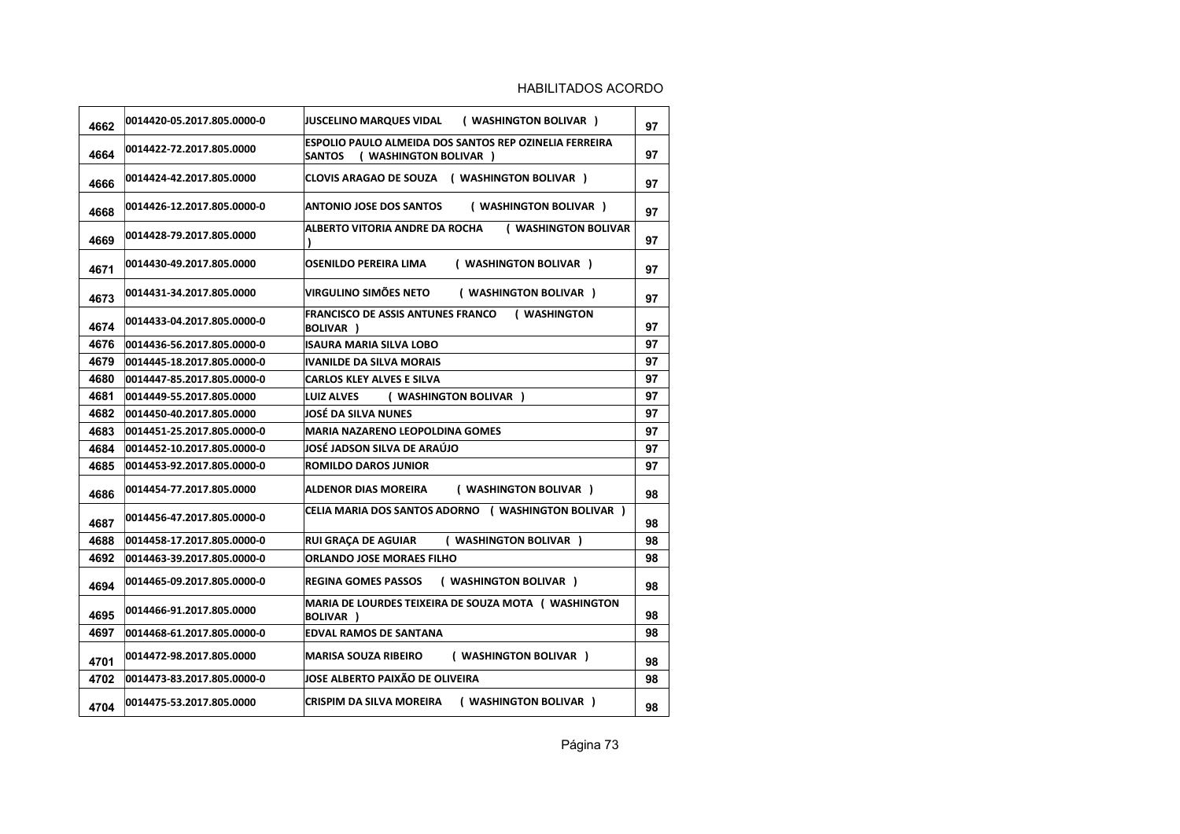HABILITADOS ACORDO

| | | | |
|---|---|---|---|
| 4662 | 0014420-05.2017.805.0000-0 | **JUSCELINO MARQUES VIDAL ( WASHINGTON BOLIVAR )** | 97 |
| 4664 | 0014422-72.2017.805.0000 | **ESPOLIO PAULO ALMEIDA DOS SANTOS REP OZINELIA FERREIRA SANTOS ( WASHINGTON BOLIVAR )** | 97 |
| 4666 | 0014424-42.2017.805.0000 | **CLOVIS ARAGAO DE SOUZA ( WASHINGTON BOLIVAR )** | 97 |
| 4668 | 0014426-12.2017.805.0000-0 | **ANTONIO JOSE DOS SANTOS ( WASHINGTON BOLIVAR )** | 97 |
| 4669 | 0014428-79.2017.805.0000 | **ALBERTO VITORIA ANDRE DA ROCHA ( WASHINGTON BOLIVAR )** | 97 |
| 4671 | 0014430-49.2017.805.0000 | **OSENILDO PEREIRA LIMA ( WASHINGTON BOLIVAR )** | 97 |
| 4673 | 0014431-34.2017.805.0000 | **VIRGULINO SIMÕES NETO ( WASHINGTON BOLIVAR )** | 97 |
| 4674 | 0014433-04.2017.805.0000-0 | **FRANCISCO DE ASSIS ANTUNES FRANCO ( WASHINGTON BOLIVAR )** | 97 |
| 4676 | 0014436-56.2017.805.0000-0 | **ISAURA MARIA SILVA LOBO** | 97 |
| 4679 | 0014445-18.2017.805.0000-0 | **IVANILDE DA SILVA MORAIS** | 97 |
| 4680 | 0014447-85.2017.805.0000-0 | **CARLOS KLEY ALVES E SILVA** | 97 |
| 4681 | 0014449-55.2017.805.0000 | **LUIZ ALVES ( WASHINGTON BOLIVAR )** | 97 |
| 4682 | 0014450-40.2017.805.0000 | **JOSÉ DA SILVA NUNES** | 97 |
| 4683 | 0014451-25.2017.805.0000-0 | **MARIA NAZARENO LEOPOLDINA GOMES** | 97 |
| 4684 | 0014452-10.2017.805.0000-0 | **JOSÉ JADSON SILVA DE ARAÚJO** | 97 |
| 4685 | 0014453-92.2017.805.0000-0 | **ROMILDO DAROS JUNIOR** | 97 |
| 4686 | 0014454-77.2017.805.0000 | **ALDENOR DIAS MOREIRA ( WASHINGTON BOLIVAR )** | 98 |
| 4687 | 0014456-47.2017.805.0000-0 | **CELIA MARIA DOS SANTOS ADORNO ( WASHINGTON BOLIVAR )** | 98 |
| 4688 | 0014458-17.2017.805.0000-0 | **RUI GRAÇA DE AGUIAR ( WASHINGTON BOLIVAR )** | 98 |
| 4692 | 0014463-39.2017.805.0000-0 | **ORLANDO JOSE MORAES FILHO** | 98 |
| 4694 | 0014465-09.2017.805.0000-0 | **REGINA GOMES PASSOS ( WASHINGTON BOLIVAR )** | 98 |
| 4695 | 0014466-91.2017.805.0000 | **MARIA DE LOURDES TEIXEIRA DE SOUZA MOTA ( WASHINGTON BOLIVAR )** | 98 |
| 4697 | 0014468-61.2017.805.0000-0 | **EDVAL RAMOS DE SANTANA** | 98 |
| 4701 | 0014472-98.2017.805.0000 | **MARISA SOUZA RIBEIRO ( WASHINGTON BOLIVAR )** | 98 |
| 4702 | 0014473-83.2017.805.0000-0 | **JOSE ALBERTO PAIXÃO DE OLIVEIRA** | 98 |
| 4704 | 0014475-53.2017.805.0000 | **CRISPIM DA SILVA MOREIRA ( WASHINGTON BOLIVAR )** | 98 |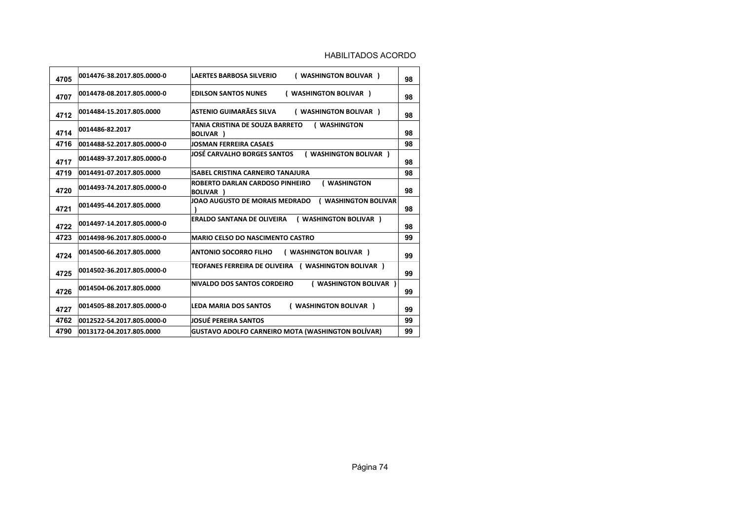HABILITADOS ACORDO

| | | | |
|---|---|---|---|
| 4705 | 0014476-38.2017.805.0000-0 | LAERTES BARBOSA SILVERIO ( WASHINGTON BOLIVAR ) | 98 |
| 4707 | 0014478-08.2017.805.0000-0 | EDILSON SANTOS NUNES ( WASHINGTON BOLIVAR ) | 98 |
| 4712 | 0014484-15.2017.805.0000 | ASTENIO GUIMARÃES SILVA ( WASHINGTON BOLIVAR ) | 98 |
| 4714 | 0014486-82.2017 | TANIA CRISTINA DE SOUZA BARRETO ( WASHINGTON BOLIVAR ) | 98 |
| 4716 | 0014488-52.2017.805.0000-0 | JOSMAN FERREIRA CASAES | 98 |
| 4717 | 0014489-37.2017.805.0000-0 | JOSÉ CARVALHO BORGES SANTOS ( WASHINGTON BOLIVAR ) | 98 |
| 4719 | 0014491-07.2017.805.0000 | ISABEL CRISTINA CARNEIRO TANAJURA | 98 |
| 4720 | 0014493-74.2017.805.0000-0 | ROBERTO DARLAN CARDOSO PINHEIRO ( WASHINGTON BOLIVAR ) | 98 |
| 4721 | 0014495-44.2017.805.0000 | JOAO AUGUSTO DE MORAIS MEDRADO ( WASHINGTON BOLIVAR ) | 98 |
| 4722 | 0014497-14.2017.805.0000-0 | ERALDO SANTANA DE OLIVEIRA ( WASHINGTON BOLIVAR ) | 98 |
| 4723 | 0014498-96.2017.805.0000-0 | MARIO CELSO DO NASCIMENTO CASTRO | 99 |
| 4724 | 0014500-66.2017.805.0000 | ANTONIO SOCORRO FILHO ( WASHINGTON BOLIVAR ) | 99 |
| 4725 | 0014502-36.2017.805.0000-0 | TEOFANES FERREIRA DE OLIVEIRA ( WASHINGTON BOLIVAR ) | 99 |
| 4726 | 0014504-06.2017.805.0000 | NIVALDO DOS SANTOS CORDEIRO ( WASHINGTON BOLIVAR ) | 99 |
| 4727 | 0014505-88.2017.805.0000-0 | LEDA MARIA DOS SANTOS ( WASHINGTON BOLIVAR ) | 99 |
| 4762 | 0012522-54.2017.805.0000-0 | JOSUÉ PEREIRA SANTOS | 99 |
| 4790 | 0013172-04.2017.805.0000 | GUSTAVO ADOLFO CARNEIRO MOTA (WASHINGTON BOLÍVAR) | 99 |